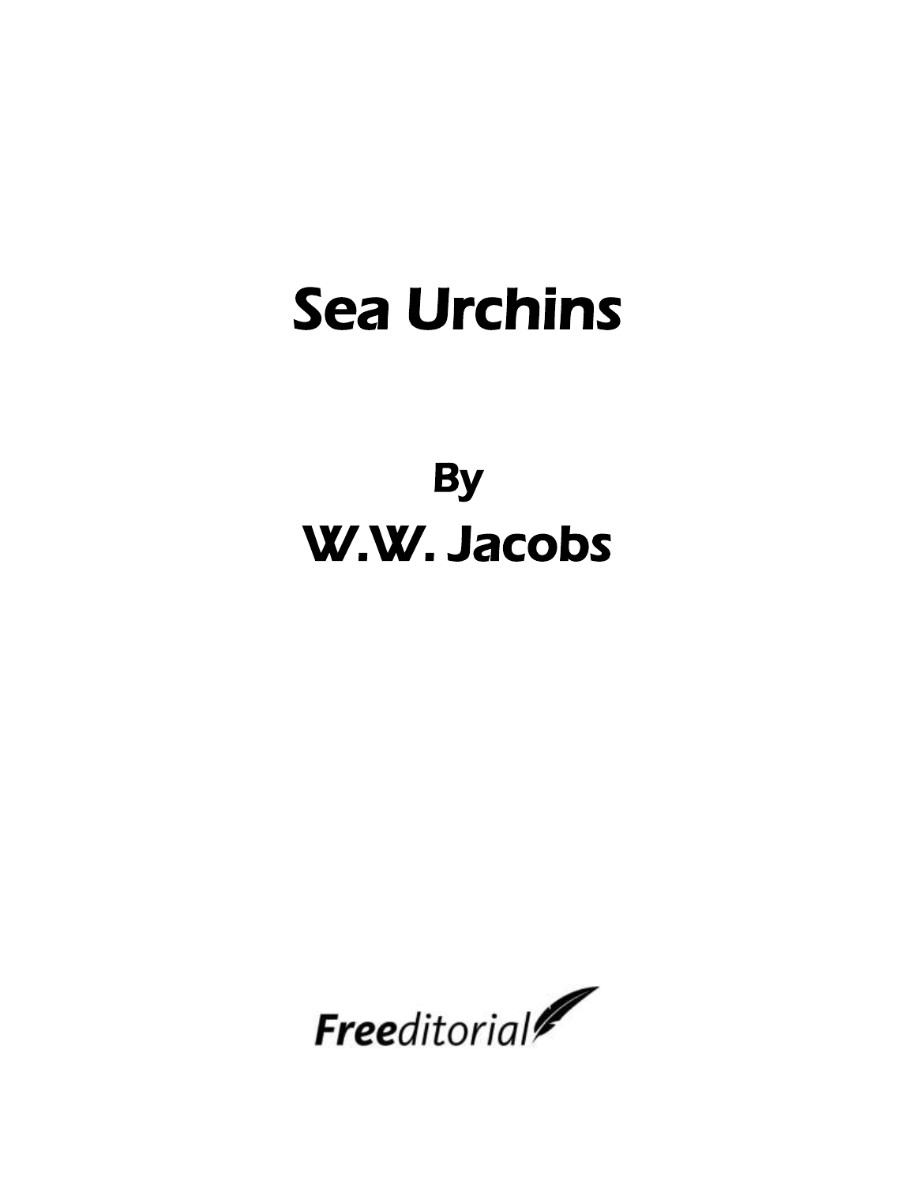# Sea Urchins

## By

## W.W. Jacobs

Freeditorial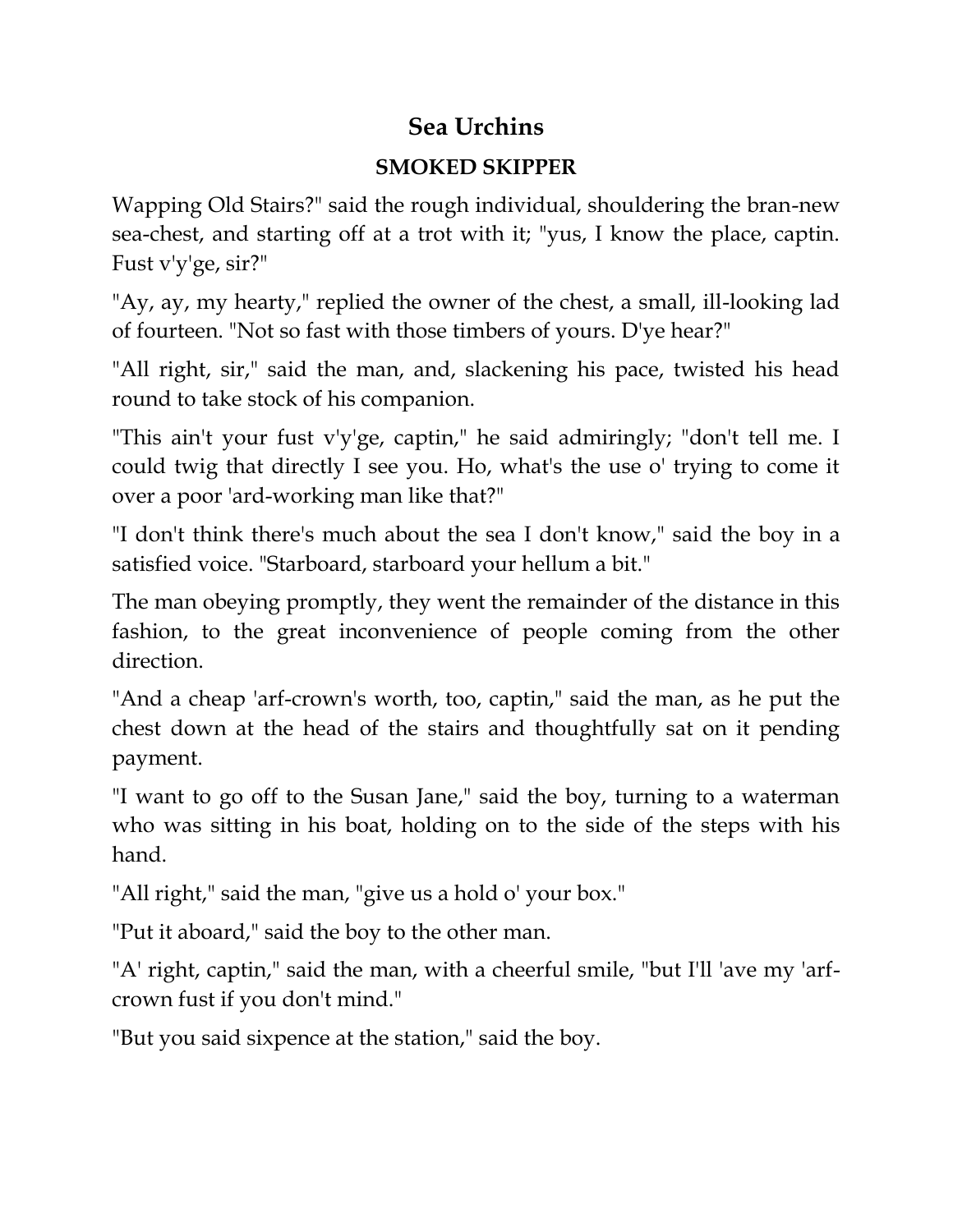# Sea Urchins

## SMOKED SKIPPER

Wapping Old Stairs?" said the rough individual, shouldering the bran-new sea-chest, and starting off at a trot with it; "yus, I know the place, captin. Fust v'y'ge, sir?"

"Ay, ay, my hearty," replied the owner of the chest, a small, ill-looking lad of fourteen. "Not so fast with those timbers of yours. D'ye hear?"

"All right, sir," said the man, and, slackening his pace, twisted his head round to take stock of his companion.

"This ain't your fust v'y'ge, captin," he said admiringly; "don't tell me. I could twig that directly I see you. Ho, what's the use o' trying to come it over a poor 'ard-working man like that?"

"I don't think there's much about the sea I don't know," said the boy in a satisfied voice. "Starboard, starboard your hellum a bit."

The man obeying promptly, they went the remainder of the distance in this fashion, to the great inconvenience of people coming from the other direction.

"And a cheap 'arf-crown's worth, too, captin," said the man, as he put the chest down at the head of the stairs and thoughtfully sat on it pending payment.

"I want to go off to the Susan Jane," said the boy, turning to a waterman who was sitting in his boat, holding on to the side of the steps with his hand.

"All right," said the man, "give us a hold o' your box."

"Put it aboard," said the boy to the other man.

"A' right, captin," said the man, with a cheerful smile, "but I'll 'ave my 'arf-crown fust if you don't mind."

"But you said sixpence at the station," said the boy.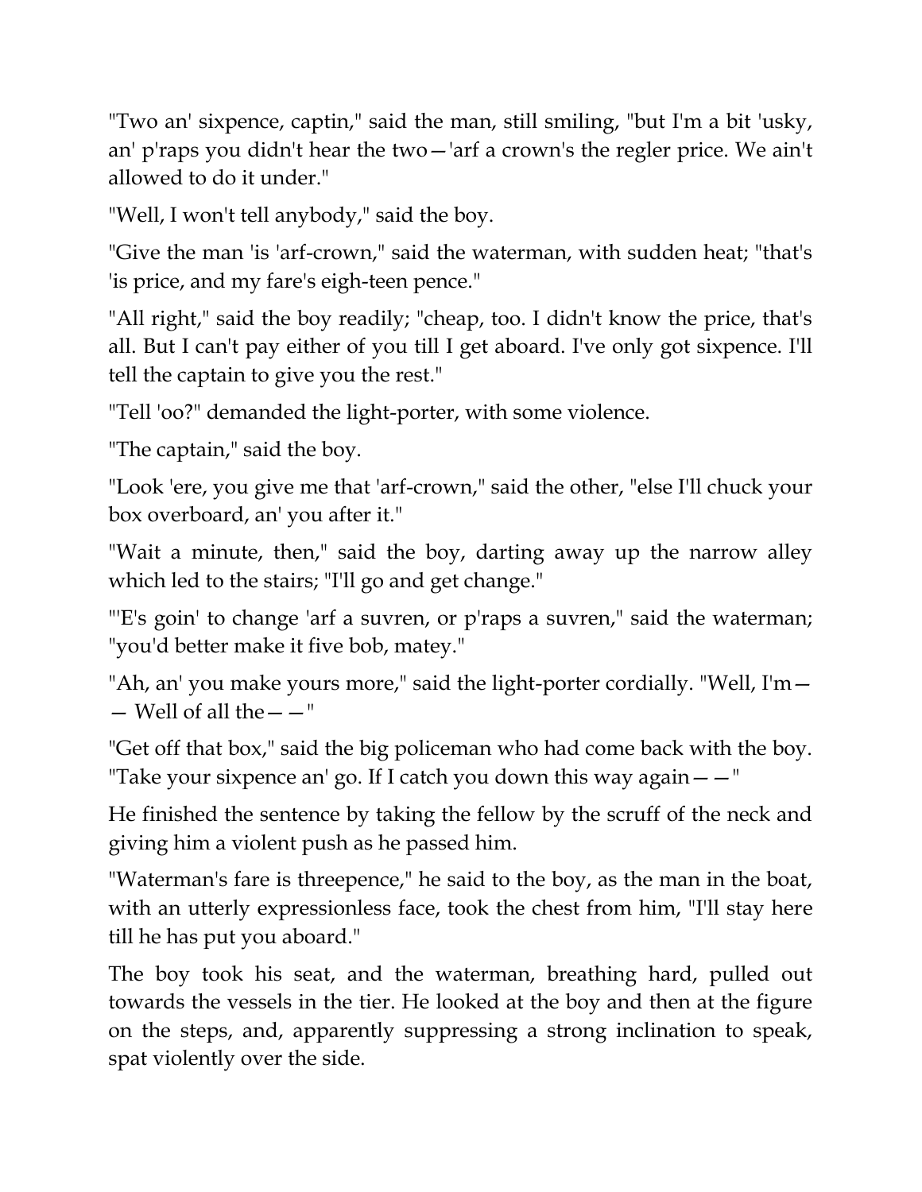"Two an' sixpence, captin," said the man, still smiling, "but I'm a bit 'usky, an' p'raps you didn't hear the two—'arf a crown's the regler price. We ain't allowed to do it under."

"Well, I won't tell anybody," said the boy.

"Give the man 'is 'arf-crown," said the waterman, with sudden heat; "that's 'is price, and my fare's eigh-teen pence."

"All right," said the boy readily; "cheap, too. I didn't know the price, that's all. But I can't pay either of you till I get aboard. I've only got sixpence. I'll tell the captain to give you the rest."

"Tell 'oo?" demanded the light-porter, with some violence.

"The captain," said the boy.

"Look 'ere, you give me that 'arf-crown," said the other, "else I'll chuck your box overboard, an' you after it."

"Wait a minute, then," said the boy, darting away up the narrow alley which led to the stairs; "I'll go and get change."

"'E's goin' to change 'arf a suvren, or p'raps a suvren," said the waterman; "you'd better make it five bob, matey."

"Ah, an' you make yours more," said the light-porter cordially. "Well, I'm— — Well of all the— —"

"Get off that box," said the big policeman who had come back with the boy. "Take your sixpence an' go. If I catch you down this way again— —"

He finished the sentence by taking the fellow by the scruff of the neck and giving him a violent push as he passed him.

"Waterman's fare is threepence," he said to the boy, as the man in the boat, with an utterly expressionless face, took the chest from him, "I'll stay here till he has put you aboard."

The boy took his seat, and the waterman, breathing hard, pulled out towards the vessels in the tier. He looked at the boy and then at the figure on the steps, and, apparently suppressing a strong inclination to speak, spat violently over the side.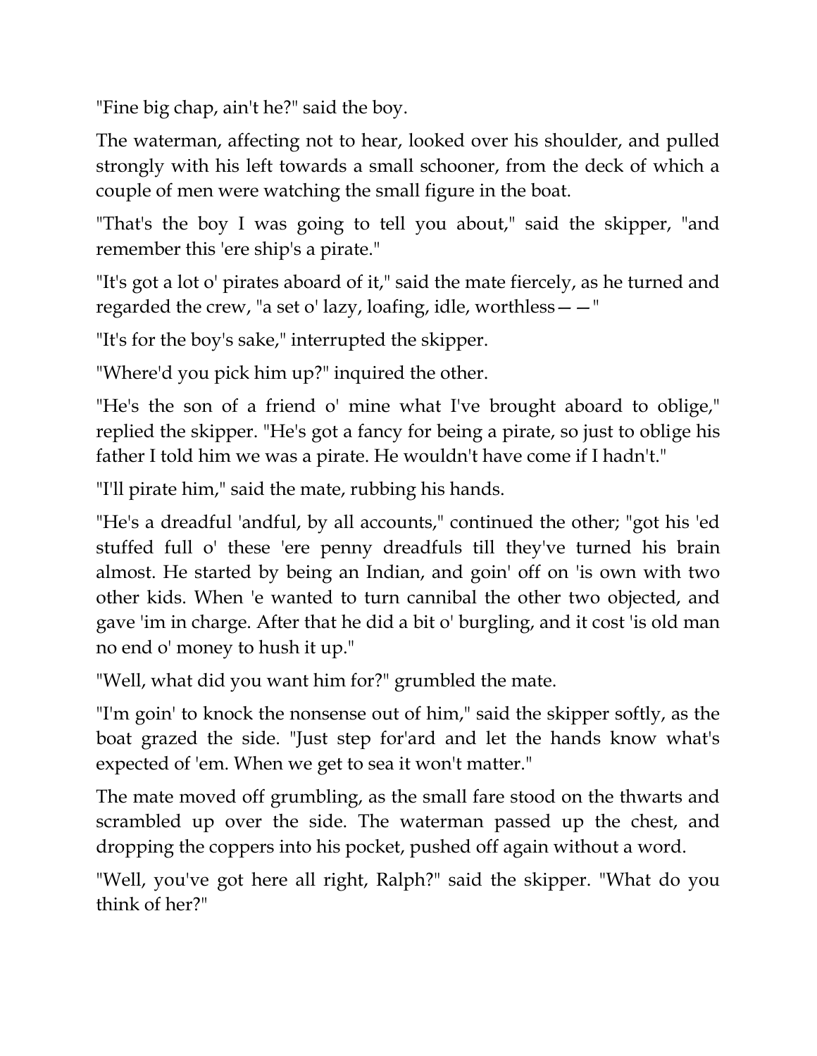"Fine big chap, ain't he?" said the boy.

The waterman, affecting not to hear, looked over his shoulder, and pulled strongly with his left towards a small schooner, from the deck of which a couple of men were watching the small figure in the boat.

"That's the boy I was going to tell you about," said the skipper, "and remember this 'ere ship's a pirate."

"It's got a lot o' pirates aboard of it," said the mate fiercely, as he turned and regarded the crew, "a set o' lazy, loafing, idle, worthless— —"

"It's for the boy's sake," interrupted the skipper.

"Where'd you pick him up?" inquired the other.

"He's the son of a friend o' mine what I've brought aboard to oblige," replied the skipper. "He's got a fancy for being a pirate, so just to oblige his father I told him we was a pirate. He wouldn't have come if I hadn't."

"I'll pirate him," said the mate, rubbing his hands.

"He's a dreadful 'andful, by all accounts," continued the other; "got his 'ed stuffed full o' these 'ere penny dreadfuls till they've turned his brain almost. He started by being an Indian, and goin' off on 'is own with two other kids. When 'e wanted to turn cannibal the other two objected, and gave 'im in charge. After that he did a bit o' burgling, and it cost 'is old man no end o' money to hush it up."

"Well, what did you want him for?" grumbled the mate.

"I'm goin' to knock the nonsense out of him," said the skipper softly, as the boat grazed the side. "Just step for'ard and let the hands know what's expected of 'em. When we get to sea it won't matter."

The mate moved off grumbling, as the small fare stood on the thwarts and scrambled up over the side. The waterman passed up the chest, and dropping the coppers into his pocket, pushed off again without a word.

"Well, you've got here all right, Ralph?" said the skipper. "What do you think of her?"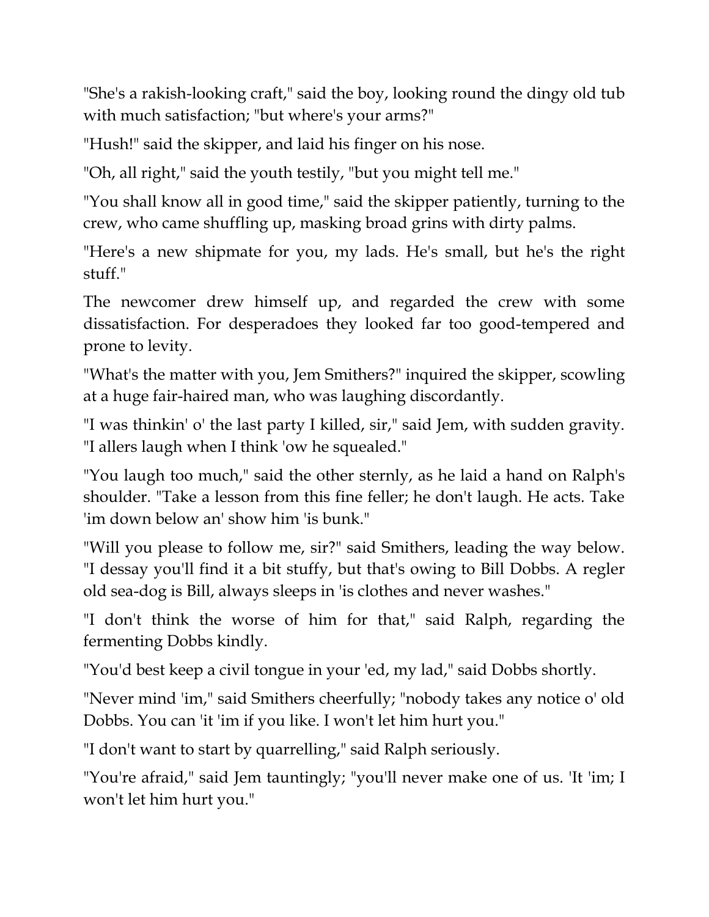"She's a rakish-looking craft," said the boy, looking round the dingy old tub with much satisfaction; "but where's your arms?"

"Hush!" said the skipper, and laid his finger on his nose.

"Oh, all right," said the youth testily, "but you might tell me."

"You shall know all in good time," said the skipper patiently, turning to the crew, who came shuffling up, masking broad grins with dirty palms.

"Here's a new shipmate for you, my lads. He's small, but he's the right stuff."

The newcomer drew himself up, and regarded the crew with some dissatisfaction. For desperadoes they looked far too good-tempered and prone to levity.

"What's the matter with you, Jem Smithers?" inquired the skipper, scowling at a huge fair-haired man, who was laughing discordantly.

"I was thinkin' o' the last party I killed, sir," said Jem, with sudden gravity. "I allers laugh when I think 'ow he squealed."

"You laugh too much," said the other sternly, as he laid a hand on Ralph's shoulder. "Take a lesson from this fine feller; he don't laugh. He acts. Take 'im down below an' show him 'is bunk."

"Will you please to follow me, sir?" said Smithers, leading the way below. "I dessay you'll find it a bit stuffy, but that's owing to Bill Dobbs. A regler old sea-dog is Bill, always sleeps in 'is clothes and never washes."

"I don't think the worse of him for that," said Ralph, regarding the fermenting Dobbs kindly.

"You'd best keep a civil tongue in your 'ed, my lad," said Dobbs shortly.

"Never mind 'im," said Smithers cheerfully; "nobody takes any notice o' old Dobbs. You can 'it 'im if you like. I won't let him hurt you."

"I don't want to start by quarrelling," said Ralph seriously.

"You're afraid," said Jem tauntingly; "you'll never make one of us. 'It 'im; I won't let him hurt you."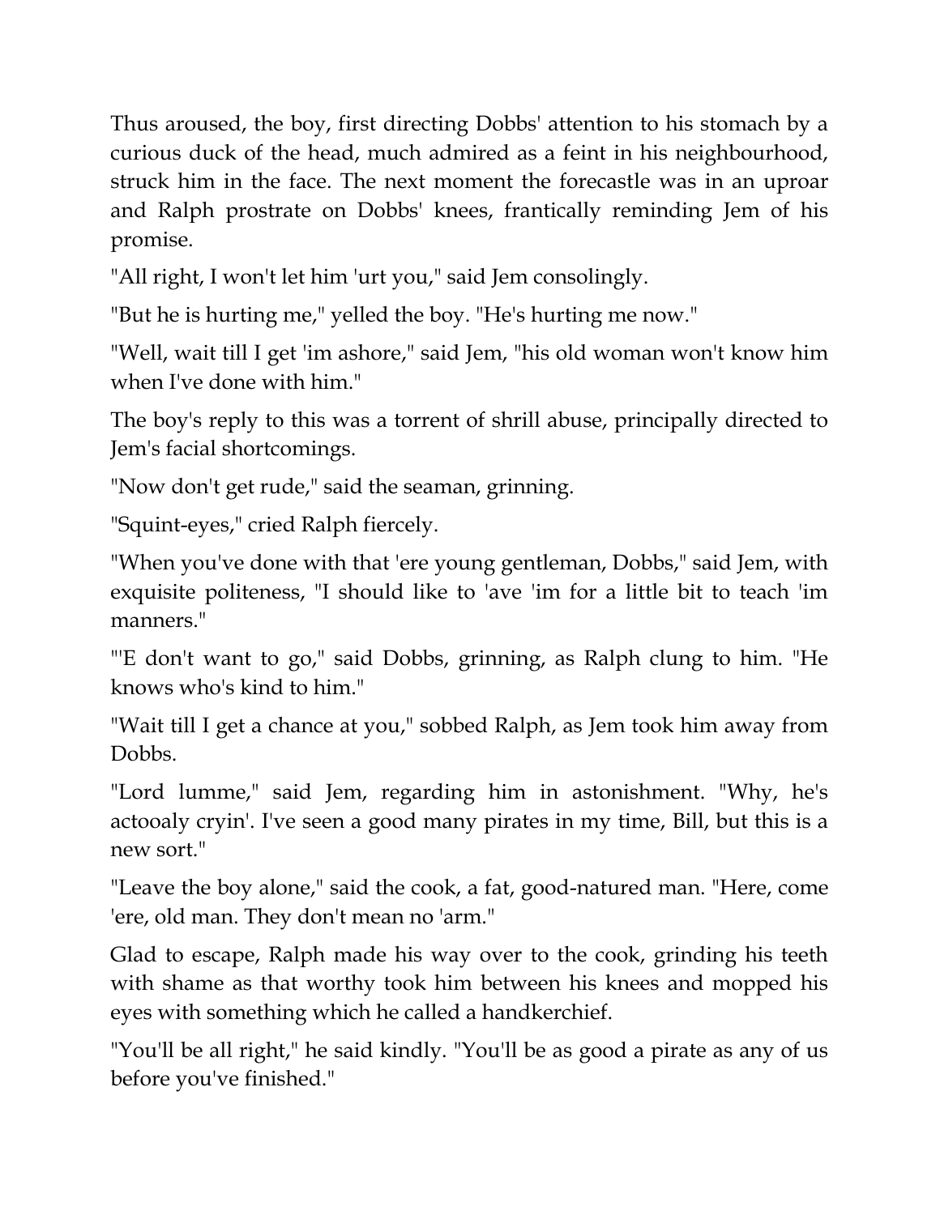Thus aroused, the boy, first directing Dobbs' attention to his stomach by a curious duck of the head, much admired as a feint in his neighbourhood, struck him in the face. The next moment the forecastle was in an uproar and Ralph prostrate on Dobbs' knees, frantically reminding Jem of his promise.

"All right, I won't let him 'urt you," said Jem consolingly.

"But he is hurting me," yelled the boy. "He's hurting me now."

"Well, wait till I get 'im ashore," said Jem, "his old woman won't know him when I've done with him."

The boy's reply to this was a torrent of shrill abuse, principally directed to Jem's facial shortcomings.

"Now don't get rude," said the seaman, grinning.

"Squint-eyes," cried Ralph fiercely.

"When you've done with that 'ere young gentleman, Dobbs," said Jem, with exquisite politeness, "I should like to 'ave 'im for a little bit to teach 'im manners."

"'E don't want to go," said Dobbs, grinning, as Ralph clung to him. "He knows who's kind to him."

"Wait till I get a chance at you," sobbed Ralph, as Jem took him away from Dobbs.

"Lord lumme," said Jem, regarding him in astonishment. "Why, he's actooaly cryin'. I've seen a good many pirates in my time, Bill, but this is a new sort."

"Leave the boy alone," said the cook, a fat, good-natured man. "Here, come 'ere, old man. They don't mean no 'arm."

Glad to escape, Ralph made his way over to the cook, grinding his teeth with shame as that worthy took him between his knees and mopped his eyes with something which he called a handkerchief.

"You'll be all right," he said kindly. "You'll be as good a pirate as any of us before you've finished."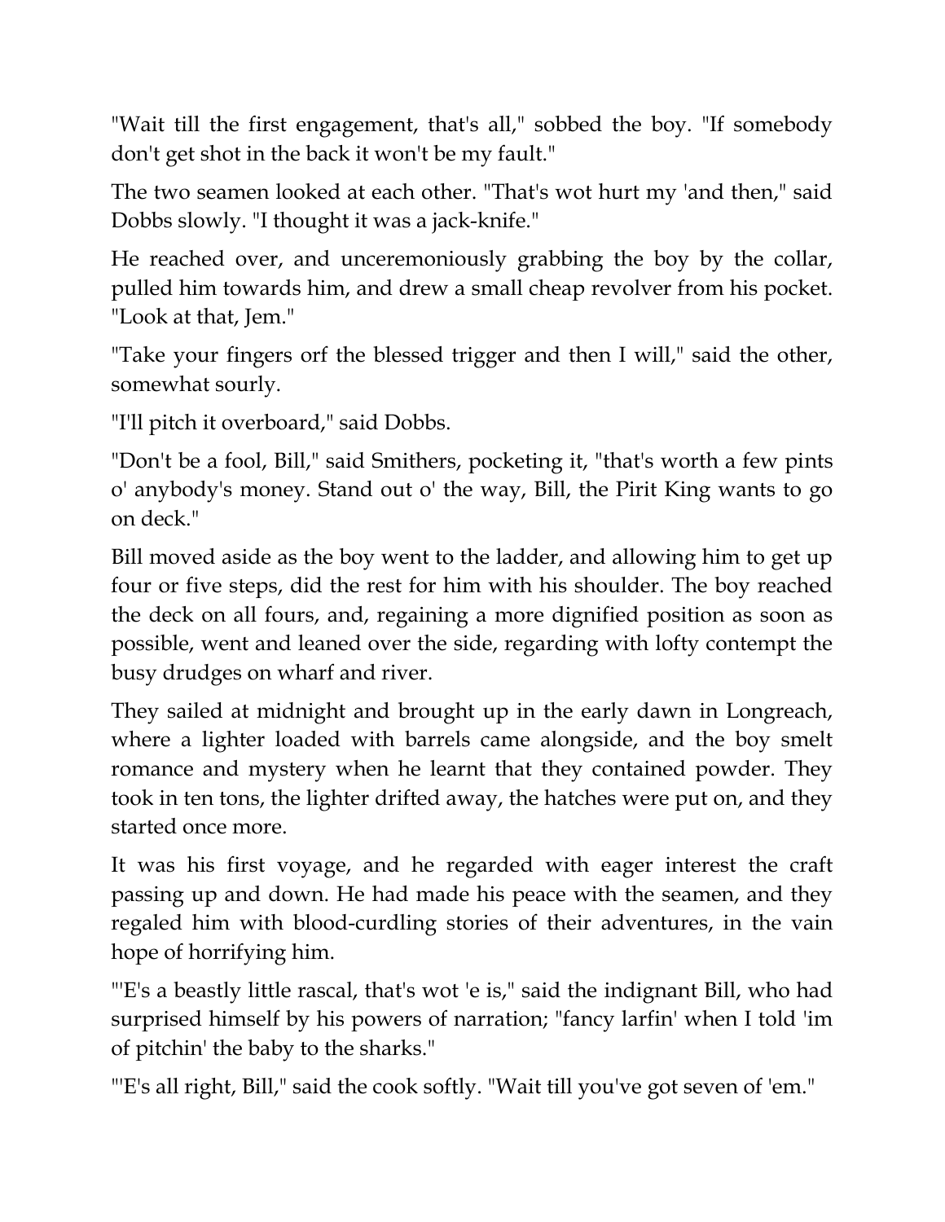"Wait till the first engagement, that's all," sobbed the boy. "If somebody don't get shot in the back it won't be my fault."

The two seamen looked at each other. "That's wot hurt my 'and then," said Dobbs slowly. "I thought it was a jack-knife."

He reached over, and unceremoniously grabbing the boy by the collar, pulled him towards him, and drew a small cheap revolver from his pocket. "Look at that, Jem."

"Take your fingers orf the blessed trigger and then I will," said the other, somewhat sourly.

"I'll pitch it overboard," said Dobbs.

"Don't be a fool, Bill," said Smithers, pocketing it, "that's worth a few pints o' anybody's money. Stand out o' the way, Bill, the Pirit King wants to go on deck."

Bill moved aside as the boy went to the ladder, and allowing him to get up four or five steps, did the rest for him with his shoulder. The boy reached the deck on all fours, and, regaining a more dignified position as soon as possible, went and leaned over the side, regarding with lofty contempt the busy drudges on wharf and river.

They sailed at midnight and brought up in the early dawn in Longreach, where a lighter loaded with barrels came alongside, and the boy smelt romance and mystery when he learnt that they contained powder. They took in ten tons, the lighter drifted away, the hatches were put on, and they started once more.

It was his first voyage, and he regarded with eager interest the craft passing up and down. He had made his peace with the seamen, and they regaled him with blood-curdling stories of their adventures, in the vain hope of horrifying him.

"'E's a beastly little rascal, that's wot 'e is," said the indignant Bill, who had surprised himself by his powers of narration; "fancy larfin' when I told 'im of pitchin' the baby to the sharks."

"'E's all right, Bill," said the cook softly. "Wait till you've got seven of 'em."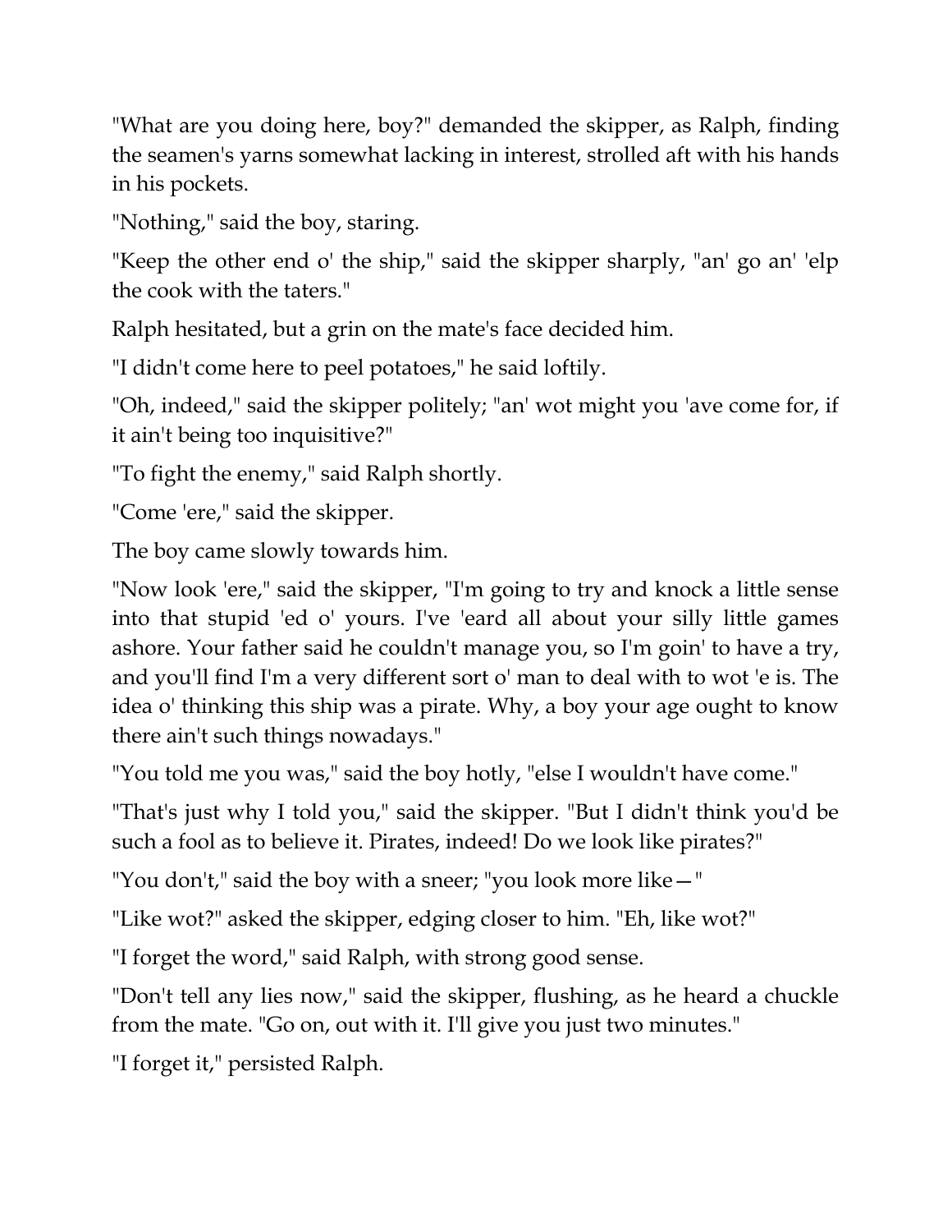"What are you doing here, boy?" demanded the skipper, as Ralph, finding the seamen's yarns somewhat lacking in interest, strolled aft with his hands in his pockets.

"Nothing," said the boy, staring.

"Keep the other end o' the ship," said the skipper sharply, "an' go an' 'elp the cook with the taters."

Ralph hesitated, but a grin on the mate's face decided him.

"I didn't come here to peel potatoes," he said loftily.

"Oh, indeed," said the skipper politely; "an' wot might you 'ave come for, if it ain't being too inquisitive?"

"To fight the enemy," said Ralph shortly.

"Come 'ere," said the skipper.

The boy came slowly towards him.

"Now look 'ere," said the skipper, "I'm going to try and knock a little sense into that stupid 'ed o' yours. I've 'eard all about your silly little games ashore. Your father said he couldn't manage you, so I'm goin' to have a try, and you'll find I'm a very different sort o' man to deal with to wot 'e is. The idea o' thinking this ship was a pirate. Why, a boy your age ought to know there ain't such things nowadays."

"You told me you was," said the boy hotly, "else I wouldn't have come."

"That's just why I told you," said the skipper. "But I didn't think you'd be such a fool as to believe it. Pirates, indeed! Do we look like pirates?"

"You don't," said the boy with a sneer; "you look more like—"

"Like wot?" asked the skipper, edging closer to him. "Eh, like wot?"

"I forget the word," said Ralph, with strong good sense.

"Don't tell any lies now," said the skipper, flushing, as he heard a chuckle from the mate. "Go on, out with it. I'll give you just two minutes."

"I forget it," persisted Ralph.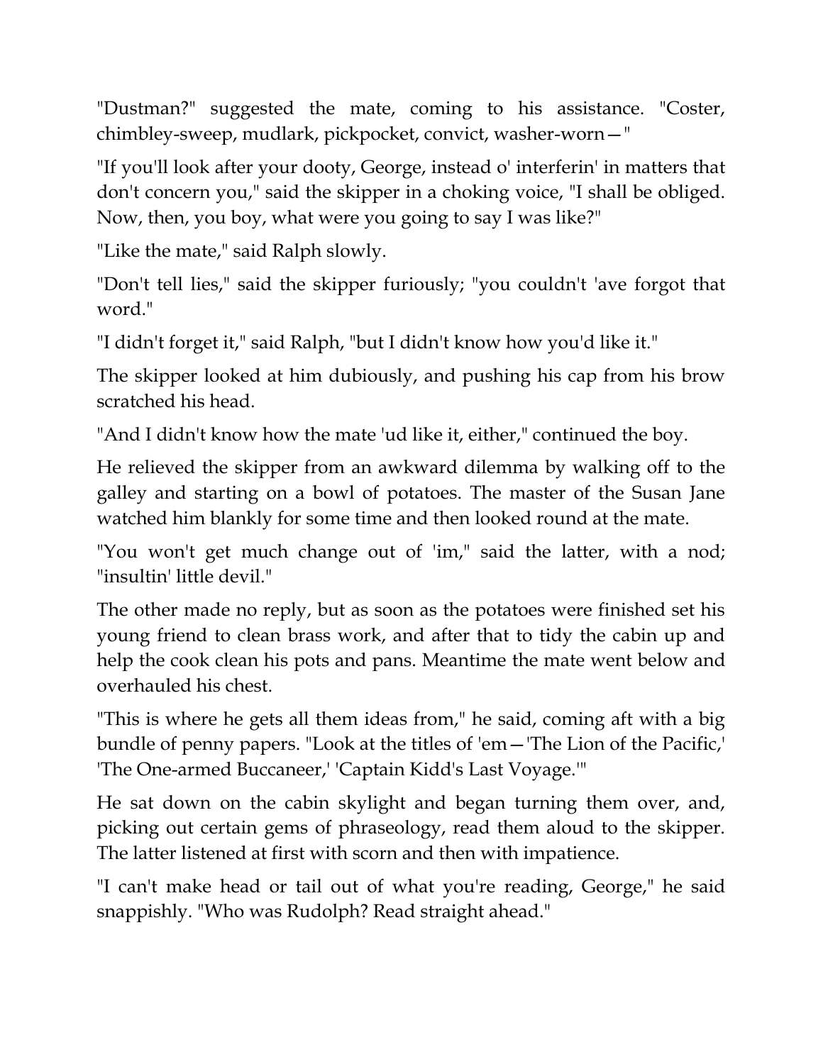"Dustman?" suggested the mate, coming to his assistance. "Coster, chimbley-sweep, mudlark, pickpocket, convict, washer-worn—"

"If you'll look after your dooty, George, instead o' interferin' in matters that don't concern you," said the skipper in a choking voice, "I shall be obliged. Now, then, you boy, what were you going to say I was like?"

"Like the mate," said Ralph slowly.

"Don't tell lies," said the skipper furiously; "you couldn't 'ave forgot that word."

"I didn't forget it," said Ralph, "but I didn't know how you'd like it."

The skipper looked at him dubiously, and pushing his cap from his brow scratched his head.

"And I didn't know how the mate 'ud like it, either," continued the boy.

He relieved the skipper from an awkward dilemma by walking off to the galley and starting on a bowl of potatoes. The master of the Susan Jane watched him blankly for some time and then looked round at the mate.

"You won't get much change out of 'im," said the latter, with a nod; "insultin' little devil."

The other made no reply, but as soon as the potatoes were finished set his young friend to clean brass work, and after that to tidy the cabin up and help the cook clean his pots and pans. Meantime the mate went below and overhauled his chest.

"This is where he gets all them ideas from," he said, coming aft with a big bundle of penny papers. "Look at the titles of 'em—'The Lion of the Pacific,' 'The One-armed Buccaneer,' 'Captain Kidd's Last Voyage.'"

He sat down on the cabin skylight and began turning them over, and, picking out certain gems of phraseology, read them aloud to the skipper. The latter listened at first with scorn and then with impatience.

"I can't make head or tail out of what you're reading, George," he said snappishly. "Who was Rudolph? Read straight ahead."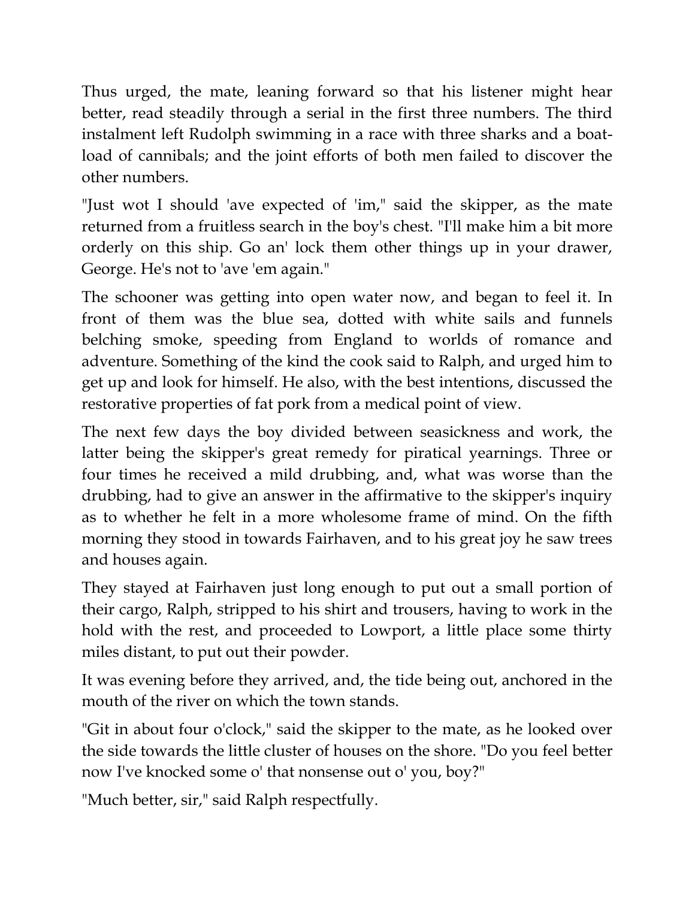Thus urged, the mate, leaning forward so that his listener might hear better, read steadily through a serial in the first three numbers. The third instalment left Rudolph swimming in a race with three sharks and a boat-load of cannibals; and the joint efforts of both men failed to discover the other numbers.

"Just wot I should 'ave expected of 'im," said the skipper, as the mate returned from a fruitless search in the boy's chest. "I'll make him a bit more orderly on this ship. Go an' lock them other things up in your drawer, George. He's not to 'ave 'em again."

The schooner was getting into open water now, and began to feel it. In front of them was the blue sea, dotted with white sails and funnels belching smoke, speeding from England to worlds of romance and adventure. Something of the kind the cook said to Ralph, and urged him to get up and look for himself. He also, with the best intentions, discussed the restorative properties of fat pork from a medical point of view.

The next few days the boy divided between seasickness and work, the latter being the skipper's great remedy for piratical yearnings. Three or four times he received a mild drubbing, and, what was worse than the drubbing, had to give an answer in the affirmative to the skipper's inquiry as to whether he felt in a more wholesome frame of mind. On the fifth morning they stood in towards Fairhaven, and to his great joy he saw trees and houses again.

They stayed at Fairhaven just long enough to put out a small portion of their cargo, Ralph, stripped to his shirt and trousers, having to work in the hold with the rest, and proceeded to Lowport, a little place some thirty miles distant, to put out their powder.

It was evening before they arrived, and, the tide being out, anchored in the mouth of the river on which the town stands.

"Git in about four o'clock," said the skipper to the mate, as he looked over the side towards the little cluster of houses on the shore. "Do you feel better now I've knocked some o' that nonsense out o' you, boy?"

"Much better, sir," said Ralph respectfully.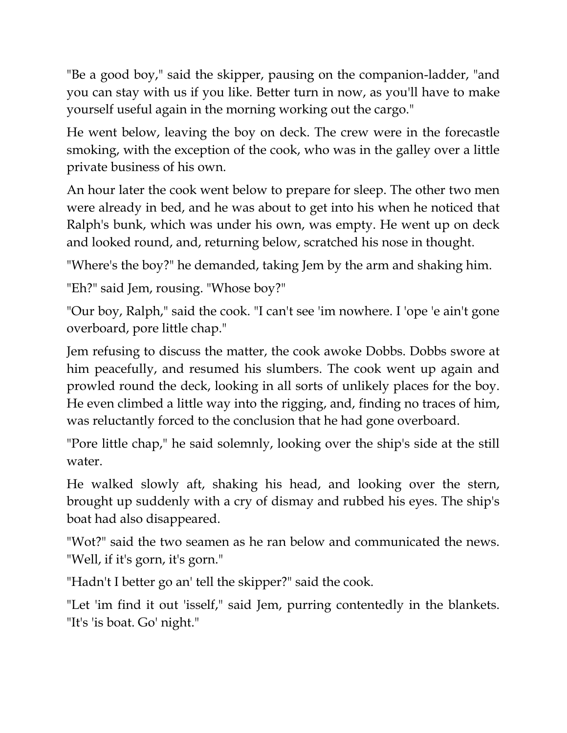"Be a good boy," said the skipper, pausing on the companion-ladder, "and you can stay with us if you like. Better turn in now, as you'll have to make yourself useful again in the morning working out the cargo."

He went below, leaving the boy on deck. The crew were in the forecastle smoking, with the exception of the cook, who was in the galley over a little private business of his own.

An hour later the cook went below to prepare for sleep. The other two men were already in bed, and he was about to get into his when he noticed that Ralph's bunk, which was under his own, was empty. He went up on deck and looked round, and, returning below, scratched his nose in thought.

"Where's the boy?" he demanded, taking Jem by the arm and shaking him.

"Eh?" said Jem, rousing. "Whose boy?"

"Our boy, Ralph," said the cook. "I can't see 'im nowhere. I 'ope 'e ain't gone overboard, pore little chap."

Jem refusing to discuss the matter, the cook awoke Dobbs. Dobbs swore at him peacefully, and resumed his slumbers. The cook went up again and prowled round the deck, looking in all sorts of unlikely places for the boy. He even climbed a little way into the rigging, and, finding no traces of him, was reluctantly forced to the conclusion that he had gone overboard.

"Pore little chap," he said solemnly, looking over the ship's side at the still water.

He walked slowly aft, shaking his head, and looking over the stern, brought up suddenly with a cry of dismay and rubbed his eyes. The ship's boat had also disappeared.

"Wot?" said the two seamen as he ran below and communicated the news. "Well, if it's gorn, it's gorn."

"Hadn't I better go an' tell the skipper?" said the cook.

"Let 'im find it out 'isself," said Jem, purring contentedly in the blankets. "It's 'is boat. Go' night."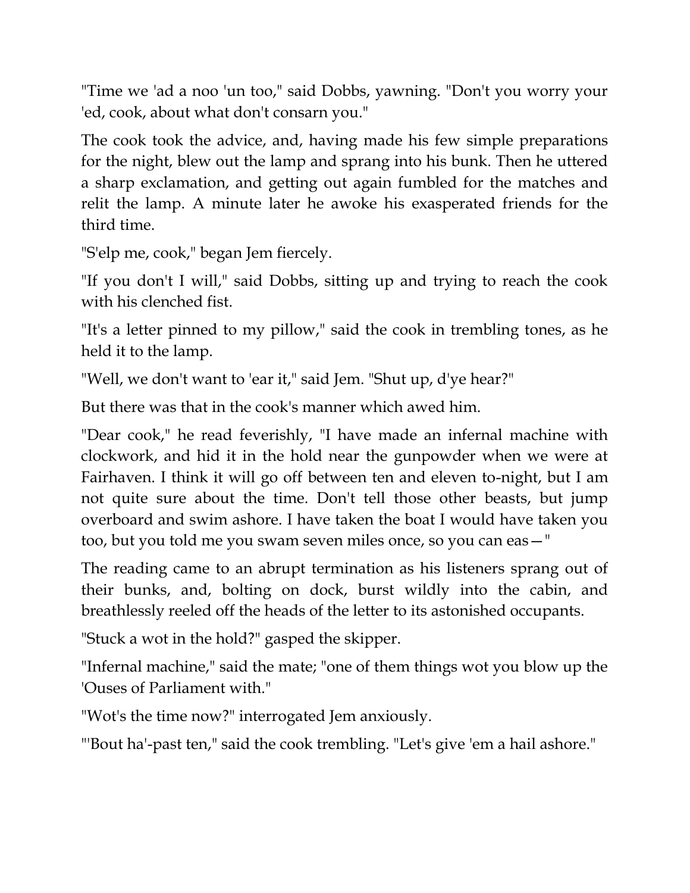"Time we 'ad a noo 'un too," said Dobbs, yawning. "Don't you worry your 'ed, cook, about what don't consarn you."

The cook took the advice, and, having made his few simple preparations for the night, blew out the lamp and sprang into his bunk. Then he uttered a sharp exclamation, and getting out again fumbled for the matches and relit the lamp. A minute later he awoke his exasperated friends for the third time.

"S'elp me, cook," began Jem fiercely.

"If you don't I will," said Dobbs, sitting up and trying to reach the cook with his clenched fist.

"It's a letter pinned to my pillow," said the cook in trembling tones, as he held it to the lamp.

"Well, we don't want to 'ear it," said Jem. "Shut up, d'ye hear?"

But there was that in the cook's manner which awed him.

"Dear cook," he read feverishly, "I have made an infernal machine with clockwork, and hid it in the hold near the gunpowder when we were at Fairhaven. I think it will go off between ten and eleven to-night, but I am not quite sure about the time. Don't tell those other beasts, but jump overboard and swim ashore. I have taken the boat I would have taken you too, but you told me you swam seven miles once, so you can eas—"

The reading came to an abrupt termination as his listeners sprang out of their bunks, and, bolting on dock, burst wildly into the cabin, and breathlessly reeled off the heads of the letter to its astonished occupants.

"Stuck a wot in the hold?" gasped the skipper.

"Infernal machine," said the mate; "one of them things wot you blow up the 'Ouses of Parliament with."

"Wot's the time now?" interrogated Jem anxiously.

"'Bout ha'-past ten," said the cook trembling. "Let's give 'em a hail ashore."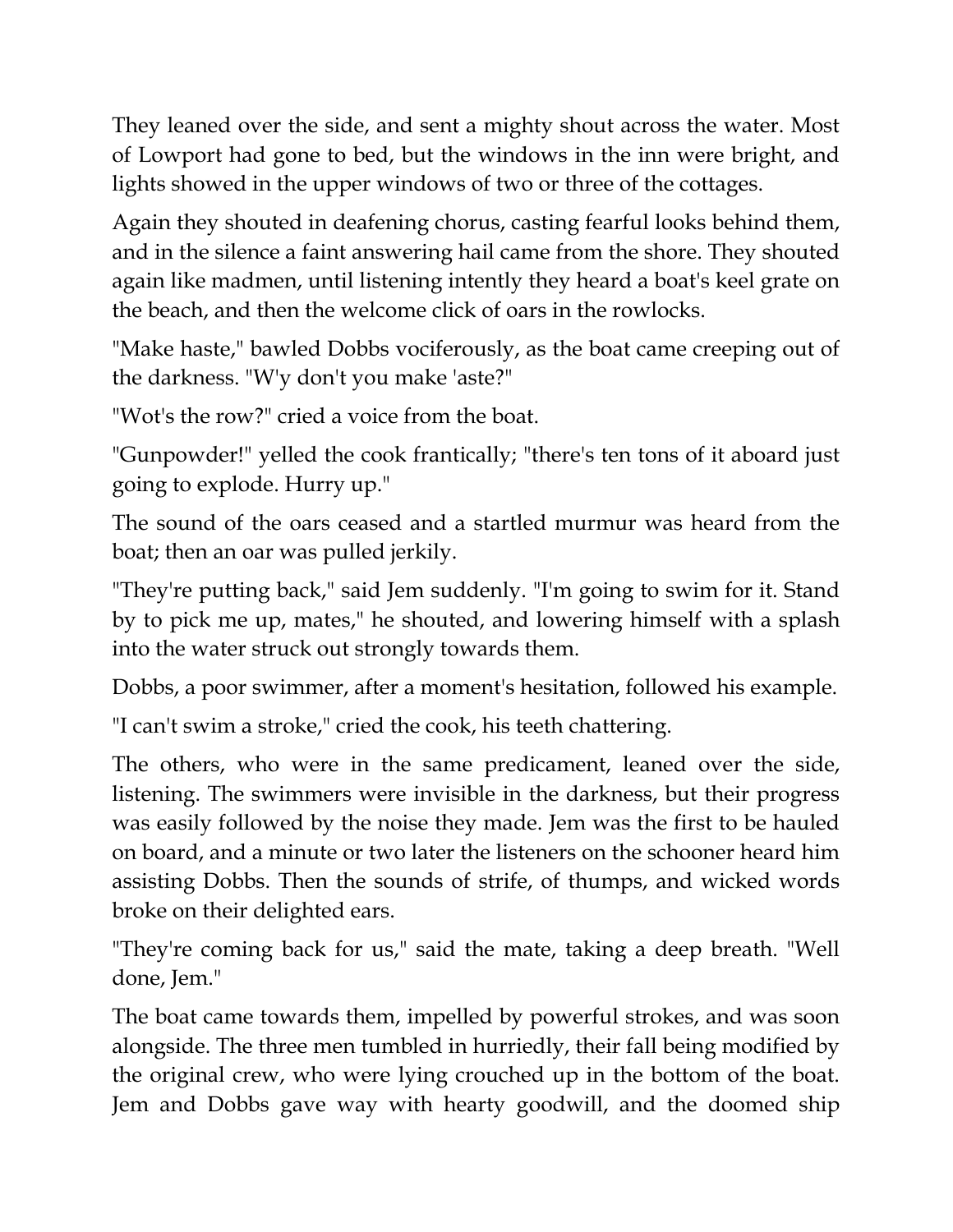They leaned over the side, and sent a mighty shout across the water. Most of Lowport had gone to bed, but the windows in the inn were bright, and lights showed in the upper windows of two or three of the cottages.

Again they shouted in deafening chorus, casting fearful looks behind them, and in the silence a faint answering hail came from the shore. They shouted again like madmen, until listening intently they heard a boat's keel grate on the beach, and then the welcome click of oars in the rowlocks.

"Make haste," bawled Dobbs vociferously, as the boat came creeping out of the darkness. "W'y don't you make 'aste?"

"Wot's the row?" cried a voice from the boat.

"Gunpowder!" yelled the cook frantically; "there's ten tons of it aboard just going to explode. Hurry up."

The sound of the oars ceased and a startled murmur was heard from the boat; then an oar was pulled jerkily.

"They're putting back," said Jem suddenly. "I'm going to swim for it. Stand by to pick me up, mates," he shouted, and lowering himself with a splash into the water struck out strongly towards them.

Dobbs, a poor swimmer, after a moment's hesitation, followed his example.

"I can't swim a stroke," cried the cook, his teeth chattering.

The others, who were in the same predicament, leaned over the side, listening. The swimmers were invisible in the darkness, but their progress was easily followed by the noise they made. Jem was the first to be hauled on board, and a minute or two later the listeners on the schooner heard him assisting Dobbs. Then the sounds of strife, of thumps, and wicked words broke on their delighted ears.

"They're coming back for us," said the mate, taking a deep breath. "Well done, Jem."

The boat came towards them, impelled by powerful strokes, and was soon alongside. The three men tumbled in hurriedly, their fall being modified by the original crew, who were lying crouched up in the bottom of the boat. Jem and Dobbs gave way with hearty goodwill, and the doomed ship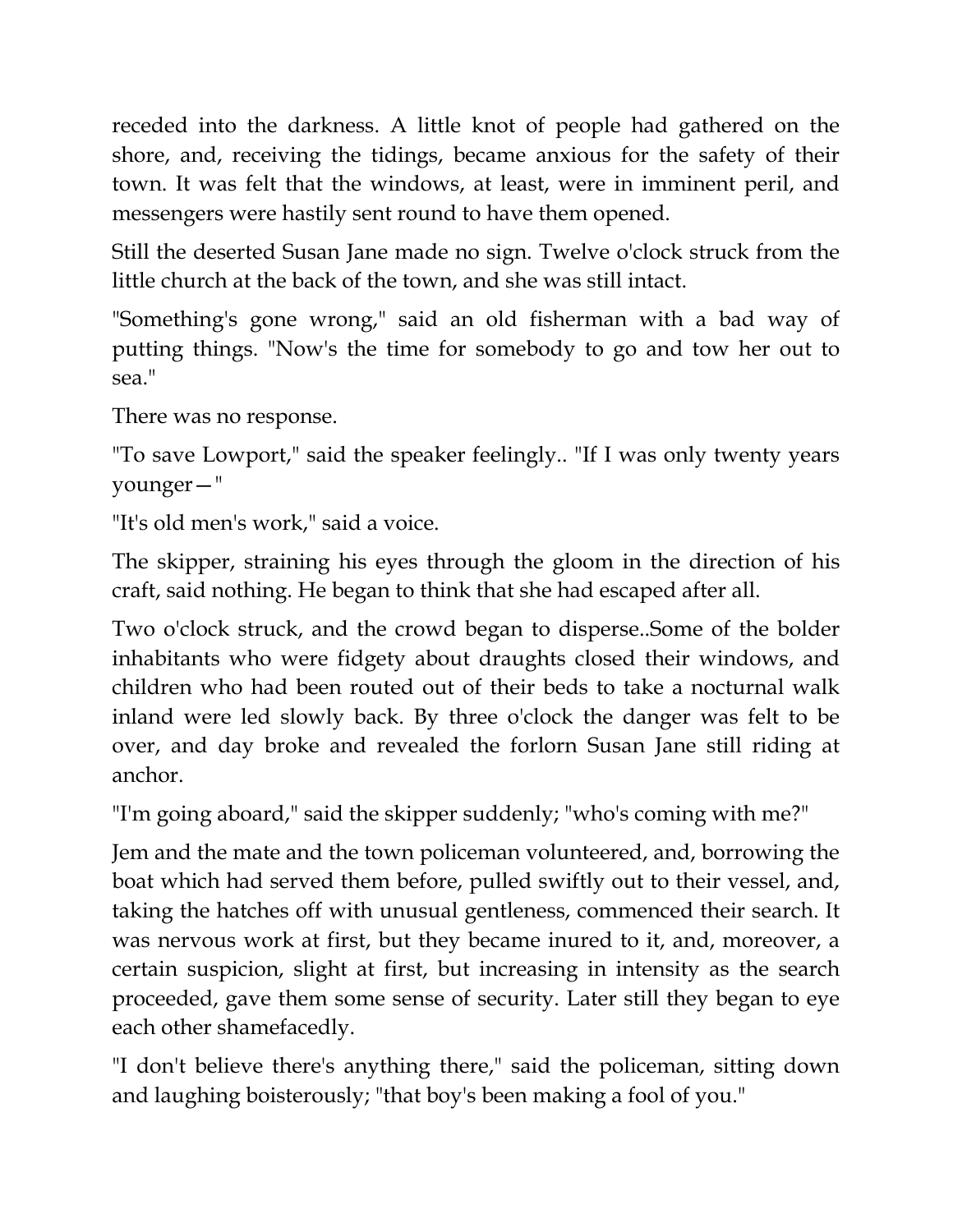receded into the darkness. A little knot of people had gathered on the shore, and, receiving the tidings, became anxious for the safety of their town. It was felt that the windows, at least, were in imminent peril, and messengers were hastily sent round to have them opened.

Still the deserted Susan Jane made no sign. Twelve o'clock struck from the little church at the back of the town, and she was still intact.

"Something's gone wrong," said an old fisherman with a bad way of putting things. "Now's the time for somebody to go and tow her out to sea."

There was no response.

"To save Lowport," said the speaker feelingly.. "If I was only twenty years younger—"

"It's old men's work," said a voice.

The skipper, straining his eyes through the gloom in the direction of his craft, said nothing. He began to think that she had escaped after all.

Two o'clock struck, and the crowd began to disperse..Some of the bolder inhabitants who were fidgety about draughts closed their windows, and children who had been routed out of their beds to take a nocturnal walk inland were led slowly back. By three o'clock the danger was felt to be over, and day broke and revealed the forlorn Susan Jane still riding at anchor.

"I'm going aboard," said the skipper suddenly; "who's coming with me?"

Jem and the mate and the town policeman volunteered, and, borrowing the boat which had served them before, pulled swiftly out to their vessel, and, taking the hatches off with unusual gentleness, commenced their search. It was nervous work at first, but they became inured to it, and, moreover, a certain suspicion, slight at first, but increasing in intensity as the search proceeded, gave them some sense of security. Later still they began to eye each other shamefacedly.

"I don't believe there's anything there," said the policeman, sitting down and laughing boisterously; "that boy's been making a fool of you."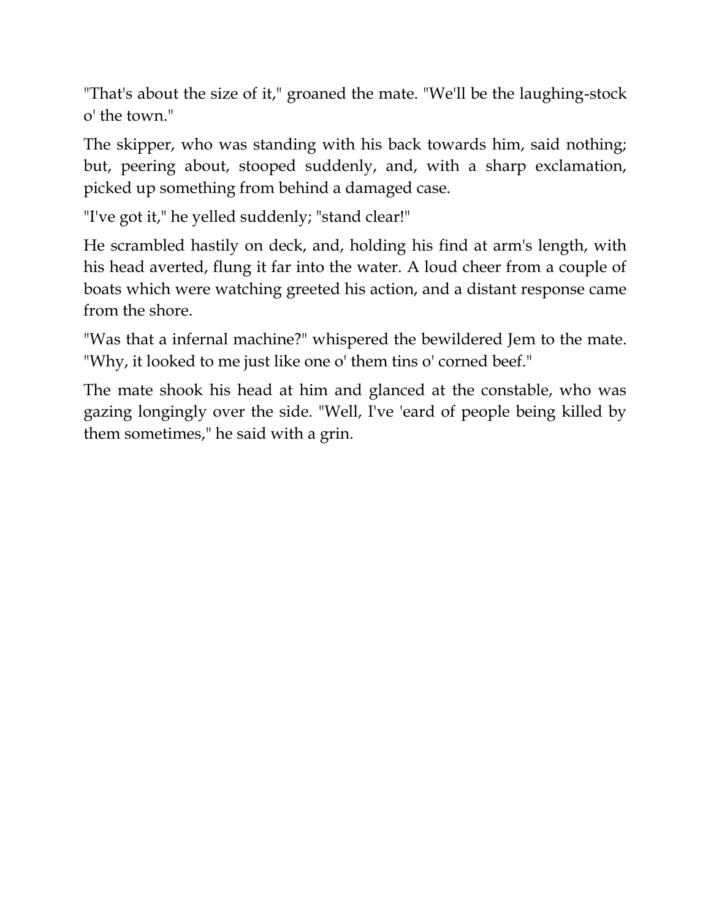"That's about the size of it," groaned the mate. "We'll be the laughing-stock o' the town."

The skipper, who was standing with his back towards him, said nothing; but, peering about, stooped suddenly, and, with a sharp exclamation, picked up something from behind a damaged case.

"I've got it," he yelled suddenly; "stand clear!"

He scrambled hastily on deck, and, holding his find at arm's length, with his head averted, flung it far into the water. A loud cheer from a couple of boats which were watching greeted his action, and a distant response came from the shore.

"Was that a infernal machine?" whispered the bewildered Jem to the mate. "Why, it looked to me just like one o' them tins o' corned beef."

The mate shook his head at him and glanced at the constable, who was gazing longingly over the side. "Well, I've 'eard of people being killed by them sometimes," he said with a grin.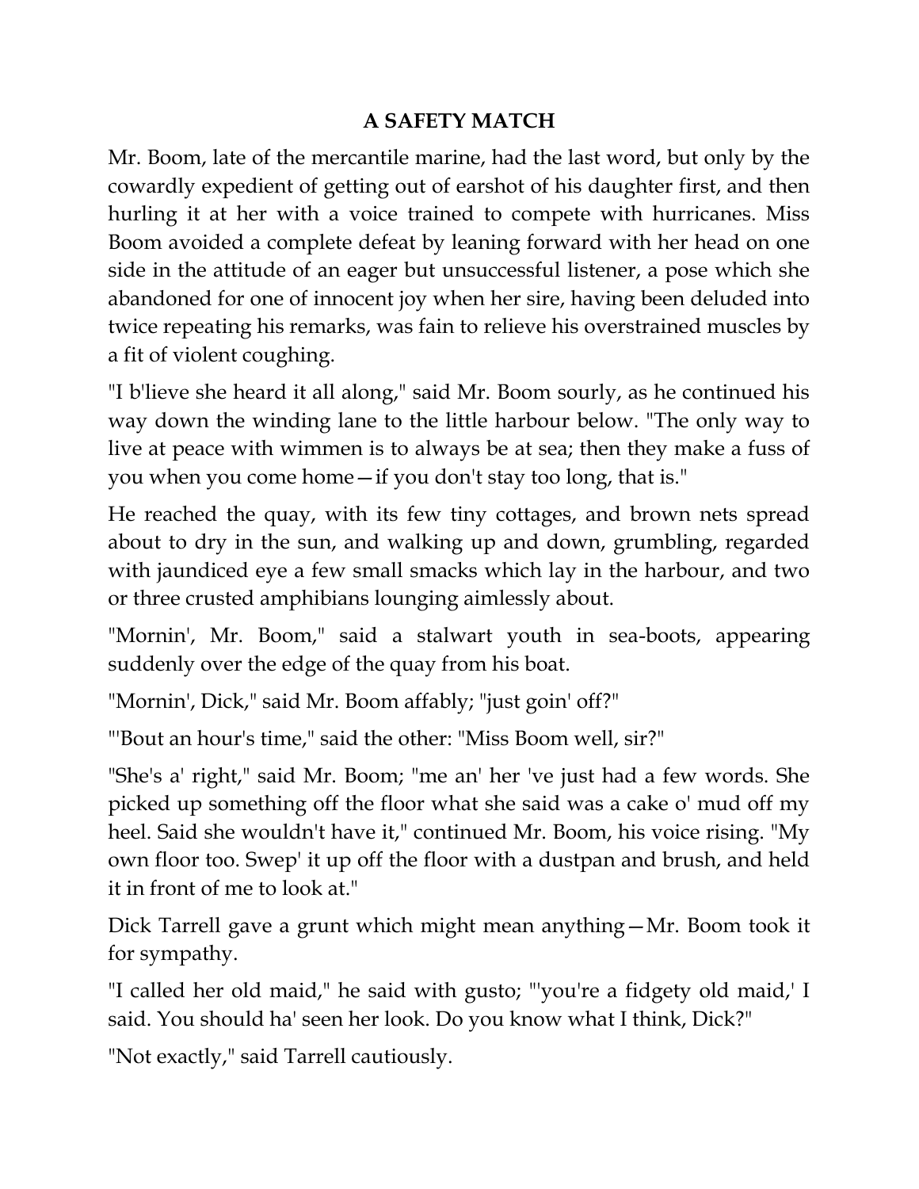## A SAFETY MATCH

Mr. Boom, late of the mercantile marine, had the last word, but only by the cowardly expedient of getting out of earshot of his daughter first, and then hurling it at her with a voice trained to compete with hurricanes. Miss Boom avoided a complete defeat by leaning forward with her head on one side in the attitude of an eager but unsuccessful listener, a pose which she abandoned for one of innocent joy when her sire, having been deluded into twice repeating his remarks, was fain to relieve his overstrained muscles by a fit of violent coughing.

"I b'lieve she heard it all along," said Mr. Boom sourly, as he continued his way down the winding lane to the little harbour below. "The only way to live at peace with wimmen is to always be at sea; then they make a fuss of you when you come home—if you don't stay too long, that is."

He reached the quay, with its few tiny cottages, and brown nets spread about to dry in the sun, and walking up and down, grumbling, regarded with jaundiced eye a few small smacks which lay in the harbour, and two or three crusted amphibians lounging aimlessly about.

"Mornin', Mr. Boom," said a stalwart youth in sea-boots, appearing suddenly over the edge of the quay from his boat.

"Mornin', Dick," said Mr. Boom affably; "just goin' off?"

"'Bout an hour's time," said the other: "Miss Boom well, sir?"

"She's a' right," said Mr. Boom; "me an' her 've just had a few words. She picked up something off the floor what she said was a cake o' mud off my heel. Said she wouldn't have it," continued Mr. Boom, his voice rising. "My own floor too. Swep' it up off the floor with a dustpan and brush, and held it in front of me to look at."

Dick Tarrell gave a grunt which might mean anything—Mr. Boom took it for sympathy.

"I called her old maid," he said with gusto; "'you're a fidgety old maid,' I said. You should ha' seen her look. Do you know what I think, Dick?"

"Not exactly," said Tarrell cautiously.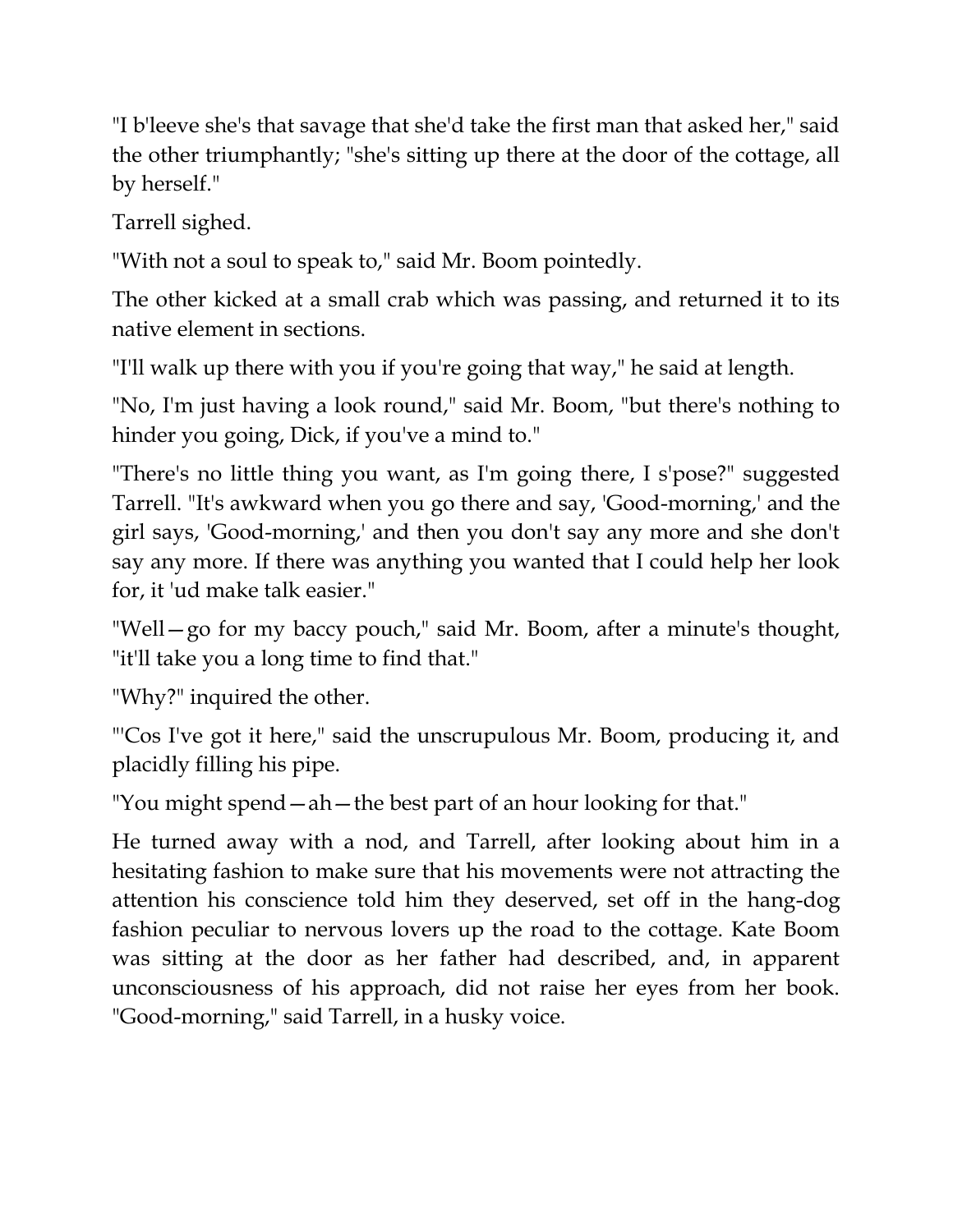"I b'leeve she's that savage that she'd take the first man that asked her," said the other triumphantly; "she's sitting up there at the door of the cottage, all by herself."

Tarrell sighed.

"With not a soul to speak to," said Mr. Boom pointedly.

The other kicked at a small crab which was passing, and returned it to its native element in sections.

"I'll walk up there with you if you're going that way," he said at length.

"No, I'm just having a look round," said Mr. Boom, "but there's nothing to hinder you going, Dick, if you've a mind to."

"There's no little thing you want, as I'm going there, I s'pose?" suggested Tarrell. "It's awkward when you go there and say, 'Good-morning,' and the girl says, 'Good-morning,' and then you don't say any more and she don't say any more. If there was anything you wanted that I could help her look for, it 'ud make talk easier."

"Well—go for my baccy pouch," said Mr. Boom, after a minute's thought, "it'll take you a long time to find that."

"Why?" inquired the other.

"'Cos I've got it here," said the unscrupulous Mr. Boom, producing it, and placidly filling his pipe.

"You might spend—ah—the best part of an hour looking for that."

He turned away with a nod, and Tarrell, after looking about him in a hesitating fashion to make sure that his movements were not attracting the attention his conscience told him they deserved, set off in the hang-dog fashion peculiar to nervous lovers up the road to the cottage. Kate Boom was sitting at the door as her father had described, and, in apparent unconsciousness of his approach, did not raise her eyes from her book. "Good-morning," said Tarrell, in a husky voice.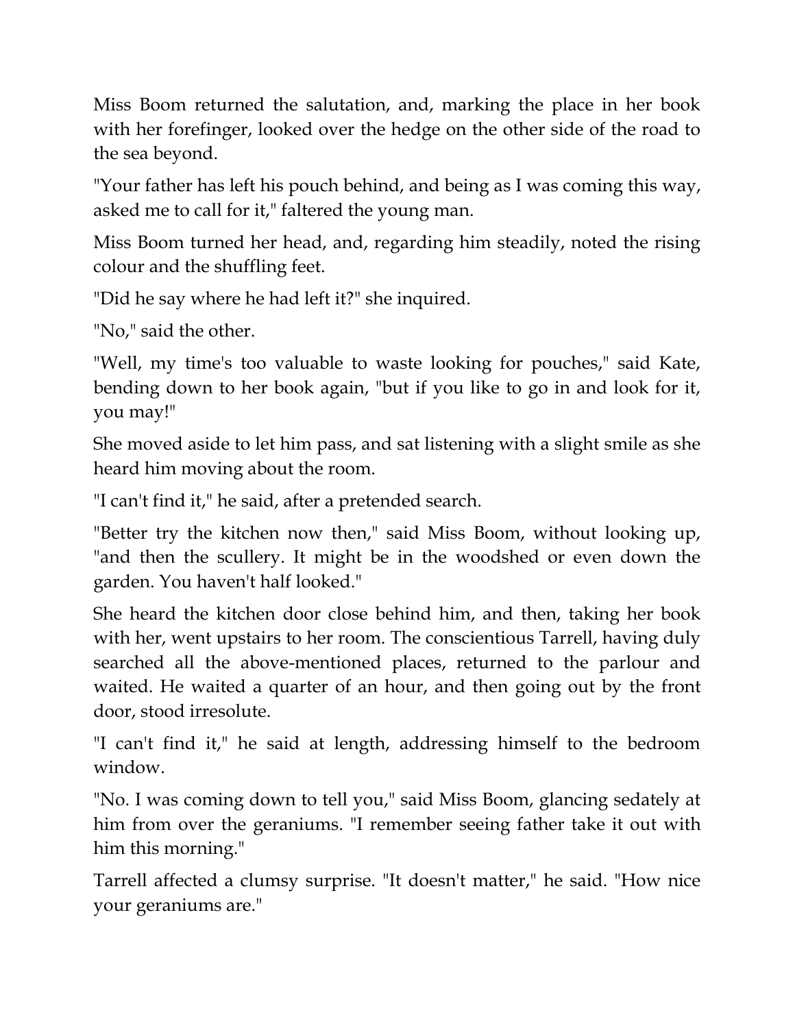Miss Boom returned the salutation, and, marking the place in her book with her forefinger, looked over the hedge on the other side of the road to the sea beyond.

"Your father has left his pouch behind, and being as I was coming this way, asked me to call for it," faltered the young man.

Miss Boom turned her head, and, regarding him steadily, noted the rising colour and the shuffling feet.

"Did he say where he had left it?" she inquired.

"No," said the other.

"Well, my time's too valuable to waste looking for pouches," said Kate, bending down to her book again, "but if you like to go in and look for it, you may!"

She moved aside to let him pass, and sat listening with a slight smile as she heard him moving about the room.

"I can't find it," he said, after a pretended search.

"Better try the kitchen now then," said Miss Boom, without looking up, "and then the scullery. It might be in the woodshed or even down the garden. You haven't half looked."

She heard the kitchen door close behind him, and then, taking her book with her, went upstairs to her room. The conscientious Tarrell, having duly searched all the above-mentioned places, returned to the parlour and waited. He waited a quarter of an hour, and then going out by the front door, stood irresolute.

"I can't find it," he said at length, addressing himself to the bedroom window.

"No. I was coming down to tell you," said Miss Boom, glancing sedately at him from over the geraniums. "I remember seeing father take it out with him this morning."

Tarrell affected a clumsy surprise. "It doesn't matter," he said. "How nice your geraniums are."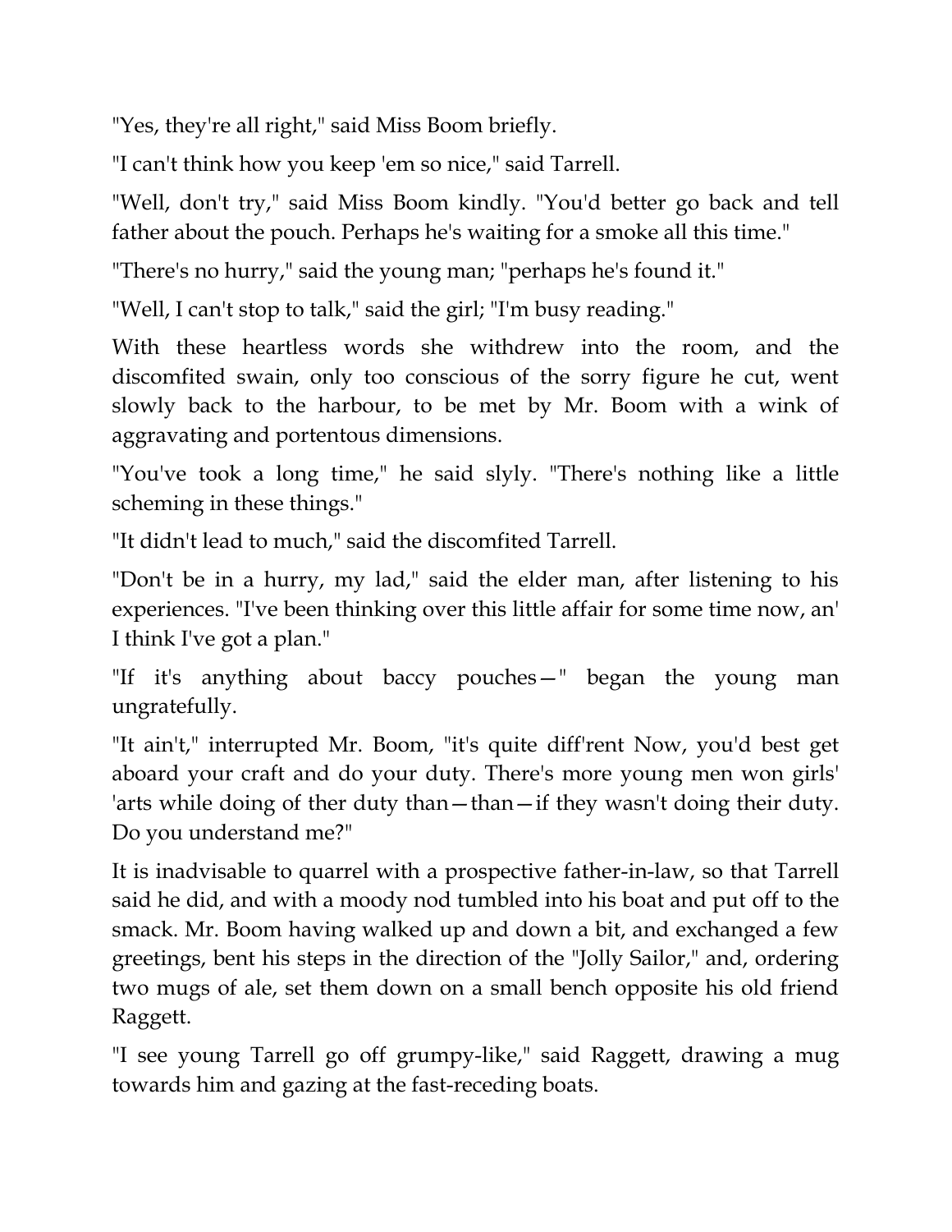"Yes, they're all right," said Miss Boom briefly.

"I can't think how you keep 'em so nice," said Tarrell.

"Well, don't try," said Miss Boom kindly. "You'd better go back and tell father about the pouch. Perhaps he's waiting for a smoke all this time."

"There's no hurry," said the young man; "perhaps he's found it."

"Well, I can't stop to talk," said the girl; "I'm busy reading."

With these heartless words she withdrew into the room, and the discomfited swain, only too conscious of the sorry figure he cut, went slowly back to the harbour, to be met by Mr. Boom with a wink of aggravating and portentous dimensions.

"You've took a long time," he said slyly. "There's nothing like a little scheming in these things."

"It didn't lead to much," said the discomfited Tarrell.

"Don't be in a hurry, my lad," said the elder man, after listening to his experiences. "I've been thinking over this little affair for some time now, an' I think I've got a plan."

"If it's anything about baccy pouches—" began the young man ungratefully.

"It ain't," interrupted Mr. Boom, "it's quite diff'rent Now, you'd best get aboard your craft and do your duty. There's more young men won girls' 'arts while doing of ther duty than—than—if they wasn't doing their duty. Do you understand me?"

It is inadvisable to quarrel with a prospective father-in-law, so that Tarrell said he did, and with a moody nod tumbled into his boat and put off to the smack. Mr. Boom having walked up and down a bit, and exchanged a few greetings, bent his steps in the direction of the "Jolly Sailor," and, ordering two mugs of ale, set them down on a small bench opposite his old friend Raggett.

"I see young Tarrell go off grumpy-like," said Raggett, drawing a mug towards him and gazing at the fast-receding boats.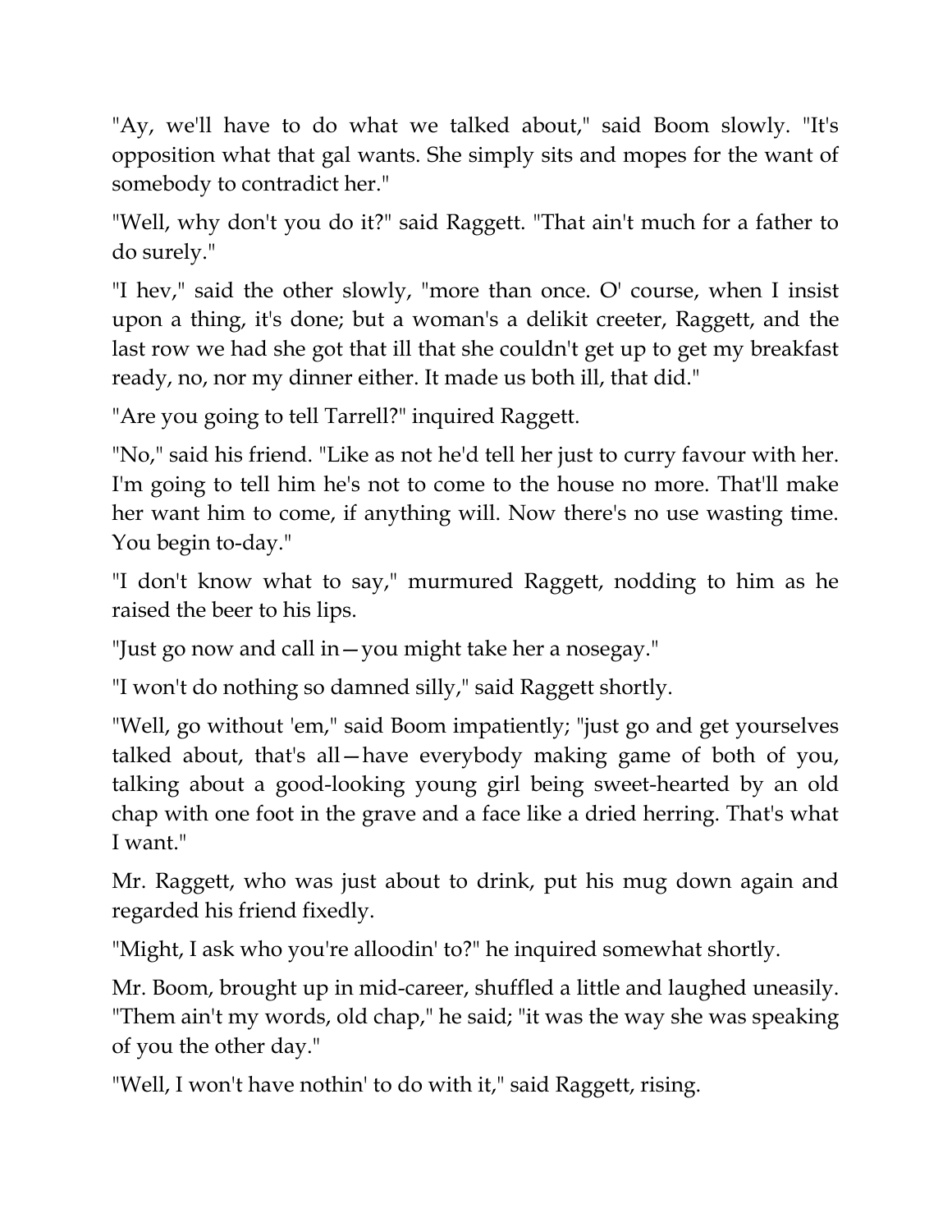"Ay, we'll have to do what we talked about," said Boom slowly. "It's opposition what that gal wants. She simply sits and mopes for the want of somebody to contradict her."

"Well, why don't you do it?" said Raggett. "That ain't much for a father to do surely."

"I hev," said the other slowly, "more than once. O' course, when I insist upon a thing, it's done; but a woman's a delikit creeter, Raggett, and the last row we had she got that ill that she couldn't get up to get my breakfast ready, no, nor my dinner either. It made us both ill, that did."

"Are you going to tell Tarrell?" inquired Raggett.

"No," said his friend. "Like as not he'd tell her just to curry favour with her. I'm going to tell him he's not to come to the house no more. That'll make her want him to come, if anything will. Now there's no use wasting time. You begin to-day."

"I don't know what to say," murmured Raggett, nodding to him as he raised the beer to his lips.

"Just go now and call in—you might take her a nosegay."

"I won't do nothing so damned silly," said Raggett shortly.

"Well, go without 'em," said Boom impatiently; "just go and get yourselves talked about, that's all—have everybody making game of both of you, talking about a good-looking young girl being sweet-hearted by an old chap with one foot in the grave and a face like a dried herring. That's what I want."

Mr. Raggett, who was just about to drink, put his mug down again and regarded his friend fixedly.

"Might, I ask who you're alloodin' to?" he inquired somewhat shortly.

Mr. Boom, brought up in mid-career, shuffled a little and laughed uneasily. "Them ain't my words, old chap," he said; "it was the way she was speaking of you the other day."

"Well, I won't have nothin' to do with it," said Raggett, rising.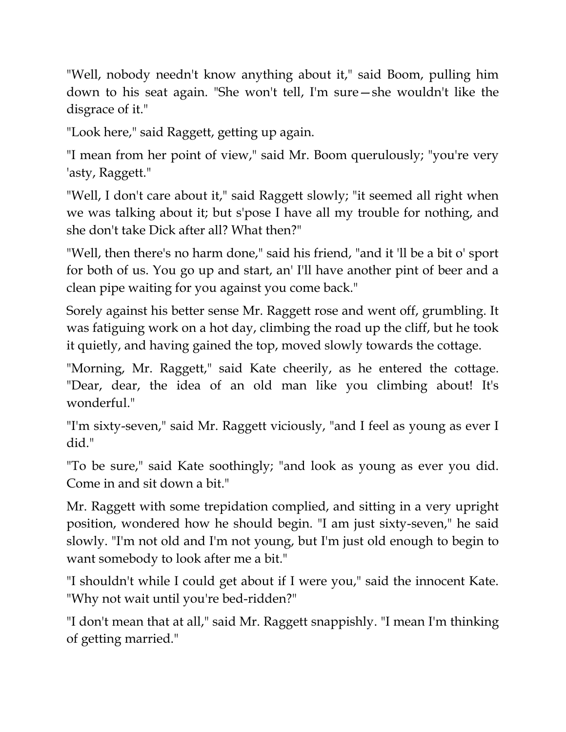"Well, nobody needn't know anything about it," said Boom, pulling him down to his seat again. "She won't tell, I'm sure—she wouldn't like the disgrace of it."

"Look here," said Raggett, getting up again.

"I mean from her point of view," said Mr. Boom querulously; "you're very 'asty, Raggett."

"Well, I don't care about it," said Raggett slowly; "it seemed all right when we was talking about it; but s'pose I have all my trouble for nothing, and she don't take Dick after all? What then?"

"Well, then there's no harm done," said his friend, "and it 'll be a bit o' sport for both of us. You go up and start, an' I'll have another pint of beer and a clean pipe waiting for you against you come back."

Sorely against his better sense Mr. Raggett rose and went off, grumbling. It was fatiguing work on a hot day, climbing the road up the cliff, but he took it quietly, and having gained the top, moved slowly towards the cottage.

"Morning, Mr. Raggett," said Kate cheerily, as he entered the cottage. "Dear, dear, the idea of an old man like you climbing about! It's wonderful."

"I'm sixty-seven," said Mr. Raggett viciously, "and I feel as young as ever I did."

"To be sure," said Kate soothingly; "and look as young as ever you did. Come in and sit down a bit."

Mr. Raggett with some trepidation complied, and sitting in a very upright position, wondered how he should begin. "I am just sixty-seven," he said slowly. "I'm not old and I'm not young, but I'm just old enough to begin to want somebody to look after me a bit."

"I shouldn't while I could get about if I were you," said the innocent Kate. "Why not wait until you're bed-ridden?"

"I don't mean that at all," said Mr. Raggett snappishly. "I mean I'm thinking of getting married."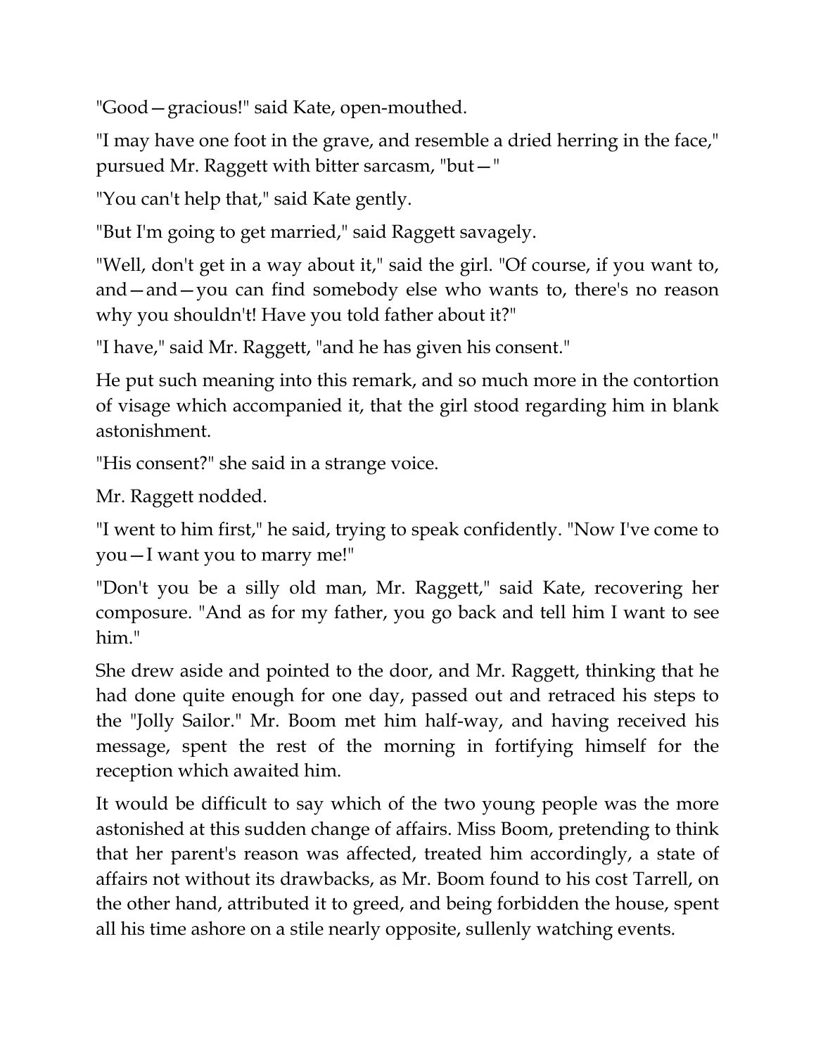"Good—gracious!" said Kate, open-mouthed.

"I may have one foot in the grave, and resemble a dried herring in the face," pursued Mr. Raggett with bitter sarcasm, "but—"

"You can't help that," said Kate gently.

"But I'm going to get married," said Raggett savagely.

"Well, don't get in a way about it," said the girl. "Of course, if you want to, and—and—you can find somebody else who wants to, there's no reason why you shouldn't! Have you told father about it?"

"I have," said Mr. Raggett, "and he has given his consent."

He put such meaning into this remark, and so much more in the contortion of visage which accompanied it, that the girl stood regarding him in blank astonishment.

"His consent?" she said in a strange voice.

Mr. Raggett nodded.

"I went to him first," he said, trying to speak confidently. "Now I've come to you—I want you to marry me!"

"Don't you be a silly old man, Mr. Raggett," said Kate, recovering her composure. "And as for my father, you go back and tell him I want to see him."

She drew aside and pointed to the door, and Mr. Raggett, thinking that he had done quite enough for one day, passed out and retraced his steps to the "Jolly Sailor." Mr. Boom met him half-way, and having received his message, spent the rest of the morning in fortifying himself for the reception which awaited him.

It would be difficult to say which of the two young people was the more astonished at this sudden change of affairs. Miss Boom, pretending to think that her parent's reason was affected, treated him accordingly, a state of affairs not without its drawbacks, as Mr. Boom found to his cost Tarrell, on the other hand, attributed it to greed, and being forbidden the house, spent all his time ashore on a stile nearly opposite, sullenly watching events.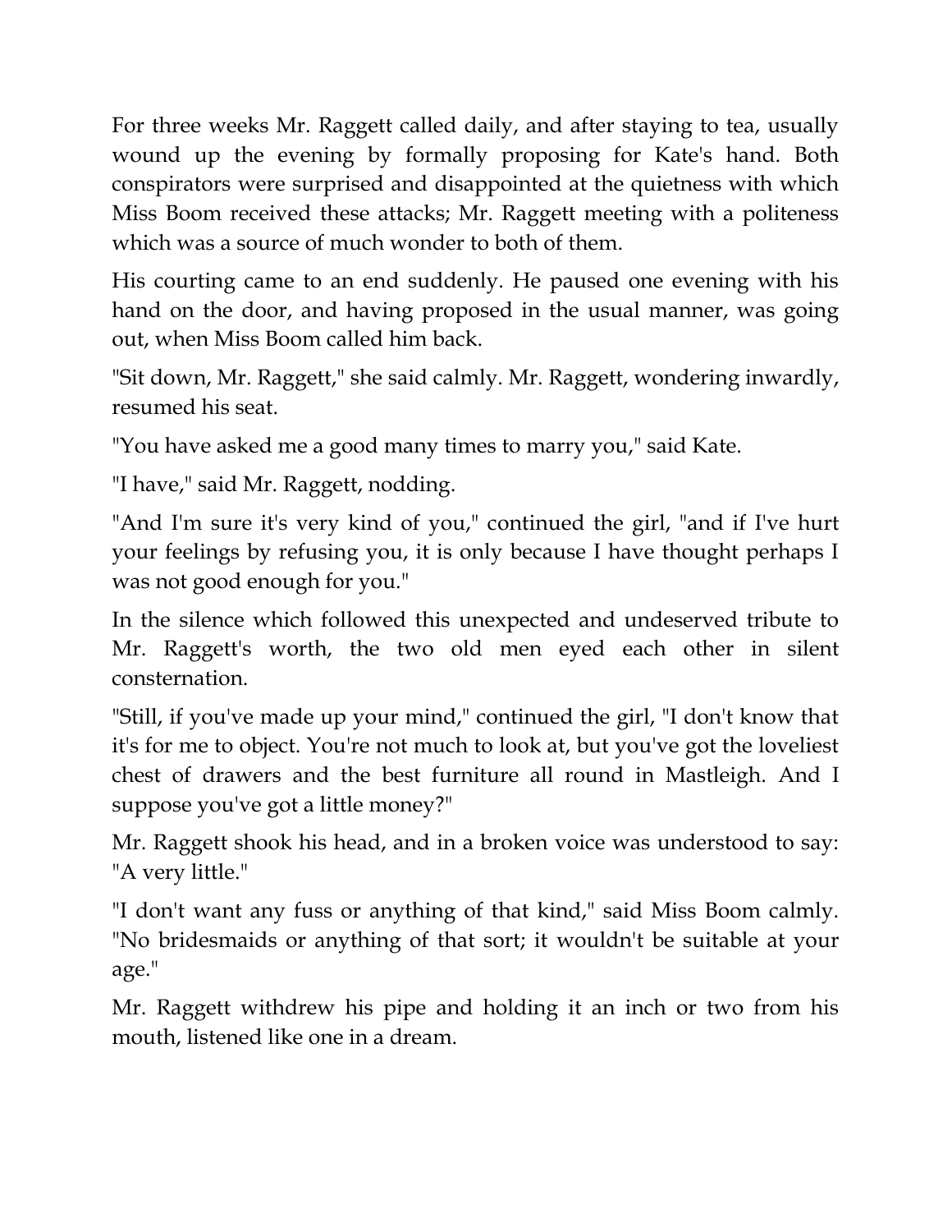For three weeks Mr. Raggett called daily, and after staying to tea, usually wound up the evening by formally proposing for Kate's hand. Both conspirators were surprised and disappointed at the quietness with which Miss Boom received these attacks; Mr. Raggett meeting with a politeness which was a source of much wonder to both of them.

His courting came to an end suddenly. He paused one evening with his hand on the door, and having proposed in the usual manner, was going out, when Miss Boom called him back.

"Sit down, Mr. Raggett," she said calmly. Mr. Raggett, wondering inwardly, resumed his seat.

"You have asked me a good many times to marry you," said Kate.

"I have," said Mr. Raggett, nodding.

"And I'm sure it's very kind of you," continued the girl, "and if I've hurt your feelings by refusing you, it is only because I have thought perhaps I was not good enough for you."

In the silence which followed this unexpected and undeserved tribute to Mr. Raggett's worth, the two old men eyed each other in silent consternation.

"Still, if you've made up your mind," continued the girl, "I don't know that it's for me to object. You're not much to look at, but you've got the loveliest chest of drawers and the best furniture all round in Mastleigh. And I suppose you've got a little money?"

Mr. Raggett shook his head, and in a broken voice was understood to say: "A very little."

"I don't want any fuss or anything of that kind," said Miss Boom calmly. "No bridesmaids or anything of that sort; it wouldn't be suitable at your age."

Mr. Raggett withdrew his pipe and holding it an inch or two from his mouth, listened like one in a dream.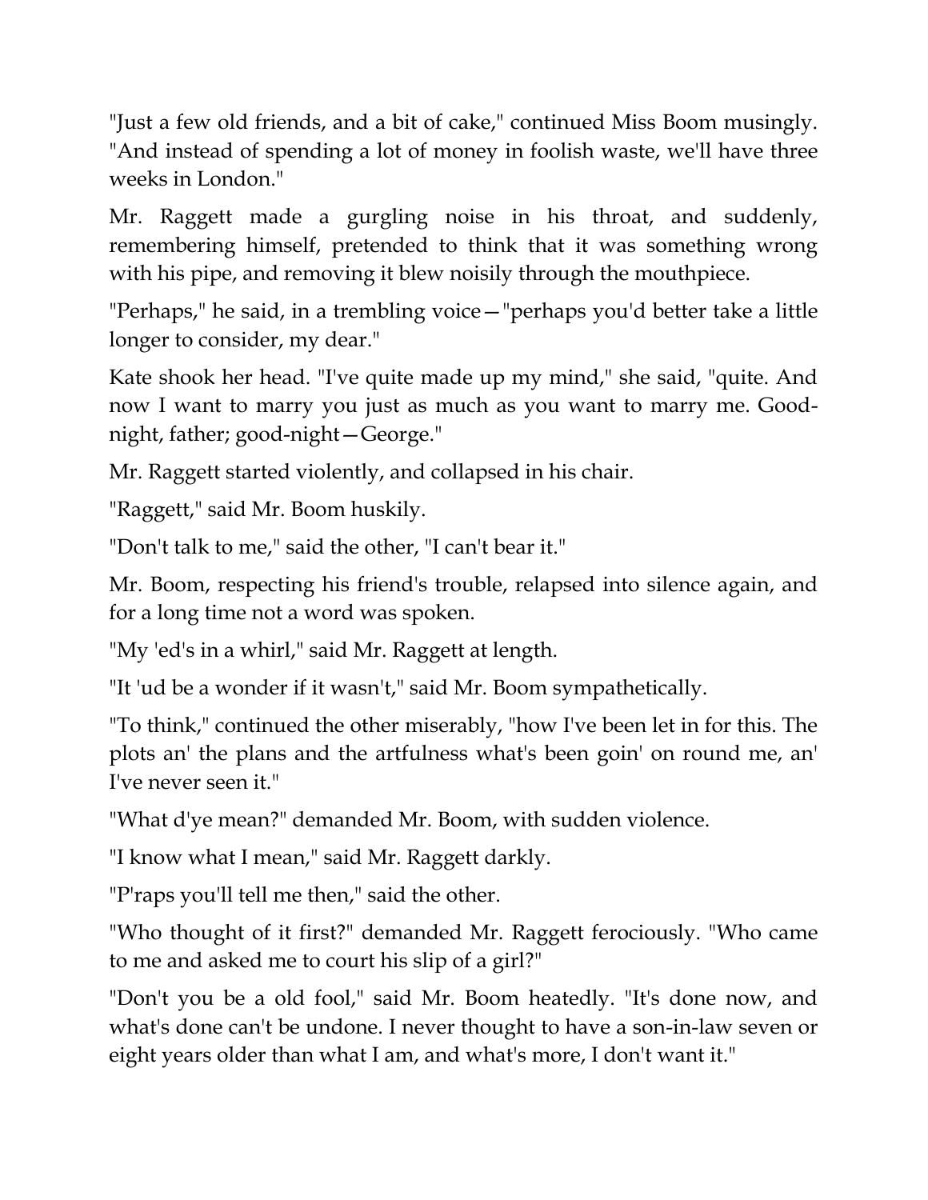"Just a few old friends, and a bit of cake," continued Miss Boom musingly. "And instead of spending a lot of money in foolish waste, we'll have three weeks in London."

Mr. Raggett made a gurgling noise in his throat, and suddenly, remembering himself, pretended to think that it was something wrong with his pipe, and removing it blew noisily through the mouthpiece.

"Perhaps," he said, in a trembling voice—"perhaps you'd better take a little longer to consider, my dear."

Kate shook her head. "I've quite made up my mind," she said, "quite. And now I want to marry you just as much as you want to marry me. Good-night, father; good-night—George."

Mr. Raggett started violently, and collapsed in his chair.

"Raggett," said Mr. Boom huskily.

"Don't talk to me," said the other, "I can't bear it."

Mr. Boom, respecting his friend's trouble, relapsed into silence again, and for a long time not a word was spoken.

"My 'ed's in a whirl," said Mr. Raggett at length.

"It 'ud be a wonder if it wasn't," said Mr. Boom sympathetically.

"To think," continued the other miserably, "how I've been let in for this. The plots an' the plans and the artfulness what's been goin' on round me, an' I've never seen it."

"What d'ye mean?" demanded Mr. Boom, with sudden violence.

"I know what I mean," said Mr. Raggett darkly.

"P'raps you'll tell me then," said the other.

"Who thought of it first?" demanded Mr. Raggett ferociously. "Who came to me and asked me to court his slip of a girl?"

"Don't you be a old fool," said Mr. Boom heatedly. "It's done now, and what's done can't be undone. I never thought to have a son-in-law seven or eight years older than what I am, and what's more, I don't want it."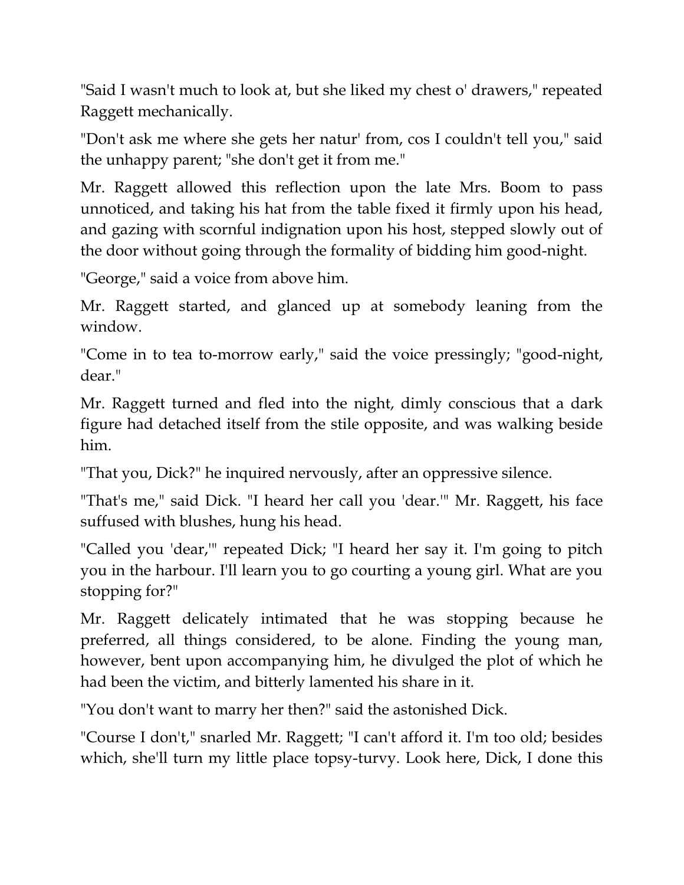"Said I wasn't much to look at, but she liked my chest o' drawers," repeated Raggett mechanically.

"Don't ask me where she gets her natur' from, cos I couldn't tell you," said the unhappy parent; "she don't get it from me."

Mr. Raggett allowed this reflection upon the late Mrs. Boom to pass unnoticed, and taking his hat from the table fixed it firmly upon his head, and gazing with scornful indignation upon his host, stepped slowly out of the door without going through the formality of bidding him good-night.

"George," said a voice from above him.

Mr. Raggett started, and glanced up at somebody leaning from the window.

"Come in to tea to-morrow early," said the voice pressingly; "good-night, dear."

Mr. Raggett turned and fled into the night, dimly conscious that a dark figure had detached itself from the stile opposite, and was walking beside him.

"That you, Dick?" he inquired nervously, after an oppressive silence.

"That's me," said Dick. "I heard her call you 'dear.'" Mr. Raggett, his face suffused with blushes, hung his head.

"Called you 'dear,'" repeated Dick; "I heard her say it. I'm going to pitch you in the harbour. I'll learn you to go courting a young girl. What are you stopping for?"

Mr. Raggett delicately intimated that he was stopping because he preferred, all things considered, to be alone. Finding the young man, however, bent upon accompanying him, he divulged the plot of which he had been the victim, and bitterly lamented his share in it.

"You don't want to marry her then?" said the astonished Dick.

"Course I don't," snarled Mr. Raggett; "I can't afford it. I'm too old; besides which, she'll turn my little place topsy-turvy. Look here, Dick, I done this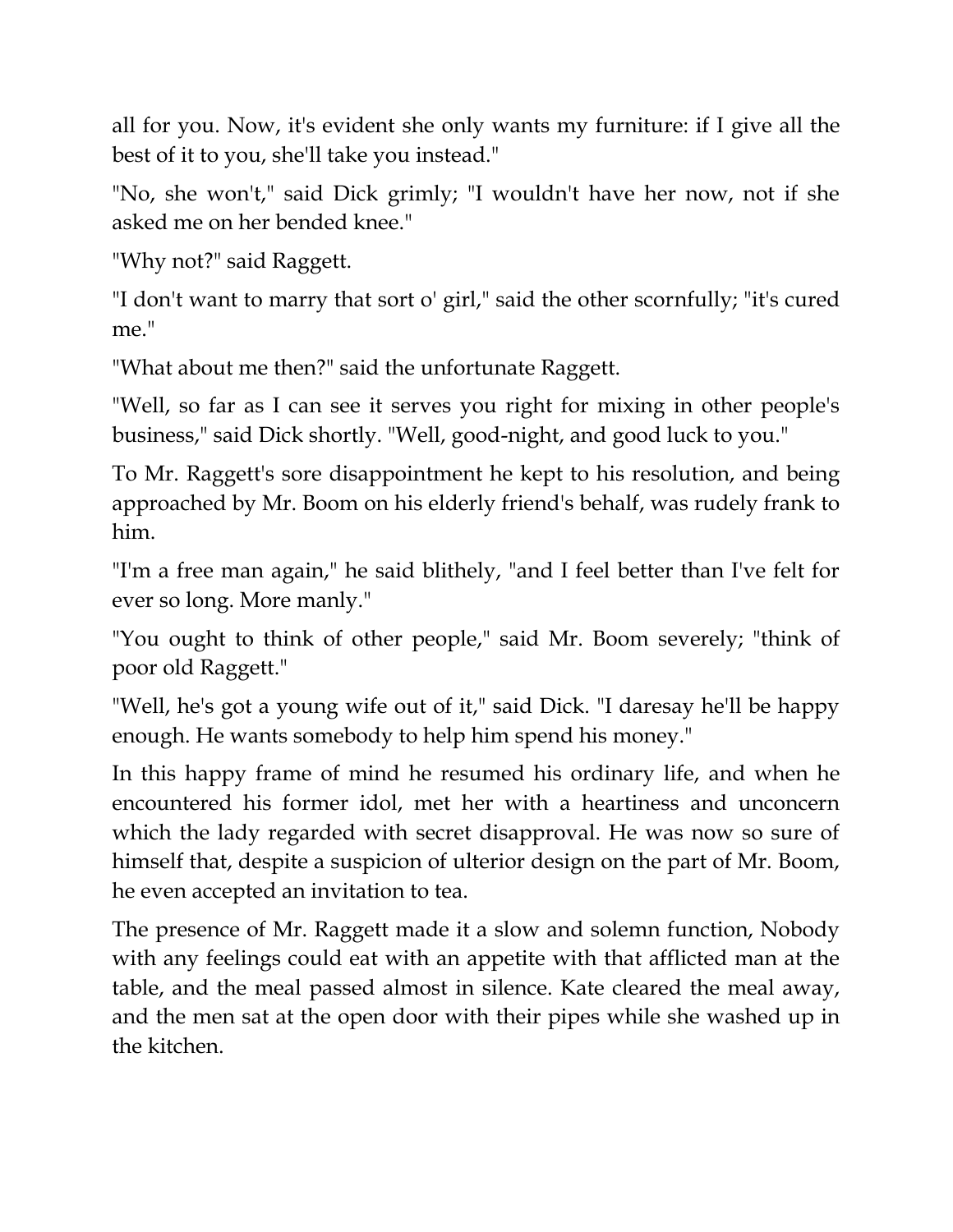all for you. Now, it's evident she only wants my furniture: if I give all the best of it to you, she'll take you instead."

"No, she won't," said Dick grimly; "I wouldn't have her now, not if she asked me on her bended knee."

"Why not?" said Raggett.

"I don't want to marry that sort o' girl," said the other scornfully; "it's cured me."

"What about me then?" said the unfortunate Raggett.

"Well, so far as I can see it serves you right for mixing in other people's business," said Dick shortly. "Well, good-night, and good luck to you."

To Mr. Raggett's sore disappointment he kept to his resolution, and being approached by Mr. Boom on his elderly friend's behalf, was rudely frank to him.

"I'm a free man again," he said blithely, "and I feel better than I've felt for ever so long. More manly."

"You ought to think of other people," said Mr. Boom severely; "think of poor old Raggett."

"Well, he's got a young wife out of it," said Dick. "I daresay he'll be happy enough. He wants somebody to help him spend his money."

In this happy frame of mind he resumed his ordinary life, and when he encountered his former idol, met her with a heartiness and unconcern which the lady regarded with secret disapproval. He was now so sure of himself that, despite a suspicion of ulterior design on the part of Mr. Boom, he even accepted an invitation to tea.

The presence of Mr. Raggett made it a slow and solemn function, Nobody with any feelings could eat with an appetite with that afflicted man at the table, and the meal passed almost in silence. Kate cleared the meal away, and the men sat at the open door with their pipes while she washed up in the kitchen.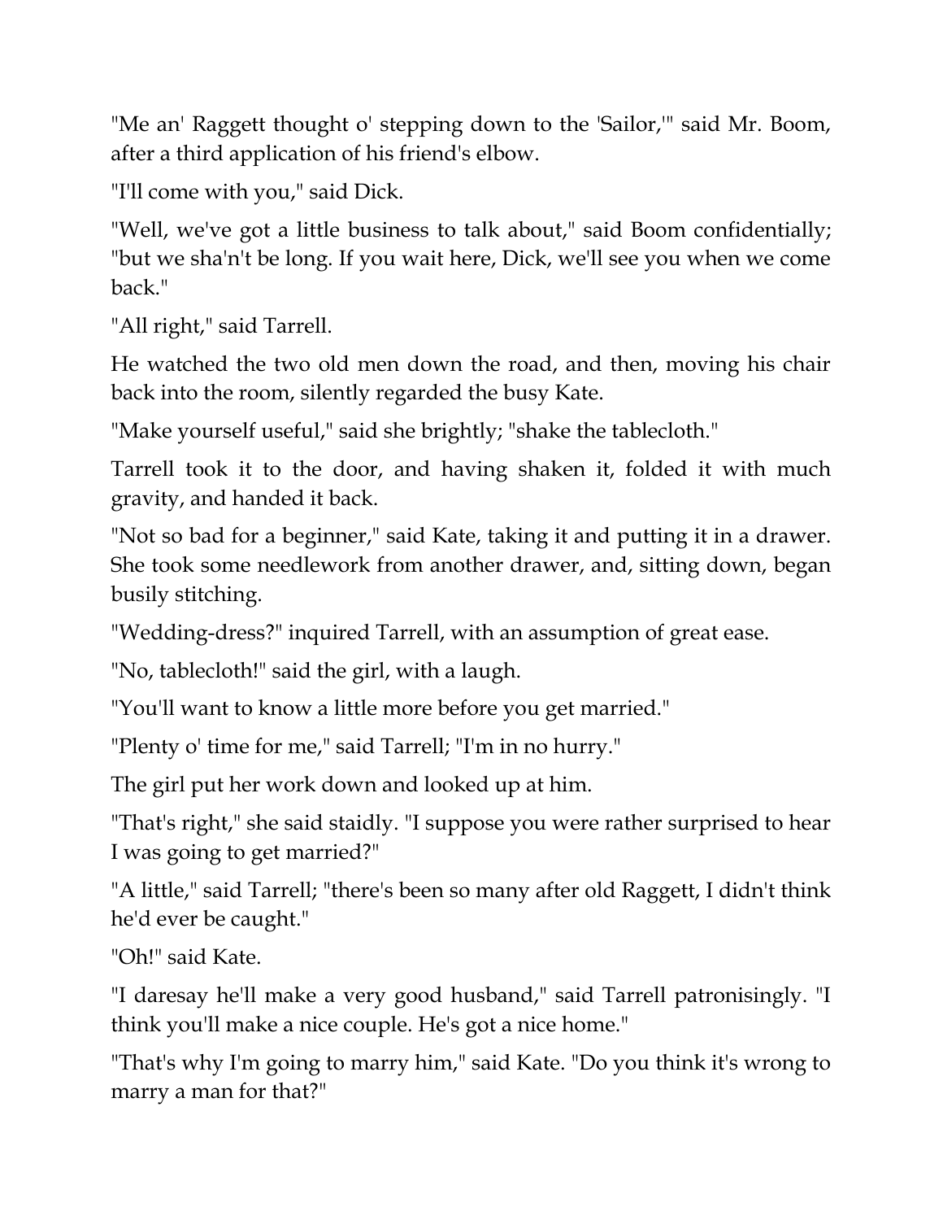"Me an' Raggett thought o' stepping down to the 'Sailor,'" said Mr. Boom, after a third application of his friend's elbow.

"I'll come with you," said Dick.

"Well, we've got a little business to talk about," said Boom confidentially; "but we sha'n't be long. If you wait here, Dick, we'll see you when we come back."

"All right," said Tarrell.

He watched the two old men down the road, and then, moving his chair back into the room, silently regarded the busy Kate.

"Make yourself useful," said she brightly; "shake the tablecloth."

Tarrell took it to the door, and having shaken it, folded it with much gravity, and handed it back.

"Not so bad for a beginner," said Kate, taking it and putting it in a drawer. She took some needlework from another drawer, and, sitting down, began busily stitching.

"Wedding-dress?" inquired Tarrell, with an assumption of great ease.

"No, tablecloth!" said the girl, with a laugh.

"You'll want to know a little more before you get married."

"Plenty o' time for me," said Tarrell; "I'm in no hurry."

The girl put her work down and looked up at him.

"That's right," she said staidly. "I suppose you were rather surprised to hear I was going to get married?"

"A little," said Tarrell; "there's been so many after old Raggett, I didn't think he'd ever be caught."

"Oh!" said Kate.

"I daresay he'll make a very good husband," said Tarrell patronisingly. "I think you'll make a nice couple. He's got a nice home."

"That's why I'm going to marry him," said Kate. "Do you think it's wrong to marry a man for that?"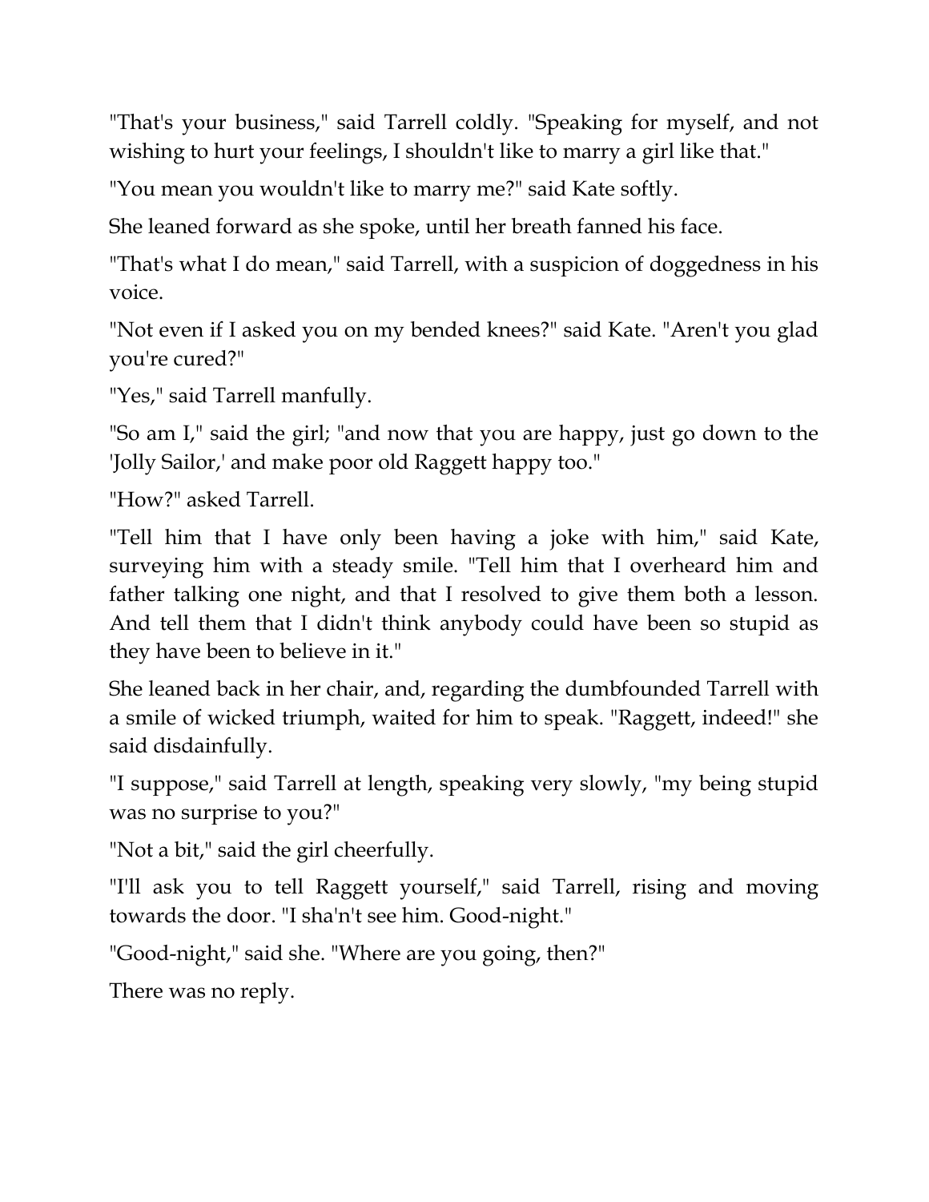"That's your business," said Tarrell coldly. "Speaking for myself, and not wishing to hurt your feelings, I shouldn't like to marry a girl like that."

"You mean you wouldn't like to marry me?" said Kate softly.

She leaned forward as she spoke, until her breath fanned his face.

"That's what I do mean," said Tarrell, with a suspicion of doggedness in his voice.

"Not even if I asked you on my bended knees?" said Kate. "Aren't you glad you're cured?"

"Yes," said Tarrell manfully.

"So am I," said the girl; "and now that you are happy, just go down to the 'Jolly Sailor,' and make poor old Raggett happy too."

"How?" asked Tarrell.

"Tell him that I have only been having a joke with him," said Kate, surveying him with a steady smile. "Tell him that I overheard him and father talking one night, and that I resolved to give them both a lesson. And tell them that I didn't think anybody could have been so stupid as they have been to believe in it."

She leaned back in her chair, and, regarding the dumbfounded Tarrell with a smile of wicked triumph, waited for him to speak. "Raggett, indeed!" she said disdainfully.

"I suppose," said Tarrell at length, speaking very slowly, "my being stupid was no surprise to you?"

"Not a bit," said the girl cheerfully.

"I'll ask you to tell Raggett yourself," said Tarrell, rising and moving towards the door. "I sha'n't see him. Good-night."

"Good-night," said she. "Where are you going, then?"

There was no reply.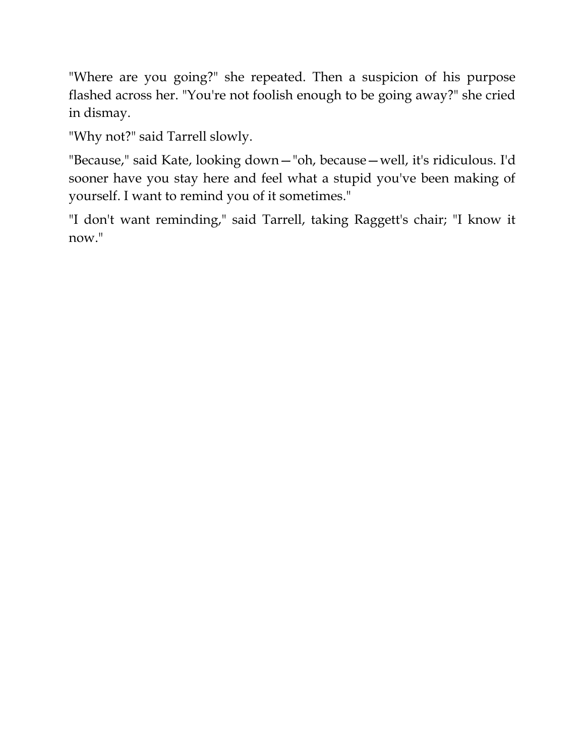"Where are you going?" she repeated. Then a suspicion of his purpose flashed across her. "You're not foolish enough to be going away?" she cried in dismay.

"Why not?" said Tarrell slowly.

"Because," said Kate, looking down—"oh, because—well, it's ridiculous. I'd sooner have you stay here and feel what a stupid you've been making of yourself. I want to remind you of it sometimes."

"I don't want reminding," said Tarrell, taking Raggett's chair; "I know it now."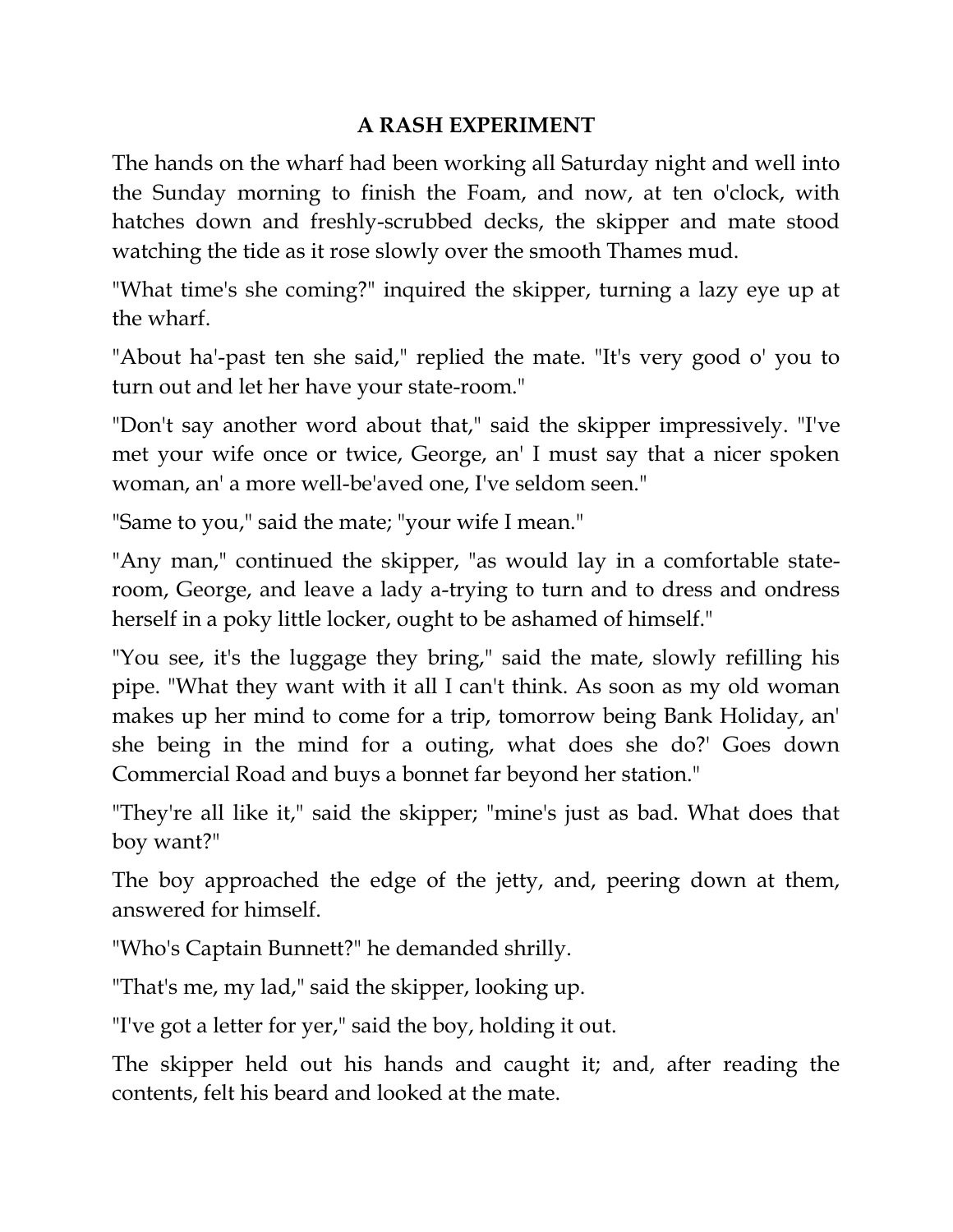## A RASH EXPERIMENT

The hands on the wharf had been working all Saturday night and well into the Sunday morning to finish the Foam, and now, at ten o'clock, with hatches down and freshly-scrubbed decks, the skipper and mate stood watching the tide as it rose slowly over the smooth Thames mud.

"What time's she coming?" inquired the skipper, turning a lazy eye up at the wharf.

"About ha'-past ten she said," replied the mate. "It's very good o' you to turn out and let her have your state-room."

"Don't say another word about that," said the skipper impressively. "I've met your wife once or twice, George, an' I must say that a nicer spoken woman, an' a more well-be'aved one, I've seldom seen."

"Same to you," said the mate; "your wife I mean."

"Any man," continued the skipper, "as would lay in a comfortable state-room, George, and leave a lady a-trying to turn and to dress and ondress herself in a poky little locker, ought to be ashamed of himself."

"You see, it's the luggage they bring," said the mate, slowly refilling his pipe. "What they want with it all I can't think. As soon as my old woman makes up her mind to come for a trip, tomorrow being Bank Holiday, an' she being in the mind for a outing, what does she do?' Goes down Commercial Road and buys a bonnet far beyond her station."

"They're all like it," said the skipper; "mine's just as bad. What does that boy want?"

The boy approached the edge of the jetty, and, peering down at them, answered for himself.

"Who's Captain Bunnett?" he demanded shrilly.

"That's me, my lad," said the skipper, looking up.

"I've got a letter for yer," said the boy, holding it out.

The skipper held out his hands and caught it; and, after reading the contents, felt his beard and looked at the mate.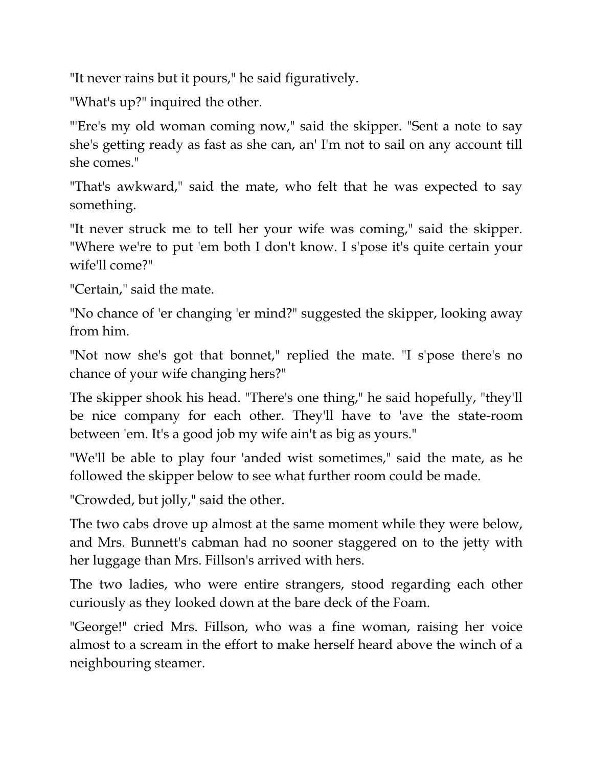"It never rains but it pours," he said figuratively.

"What's up?" inquired the other.

"'Ere's my old woman coming now," said the skipper. "Sent a note to say she's getting ready as fast as she can, an' I'm not to sail on any account till she comes."

"That's awkward," said the mate, who felt that he was expected to say something.

"It never struck me to tell her your wife was coming," said the skipper. "Where we're to put 'em both I don't know. I s'pose it's quite certain your wife'll come?"

"Certain," said the mate.

"No chance of 'er changing 'er mind?" suggested the skipper, looking away from him.

"Not now she's got that bonnet," replied the mate. "I s'pose there's no chance of your wife changing hers?"

The skipper shook his head. "There's one thing," he said hopefully, "they'll be nice company for each other. They'll have to 'ave the state-room between 'em. It's a good job my wife ain't as big as yours."

"We'll be able to play four 'anded wist sometimes," said the mate, as he followed the skipper below to see what further room could be made.

"Crowded, but jolly," said the other.

The two cabs drove up almost at the same moment while they were below, and Mrs. Bunnett's cabman had no sooner staggered on to the jetty with her luggage than Mrs. Fillson's arrived with hers.

The two ladies, who were entire strangers, stood regarding each other curiously as they looked down at the bare deck of the Foam.

"George!" cried Mrs. Fillson, who was a fine woman, raising her voice almost to a scream in the effort to make herself heard above the winch of a neighbouring steamer.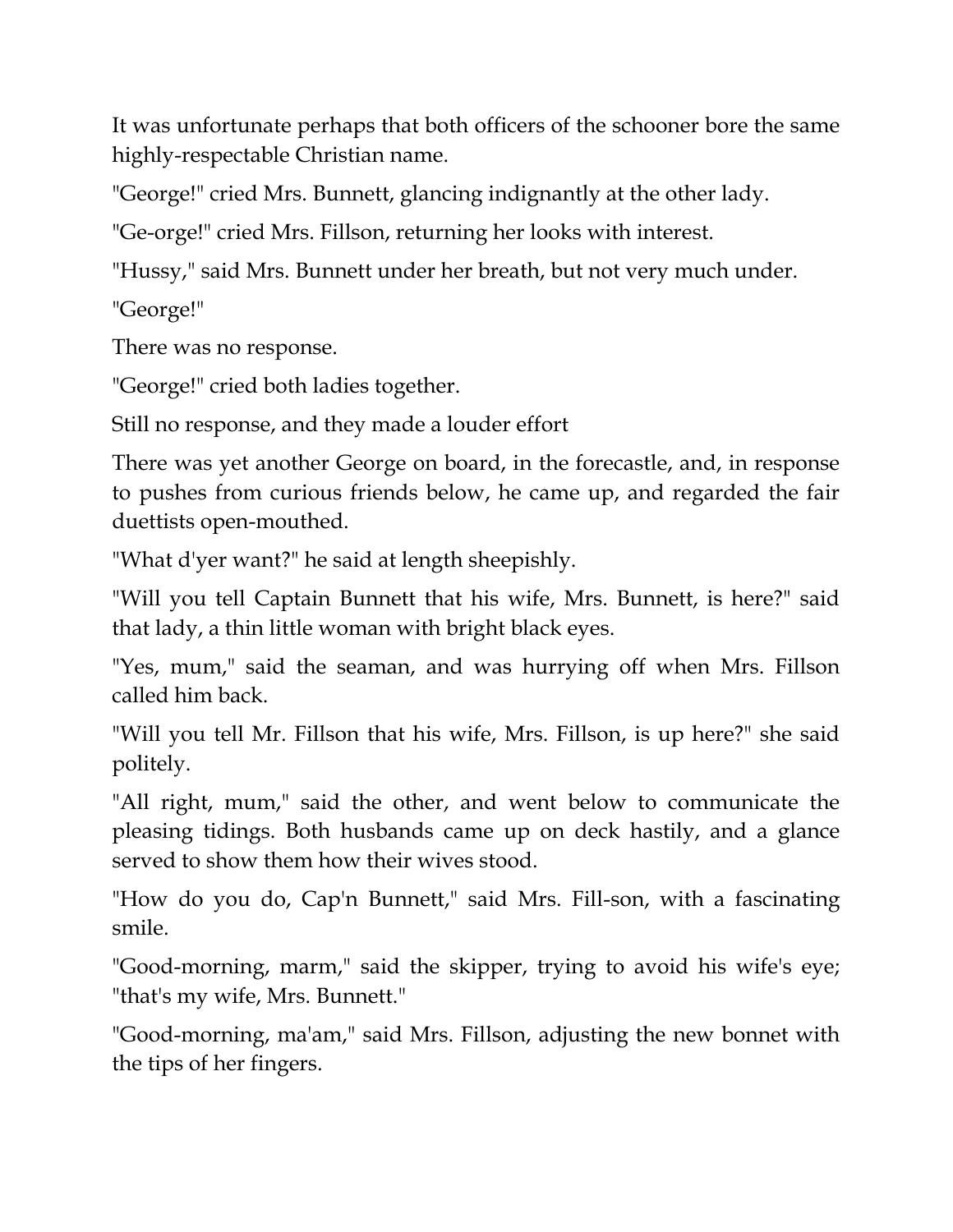It was unfortunate perhaps that both officers of the schooner bore the same highly-respectable Christian name.

"George!" cried Mrs. Bunnett, glancing indignantly at the other lady.

"Ge-orge!" cried Mrs. Fillson, returning her looks with interest.

"Hussy," said Mrs. Bunnett under her breath, but not very much under.

"George!"

There was no response.

"George!" cried both ladies together.

Still no response, and they made a louder effort

There was yet another George on board, in the forecastle, and, in response to pushes from curious friends below, he came up, and regarded the fair duettists open-mouthed.

"What d'yer want?" he said at length sheepishly.

"Will you tell Captain Bunnett that his wife, Mrs. Bunnett, is here?" said that lady, a thin little woman with bright black eyes.

"Yes, mum," said the seaman, and was hurrying off when Mrs. Fillson called him back.

"Will you tell Mr. Fillson that his wife, Mrs. Fillson, is up here?" she said politely.

"All right, mum," said the other, and went below to communicate the pleasing tidings. Both husbands came up on deck hastily, and a glance served to show them how their wives stood.

"How do you do, Cap'n Bunnett," said Mrs. Fill-son, with a fascinating smile.

"Good-morning, marm," said the skipper, trying to avoid his wife's eye; "that's my wife, Mrs. Bunnett."

"Good-morning, ma'am," said Mrs. Fillson, adjusting the new bonnet with the tips of her fingers.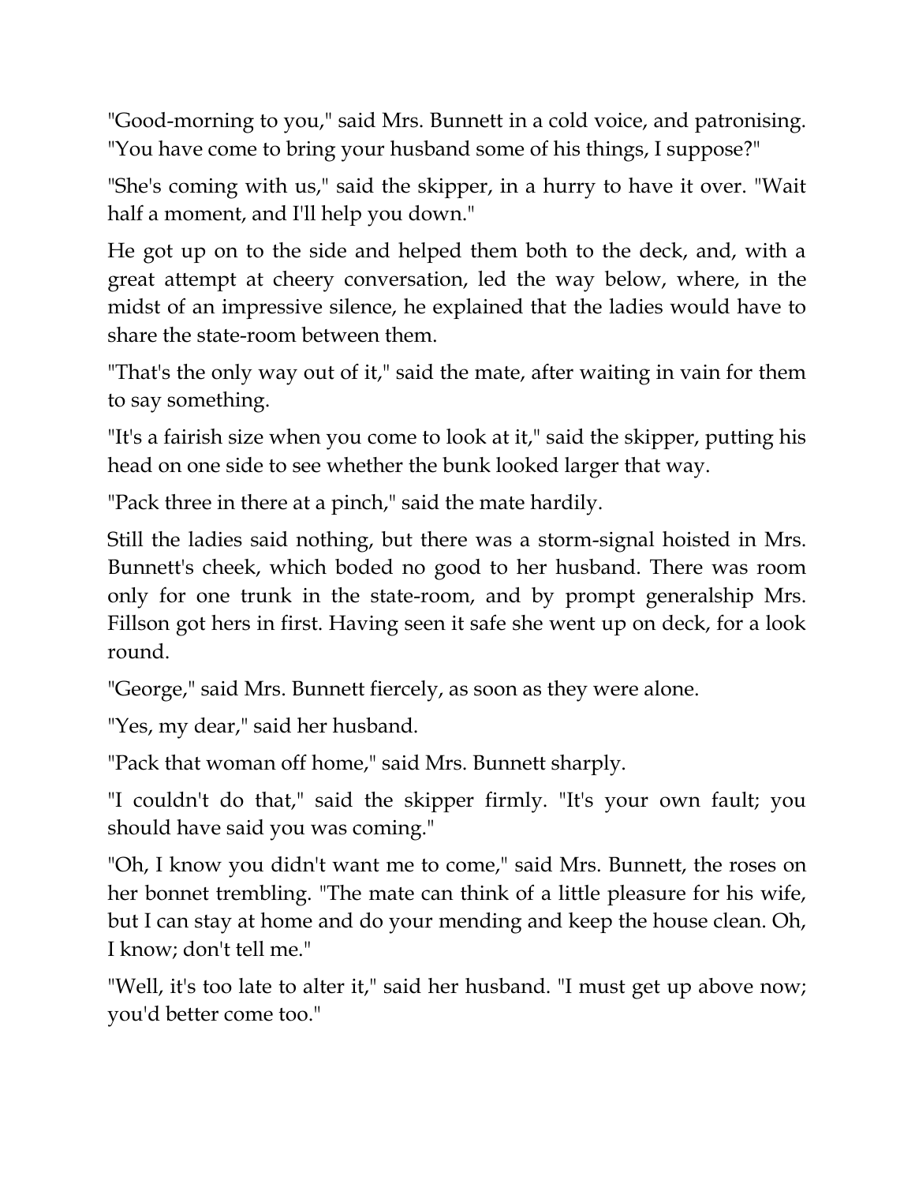"Good-morning to you," said Mrs. Bunnett in a cold voice, and patronising. "You have come to bring your husband some of his things, I suppose?"

"She's coming with us," said the skipper, in a hurry to have it over. "Wait half a moment, and I'll help you down."

He got up on to the side and helped them both to the deck, and, with a great attempt at cheery conversation, led the way below, where, in the midst of an impressive silence, he explained that the ladies would have to share the state-room between them.

"That's the only way out of it," said the mate, after waiting in vain for them to say something.

"It's a fairish size when you come to look at it," said the skipper, putting his head on one side to see whether the bunk looked larger that way.

"Pack three in there at a pinch," said the mate hardily.

Still the ladies said nothing, but there was a storm-signal hoisted in Mrs. Bunnett's cheek, which boded no good to her husband. There was room only for one trunk in the state-room, and by prompt generalship Mrs. Fillson got hers in first. Having seen it safe she went up on deck, for a look round.

"George," said Mrs. Bunnett fiercely, as soon as they were alone.

"Yes, my dear," said her husband.

"Pack that woman off home," said Mrs. Bunnett sharply.

"I couldn't do that," said the skipper firmly. "It's your own fault; you should have said you was coming."

"Oh, I know you didn't want me to come," said Mrs. Bunnett, the roses on her bonnet trembling. "The mate can think of a little pleasure for his wife, but I can stay at home and do your mending and keep the house clean. Oh, I know; don't tell me."

"Well, it's too late to alter it," said her husband. "I must get up above now; you'd better come too."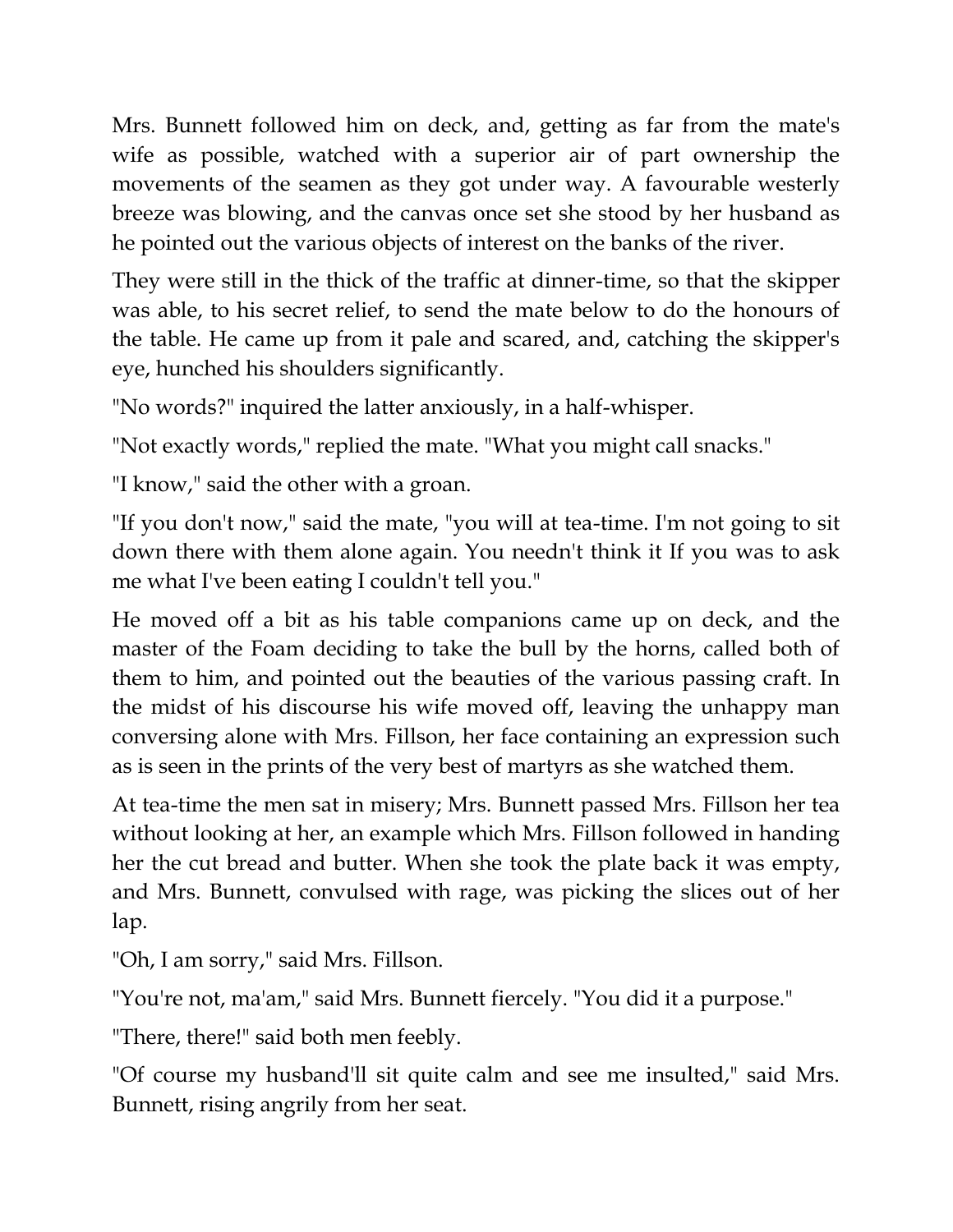Mrs. Bunnett followed him on deck, and, getting as far from the mate's wife as possible, watched with a superior air of part ownership the movements of the seamen as they got under way. A favourable westerly breeze was blowing, and the canvas once set she stood by her husband as he pointed out the various objects of interest on the banks of the river.

They were still in the thick of the traffic at dinner-time, so that the skipper was able, to his secret relief, to send the mate below to do the honours of the table. He came up from it pale and scared, and, catching the skipper's eye, hunched his shoulders significantly.

"No words?" inquired the latter anxiously, in a half-whisper.

"Not exactly words," replied the mate. "What you might call snacks."

"I know," said the other with a groan.

"If you don't now," said the mate, "you will at tea-time. I'm not going to sit down there with them alone again. You needn't think it If you was to ask me what I've been eating I couldn't tell you."

He moved off a bit as his table companions came up on deck, and the master of the Foam deciding to take the bull by the horns, called both of them to him, and pointed out the beauties of the various passing craft. In the midst of his discourse his wife moved off, leaving the unhappy man conversing alone with Mrs. Fillson, her face containing an expression such as is seen in the prints of the very best of martyrs as she watched them.

At tea-time the men sat in misery; Mrs. Bunnett passed Mrs. Fillson her tea without looking at her, an example which Mrs. Fillson followed in handing her the cut bread and butter. When she took the plate back it was empty, and Mrs. Bunnett, convulsed with rage, was picking the slices out of her lap.

"Oh, I am sorry," said Mrs. Fillson.

"You're not, ma'am," said Mrs. Bunnett fiercely. "You did it a purpose."

"There, there!" said both men feebly.

"Of course my husband'll sit quite calm and see me insulted," said Mrs. Bunnett, rising angrily from her seat.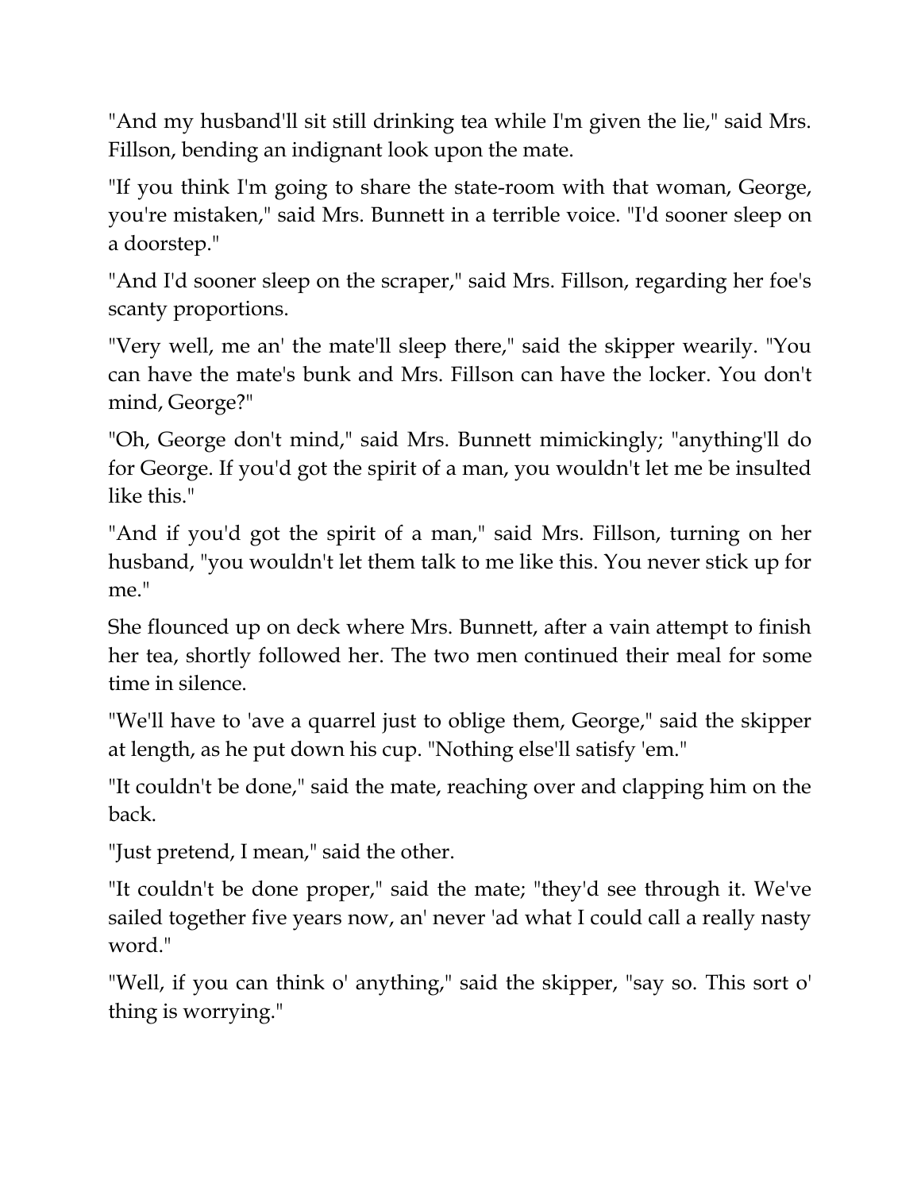"And my husband'll sit still drinking tea while I'm given the lie," said Mrs. Fillson, bending an indignant look upon the mate.

"If you think I'm going to share the state-room with that woman, George, you're mistaken," said Mrs. Bunnett in a terrible voice. "I'd sooner sleep on a doorstep."

"And I'd sooner sleep on the scraper," said Mrs. Fillson, regarding her foe's scanty proportions.

"Very well, me an' the mate'll sleep there," said the skipper wearily. "You can have the mate's bunk and Mrs. Fillson can have the locker. You don't mind, George?"

"Oh, George don't mind," said Mrs. Bunnett mimickingly; "anything'll do for George. If you'd got the spirit of a man, you wouldn't let me be insulted like this."

"And if you'd got the spirit of a man," said Mrs. Fillson, turning on her husband, "you wouldn't let them talk to me like this. You never stick up for me."

She flounced up on deck where Mrs. Bunnett, after a vain attempt to finish her tea, shortly followed her. The two men continued their meal for some time in silence.

"We'll have to 'ave a quarrel just to oblige them, George," said the skipper at length, as he put down his cup. "Nothing else'll satisfy 'em."

"It couldn't be done," said the mate, reaching over and clapping him on the back.

"Just pretend, I mean," said the other.

"It couldn't be done proper," said the mate; "they'd see through it. We've sailed together five years now, an' never 'ad what I could call a really nasty word."

"Well, if you can think o' anything," said the skipper, "say so. This sort o' thing is worrying."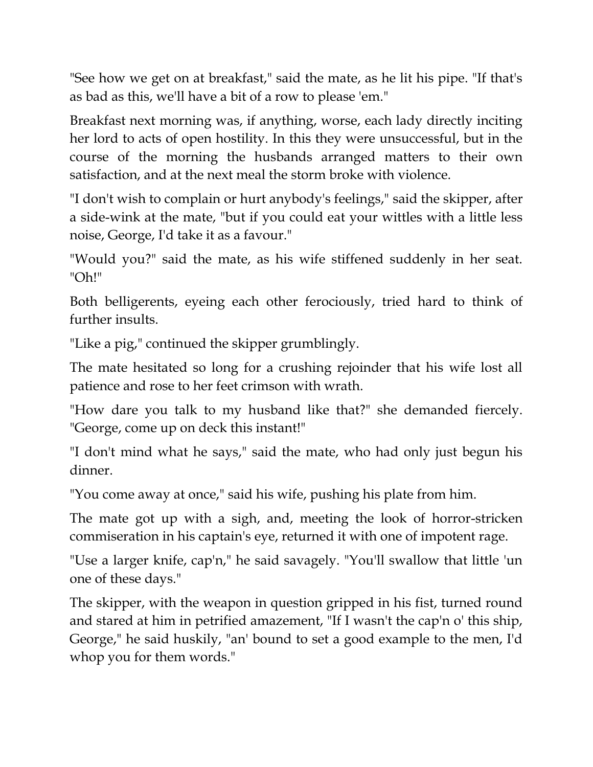"See how we get on at breakfast," said the mate, as he lit his pipe. "If that's as bad as this, we'll have a bit of a row to please 'em."

Breakfast next morning was, if anything, worse, each lady directly inciting her lord to acts of open hostility. In this they were unsuccessful, but in the course of the morning the husbands arranged matters to their own satisfaction, and at the next meal the storm broke with violence.

"I don't wish to complain or hurt anybody's feelings," said the skipper, after a side-wink at the mate, "but if you could eat your wittles with a little less noise, George, I'd take it as a favour."

"Would you?" said the mate, as his wife stiffened suddenly in her seat. "Oh!"

Both belligerents, eyeing each other ferociously, tried hard to think of further insults.

"Like a pig," continued the skipper grumblingly.

The mate hesitated so long for a crushing rejoinder that his wife lost all patience and rose to her feet crimson with wrath.

"How dare you talk to my husband like that?" she demanded fiercely. "George, come up on deck this instant!"

"I don't mind what he says," said the mate, who had only just begun his dinner.

"You come away at once," said his wife, pushing his plate from him.

The mate got up with a sigh, and, meeting the look of horror-stricken commiseration in his captain's eye, returned it with one of impotent rage.

"Use a larger knife, cap'n," he said savagely. "You'll swallow that little 'un one of these days."

The skipper, with the weapon in question gripped in his fist, turned round and stared at him in petrified amazement, "If I wasn't the cap'n o' this ship, George," he said huskily, "an' bound to set a good example to the men, I'd whop you for them words."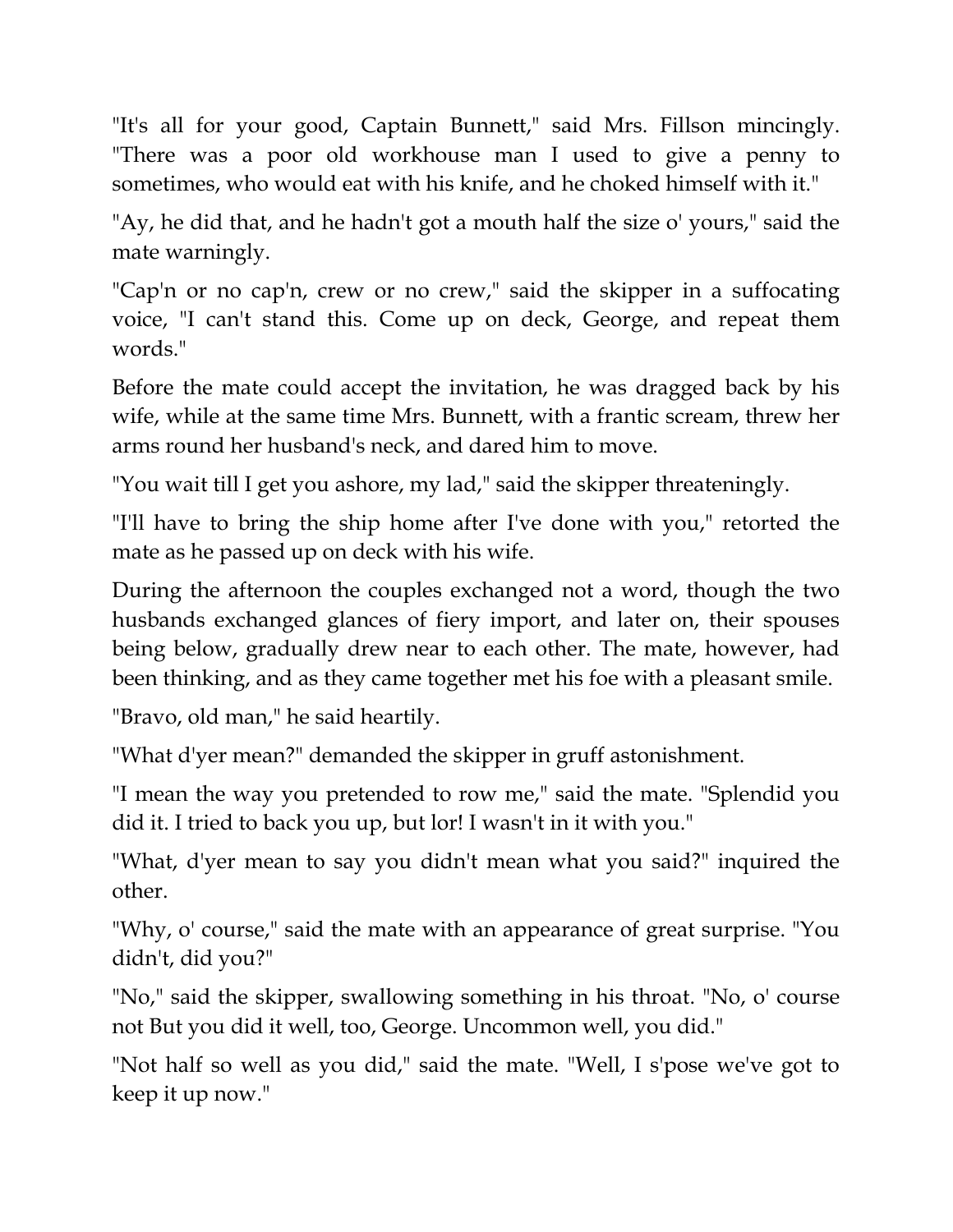"It's all for your good, Captain Bunnett," said Mrs. Fillson mincingly. "There was a poor old workhouse man I used to give a penny to sometimes, who would eat with his knife, and he choked himself with it."

"Ay, he did that, and he hadn't got a mouth half the size o' yours," said the mate warningly.

"Cap'n or no cap'n, crew or no crew," said the skipper in a suffocating voice, "I can't stand this. Come up on deck, George, and repeat them words."

Before the mate could accept the invitation, he was dragged back by his wife, while at the same time Mrs. Bunnett, with a frantic scream, threw her arms round her husband's neck, and dared him to move.

"You wait till I get you ashore, my lad," said the skipper threateningly.

"I'll have to bring the ship home after I've done with you," retorted the mate as he passed up on deck with his wife.

During the afternoon the couples exchanged not a word, though the two husbands exchanged glances of fiery import, and later on, their spouses being below, gradually drew near to each other. The mate, however, had been thinking, and as they came together met his foe with a pleasant smile.

"Bravo, old man," he said heartily.

"What d'yer mean?" demanded the skipper in gruff astonishment.

"I mean the way you pretended to row me," said the mate. "Splendid you did it. I tried to back you up, but lor! I wasn't in it with you."

"What, d'yer mean to say you didn't mean what you said?" inquired the other.

"Why, o' course," said the mate with an appearance of great surprise. "You didn't, did you?"

"No," said the skipper, swallowing something in his throat. "No, o' course not But you did it well, too, George. Uncommon well, you did."

"Not half so well as you did," said the mate. "Well, I s'pose we've got to keep it up now."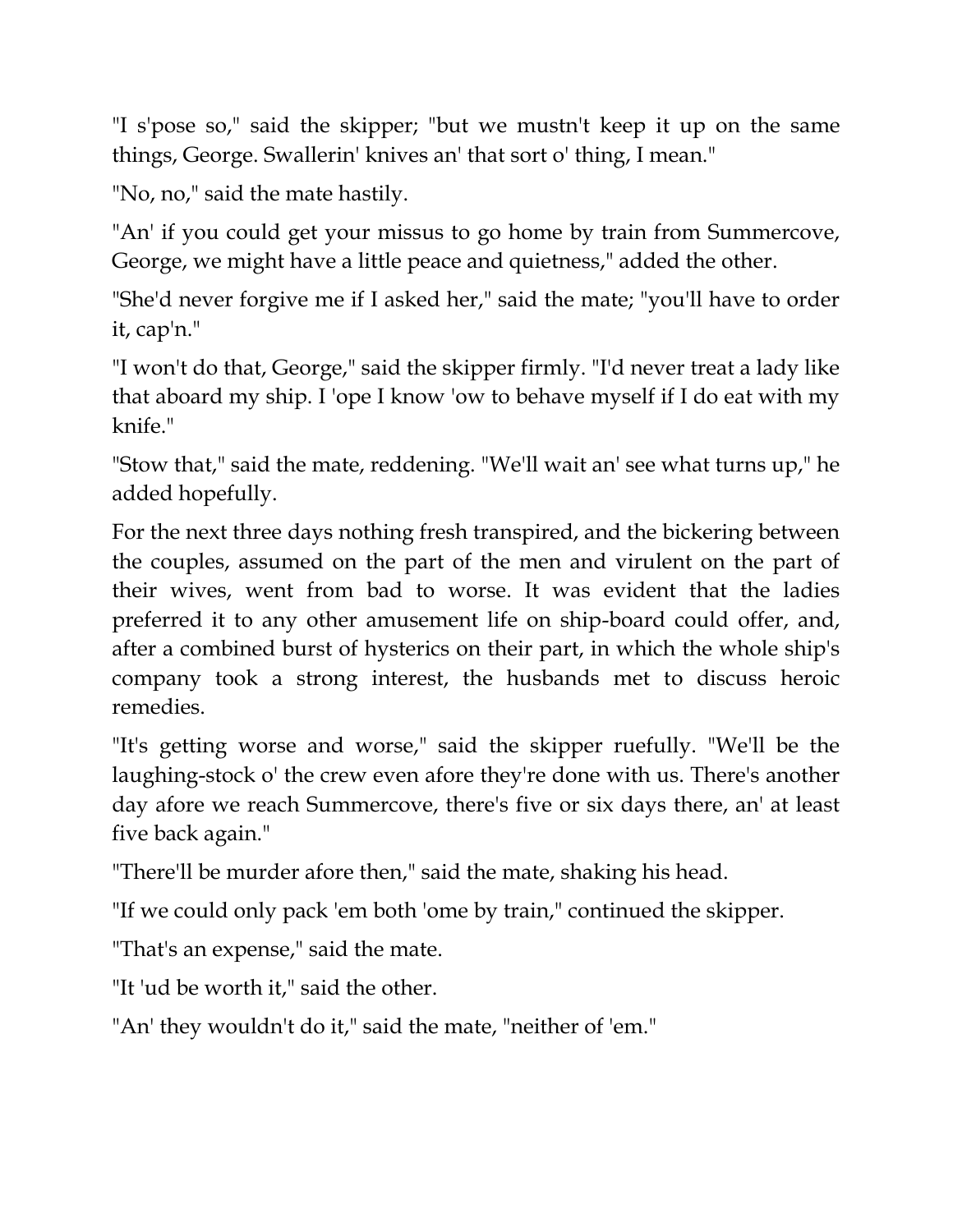"I s'pose so," said the skipper; "but we mustn't keep it up on the same things, George. Swallerin' knives an' that sort o' thing, I mean."

"No, no," said the mate hastily.

"An' if you could get your missus to go home by train from Summercove, George, we might have a little peace and quietness," added the other.

"She'd never forgive me if I asked her," said the mate; "you'll have to order it, cap'n."

"I won't do that, George," said the skipper firmly. "I'd never treat a lady like that aboard my ship. I 'ope I know 'ow to behave myself if I do eat with my knife."

"Stow that," said the mate, reddening. "We'll wait an' see what turns up," he added hopefully.

For the next three days nothing fresh transpired, and the bickering between the couples, assumed on the part of the men and virulent on the part of their wives, went from bad to worse. It was evident that the ladies preferred it to any other amusement life on ship-board could offer, and, after a combined burst of hysterics on their part, in which the whole ship's company took a strong interest, the husbands met to discuss heroic remedies.

"It's getting worse and worse," said the skipper ruefully. "We'll be the laughing-stock o' the crew even afore they're done with us. There's another day afore we reach Summercove, there's five or six days there, an' at least five back again."

"There'll be murder afore then," said the mate, shaking his head.

"If we could only pack 'em both 'ome by train," continued the skipper.

"That's an expense," said the mate.

"It 'ud be worth it," said the other.

"An' they wouldn't do it," said the mate, "neither of 'em."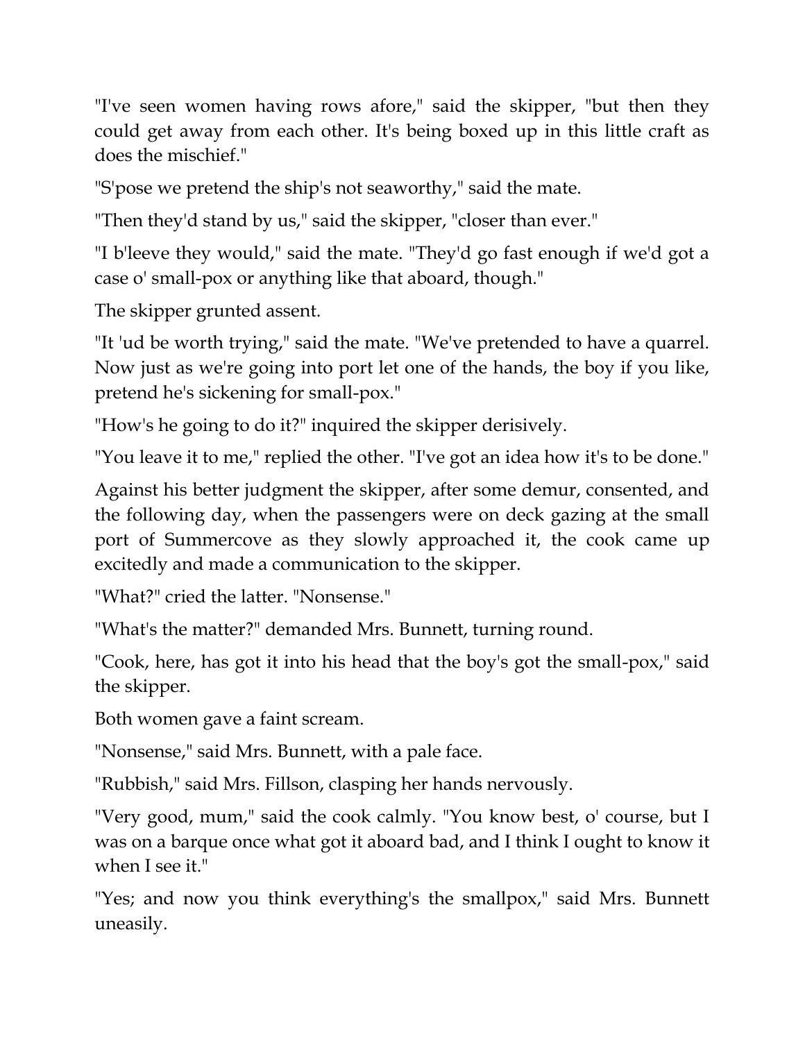"I've seen women having rows afore," said the skipper, "but then they could get away from each other. It's being boxed up in this little craft as does the mischief."

"S'pose we pretend the ship's not seaworthy," said the mate.

"Then they'd stand by us," said the skipper, "closer than ever."

"I b'leeve they would," said the mate. "They'd go fast enough if we'd got a case o' small-pox or anything like that aboard, though."

The skipper grunted assent.

"It 'ud be worth trying," said the mate. "We've pretended to have a quarrel. Now just as we're going into port let one of the hands, the boy if you like, pretend he's sickening for small-pox."

"How's he going to do it?" inquired the skipper derisively.

"You leave it to me," replied the other. "I've got an idea how it's to be done."

Against his better judgment the skipper, after some demur, consented, and the following day, when the passengers were on deck gazing at the small port of Summercove as they slowly approached it, the cook came up excitedly and made a communication to the skipper.

"What?" cried the latter. "Nonsense."

"What's the matter?" demanded Mrs. Bunnett, turning round.

"Cook, here, has got it into his head that the boy's got the small-pox," said the skipper.

Both women gave a faint scream.

"Nonsense," said Mrs. Bunnett, with a pale face.

"Rubbish," said Mrs. Fillson, clasping her hands nervously.

"Very good, mum," said the cook calmly. "You know best, o' course, but I was on a barque once what got it aboard bad, and I think I ought to know it when I see it."

"Yes; and now you think everything's the smallpox," said Mrs. Bunnett uneasily.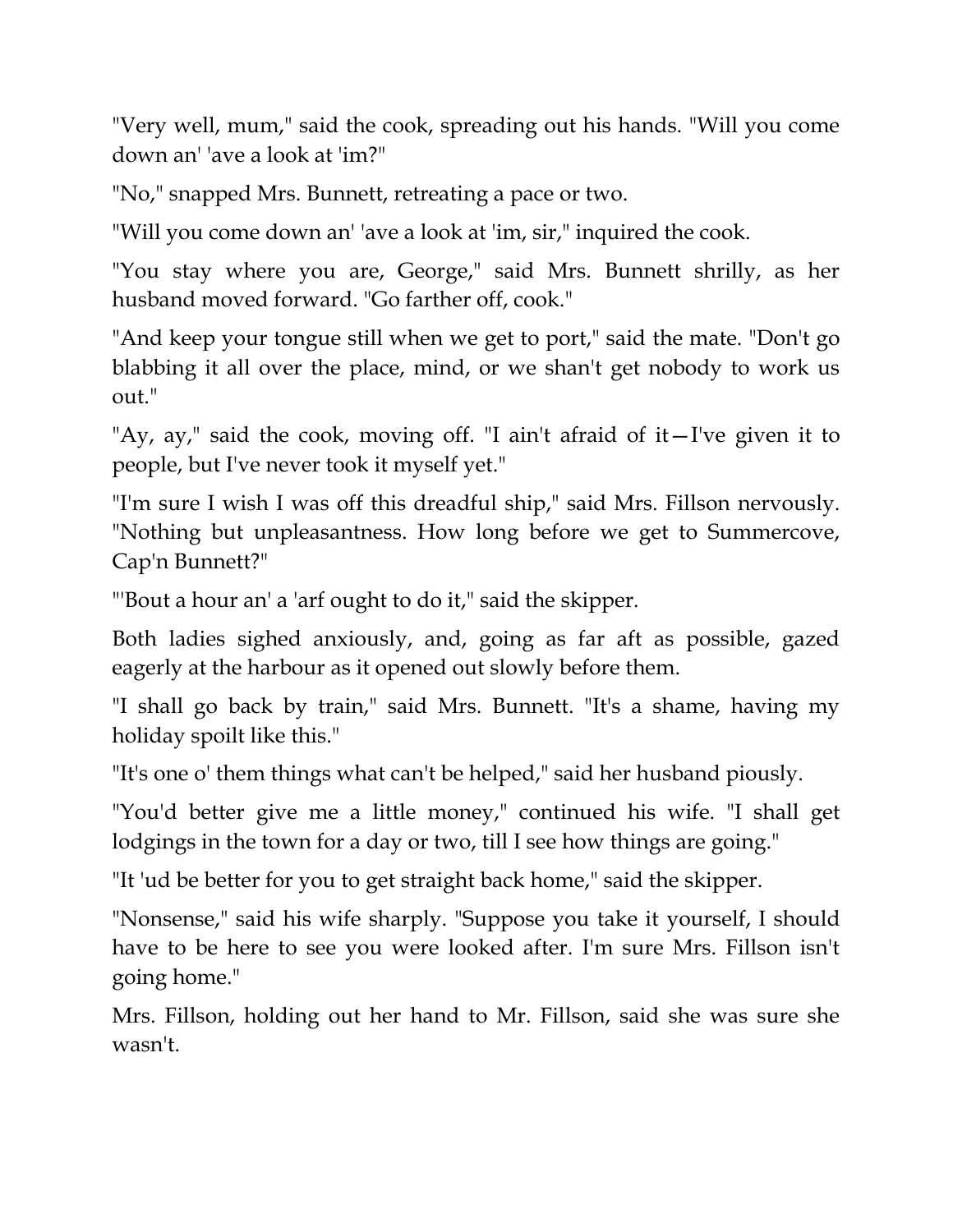"Very well, mum," said the cook, spreading out his hands. "Will you come down an' 'ave a look at 'im?"

"No," snapped Mrs. Bunnett, retreating a pace or two.

"Will you come down an' 'ave a look at 'im, sir," inquired the cook.

"You stay where you are, George," said Mrs. Bunnett shrilly, as her husband moved forward. "Go farther off, cook."

"And keep your tongue still when we get to port," said the mate. "Don't go blabbing it all over the place, mind, or we shan't get nobody to work us out."

"Ay, ay," said the cook, moving off. "I ain't afraid of it—I've given it to people, but I've never took it myself yet."

"I'm sure I wish I was off this dreadful ship," said Mrs. Fillson nervously. "Nothing but unpleasantness. How long before we get to Summercove, Cap'n Bunnett?"

"'Bout a hour an' a 'arf ought to do it," said the skipper.

Both ladies sighed anxiously, and, going as far aft as possible, gazed eagerly at the harbour as it opened out slowly before them.

"I shall go back by train," said Mrs. Bunnett. "It's a shame, having my holiday spoilt like this."

"It's one o' them things what can't be helped," said her husband piously.

"You'd better give me a little money," continued his wife. "I shall get lodgings in the town for a day or two, till I see how things are going."

"It 'ud be better for you to get straight back home," said the skipper.

"Nonsense," said his wife sharply. "Suppose you take it yourself, I should have to be here to see you were looked after. I'm sure Mrs. Fillson isn't going home."

Mrs. Fillson, holding out her hand to Mr. Fillson, said she was sure she wasn't.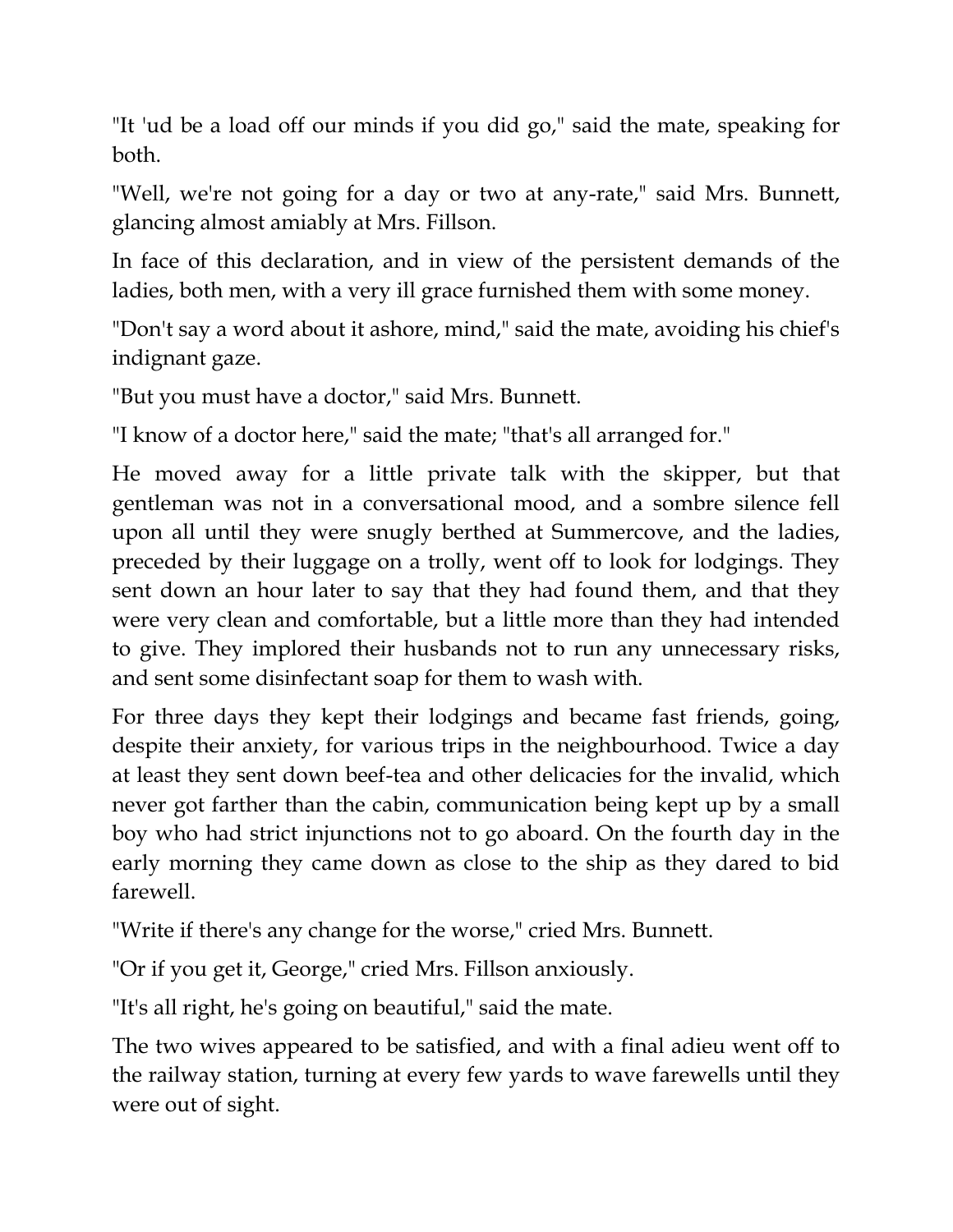"It 'ud be a load off our minds if you did go," said the mate, speaking for both.

"Well, we're not going for a day or two at any-rate," said Mrs. Bunnett, glancing almost amiably at Mrs. Fillson.

In face of this declaration, and in view of the persistent demands of the ladies, both men, with a very ill grace furnished them with some money.

"Don't say a word about it ashore, mind," said the mate, avoiding his chief's indignant gaze.

"But you must have a doctor," said Mrs. Bunnett.

"I know of a doctor here," said the mate; "that's all arranged for."

He moved away for a little private talk with the skipper, but that gentleman was not in a conversational mood, and a sombre silence fell upon all until they were snugly berthed at Summercove, and the ladies, preceded by their luggage on a trolly, went off to look for lodgings. They sent down an hour later to say that they had found them, and that they were very clean and comfortable, but a little more than they had intended to give. They implored their husbands not to run any unnecessary risks, and sent some disinfectant soap for them to wash with.

For three days they kept their lodgings and became fast friends, going, despite their anxiety, for various trips in the neighbourhood. Twice a day at least they sent down beef-tea and other delicacies for the invalid, which never got farther than the cabin, communication being kept up by a small boy who had strict injunctions not to go aboard. On the fourth day in the early morning they came down as close to the ship as they dared to bid farewell.

"Write if there's any change for the worse," cried Mrs. Bunnett.

"Or if you get it, George," cried Mrs. Fillson anxiously.

"It's all right, he's going on beautiful," said the mate.

The two wives appeared to be satisfied, and with a final adieu went off to the railway station, turning at every few yards to wave farewells until they were out of sight.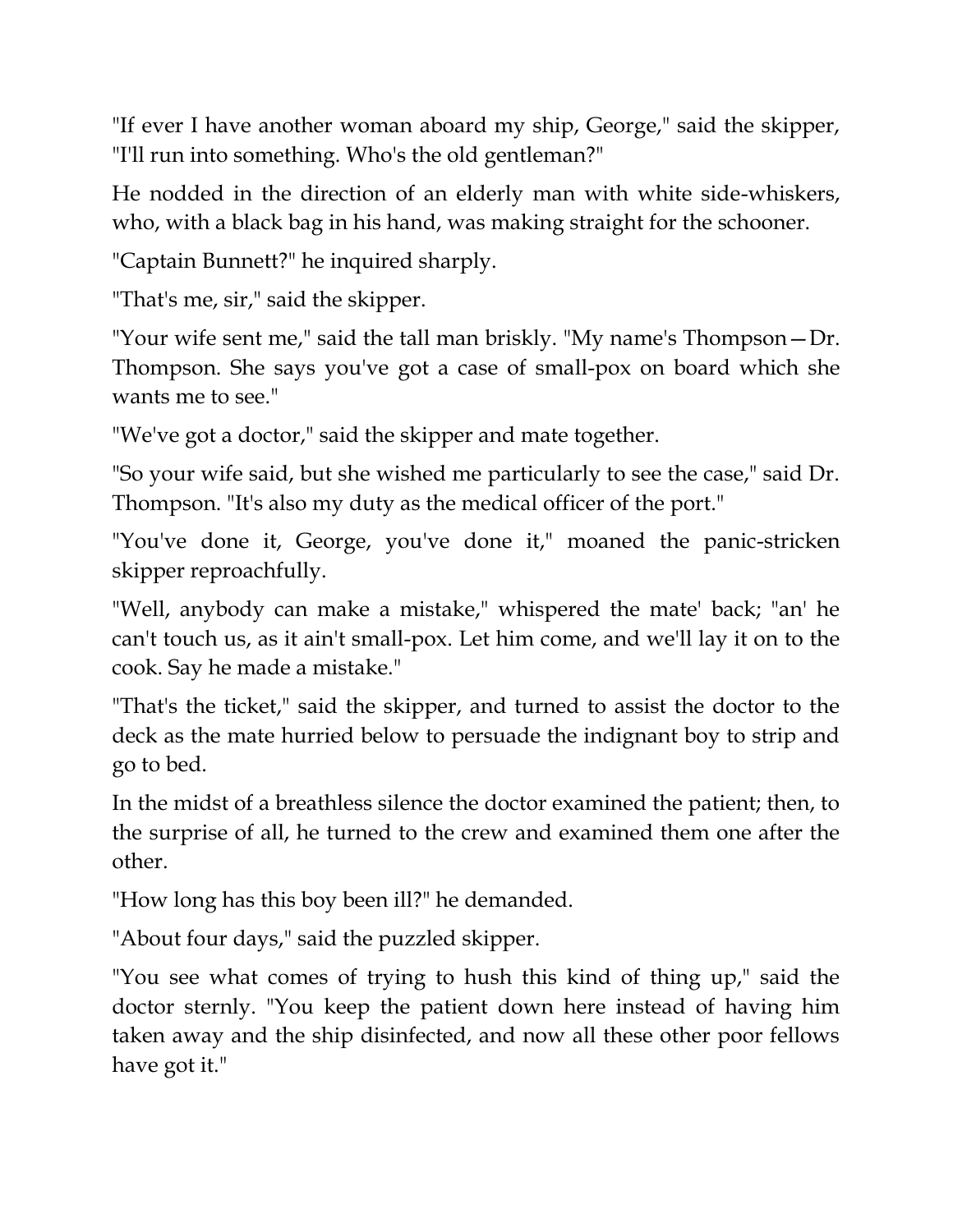"If ever I have another woman aboard my ship, George," said the skipper, "I'll run into something. Who's the old gentleman?"

He nodded in the direction of an elderly man with white side-whiskers, who, with a black bag in his hand, was making straight for the schooner.

"Captain Bunnett?" he inquired sharply.

"That's me, sir," said the skipper.

"Your wife sent me," said the tall man briskly. "My name's Thompson—Dr. Thompson. She says you've got a case of small-pox on board which she wants me to see."

"We've got a doctor," said the skipper and mate together.

"So your wife said, but she wished me particularly to see the case," said Dr. Thompson. "It's also my duty as the medical officer of the port."

"You've done it, George, you've done it," moaned the panic-stricken skipper reproachfully.

"Well, anybody can make a mistake," whispered the mate' back; "an' he can't touch us, as it ain't small-pox. Let him come, and we'll lay it on to the cook. Say he made a mistake."

"That's the ticket," said the skipper, and turned to assist the doctor to the deck as the mate hurried below to persuade the indignant boy to strip and go to bed.

In the midst of a breathless silence the doctor examined the patient; then, to the surprise of all, he turned to the crew and examined them one after the other.

"How long has this boy been ill?" he demanded.

"About four days," said the puzzled skipper.

"You see what comes of trying to hush this kind of thing up," said the doctor sternly. "You keep the patient down here instead of having him taken away and the ship disinfected, and now all these other poor fellows have got it."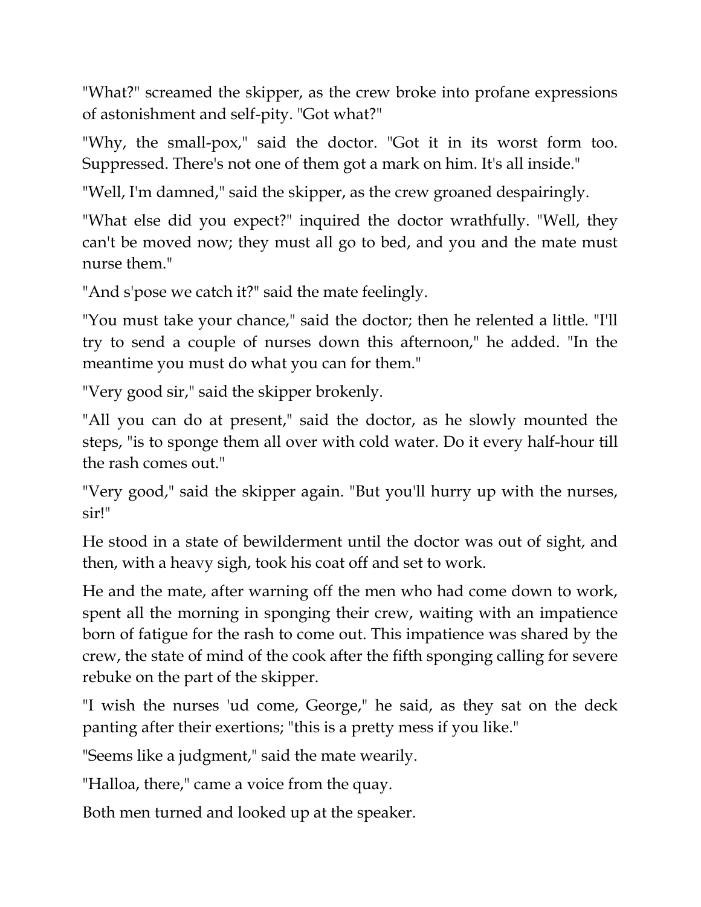"What?" screamed the skipper, as the crew broke into profane expressions of astonishment and self-pity. "Got what?"

"Why, the small-pox," said the doctor. "Got it in its worst form too. Suppressed. There's not one of them got a mark on him. It's all inside."

"Well, I'm damned," said the skipper, as the crew groaned despairingly.

"What else did you expect?" inquired the doctor wrathfully. "Well, they can't be moved now; they must all go to bed, and you and the mate must nurse them."

"And s'pose we catch it?" said the mate feelingly.

"You must take your chance," said the doctor; then he relented a little. "I'll try to send a couple of nurses down this afternoon," he added. "In the meantime you must do what you can for them."

"Very good sir," said the skipper brokenly.

"All you can do at present," said the doctor, as he slowly mounted the steps, "is to sponge them all over with cold water. Do it every half-hour till the rash comes out."

"Very good," said the skipper again. "But you'll hurry up with the nurses, sir!"

He stood in a state of bewilderment until the doctor was out of sight, and then, with a heavy sigh, took his coat off and set to work.

He and the mate, after warning off the men who had come down to work, spent all the morning in sponging their crew, waiting with an impatience born of fatigue for the rash to come out. This impatience was shared by the crew, the state of mind of the cook after the fifth sponging calling for severe rebuke on the part of the skipper.

"I wish the nurses 'ud come, George," he said, as they sat on the deck panting after their exertions; "this is a pretty mess if you like."

"Seems like a judgment," said the mate wearily.

"Halloa, there," came a voice from the quay.

Both men turned and looked up at the speaker.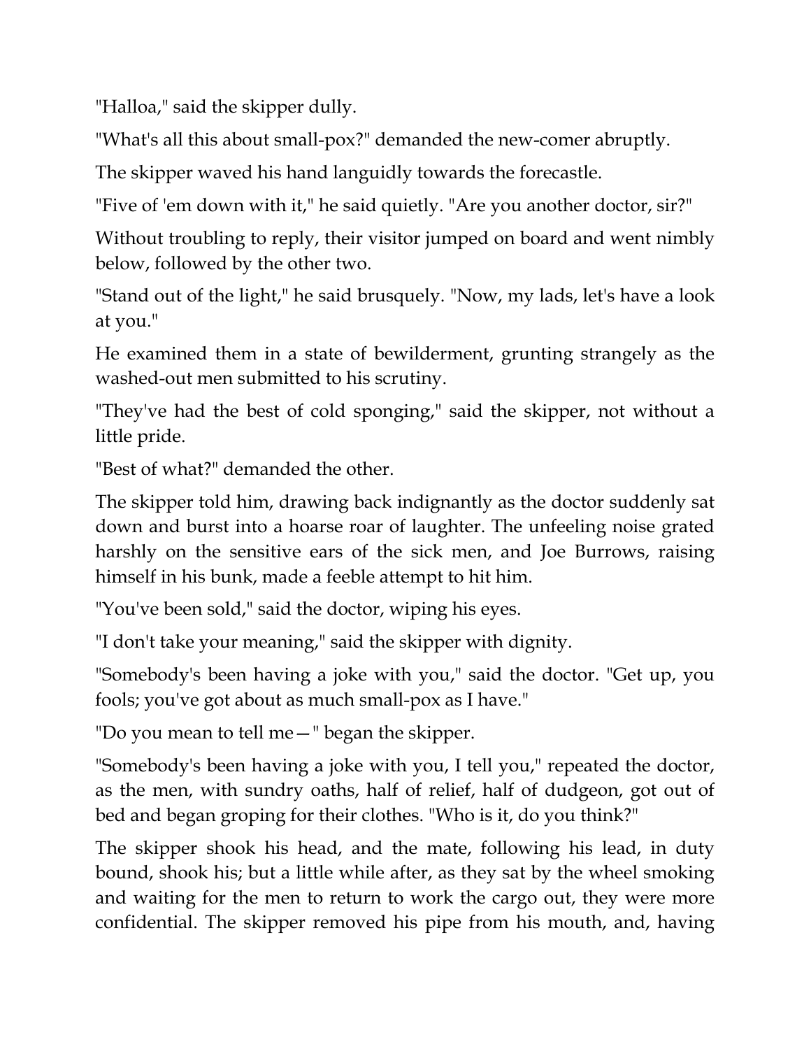"Halloa," said the skipper dully.

"What's all this about small-pox?" demanded the new-comer abruptly.

The skipper waved his hand languidly towards the forecastle.

"Five of 'em down with it," he said quietly. "Are you another doctor, sir?"

Without troubling to reply, their visitor jumped on board and went nimbly below, followed by the other two.

"Stand out of the light," he said brusquely. "Now, my lads, let's have a look at you."

He examined them in a state of bewilderment, grunting strangely as the washed-out men submitted to his scrutiny.

"They've had the best of cold sponging," said the skipper, not without a little pride.

"Best of what?" demanded the other.

The skipper told him, drawing back indignantly as the doctor suddenly sat down and burst into a hoarse roar of laughter. The unfeeling noise grated harshly on the sensitive ears of the sick men, and Joe Burrows, raising himself in his bunk, made a feeble attempt to hit him.

"You've been sold," said the doctor, wiping his eyes.

"I don't take your meaning," said the skipper with dignity.

"Somebody's been having a joke with you," said the doctor. "Get up, you fools; you've got about as much small-pox as I have."

"Do you mean to tell me—" began the skipper.

"Somebody's been having a joke with you, I tell you," repeated the doctor, as the men, with sundry oaths, half of relief, half of dudgeon, got out of bed and began groping for their clothes. "Who is it, do you think?"

The skipper shook his head, and the mate, following his lead, in duty bound, shook his; but a little while after, as they sat by the wheel smoking and waiting for the men to return to work the cargo out, they were more confidential. The skipper removed his pipe from his mouth, and, having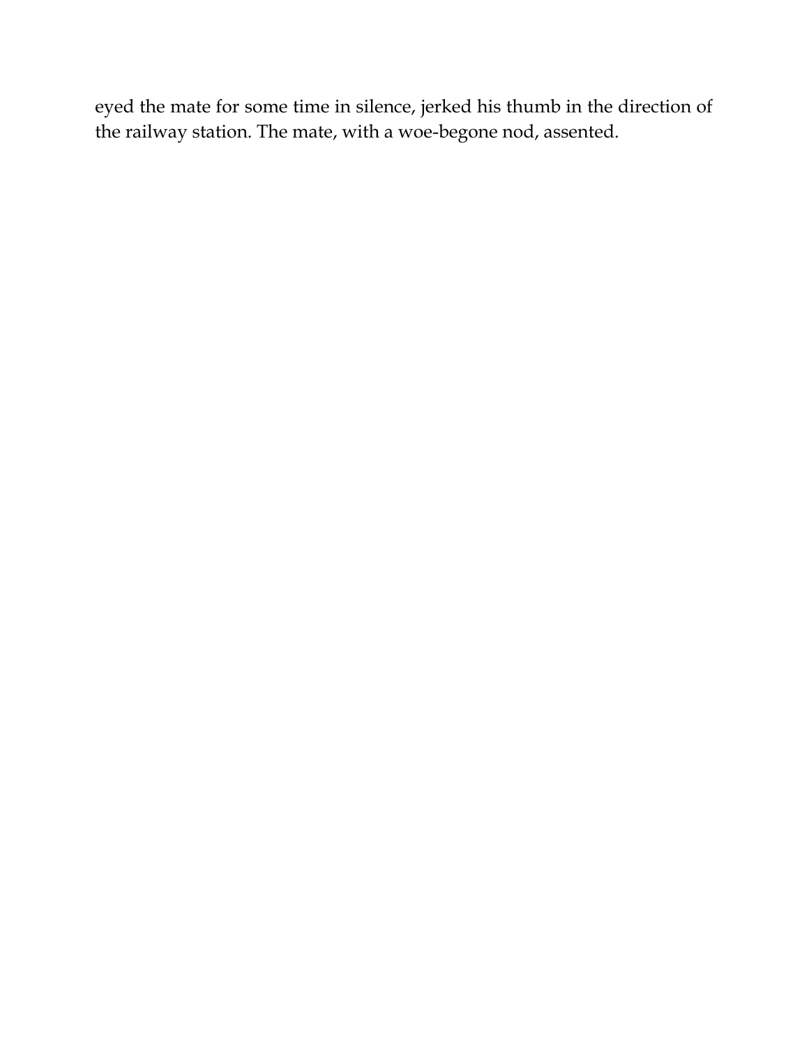eyed the mate for some time in silence, jerked his thumb in the direction of the railway station. The mate, with a woe-begone nod, assented.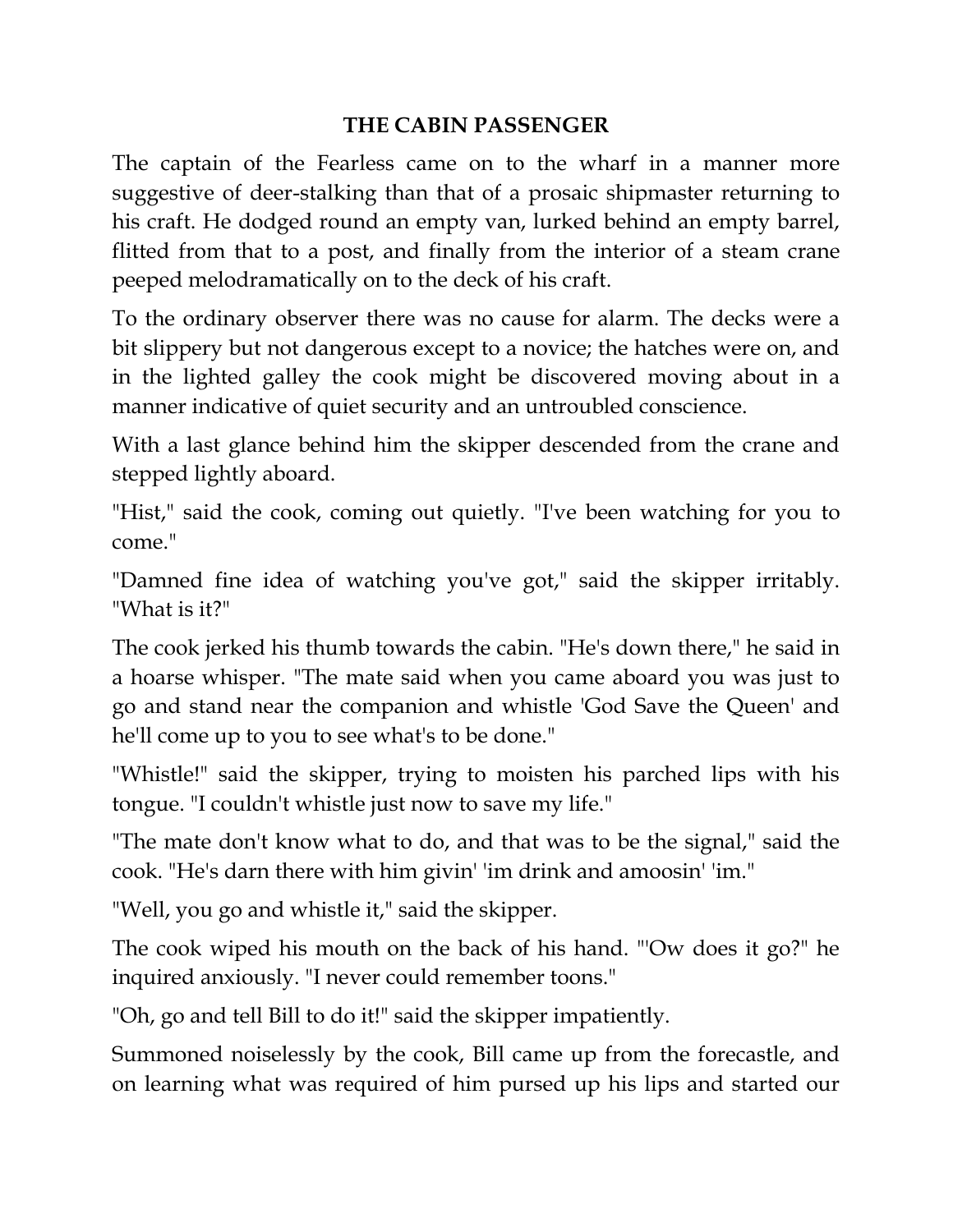## THE CABIN PASSENGER

The captain of the Fearless came on to the wharf in a manner more suggestive of deer-stalking than that of a prosaic shipmaster returning to his craft. He dodged round an empty van, lurked behind an empty barrel, flitted from that to a post, and finally from the interior of a steam crane peeped melodramatically on to the deck of his craft.

To the ordinary observer there was no cause for alarm. The decks were a bit slippery but not dangerous except to a novice; the hatches were on, and in the lighted galley the cook might be discovered moving about in a manner indicative of quiet security and an untroubled conscience.

With a last glance behind him the skipper descended from the crane and stepped lightly aboard.

"Hist," said the cook, coming out quietly. "I've been watching for you to come."

"Damned fine idea of watching you've got," said the skipper irritably. "What is it?"

The cook jerked his thumb towards the cabin. "He's down there," he said in a hoarse whisper. "The mate said when you came aboard you was just to go and stand near the companion and whistle 'God Save the Queen' and he'll come up to you to see what's to be done."

"Whistle!" said the skipper, trying to moisten his parched lips with his tongue. "I couldn't whistle just now to save my life."

"The mate don't know what to do, and that was to be the signal," said the cook. "He's darn there with him givin' 'im drink and amoosin' 'im."

"Well, you go and whistle it," said the skipper.

The cook wiped his mouth on the back of his hand. "'Ow does it go?" he inquired anxiously. "I never could remember toons."

"Oh, go and tell Bill to do it!" said the skipper impatiently.

Summoned noiselessly by the cook, Bill came up from the forecastle, and on learning what was required of him pursed up his lips and started our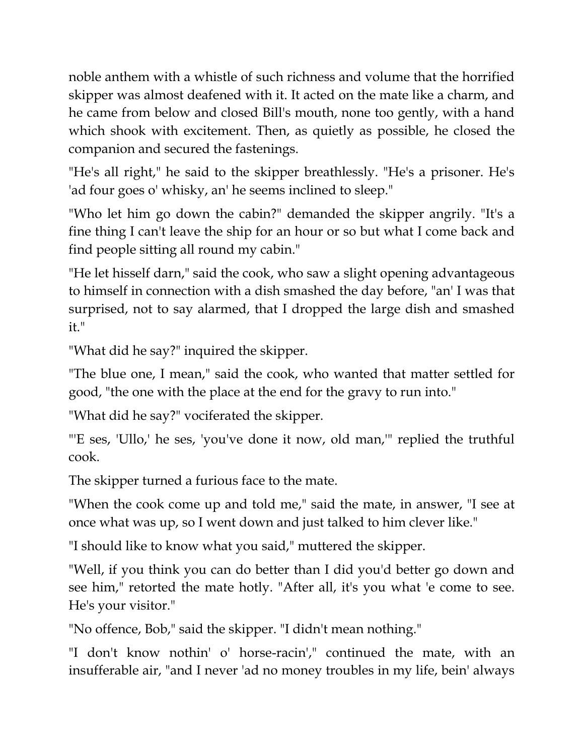noble anthem with a whistle of such richness and volume that the horrified skipper was almost deafened with it. It acted on the mate like a charm, and he came from below and closed Bill's mouth, none too gently, with a hand which shook with excitement. Then, as quietly as possible, he closed the companion and secured the fastenings.

"He's all right," he said to the skipper breathlessly. "He's a prisoner. He's 'ad four goes o' whisky, an' he seems inclined to sleep."

"Who let him go down the cabin?" demanded the skipper angrily. "It's a fine thing I can't leave the ship for an hour or so but what I come back and find people sitting all round my cabin."

"He let hisself darn," said the cook, who saw a slight opening advantageous to himself in connection with a dish smashed the day before, "an' I was that surprised, not to say alarmed, that I dropped the large dish and smashed it."

"What did he say?" inquired the skipper.

"The blue one, I mean," said the cook, who wanted that matter settled for good, "the one with the place at the end for the gravy to run into."

"What did he say?" vociferated the skipper.

"'E ses, 'Ullo,' he ses, 'you've done it now, old man,'" replied the truthful cook.

The skipper turned a furious face to the mate.

"When the cook come up and told me," said the mate, in answer, "I see at once what was up, so I went down and just talked to him clever like."

"I should like to know what you said," muttered the skipper.

"Well, if you think you can do better than I did you'd better go down and see him," retorted the mate hotly. "After all, it's you what 'e come to see. He's your visitor."

"No offence, Bob," said the skipper. "I didn't mean nothing."

"I don't know nothin' o' horse-racin'," continued the mate, with an insufferable air, "and I never 'ad no money troubles in my life, bein' always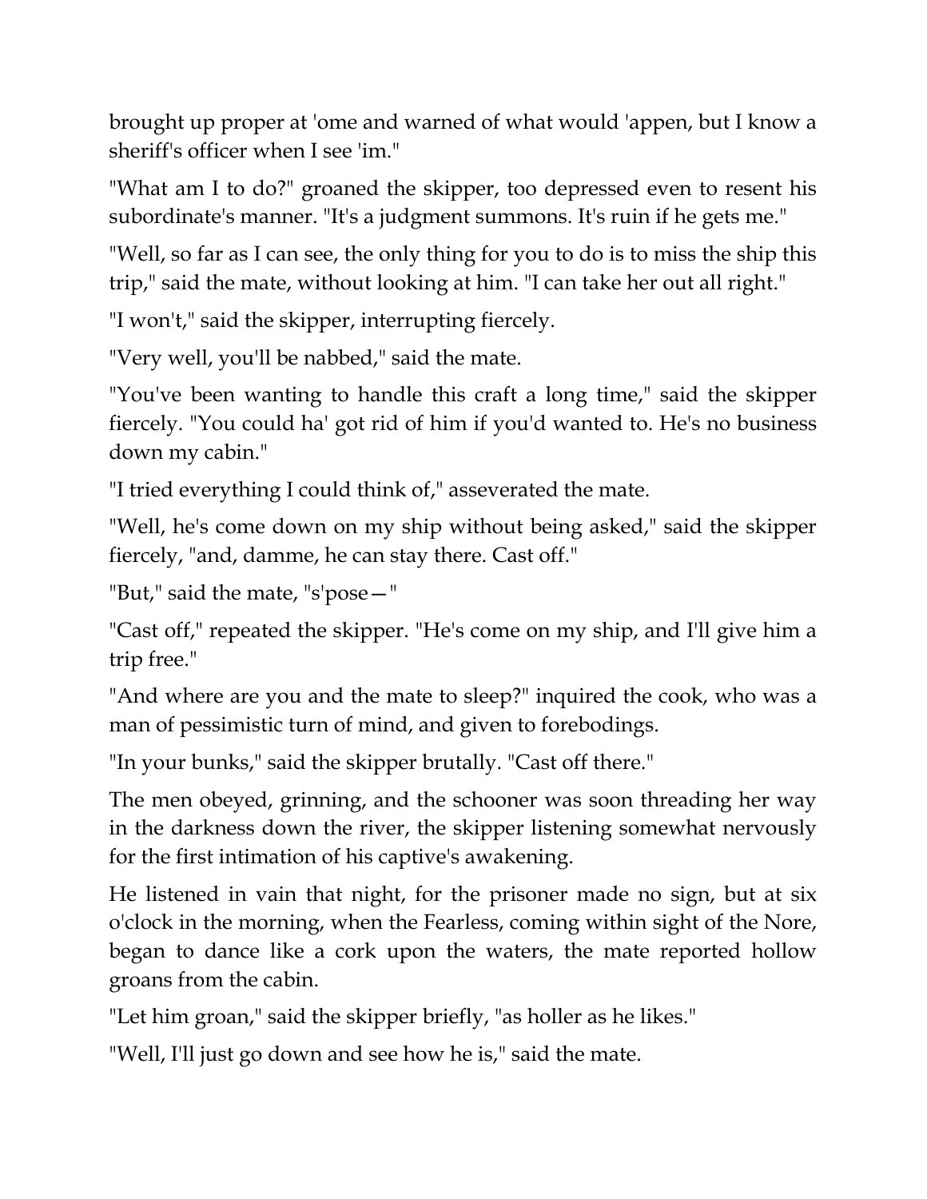brought up proper at 'ome and warned of what would 'appen, but I know a sheriff's officer when I see 'im."

"What am I to do?" groaned the skipper, too depressed even to resent his subordinate's manner. "It's a judgment summons. It's ruin if he gets me."

"Well, so far as I can see, the only thing for you to do is to miss the ship this trip," said the mate, without looking at him. "I can take her out all right."

"I won't," said the skipper, interrupting fiercely.

"Very well, you'll be nabbed," said the mate.

"You've been wanting to handle this craft a long time," said the skipper fiercely. "You could ha' got rid of him if you'd wanted to. He's no business down my cabin."

"I tried everything I could think of," asseverated the mate.

"Well, he's come down on my ship without being asked," said the skipper fiercely, "and, damme, he can stay there. Cast off."

"But," said the mate, "s'pose—"

"Cast off," repeated the skipper. "He's come on my ship, and I'll give him a trip free."

"And where are you and the mate to sleep?" inquired the cook, who was a man of pessimistic turn of mind, and given to forebodings.

"In your bunks," said the skipper brutally. "Cast off there."

The men obeyed, grinning, and the schooner was soon threading her way in the darkness down the river, the skipper listening somewhat nervously for the first intimation of his captive's awakening.

He listened in vain that night, for the prisoner made no sign, but at six o'clock in the morning, when the Fearless, coming within sight of the Nore, began to dance like a cork upon the waters, the mate reported hollow groans from the cabin.

"Let him groan," said the skipper briefly, "as holler as he likes."

"Well, I'll just go down and see how he is," said the mate.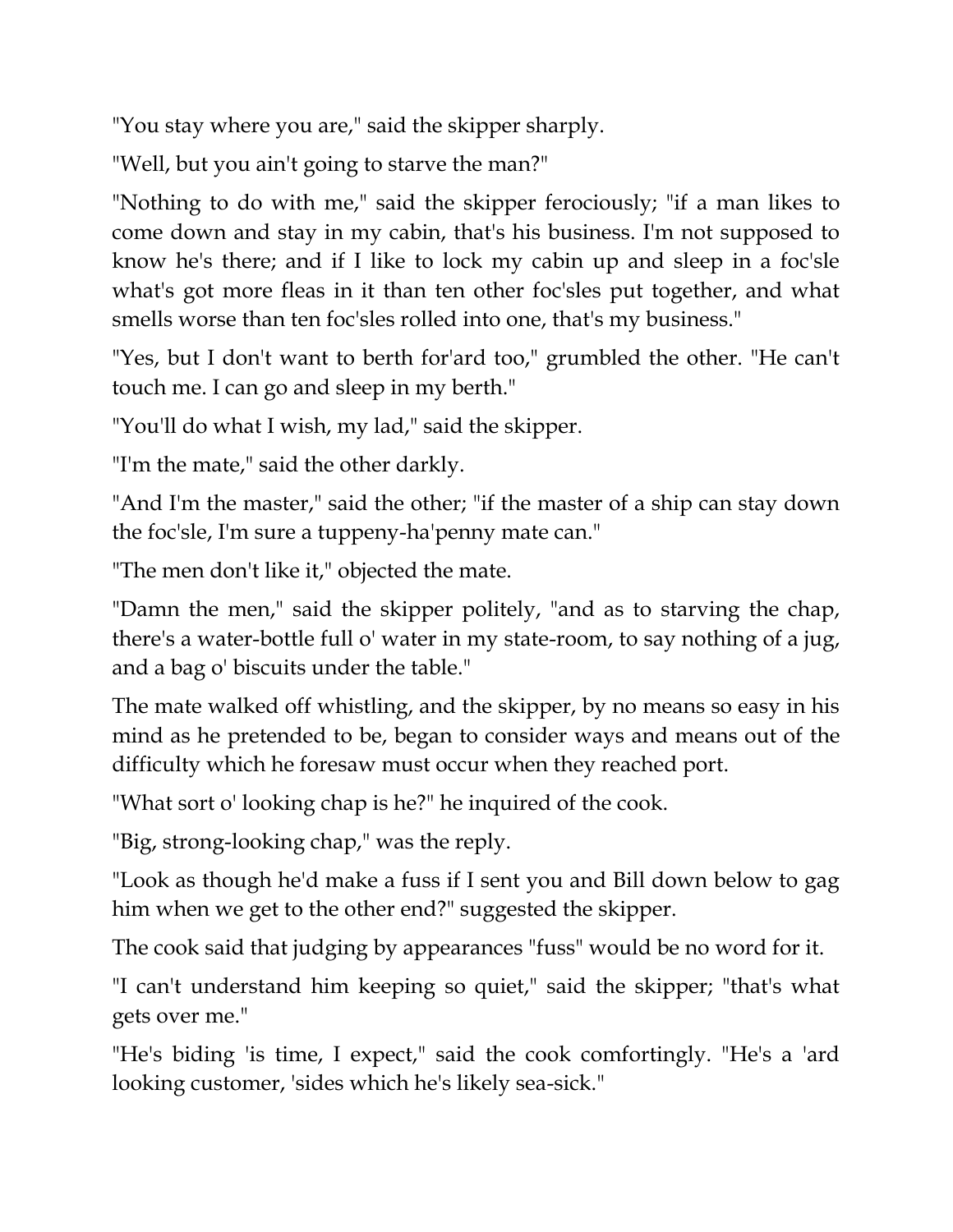"You stay where you are," said the skipper sharply.

"Well, but you ain't going to starve the man?"

"Nothing to do with me," said the skipper ferociously; "if a man likes to come down and stay in my cabin, that's his business. I'm not supposed to know he's there; and if I like to lock my cabin up and sleep in a foc'sle what's got more fleas in it than ten other foc'sles put together, and what smells worse than ten foc'sles rolled into one, that's my business."

"Yes, but I don't want to berth for'ard too," grumbled the other. "He can't touch me. I can go and sleep in my berth."

"You'll do what I wish, my lad," said the skipper.

"I'm the mate," said the other darkly.

"And I'm the master," said the other; "if the master of a ship can stay down the foc'sle, I'm sure a tuppeny-ha'penny mate can."

"The men don't like it," objected the mate.

"Damn the men," said the skipper politely, "and as to starving the chap, there's a water-bottle full o' water in my state-room, to say nothing of a jug, and a bag o' biscuits under the table."

The mate walked off whistling, and the skipper, by no means so easy in his mind as he pretended to be, began to consider ways and means out of the difficulty which he foresaw must occur when they reached port.

"What sort o' looking chap is he?" he inquired of the cook.

"Big, strong-looking chap," was the reply.

"Look as though he'd make a fuss if I sent you and Bill down below to gag him when we get to the other end?" suggested the skipper.

The cook said that judging by appearances "fuss" would be no word for it.

"I can't understand him keeping so quiet," said the skipper; "that's what gets over me."

"He's biding 'is time, I expect," said the cook comfortingly. "He's a 'ard looking customer, 'sides which he's likely sea-sick."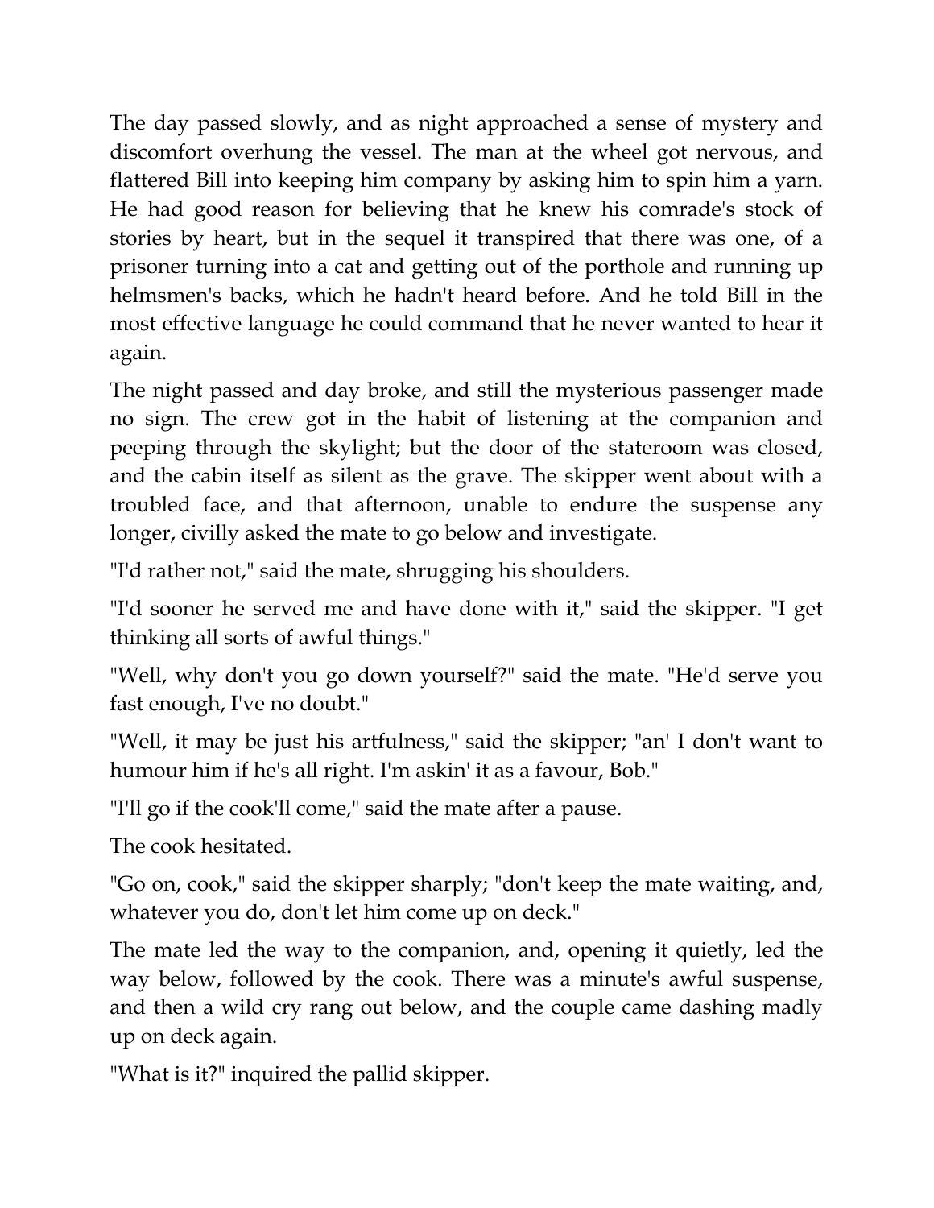The day passed slowly, and as night approached a sense of mystery and discomfort overhung the vessel. The man at the wheel got nervous, and flattered Bill into keeping him company by asking him to spin him a yarn. He had good reason for believing that he knew his comrade's stock of stories by heart, but in the sequel it transpired that there was one, of a prisoner turning into a cat and getting out of the porthole and running up helmsmen's backs, which he hadn't heard before. And he told Bill in the most effective language he could command that he never wanted to hear it again.

The night passed and day broke, and still the mysterious passenger made no sign. The crew got in the habit of listening at the companion and peeping through the skylight; but the door of the stateroom was closed, and the cabin itself as silent as the grave. The skipper went about with a troubled face, and that afternoon, unable to endure the suspense any longer, civilly asked the mate to go below and investigate.

"I'd rather not," said the mate, shrugging his shoulders.

"I'd sooner he served me and have done with it," said the skipper. "I get thinking all sorts of awful things."

"Well, why don't you go down yourself?" said the mate. "He'd serve you fast enough, I've no doubt."

"Well, it may be just his artfulness," said the skipper; "an' I don't want to humour him if he's all right. I'm askin' it as a favour, Bob."

"I'll go if the cook'll come," said the mate after a pause.

The cook hesitated.

"Go on, cook," said the skipper sharply; "don't keep the mate waiting, and, whatever you do, don't let him come up on deck."

The mate led the way to the companion, and, opening it quietly, led the way below, followed by the cook. There was a minute's awful suspense, and then a wild cry rang out below, and the couple came dashing madly up on deck again.

"What is it?" inquired the pallid skipper.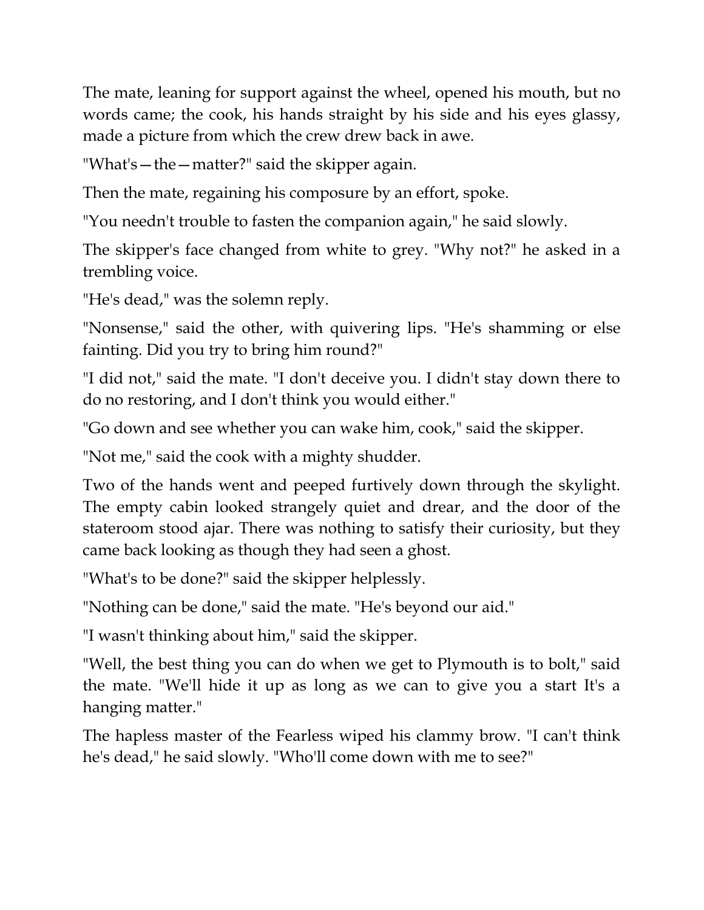The mate, leaning for support against the wheel, opened his mouth, but no words came; the cook, his hands straight by his side and his eyes glassy, made a picture from which the crew drew back in awe.

"What's—the—matter?" said the skipper again.

Then the mate, regaining his composure by an effort, spoke.

"You needn't trouble to fasten the companion again," he said slowly.

The skipper's face changed from white to grey. "Why not?" he asked in a trembling voice.

"He's dead," was the solemn reply.

"Nonsense," said the other, with quivering lips. "He's shamming or else fainting. Did you try to bring him round?"

"I did not," said the mate. "I don't deceive you. I didn't stay down there to do no restoring, and I don't think you would either."

"Go down and see whether you can wake him, cook," said the skipper.

"Not me," said the cook with a mighty shudder.

Two of the hands went and peeped furtively down through the skylight. The empty cabin looked strangely quiet and drear, and the door of the stateroom stood ajar. There was nothing to satisfy their curiosity, but they came back looking as though they had seen a ghost.

"What's to be done?" said the skipper helplessly.

"Nothing can be done," said the mate. "He's beyond our aid."

"I wasn't thinking about him," said the skipper.

"Well, the best thing you can do when we get to Plymouth is to bolt," said the mate. "We'll hide it up as long as we can to give you a start It's a hanging matter."

The hapless master of the Fearless wiped his clammy brow. "I can't think he's dead," he said slowly. "Who'll come down with me to see?"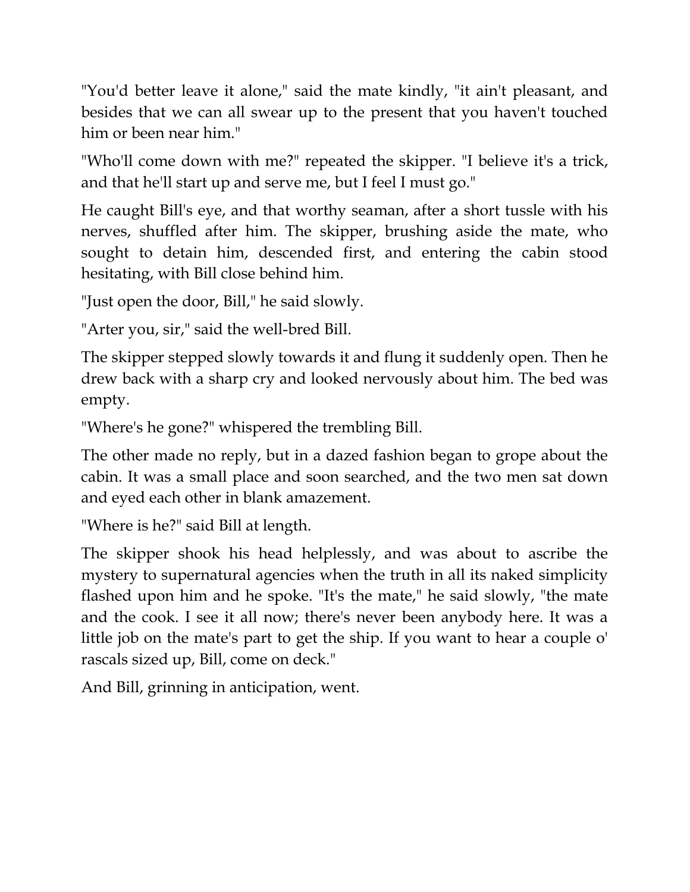"You'd better leave it alone," said the mate kindly, "it ain't pleasant, and besides that we can all swear up to the present that you haven't touched him or been near him."

"Who'll come down with me?" repeated the skipper. "I believe it's a trick, and that he'll start up and serve me, but I feel I must go."

He caught Bill's eye, and that worthy seaman, after a short tussle with his nerves, shuffled after him. The skipper, brushing aside the mate, who sought to detain him, descended first, and entering the cabin stood hesitating, with Bill close behind him.

"Just open the door, Bill," he said slowly.

"Arter you, sir," said the well-bred Bill.

The skipper stepped slowly towards it and flung it suddenly open. Then he drew back with a sharp cry and looked nervously about him. The bed was empty.

"Where's he gone?" whispered the trembling Bill.

The other made no reply, but in a dazed fashion began to grope about the cabin. It was a small place and soon searched, and the two men sat down and eyed each other in blank amazement.

"Where is he?" said Bill at length.

The skipper shook his head helplessly, and was about to ascribe the mystery to supernatural agencies when the truth in all its naked simplicity flashed upon him and he spoke. "It's the mate," he said slowly, "the mate and the cook. I see it all now; there's never been anybody here. It was a little job on the mate's part to get the ship. If you want to hear a couple o' rascals sized up, Bill, come on deck."

And Bill, grinning in anticipation, went.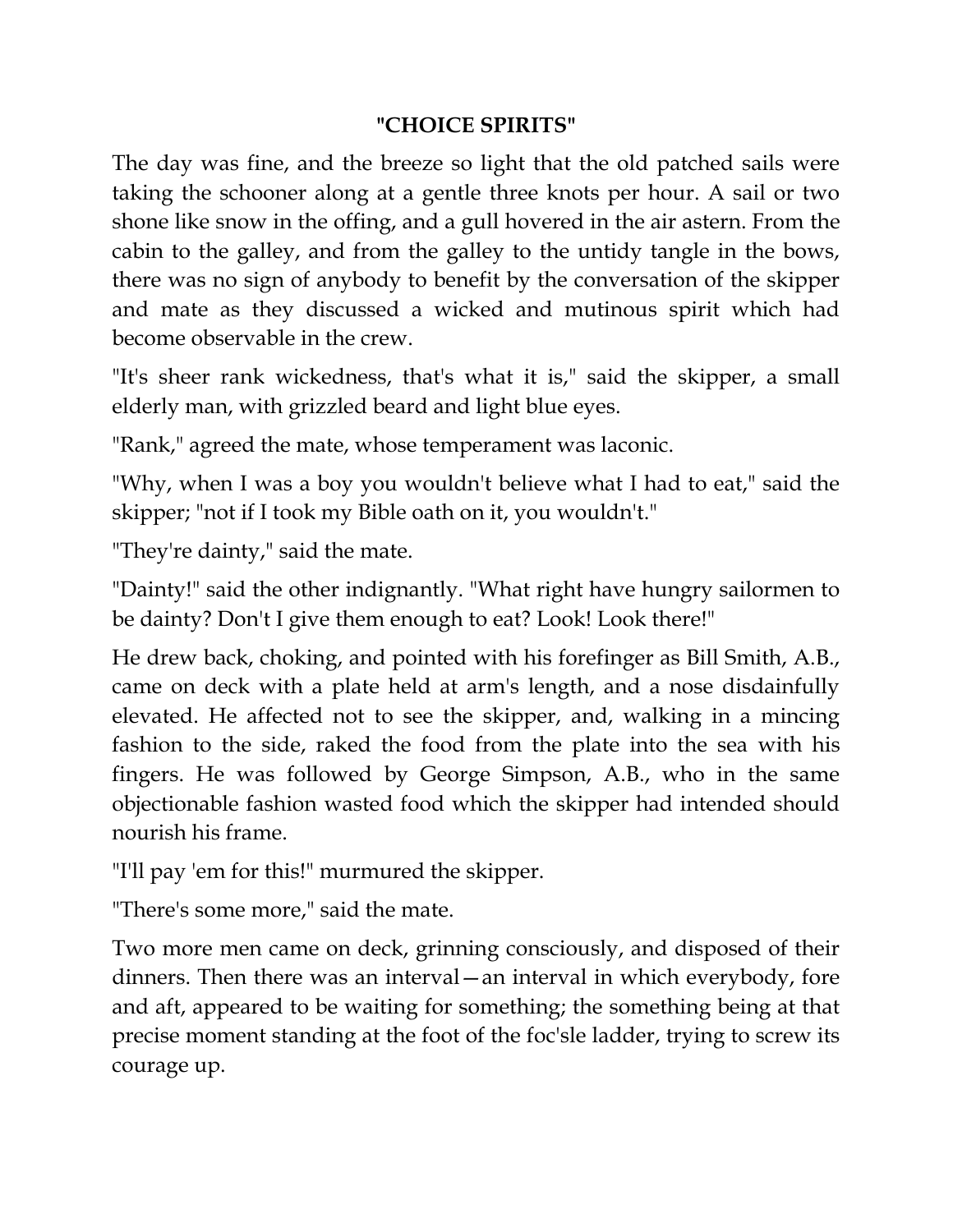## "CHOICE SPIRITS"

The day was fine, and the breeze so light that the old patched sails were taking the schooner along at a gentle three knots per hour. A sail or two shone like snow in the offing, and a gull hovered in the air astern. From the cabin to the galley, and from the galley to the untidy tangle in the bows, there was no sign of anybody to benefit by the conversation of the skipper and mate as they discussed a wicked and mutinous spirit which had become observable in the crew.

"It's sheer rank wickedness, that's what it is," said the skipper, a small elderly man, with grizzled beard and light blue eyes.

"Rank," agreed the mate, whose temperament was laconic.

"Why, when I was a boy you wouldn't believe what I had to eat," said the skipper; "not if I took my Bible oath on it, you wouldn't."

"They're dainty," said the mate.

"Dainty!" said the other indignantly. "What right have hungry sailormen to be dainty? Don't I give them enough to eat? Look! Look there!"

He drew back, choking, and pointed with his forefinger as Bill Smith, A.B., came on deck with a plate held at arm's length, and a nose disdainfully elevated. He affected not to see the skipper, and, walking in a mincing fashion to the side, raked the food from the plate into the sea with his fingers. He was followed by George Simpson, A.B., who in the same objectionable fashion wasted food which the skipper had intended should nourish his frame.

"I'll pay 'em for this!" murmured the skipper.

"There's some more," said the mate.

Two more men came on deck, grinning consciously, and disposed of their dinners. Then there was an interval—an interval in which everybody, fore and aft, appeared to be waiting for something; the something being at that precise moment standing at the foot of the foc'sle ladder, trying to screw its courage up.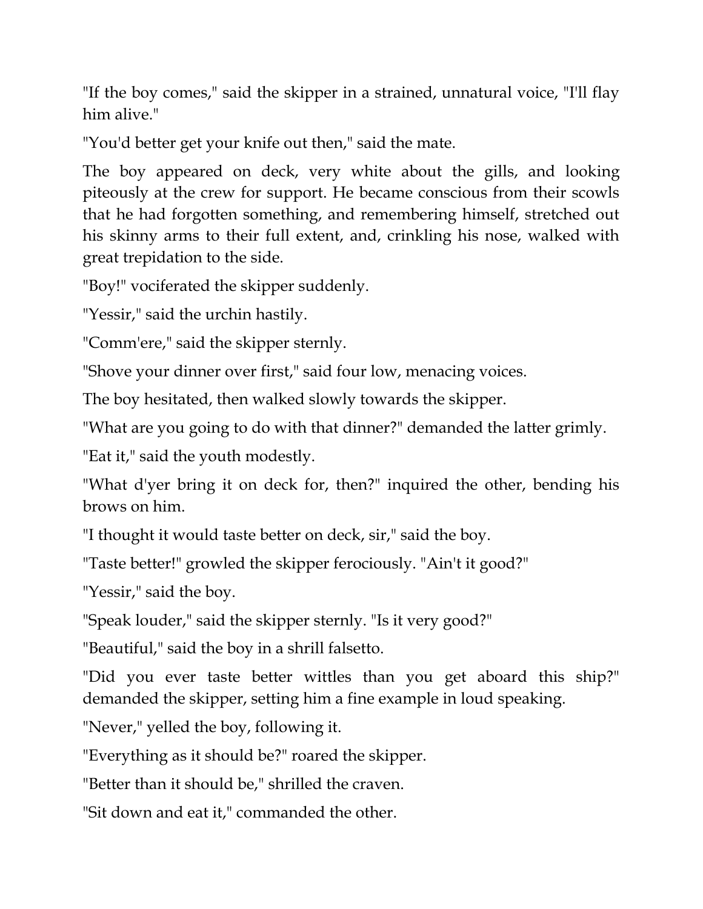"If the boy comes," said the skipper in a strained, unnatural voice, "I'll flay him alive."

"You'd better get your knife out then," said the mate.

The boy appeared on deck, very white about the gills, and looking piteously at the crew for support. He became conscious from their scowls that he had forgotten something, and remembering himself, stretched out his skinny arms to their full extent, and, crinkling his nose, walked with great trepidation to the side.

"Boy!" vociferated the skipper suddenly.

"Yessir," said the urchin hastily.

"Comm'ere," said the skipper sternly.

"Shove your dinner over first," said four low, menacing voices.

The boy hesitated, then walked slowly towards the skipper.

"What are you going to do with that dinner?" demanded the latter grimly.

"Eat it," said the youth modestly.

"What d'yer bring it on deck for, then?" inquired the other, bending his brows on him.

"I thought it would taste better on deck, sir," said the boy.

"Taste better!" growled the skipper ferociously. "Ain't it good?"

"Yessir," said the boy.

"Speak louder," said the skipper sternly. "Is it very good?"

"Beautiful," said the boy in a shrill falsetto.

"Did you ever taste better wittles than you get aboard this ship?" demanded the skipper, setting him a fine example in loud speaking.

"Never," yelled the boy, following it.

"Everything as it should be?" roared the skipper.

"Better than it should be," shrilled the craven.

"Sit down and eat it," commanded the other.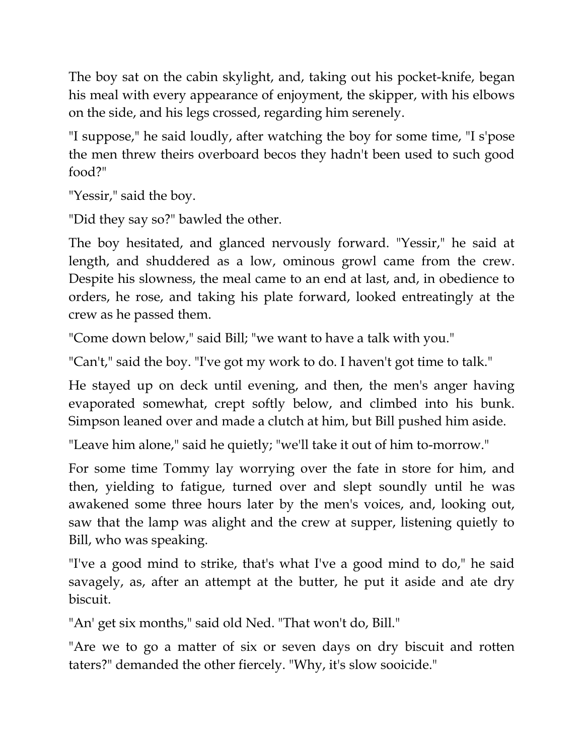The boy sat on the cabin skylight, and, taking out his pocket-knife, began his meal with every appearance of enjoyment, the skipper, with his elbows on the side, and his legs crossed, regarding him serenely.

"I suppose," he said loudly, after watching the boy for some time, "I s'pose the men threw theirs overboard becos they hadn't been used to such good food?"

"Yessir," said the boy.

"Did they say so?" bawled the other.

The boy hesitated, and glanced nervously forward. "Yessir," he said at length, and shuddered as a low, ominous growl came from the crew. Despite his slowness, the meal came to an end at last, and, in obedience to orders, he rose, and taking his plate forward, looked entreatingly at the crew as he passed them.

"Come down below," said Bill; "we want to have a talk with you."

"Can't," said the boy. "I've got my work to do. I haven't got time to talk."

He stayed up on deck until evening, and then, the men's anger having evaporated somewhat, crept softly below, and climbed into his bunk. Simpson leaned over and made a clutch at him, but Bill pushed him aside.

"Leave him alone," said he quietly; "we'll take it out of him to-morrow."

For some time Tommy lay worrying over the fate in store for him, and then, yielding to fatigue, turned over and slept soundly until he was awakened some three hours later by the men's voices, and, looking out, saw that the lamp was alight and the crew at supper, listening quietly to Bill, who was speaking.

"I've a good mind to strike, that's what I've a good mind to do," he said savagely, as, after an attempt at the butter, he put it aside and ate dry biscuit.

"An' get six months," said old Ned. "That won't do, Bill."

"Are we to go a matter of six or seven days on dry biscuit and rotten taters?" demanded the other fiercely. "Why, it's slow sooicide."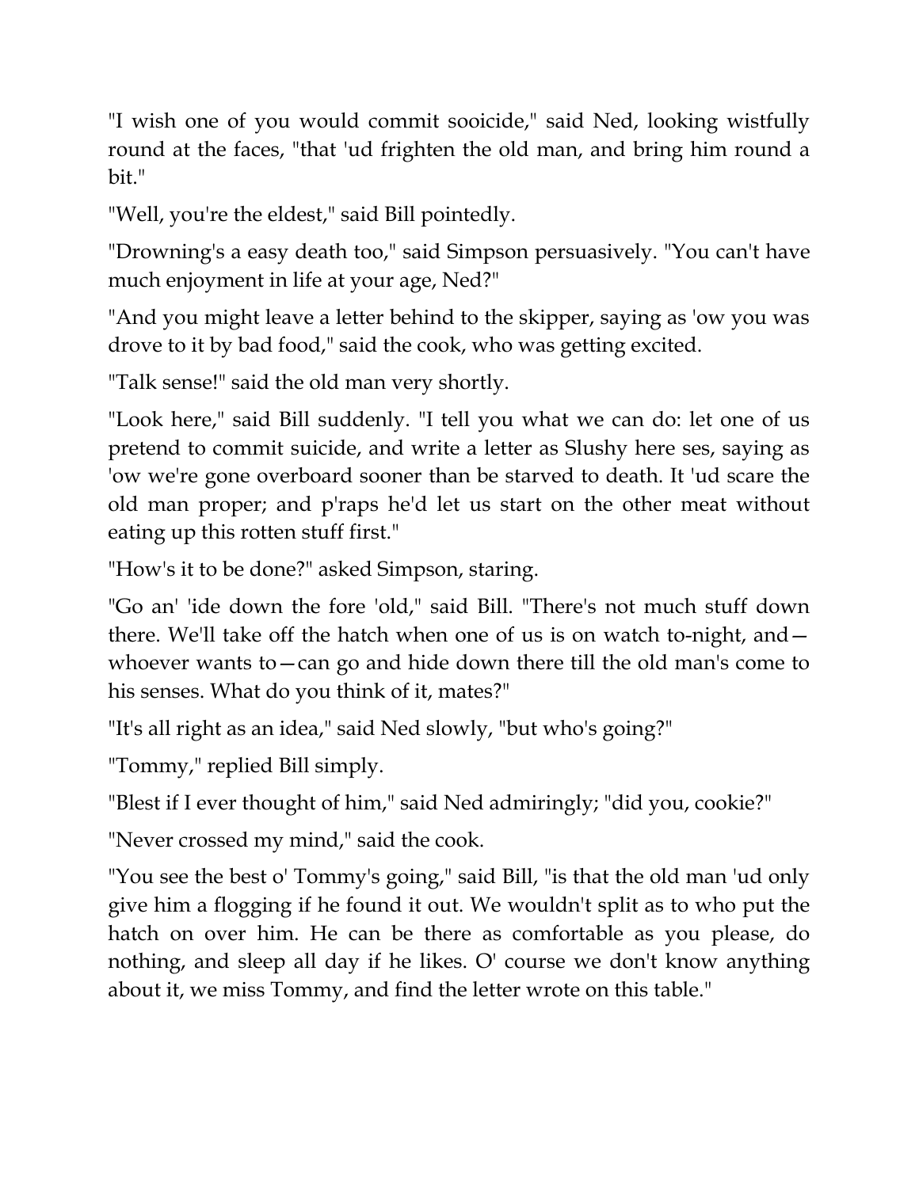"I wish one of you would commit sooicide," said Ned, looking wistfully round at the faces, "that 'ud frighten the old man, and bring him round a bit."

"Well, you're the eldest," said Bill pointedly.

"Drowning's a easy death too," said Simpson persuasively. "You can't have much enjoyment in life at your age, Ned?"

"And you might leave a letter behind to the skipper, saying as 'ow you was drove to it by bad food," said the cook, who was getting excited.

"Talk sense!" said the old man very shortly.

"Look here," said Bill suddenly. "I tell you what we can do: let one of us pretend to commit suicide, and write a letter as Slushy here ses, saying as 'ow we're gone overboard sooner than be starved to death. It 'ud scare the old man proper; and p'raps he'd let us start on the other meat without eating up this rotten stuff first."

"How's it to be done?" asked Simpson, staring.

"Go an' 'ide down the fore 'old," said Bill. "There's not much stuff down there. We'll take off the hatch when one of us is on watch to-night, and—whoever wants to—can go and hide down there till the old man's come to his senses. What do you think of it, mates?"

"It's all right as an idea," said Ned slowly, "but who's going?"

"Tommy," replied Bill simply.

"Blest if I ever thought of him," said Ned admiringly; "did you, cookie?"

"Never crossed my mind," said the cook.

"You see the best o' Tommy's going," said Bill, "is that the old man 'ud only give him a flogging if he found it out. We wouldn't split as to who put the hatch on over him. He can be there as comfortable as you please, do nothing, and sleep all day if he likes. O' course we don't know anything about it, we miss Tommy, and find the letter wrote on this table."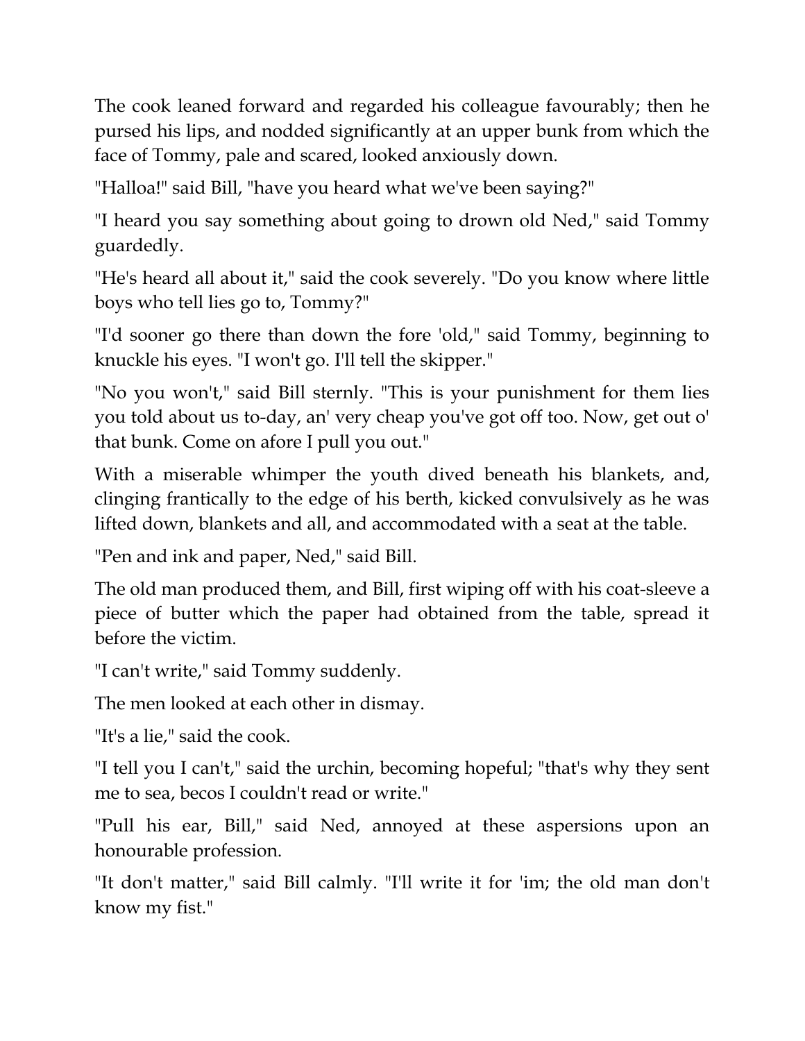The cook leaned forward and regarded his colleague favourably; then he pursed his lips, and nodded significantly at an upper bunk from which the face of Tommy, pale and scared, looked anxiously down.

"Halloa!" said Bill, "have you heard what we've been saying?"

"I heard you say something about going to drown old Ned," said Tommy guardedly.

"He's heard all about it," said the cook severely. "Do you know where little boys who tell lies go to, Tommy?"

"I'd sooner go there than down the fore 'old," said Tommy, beginning to knuckle his eyes. "I won't go. I'll tell the skipper."

"No you won't," said Bill sternly. "This is your punishment for them lies you told about us to-day, an' very cheap you've got off too. Now, get out o' that bunk. Come on afore I pull you out."

With a miserable whimper the youth dived beneath his blankets, and, clinging frantically to the edge of his berth, kicked convulsively as he was lifted down, blankets and all, and accommodated with a seat at the table.

"Pen and ink and paper, Ned," said Bill.

The old man produced them, and Bill, first wiping off with his coat-sleeve a piece of butter which the paper had obtained from the table, spread it before the victim.

"I can't write," said Tommy suddenly.

The men looked at each other in dismay.

"It's a lie," said the cook.

"I tell you I can't," said the urchin, becoming hopeful; "that's why they sent me to sea, becos I couldn't read or write."

"Pull his ear, Bill," said Ned, annoyed at these aspersions upon an honourable profession.

"It don't matter," said Bill calmly. "I'll write it for 'im; the old man don't know my fist."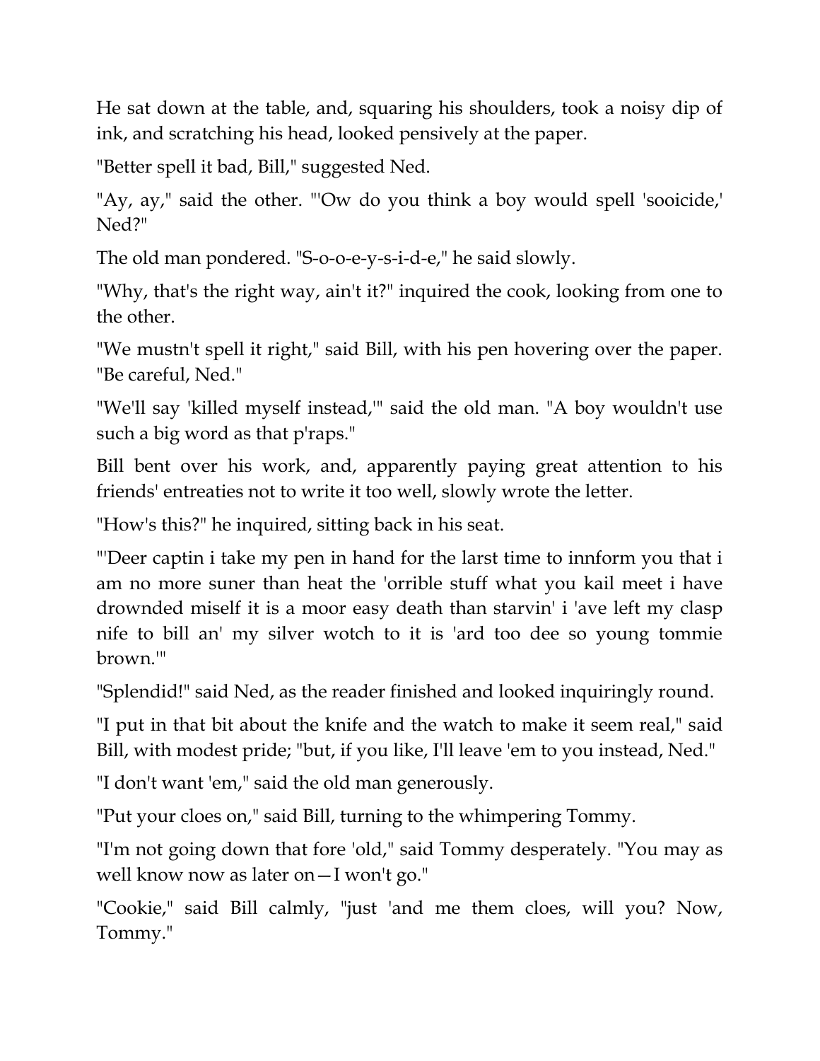He sat down at the table, and, squaring his shoulders, took a noisy dip of ink, and scratching his head, looked pensively at the paper.

"Better spell it bad, Bill," suggested Ned.

"Ay, ay," said the other. "'Ow do you think a boy would spell 'sooicide,' Ned?"

The old man pondered. "S-o-o-e-y-s-i-d-e," he said slowly.

"Why, that's the right way, ain't it?" inquired the cook, looking from one to the other.

"We mustn't spell it right," said Bill, with his pen hovering over the paper. "Be careful, Ned."

"We'll say 'killed myself instead,'" said the old man. "A boy wouldn't use such a big word as that p'raps."

Bill bent over his work, and, apparently paying great attention to his friends' entreaties not to write it too well, slowly wrote the letter.

"How's this?" he inquired, sitting back in his seat.

"'Deer captin i take my pen in hand for the larst time to innform you that i am no more suner than heat the 'orrible stuff what you kail meet i have drownded miself it is a moor easy death than starvin' i 'ave left my clasp nife to bill an' my silver wotch to it is 'ard too dee so young tommie brown.'"

"Splendid!" said Ned, as the reader finished and looked inquiringly round.

"I put in that bit about the knife and the watch to make it seem real," said Bill, with modest pride; "but, if you like, I'll leave 'em to you instead, Ned."

"I don't want 'em," said the old man generously.

"Put your cloes on," said Bill, turning to the whimpering Tommy.

"I'm not going down that fore 'old," said Tommy desperately. "You may as well know now as later on—I won't go."

"Cookie," said Bill calmly, "just 'and me them cloes, will you? Now, Tommy."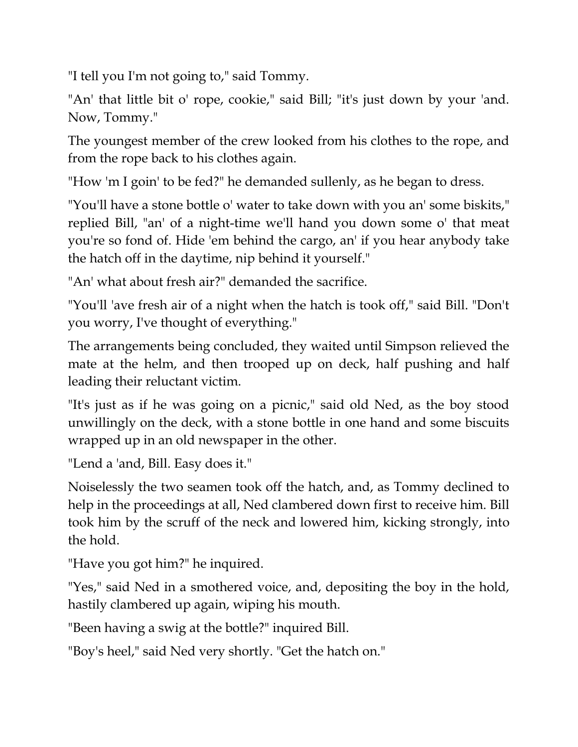"I tell you I'm not going to," said Tommy.

"An' that little bit o' rope, cookie," said Bill; "it's just down by your 'and. Now, Tommy."

The youngest member of the crew looked from his clothes to the rope, and from the rope back to his clothes again.

"How 'm I goin' to be fed?" he demanded sullenly, as he began to dress.

"You'll have a stone bottle o' water to take down with you an' some biskits," replied Bill, "an' of a night-time we'll hand you down some o' that meat you're so fond of. Hide 'em behind the cargo, an' if you hear anybody take the hatch off in the daytime, nip behind it yourself."

"An' what about fresh air?" demanded the sacrifice.

"You'll 'ave fresh air of a night when the hatch is took off," said Bill. "Don't you worry, I've thought of everything."

The arrangements being concluded, they waited until Simpson relieved the mate at the helm, and then trooped up on deck, half pushing and half leading their reluctant victim.

"It's just as if he was going on a picnic," said old Ned, as the boy stood unwillingly on the deck, with a stone bottle in one hand and some biscuits wrapped up in an old newspaper in the other.

"Lend a 'and, Bill. Easy does it."

Noiselessly the two seamen took off the hatch, and, as Tommy declined to help in the proceedings at all, Ned clambered down first to receive him. Bill took him by the scruff of the neck and lowered him, kicking strongly, into the hold.

"Have you got him?" he inquired.

"Yes," said Ned in a smothered voice, and, depositing the boy in the hold, hastily clambered up again, wiping his mouth.

"Been having a swig at the bottle?" inquired Bill.

"Boy's heel," said Ned very shortly. "Get the hatch on."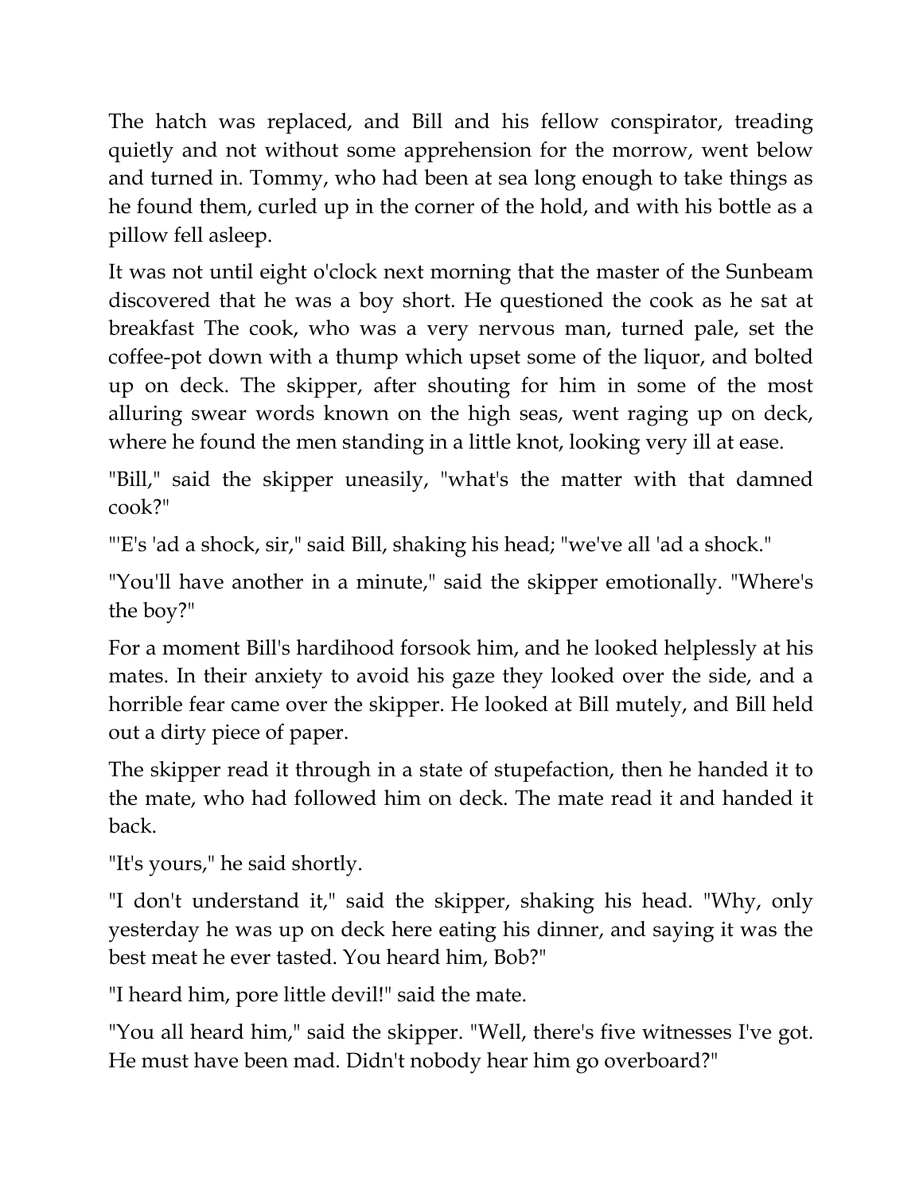The hatch was replaced, and Bill and his fellow conspirator, treading quietly and not without some apprehension for the morrow, went below and turned in. Tommy, who had been at sea long enough to take things as he found them, curled up in the corner of the hold, and with his bottle as a pillow fell asleep.

It was not until eight o'clock next morning that the master of the Sunbeam discovered that he was a boy short. He questioned the cook as he sat at breakfast The cook, who was a very nervous man, turned pale, set the coffee-pot down with a thump which upset some of the liquor, and bolted up on deck. The skipper, after shouting for him in some of the most alluring swear words known on the high seas, went raging up on deck, where he found the men standing in a little knot, looking very ill at ease.

"Bill," said the skipper uneasily, "what's the matter with that damned cook?"

"'E's 'ad a shock, sir," said Bill, shaking his head; "we've all 'ad a shock."

"You'll have another in a minute," said the skipper emotionally. "Where's the boy?"

For a moment Bill's hardihood forsook him, and he looked helplessly at his mates. In their anxiety to avoid his gaze they looked over the side, and a horrible fear came over the skipper. He looked at Bill mutely, and Bill held out a dirty piece of paper.

The skipper read it through in a state of stupefaction, then he handed it to the mate, who had followed him on deck. The mate read it and handed it back.

"It's yours," he said shortly.

"I don't understand it," said the skipper, shaking his head. "Why, only yesterday he was up on deck here eating his dinner, and saying it was the best meat he ever tasted. You heard him, Bob?"

"I heard him, pore little devil!" said the mate.

"You all heard him," said the skipper. "Well, there's five witnesses I've got. He must have been mad. Didn't nobody hear him go overboard?"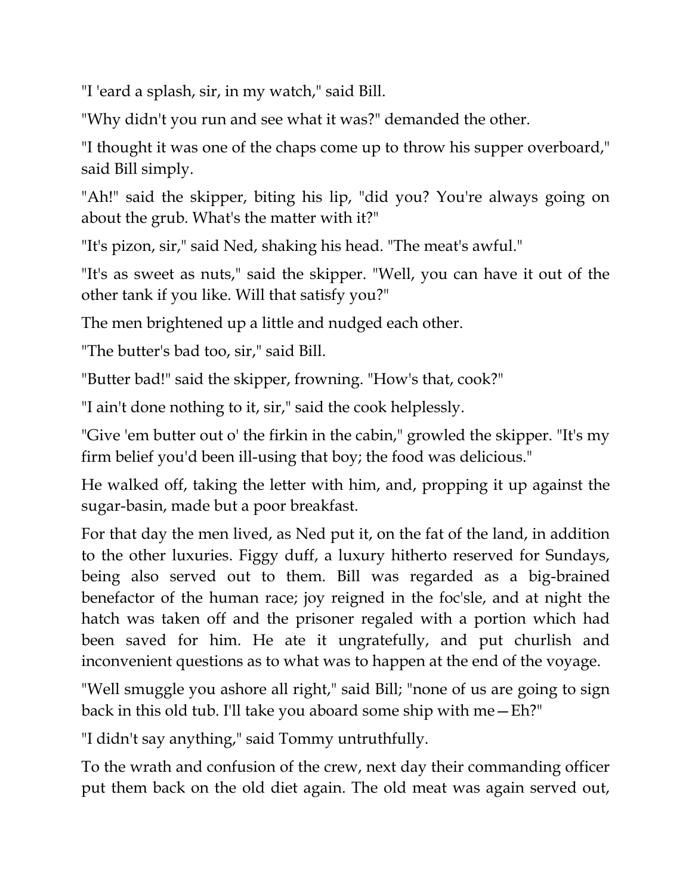"I 'eard a splash, sir, in my watch," said Bill.

"Why didn't you run and see what it was?" demanded the other.

"I thought it was one of the chaps come up to throw his supper overboard," said Bill simply.

"Ah!" said the skipper, biting his lip, "did you? You're always going on about the grub. What's the matter with it?"

"It's pizon, sir," said Ned, shaking his head. "The meat's awful."

"It's as sweet as nuts," said the skipper. "Well, you can have it out of the other tank if you like. Will that satisfy you?"

The men brightened up a little and nudged each other.

"The butter's bad too, sir," said Bill.

"Butter bad!" said the skipper, frowning. "How's that, cook?"

"I ain't done nothing to it, sir," said the cook helplessly.

"Give 'em butter out o' the firkin in the cabin," growled the skipper. "It's my firm belief you'd been ill-using that boy; the food was delicious."

He walked off, taking the letter with him, and, propping it up against the sugar-basin, made but a poor breakfast.

For that day the men lived, as Ned put it, on the fat of the land, in addition to the other luxuries. Figgy duff, a luxury hitherto reserved for Sundays, being also served out to them. Bill was regarded as a big-brained benefactor of the human race; joy reigned in the foc'sle, and at night the hatch was taken off and the prisoner regaled with a portion which had been saved for him. He ate it ungratefully, and put churlish and inconvenient questions as to what was to happen at the end of the voyage.

"Well smuggle you ashore all right," said Bill; "none of us are going to sign back in this old tub. I'll take you aboard some ship with me—Eh?"

"I didn't say anything," said Tommy untruthfully.

To the wrath and confusion of the crew, next day their commanding officer put them back on the old diet again. The old meat was again served out,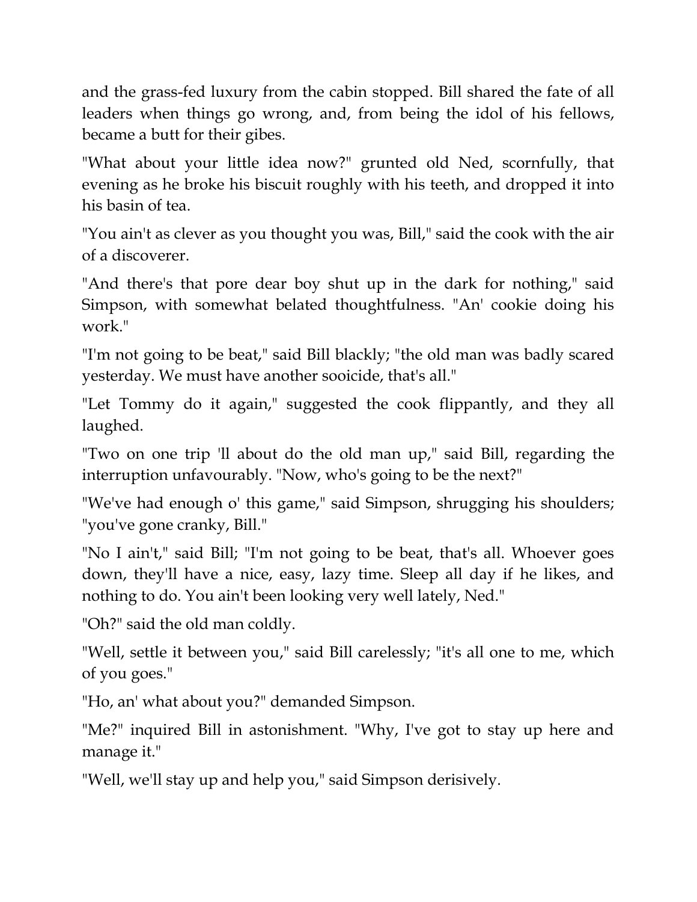and the grass-fed luxury from the cabin stopped. Bill shared the fate of all leaders when things go wrong, and, from being the idol of his fellows, became a butt for their gibes.

"What about your little idea now?" grunted old Ned, scornfully, that evening as he broke his biscuit roughly with his teeth, and dropped it into his basin of tea.

"You ain't as clever as you thought you was, Bill," said the cook with the air of a discoverer.

"And there's that pore dear boy shut up in the dark for nothing," said Simpson, with somewhat belated thoughtfulness. "An' cookie doing his work."

"I'm not going to be beat," said Bill blackly; "the old man was badly scared yesterday. We must have another sooicide, that's all."

"Let Tommy do it again," suggested the cook flippantly, and they all laughed.

"Two on one trip 'll about do the old man up," said Bill, regarding the interruption unfavourably. "Now, who's going to be the next?"

"We've had enough o' this game," said Simpson, shrugging his shoulders; "you've gone cranky, Bill."

"No I ain't," said Bill; "I'm not going to be beat, that's all. Whoever goes down, they'll have a nice, easy, lazy time. Sleep all day if he likes, and nothing to do. You ain't been looking very well lately, Ned."

"Oh?" said the old man coldly.

"Well, settle it between you," said Bill carelessly; "it's all one to me, which of you goes."

"Ho, an' what about you?" demanded Simpson.

"Me?" inquired Bill in astonishment. "Why, I've got to stay up here and manage it."

"Well, we'll stay up and help you," said Simpson derisively.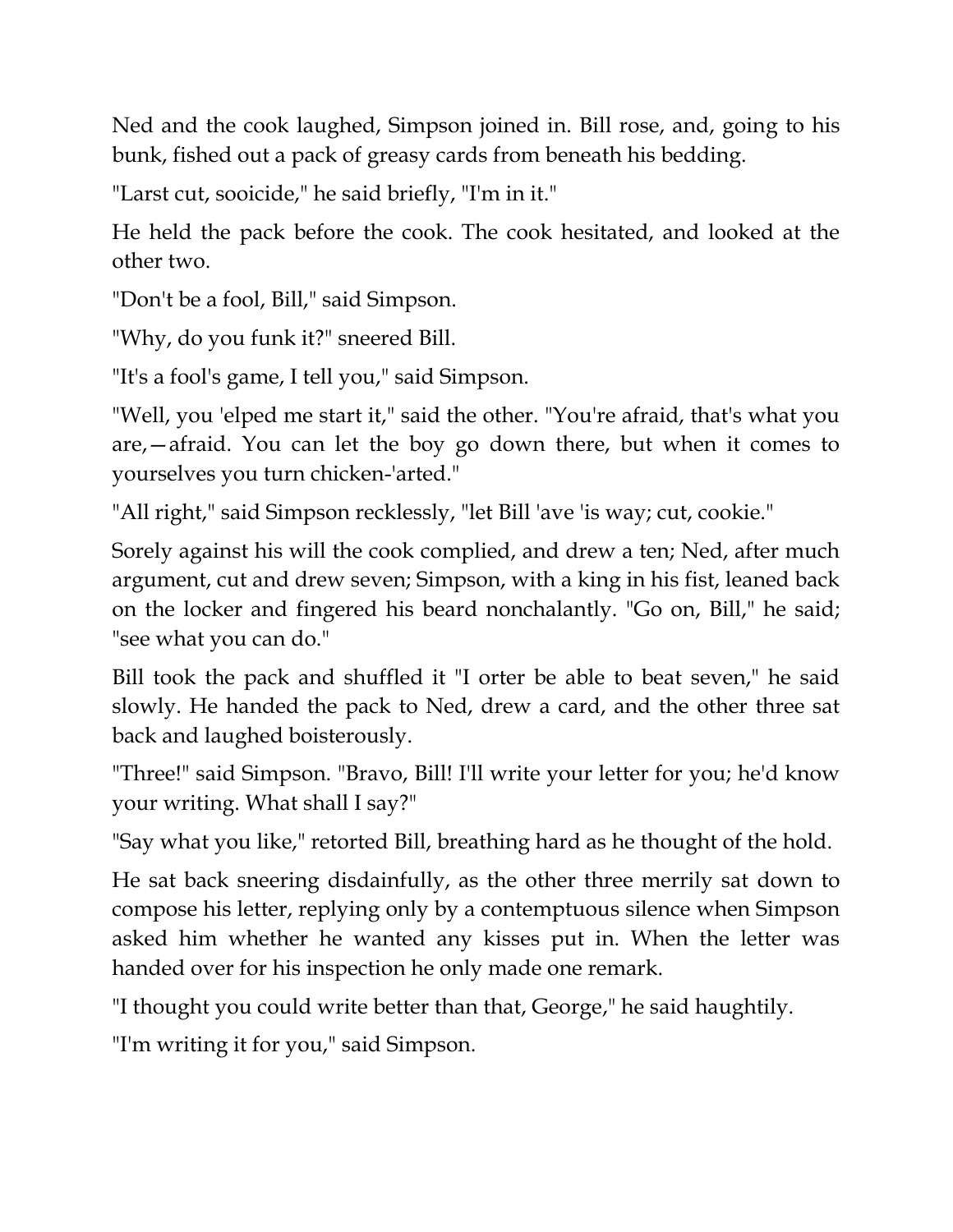Ned and the cook laughed, Simpson joined in. Bill rose, and, going to his bunk, fished out a pack of greasy cards from beneath his bedding.

"Larst cut, sooicide," he said briefly, "I'm in it."

He held the pack before the cook. The cook hesitated, and looked at the other two.

"Don't be a fool, Bill," said Simpson.

"Why, do you funk it?" sneered Bill.

"It's a fool's game, I tell you," said Simpson.

"Well, you 'elped me start it," said the other. "You're afraid, that's what you are,—afraid. You can let the boy go down there, but when it comes to yourselves you turn chicken-'arted."

"All right," said Simpson recklessly, "let Bill 'ave 'is way; cut, cookie."

Sorely against his will the cook complied, and drew a ten; Ned, after much argument, cut and drew seven; Simpson, with a king in his fist, leaned back on the locker and fingered his beard nonchalantly. "Go on, Bill," he said; "see what you can do."

Bill took the pack and shuffled it "I orter be able to beat seven," he said slowly. He handed the pack to Ned, drew a card, and the other three sat back and laughed boisterously.

"Three!" said Simpson. "Bravo, Bill! I'll write your letter for you; he'd know your writing. What shall I say?"

"Say what you like," retorted Bill, breathing hard as he thought of the hold.

He sat back sneering disdainfully, as the other three merrily sat down to compose his letter, replying only by a contemptuous silence when Simpson asked him whether he wanted any kisses put in. When the letter was handed over for his inspection he only made one remark.

"I thought you could write better than that, George," he said haughtily.

"I'm writing it for you," said Simpson.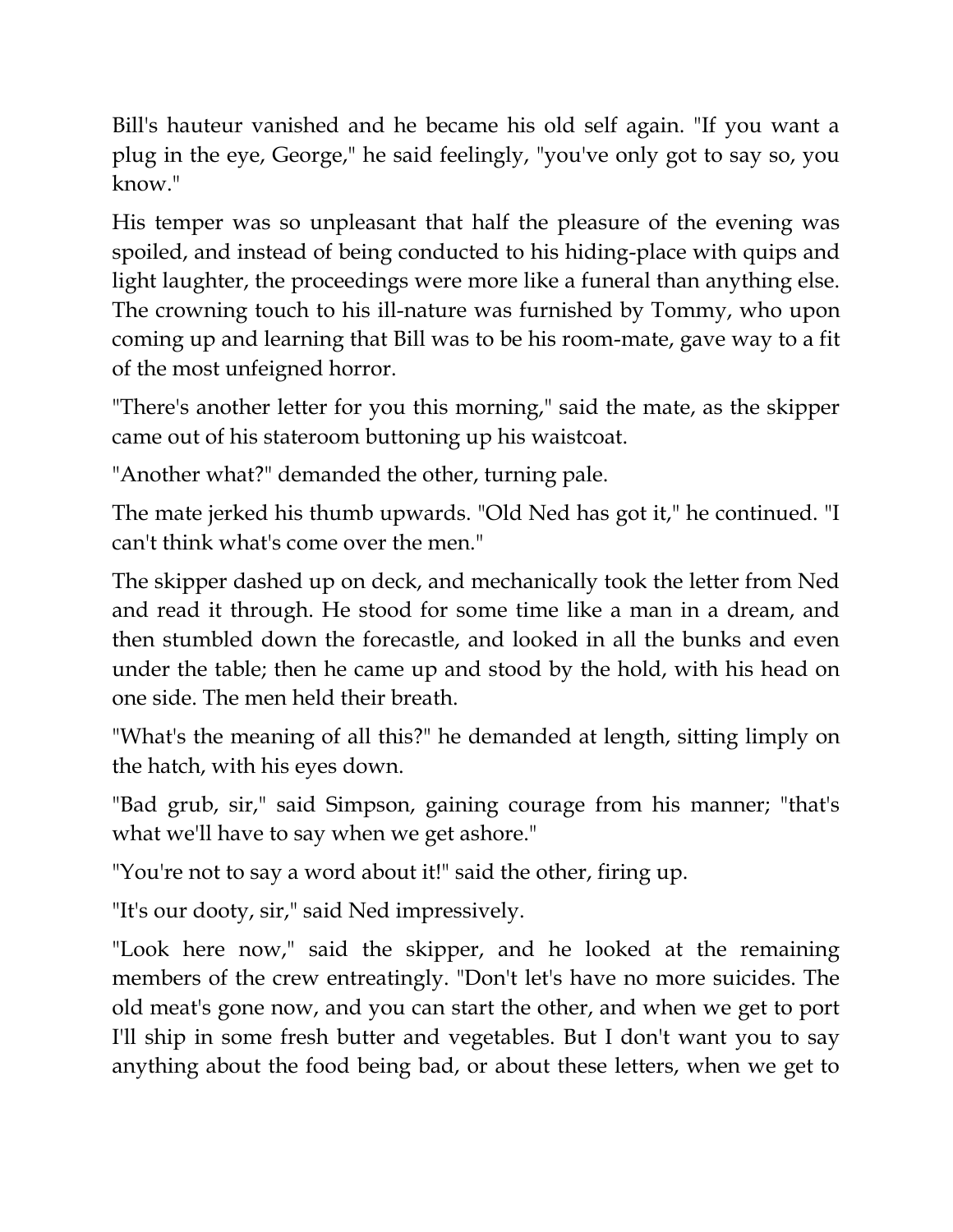Bill's hauteur vanished and he became his old self again. "If you want a plug in the eye, George," he said feelingly, "you've only got to say so, you know."

His temper was so unpleasant that half the pleasure of the evening was spoiled, and instead of being conducted to his hiding-place with quips and light laughter, the proceedings were more like a funeral than anything else. The crowning touch to his ill-nature was furnished by Tommy, who upon coming up and learning that Bill was to be his room-mate, gave way to a fit of the most unfeigned horror.

"There's another letter for you this morning," said the mate, as the skipper came out of his stateroom buttoning up his waistcoat.

"Another what?" demanded the other, turning pale.

The mate jerked his thumb upwards. "Old Ned has got it," he continued. "I can't think what's come over the men."

The skipper dashed up on deck, and mechanically took the letter from Ned and read it through. He stood for some time like a man in a dream, and then stumbled down the forecastle, and looked in all the bunks and even under the table; then he came up and stood by the hold, with his head on one side. The men held their breath.

"What's the meaning of all this?" he demanded at length, sitting limply on the hatch, with his eyes down.

"Bad grub, sir," said Simpson, gaining courage from his manner; "that's what we'll have to say when we get ashore."

"You're not to say a word about it!" said the other, firing up.

"It's our dooty, sir," said Ned impressively.

"Look here now," said the skipper, and he looked at the remaining members of the crew entreatingly. "Don't let's have no more suicides. The old meat's gone now, and you can start the other, and when we get to port I'll ship in some fresh butter and vegetables. But I don't want you to say anything about the food being bad, or about these letters, when we get to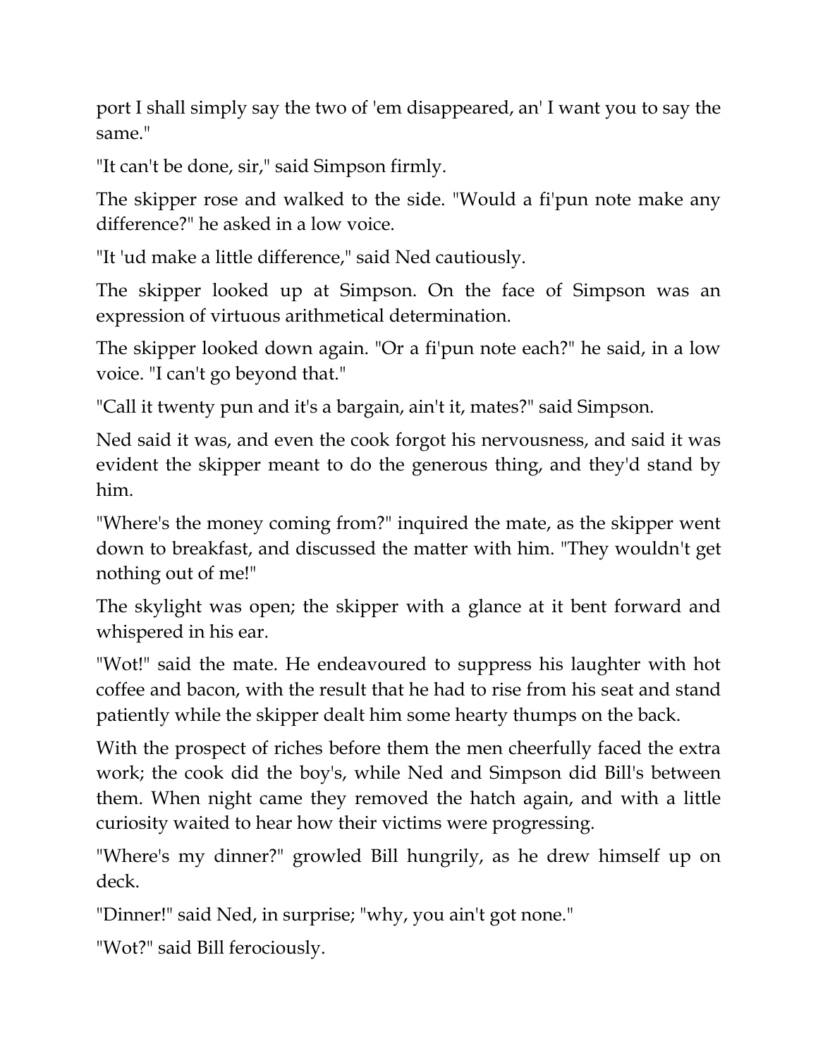port I shall simply say the two of 'em disappeared, an' I want you to say the same."

"It can't be done, sir," said Simpson firmly.

The skipper rose and walked to the side. "Would a fi'pun note make any difference?" he asked in a low voice.

"It 'ud make a little difference," said Ned cautiously.

The skipper looked up at Simpson. On the face of Simpson was an expression of virtuous arithmetical determination.

The skipper looked down again. "Or a fi'pun note each?" he said, in a low voice. "I can't go beyond that."

"Call it twenty pun and it's a bargain, ain't it, mates?" said Simpson.

Ned said it was, and even the cook forgot his nervousness, and said it was evident the skipper meant to do the generous thing, and they'd stand by him.

"Where's the money coming from?" inquired the mate, as the skipper went down to breakfast, and discussed the matter with him. "They wouldn't get nothing out of me!"

The skylight was open; the skipper with a glance at it bent forward and whispered in his ear.

"Wot!" said the mate. He endeavoured to suppress his laughter with hot coffee and bacon, with the result that he had to rise from his seat and stand patiently while the skipper dealt him some hearty thumps on the back.

With the prospect of riches before them the men cheerfully faced the extra work; the cook did the boy's, while Ned and Simpson did Bill's between them. When night came they removed the hatch again, and with a little curiosity waited to hear how their victims were progressing.

"Where's my dinner?" growled Bill hungrily, as he drew himself up on deck.

"Dinner!" said Ned, in surprise; "why, you ain't got none."

"Wot?" said Bill ferociously.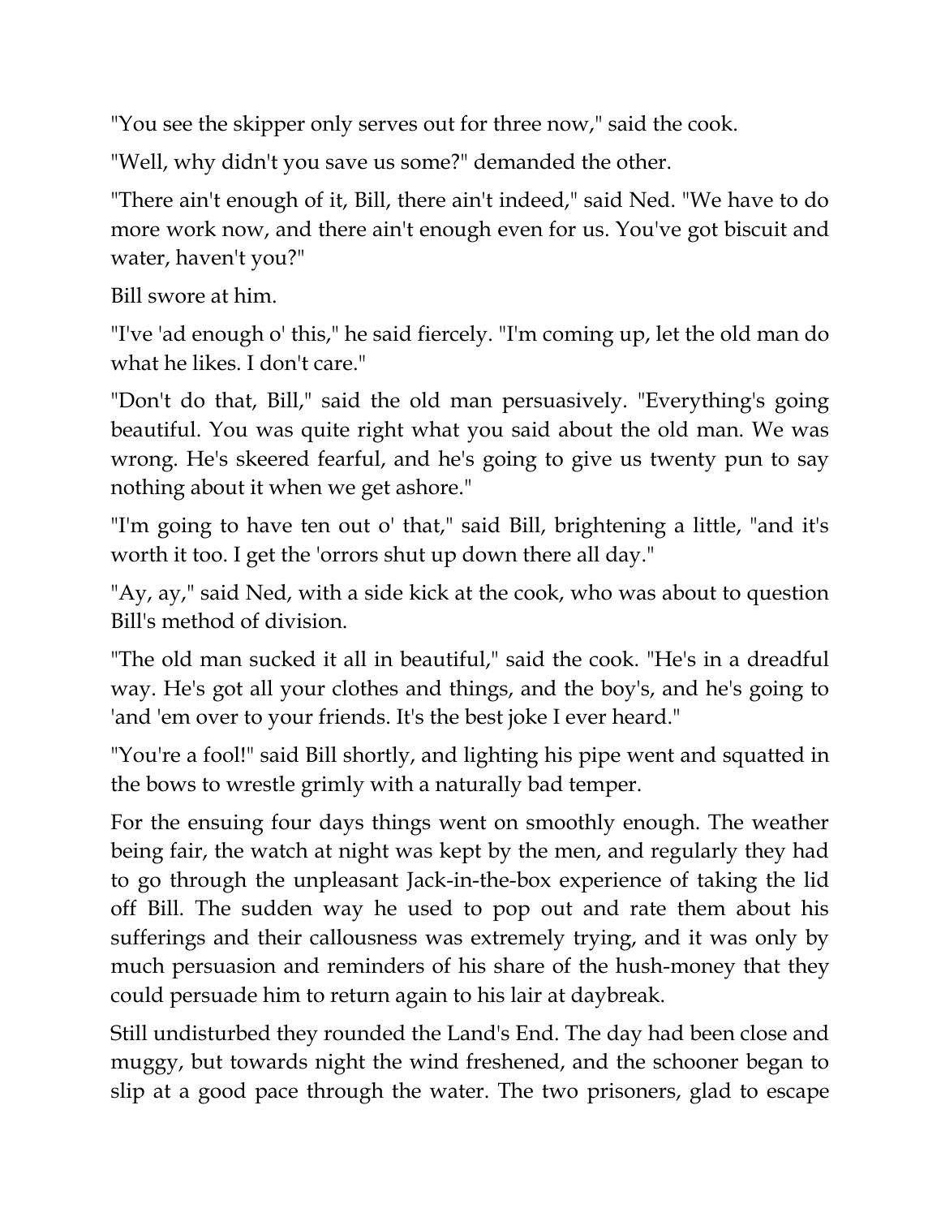"You see the skipper only serves out for three now," said the cook.

"Well, why didn't you save us some?" demanded the other.

"There ain't enough of it, Bill, there ain't indeed," said Ned. "We have to do more work now, and there ain't enough even for us. You've got biscuit and water, haven't you?"

Bill swore at him.

"I've 'ad enough o' this," he said fiercely. "I'm coming up, let the old man do what he likes. I don't care."

"Don't do that, Bill," said the old man persuasively. "Everything's going beautiful. You was quite right what you said about the old man. We was wrong. He's skeered fearful, and he's going to give us twenty pun to say nothing about it when we get ashore."

"I'm going to have ten out o' that," said Bill, brightening a little, "and it's worth it too. I get the 'orrors shut up down there all day."

"Ay, ay," said Ned, with a side kick at the cook, who was about to question Bill's method of division.

"The old man sucked it all in beautiful," said the cook. "He's in a dreadful way. He's got all your clothes and things, and the boy's, and he's going to 'and 'em over to your friends. It's the best joke I ever heard."

"You're a fool!" said Bill shortly, and lighting his pipe went and squatted in the bows to wrestle grimly with a naturally bad temper.

For the ensuing four days things went on smoothly enough. The weather being fair, the watch at night was kept by the men, and regularly they had to go through the unpleasant Jack-in-the-box experience of taking the lid off Bill. The sudden way he used to pop out and rate them about his sufferings and their callousness was extremely trying, and it was only by much persuasion and reminders of his share of the hush-money that they could persuade him to return again to his lair at daybreak.

Still undisturbed they rounded the Land's End. The day had been close and muggy, but towards night the wind freshened, and the schooner began to slip at a good pace through the water. The two prisoners, glad to escape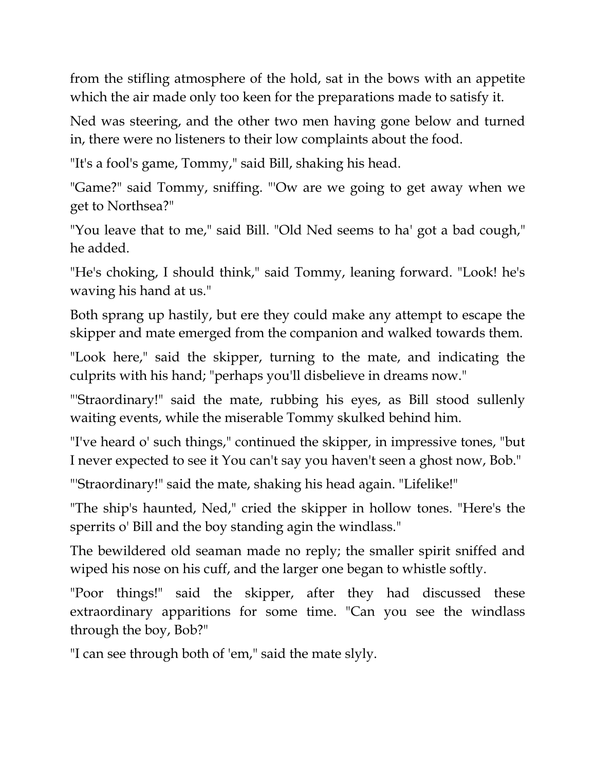from the stifling atmosphere of the hold, sat in the bows with an appetite which the air made only too keen for the preparations made to satisfy it.

Ned was steering, and the other two men having gone below and turned in, there were no listeners to their low complaints about the food.

"It's a fool's game, Tommy," said Bill, shaking his head.

"Game?" said Tommy, sniffing. "'Ow are we going to get away when we get to Northsea?"

"You leave that to me," said Bill. "Old Ned seems to ha' got a bad cough," he added.

"He's choking, I should think," said Tommy, leaning forward. "Look! he's waving his hand at us."

Both sprang up hastily, but ere they could make any attempt to escape the skipper and mate emerged from the companion and walked towards them.

"Look here," said the skipper, turning to the mate, and indicating the culprits with his hand; "perhaps you'll disbelieve in dreams now."

"'Straordinary!" said the mate, rubbing his eyes, as Bill stood sullenly waiting events, while the miserable Tommy skulked behind him.

"I've heard o' such things," continued the skipper, in impressive tones, "but I never expected to see it You can't say you haven't seen a ghost now, Bob."

"'Straordinary!" said the mate, shaking his head again. "Lifelike!"

"The ship's haunted, Ned," cried the skipper in hollow tones. "Here's the sperrits o' Bill and the boy standing agin the windlass."

The bewildered old seaman made no reply; the smaller spirit sniffed and wiped his nose on his cuff, and the larger one began to whistle softly.

"Poor things!" said the skipper, after they had discussed these extraordinary apparitions for some time. "Can you see the windlass through the boy, Bob?"

"I can see through both of 'em," said the mate slyly.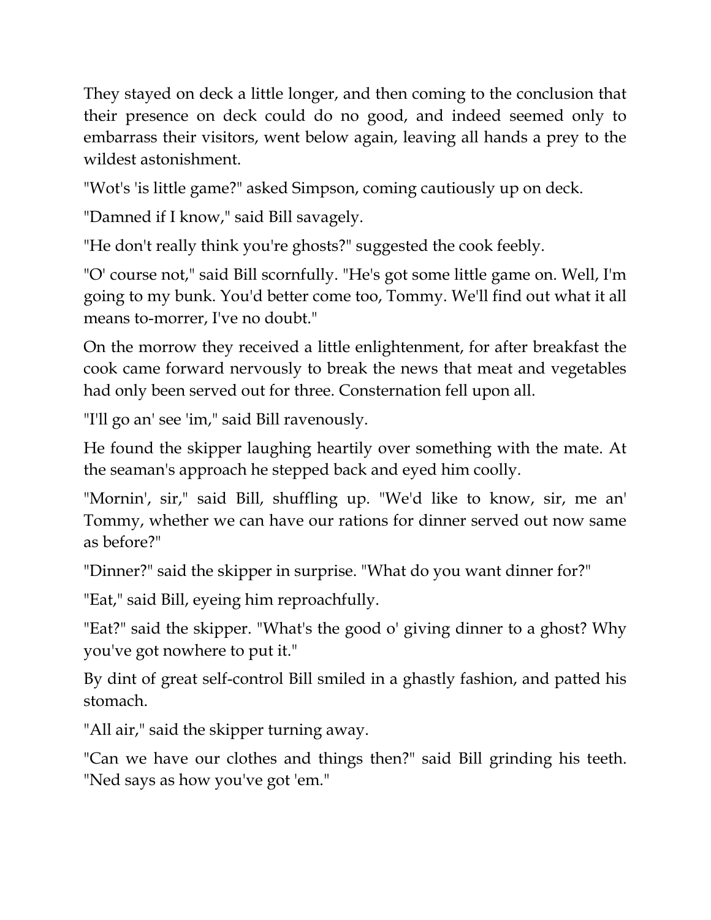They stayed on deck a little longer, and then coming to the conclusion that their presence on deck could do no good, and indeed seemed only to embarrass their visitors, went below again, leaving all hands a prey to the wildest astonishment.

"Wot's 'is little game?" asked Simpson, coming cautiously up on deck.

"Damned if I know," said Bill savagely.

"He don't really think you're ghosts?" suggested the cook feebly.

"O' course not," said Bill scornfully. "He's got some little game on. Well, I'm going to my bunk. You'd better come too, Tommy. We'll find out what it all means to-morrer, I've no doubt."

On the morrow they received a little enlightenment, for after breakfast the cook came forward nervously to break the news that meat and vegetables had only been served out for three. Consternation fell upon all.

"I'll go an' see 'im," said Bill ravenously.

He found the skipper laughing heartily over something with the mate. At the seaman's approach he stepped back and eyed him coolly.

"Mornin', sir," said Bill, shuffling up. "We'd like to know, sir, me an' Tommy, whether we can have our rations for dinner served out now same as before?"

"Dinner?" said the skipper in surprise. "What do you want dinner for?"

"Eat," said Bill, eyeing him reproachfully.

"Eat?" said the skipper. "What's the good o' giving dinner to a ghost? Why you've got nowhere to put it."

By dint of great self-control Bill smiled in a ghastly fashion, and patted his stomach.

"All air," said the skipper turning away.

"Can we have our clothes and things then?" said Bill grinding his teeth. "Ned says as how you've got 'em."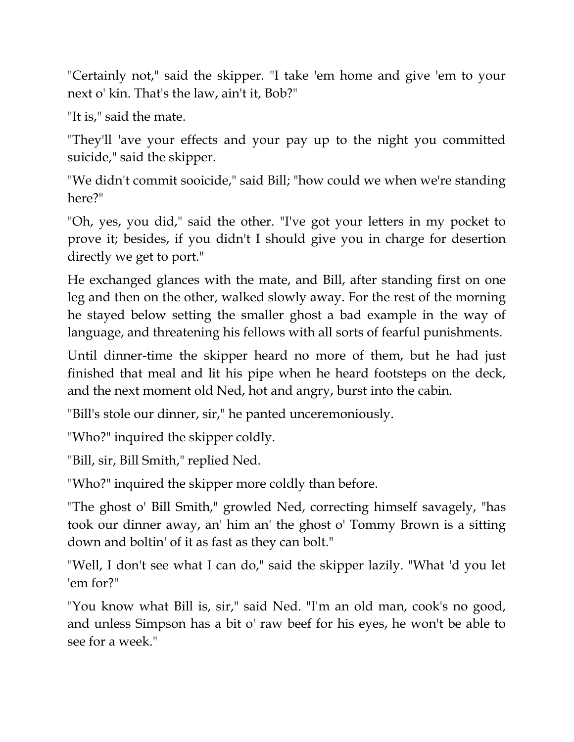"Certainly not," said the skipper. "I take 'em home and give 'em to your next o' kin. That's the law, ain't it, Bob?"

"It is," said the mate.

"They'll 'ave your effects and your pay up to the night you committed suicide," said the skipper.

"We didn't commit sooicide," said Bill; "how could we when we're standing here?"

"Oh, yes, you did," said the other. "I've got your letters in my pocket to prove it; besides, if you didn't I should give you in charge for desertion directly we get to port."

He exchanged glances with the mate, and Bill, after standing first on one leg and then on the other, walked slowly away. For the rest of the morning he stayed below setting the smaller ghost a bad example in the way of language, and threatening his fellows with all sorts of fearful punishments.

Until dinner-time the skipper heard no more of them, but he had just finished that meal and lit his pipe when he heard footsteps on the deck, and the next moment old Ned, hot and angry, burst into the cabin.

"Bill's stole our dinner, sir," he panted unceremoniously.

"Who?" inquired the skipper coldly.

"Bill, sir, Bill Smith," replied Ned.

"Who?" inquired the skipper more coldly than before.

"The ghost o' Bill Smith," growled Ned, correcting himself savagely, "has took our dinner away, an' him an' the ghost o' Tommy Brown is a sitting down and boltin' of it as fast as they can bolt."

"Well, I don't see what I can do," said the skipper lazily. "What 'd you let 'em for?"

"You know what Bill is, sir," said Ned. "I'm an old man, cook's no good, and unless Simpson has a bit o' raw beef for his eyes, he won't be able to see for a week."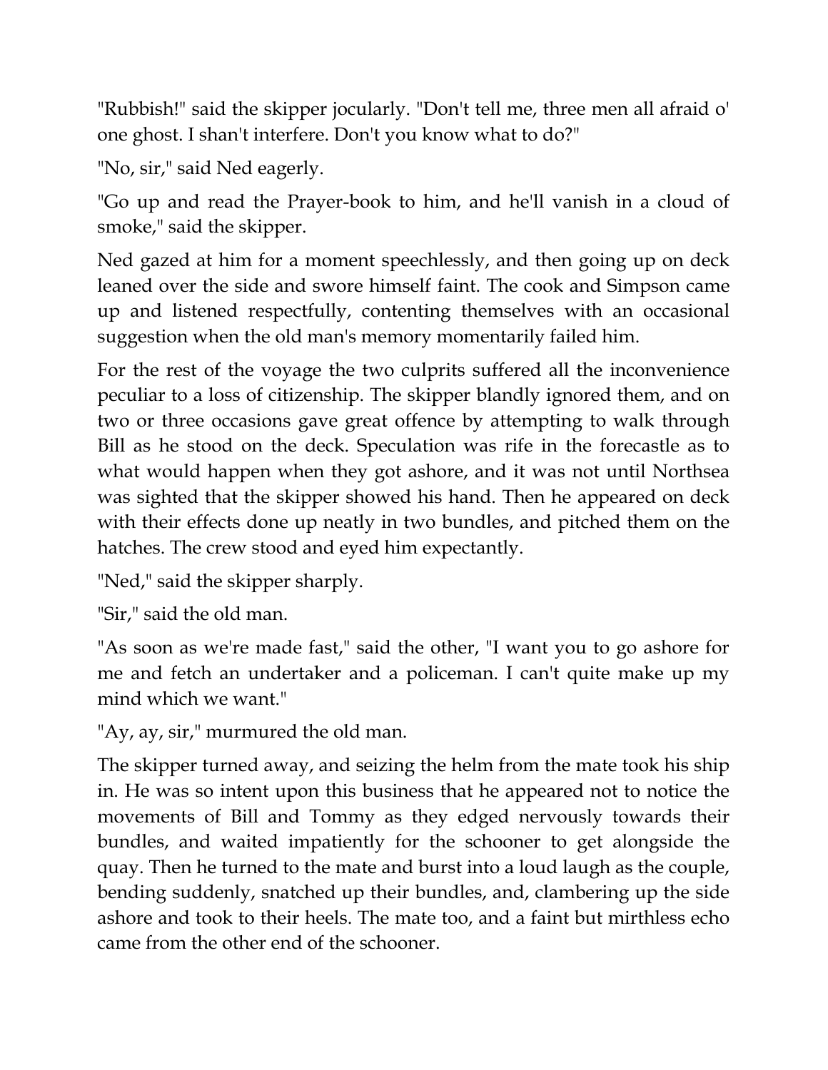"Rubbish!" said the skipper jocularly. "Don't tell me, three men all afraid o' one ghost. I shan't interfere. Don't you know what to do?"

"No, sir," said Ned eagerly.

"Go up and read the Prayer-book to him, and he'll vanish in a cloud of smoke," said the skipper.

Ned gazed at him for a moment speechlessly, and then going up on deck leaned over the side and swore himself faint. The cook and Simpson came up and listened respectfully, contenting themselves with an occasional suggestion when the old man's memory momentarily failed him.

For the rest of the voyage the two culprits suffered all the inconvenience peculiar to a loss of citizenship. The skipper blandly ignored them, and on two or three occasions gave great offence by attempting to walk through Bill as he stood on the deck. Speculation was rife in the forecastle as to what would happen when they got ashore, and it was not until Northsea was sighted that the skipper showed his hand. Then he appeared on deck with their effects done up neatly in two bundles, and pitched them on the hatches. The crew stood and eyed him expectantly.

"Ned," said the skipper sharply.

"Sir," said the old man.

"As soon as we're made fast," said the other, "I want you to go ashore for me and fetch an undertaker and a policeman. I can't quite make up my mind which we want."

"Ay, ay, sir," murmured the old man.

The skipper turned away, and seizing the helm from the mate took his ship in. He was so intent upon this business that he appeared not to notice the movements of Bill and Tommy as they edged nervously towards their bundles, and waited impatiently for the schooner to get alongside the quay. Then he turned to the mate and burst into a loud laugh as the couple, bending suddenly, snatched up their bundles, and, clambering up the side ashore and took to their heels. The mate too, and a faint but mirthless echo came from the other end of the schooner.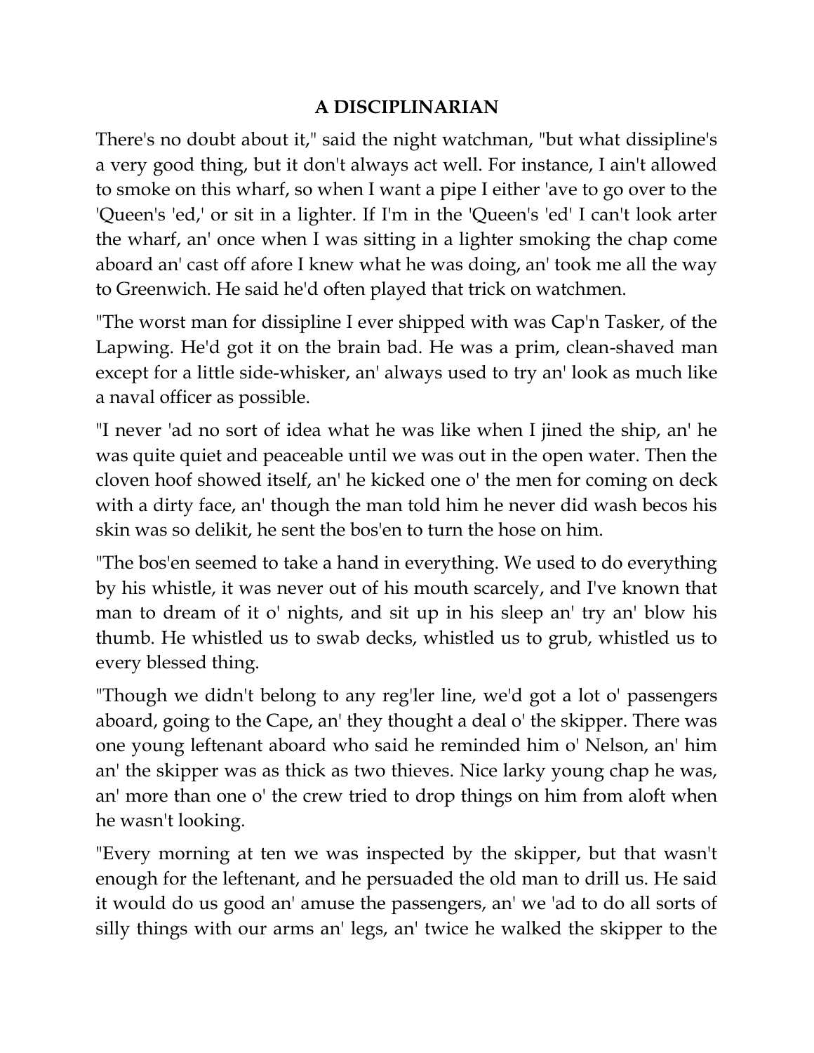## A DISCIPLINARIAN

There's no doubt about it," said the night watchman, "but what dissipline's a very good thing, but it don't always act well. For instance, I ain't allowed to smoke on this wharf, so when I want a pipe I either 'ave to go over to the 'Queen's 'ed,' or sit in a lighter. If I'm in the 'Queen's 'ed' I can't look arter the wharf, an' once when I was sitting in a lighter smoking the chap come aboard an' cast off afore I knew what he was doing, an' took me all the way to Greenwich. He said he'd often played that trick on watchmen.

"The worst man for dissipline I ever shipped with was Cap'n Tasker, of the Lapwing. He'd got it on the brain bad. He was a prim, clean-shaved man except for a little side-whisker, an' always used to try an' look as much like a naval officer as possible.

"I never 'ad no sort of idea what he was like when I jined the ship, an' he was quite quiet and peaceable until we was out in the open water. Then the cloven hoof showed itself, an' he kicked one o' the men for coming on deck with a dirty face, an' though the man told him he never did wash becos his skin was so delikit, he sent the bos'en to turn the hose on him.

"The bos'en seemed to take a hand in everything. We used to do everything by his whistle, it was never out of his mouth scarcely, and I've known that man to dream of it o' nights, and sit up in his sleep an' try an' blow his thumb. He whistled us to swab decks, whistled us to grub, whistled us to every blessed thing.

"Though we didn't belong to any reg'ler line, we'd got a lot o' passengers aboard, going to the Cape, an' they thought a deal o' the skipper. There was one young leftenant aboard who said he reminded him o' Nelson, an' him an' the skipper was as thick as two thieves. Nice larky young chap he was, an' more than one o' the crew tried to drop things on him from aloft when he wasn't looking.

"Every morning at ten we was inspected by the skipper, but that wasn't enough for the leftenant, and he persuaded the old man to drill us. He said it would do us good an' amuse the passengers, an' we 'ad to do all sorts of silly things with our arms an' legs, an' twice he walked the skipper to the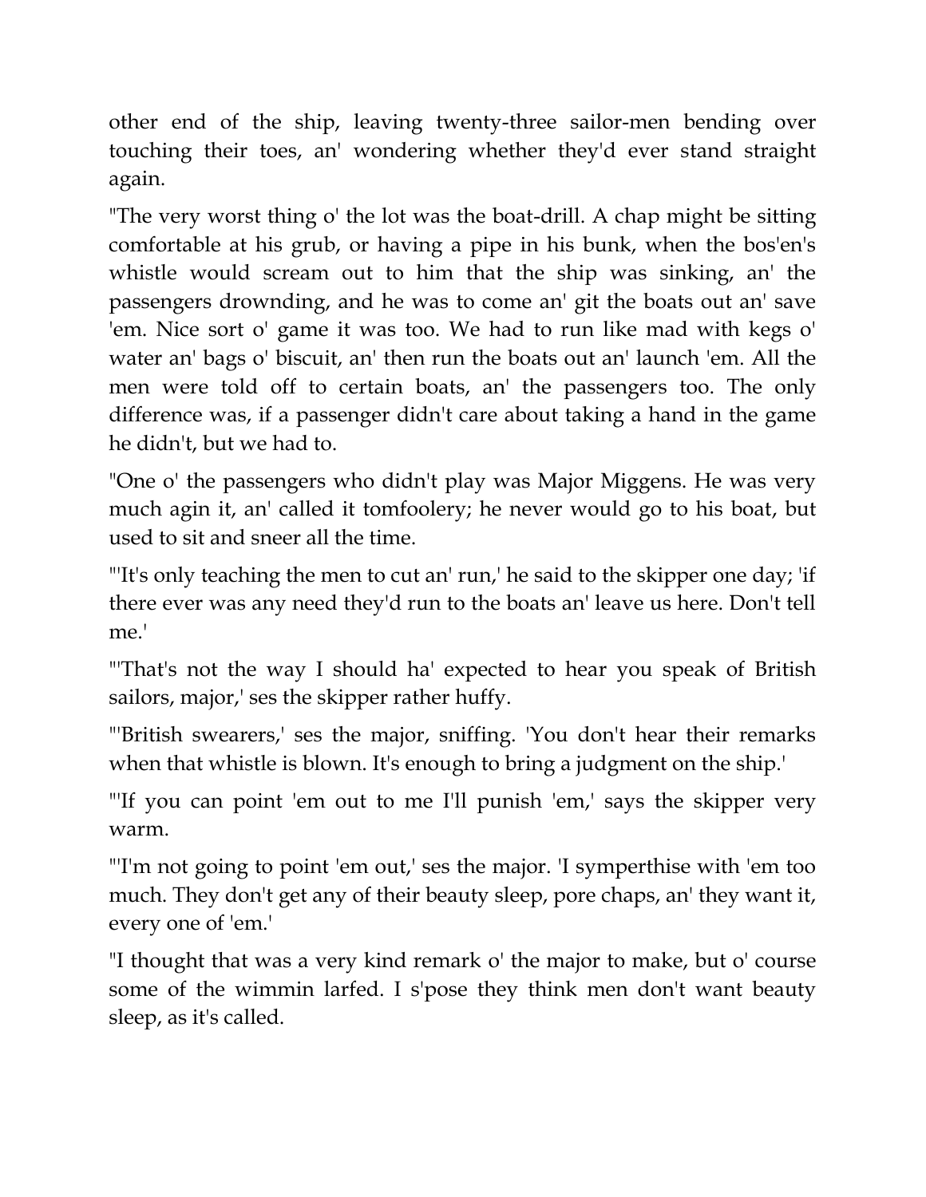other end of the ship, leaving twenty-three sailor-men bending over touching their toes, an' wondering whether they'd ever stand straight again.

"The very worst thing o' the lot was the boat-drill. A chap might be sitting comfortable at his grub, or having a pipe in his bunk, when the bos'en's whistle would scream out to him that the ship was sinking, an' the passengers drownding, and he was to come an' git the boats out an' save 'em. Nice sort o' game it was too. We had to run like mad with kegs o' water an' bags o' biscuit, an' then run the boats out an' launch 'em. All the men were told off to certain boats, an' the passengers too. The only difference was, if a passenger didn't care about taking a hand in the game he didn't, but we had to.

"One o' the passengers who didn't play was Major Miggens. He was very much agin it, an' called it tomfoolery; he never would go to his boat, but used to sit and sneer all the time.

"'It's only teaching the men to cut an' run,' he said to the skipper one day; 'if there ever was any need they'd run to the boats an' leave us here. Don't tell me.'

"'That's not the way I should ha' expected to hear you speak of British sailors, major,' ses the skipper rather huffy.

"'British swearers,' ses the major, sniffing. 'You don't hear their remarks when that whistle is blown. It's enough to bring a judgment on the ship.'

"'If you can point 'em out to me I'll punish 'em,' says the skipper very warm.

"'I'm not going to point 'em out,' ses the major. 'I sympathise with 'em too much. They don't get any of their beauty sleep, pore chaps, an' they want it, every one of 'em.'

"I thought that was a very kind remark o' the major to make, but o' course some of the wimmin larfed. I s'pose they think men don't want beauty sleep, as it's called.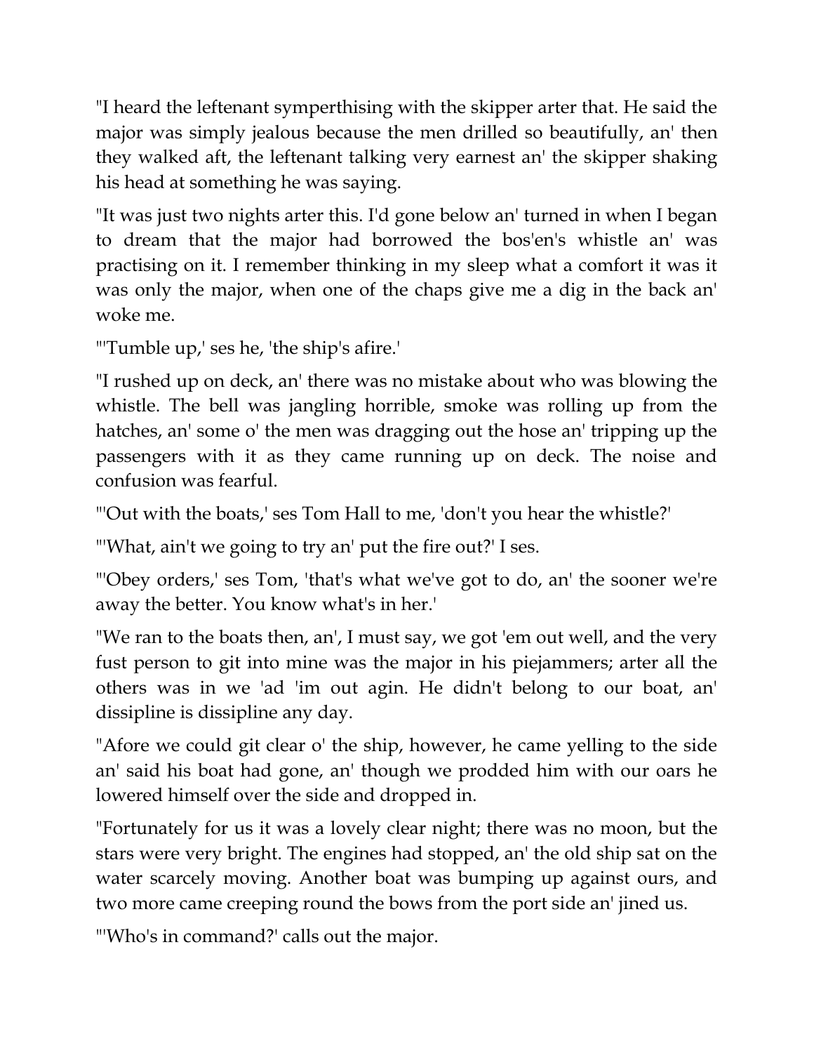"I heard the leftenant sympperthising with the skipper arter that. He said the major was simply jealous because the men drilled so beautifully, an' then they walked aft, the leftenant talking very earnest an' the skipper shaking his head at something he was saying.

"It was just two nights arter this. I'd gone below an' turned in when I began to dream that the major had borrowed the bos'en's whistle an' was practising on it. I remember thinking in my sleep what a comfort it was it was only the major, when one of the chaps give me a dig in the back an' woke me.

"'Tumble up,' ses he, 'the ship's afire.'

"I rushed up on deck, an' there was no mistake about who was blowing the whistle. The bell was jangling horrible, smoke was rolling up from the hatches, an' some o' the men was dragging out the hose an' tripping up the passengers with it as they came running up on deck. The noise and confusion was fearful.

"'Out with the boats,' ses Tom Hall to me, 'don't you hear the whistle?'

"'What, ain't we going to try an' put the fire out?' I ses.

"'Obey orders,' ses Tom, 'that's what we've got to do, an' the sooner we're away the better. You know what's in her.'

"We ran to the boats then, an', I must say, we got 'em out well, and the very fust person to git into mine was the major in his piejammers; arter all the others was in we 'ad 'im out agin. He didn't belong to our boat, an' dissipline is dissipline any day.

"Afore we could git clear o' the ship, however, he came yelling to the side an' said his boat had gone, an' though we prodded him with our oars he lowered himself over the side and dropped in.

"Fortunately for us it was a lovely clear night; there was no moon, but the stars were very bright. The engines had stopped, an' the old ship sat on the water scarcely moving. Another boat was bumping up against ours, and two more came creeping round the bows from the port side an' jined us.

"'Who's in command?' calls out the major.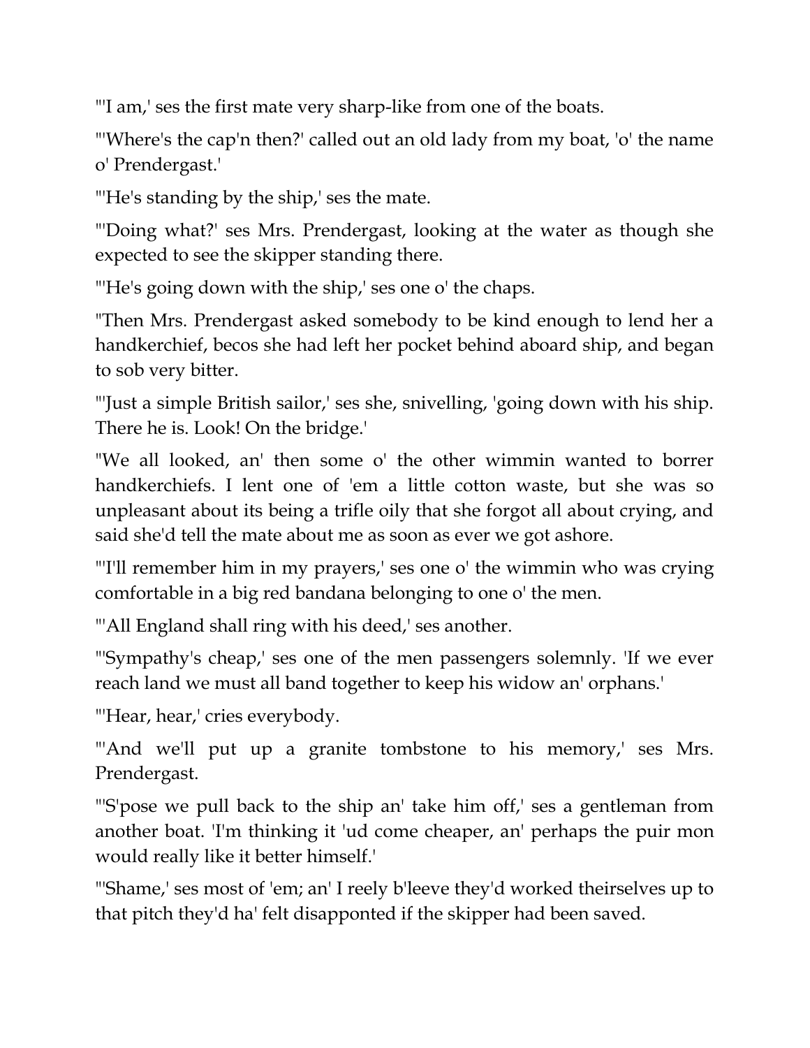"'I am,' ses the first mate very sharp-like from one of the boats.

"'Where's the cap'n then?' called out an old lady from my boat, 'o' the name o' Prendergast.'

"'He's standing by the ship,' ses the mate.

"'Doing what?' ses Mrs. Prendergast, looking at the water as though she expected to see the skipper standing there.

"'He's going down with the ship,' ses one o' the chaps.

"Then Mrs. Prendergast asked somebody to be kind enough to lend her a handkerchief, becos she had left her pocket behind aboard ship, and began to sob very bitter.

"'Just a simple British sailor,' ses she, snivelling, 'going down with his ship. There he is. Look! On the bridge.'

"We all looked, an' then some o' the other wimmin wanted to borrer handkerchiefs. I lent one of 'em a little cotton waste, but she was so unpleasant about its being a trifle oily that she forgot all about crying, and said she'd tell the mate about me as soon as ever we got ashore.

"'I'll remember him in my prayers,' ses one o' the wimmin who was crying comfortable in a big red bandana belonging to one o' the men.

"'All England shall ring with his deed,' ses another.

"'Sympathy's cheap,' ses one of the men passengers solemnly. 'If we ever reach land we must all band together to keep his widow an' orphans.'

"'Hear, hear,' cries everybody.

"'And we'll put up a granite tombstone to his memory,' ses Mrs. Prendergast.

"'S'pose we pull back to the ship an' take him off,' ses a gentleman from another boat. 'I'm thinking it 'ud come cheaper, an' perhaps the puir mon would really like it better himself.'

"'Shame,' ses most of 'em; an' I reely b'leeve they'd worked theirselves up to that pitch they'd ha' felt disapponted if the skipper had been saved.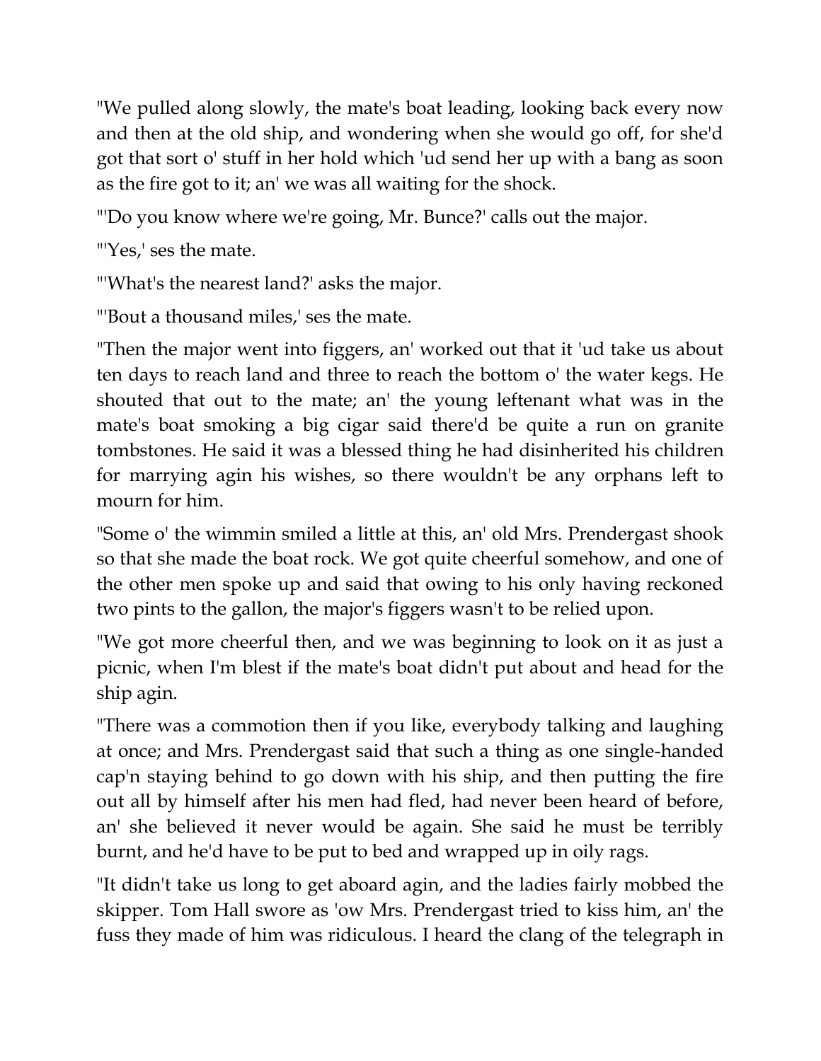"We pulled along slowly, the mate's boat leading, looking back every now and then at the old ship, and wondering when she would go off, for she'd got that sort o' stuff in her hold which 'ud send her up with a bang as soon as the fire got to it; an' we was all waiting for the shock.

"'Do you know where we're going, Mr. Bunce?' calls out the major.

"'Yes,' ses the mate.

"'What's the nearest land?' asks the major.

"'Bout a thousand miles,' ses the mate.

"Then the major went into figgers, an' worked out that it 'ud take us about ten days to reach land and three to reach the bottom o' the water kegs. He shouted that out to the mate; an' the young leftenant what was in the mate's boat smoking a big cigar said there'd be quite a run on granite tombstones. He said it was a blessed thing he had disinherited his children for marrying agin his wishes, so there wouldn't be any orphans left to mourn for him.

"Some o' the wimmin smiled a little at this, an' old Mrs. Prendergast shook so that she made the boat rock. We got quite cheerful somehow, and one of the other men spoke up and said that owing to his only having reckoned two pints to the gallon, the major's figgers wasn't to be relied upon.

"We got more cheerful then, and we was beginning to look on it as just a picnic, when I'm blest if the mate's boat didn't put about and head for the ship agin.

"There was a commotion then if you like, everybody talking and laughing at once; and Mrs. Prendergast said that such a thing as one single-handed cap'n staying behind to go down with his ship, and then putting the fire out all by himself after his men had fled, had never been heard of before, an' she believed it never would be again. She said he must be terribly burnt, and he'd have to be put to bed and wrapped up in oily rags.

"It didn't take us long to get aboard agin, and the ladies fairly mobbed the skipper. Tom Hall swore as 'ow Mrs. Prendergast tried to kiss him, an' the fuss they made of him was ridiculous. I heard the clang of the telegraph in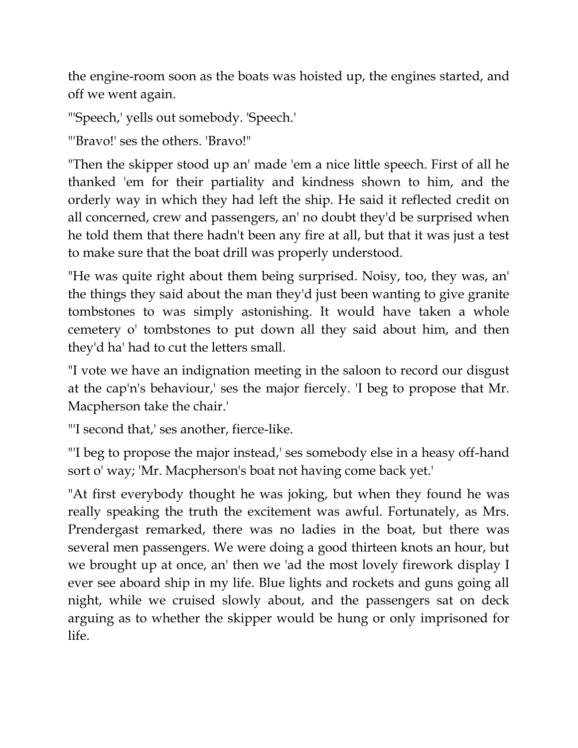the engine-room soon as the boats was hoisted up, the engines started, and off we went again.

"'Speech,' yells out somebody. 'Speech.'

"'Bravo!' ses the others. 'Bravo!"

"Then the skipper stood up an' made 'em a nice little speech. First of all he thanked 'em for their partiality and kindness shown to him, and the orderly way in which they had left the ship. He said it reflected credit on all concerned, crew and passengers, an' no doubt they'd be surprised when he told them that there hadn't been any fire at all, but that it was just a test to make sure that the boat drill was properly understood.

"He was quite right about them being surprised. Noisy, too, they was, an' the things they said about the man they'd just been wanting to give granite tombstones to was simply astonishing. It would have taken a whole cemetery o' tombstones to put down all they said about him, and then they'd ha' had to cut the letters small.

"I vote we have an indignation meeting in the saloon to record our disgust at the cap'n's behaviour,' ses the major fiercely. 'I beg to propose that Mr. Macpherson take the chair.'

"'I second that,' ses another, fierce-like.

"'I beg to propose the major instead,' ses somebody else in a heasy off-hand sort o' way; 'Mr. Macpherson's boat not having come back yet.'

"At first everybody thought he was joking, but when they found he was really speaking the truth the excitement was awful. Fortunately, as Mrs. Prendergast remarked, there was no ladies in the boat, but there was several men passengers. We were doing a good thirteen knots an hour, but we brought up at once, an' then we 'ad the most lovely firework display I ever see aboard ship in my life. Blue lights and rockets and guns going all night, while we cruised slowly about, and the passengers sat on deck arguing as to whether the skipper would be hung or only imprisoned for life.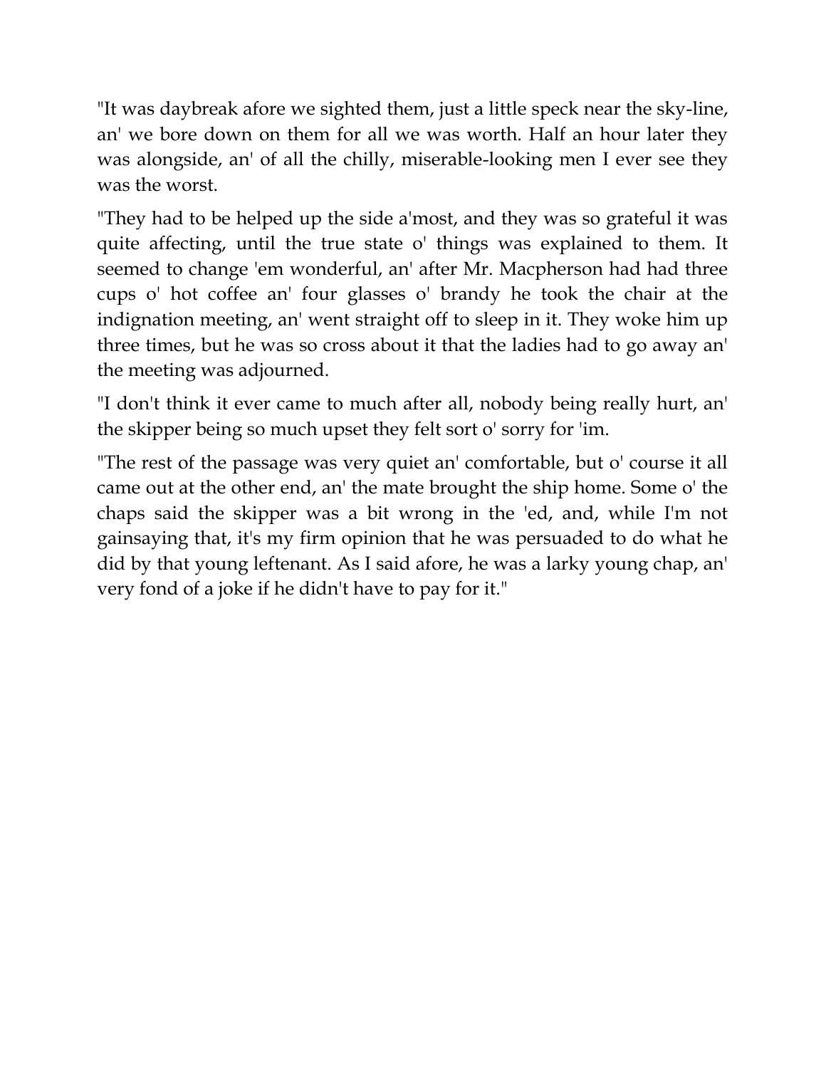"It was daybreak afore we sighted them, just a little speck near the sky-line, an' we bore down on them for all we was worth. Half an hour later they was alongside, an' of all the chilly, miserable-looking men I ever see they was the worst.

"They had to be helped up the side a'most, and they was so grateful it was quite affecting, until the true state o' things was explained to them. It seemed to change 'em wonderful, an' after Mr. Macpherson had had three cups o' hot coffee an' four glasses o' brandy he took the chair at the indignation meeting, an' went straight off to sleep in it. They woke him up three times, but he was so cross about it that the ladies had to go away an' the meeting was adjourned.

"I don't think it ever came to much after all, nobody being really hurt, an' the skipper being so much upset they felt sort o' sorry for 'im.

"The rest of the passage was very quiet an' comfortable, but o' course it all came out at the other end, an' the mate brought the ship home. Some o' the chaps said the skipper was a bit wrong in the 'ed, and, while I'm not gainsaying that, it's my firm opinion that he was persuaded to do what he did by that young leftenant. As I said afore, he was a larky young chap, an' very fond of a joke if he didn't have to pay for it."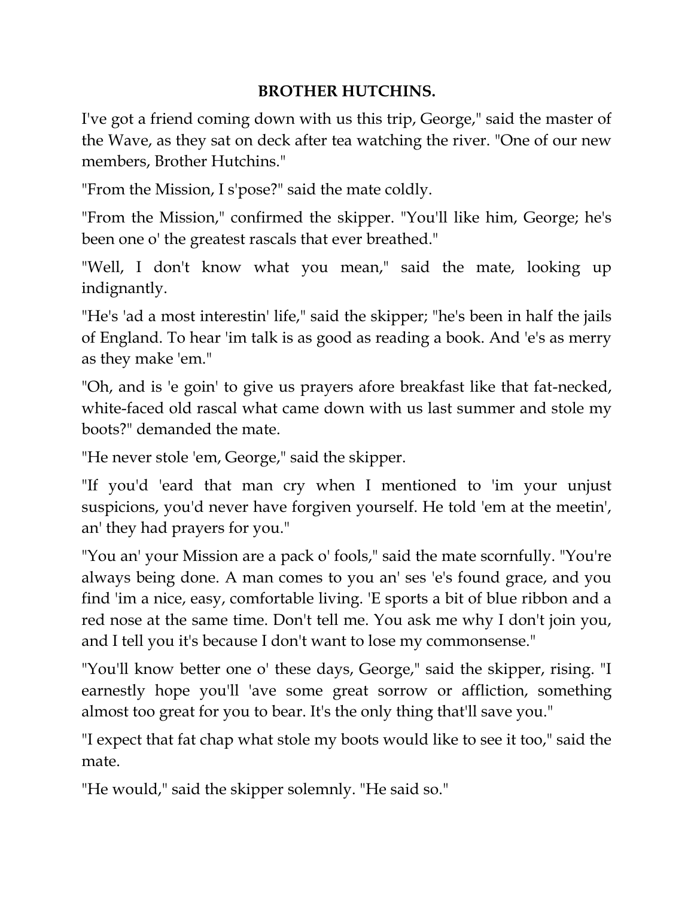## BROTHER HUTCHINS.

I've got a friend coming down with us this trip, George," said the master of the Wave, as they sat on deck after tea watching the river. "One of our new members, Brother Hutchins."

"From the Mission, I s'pose?" said the mate coldly.

"From the Mission," confirmed the skipper. "You'll like him, George; he's been one o' the greatest rascals that ever breathed."

"Well, I don't know what you mean," said the mate, looking up indignantly.

"He's 'ad a most interestin' life," said the skipper; "he's been in half the jails of England. To hear 'im talk is as good as reading a book. And 'e's as merry as they make 'em."

"Oh, and is 'e goin' to give us prayers afore breakfast like that fat-necked, white-faced old rascal what came down with us last summer and stole my boots?" demanded the mate.

"He never stole 'em, George," said the skipper.

"If you'd 'eard that man cry when I mentioned to 'im your unjust suspicions, you'd never have forgiven yourself. He told 'em at the meetin', an' they had prayers for you."

"You an' your Mission are a pack o' fools," said the mate scornfully. "You're always being done. A man comes to you an' ses 'e's found grace, and you find 'im a nice, easy, comfortable living. 'E sports a bit of blue ribbon and a red nose at the same time. Don't tell me. You ask me why I don't join you, and I tell you it's because I don't want to lose my commonsense."

"You'll know better one o' these days, George," said the skipper, rising. "I earnestly hope you'll 'ave some great sorrow or affliction, something almost too great for you to bear. It's the only thing that'll save you."

"I expect that fat chap what stole my boots would like to see it too," said the mate.

"He would," said the skipper solemnly. "He said so."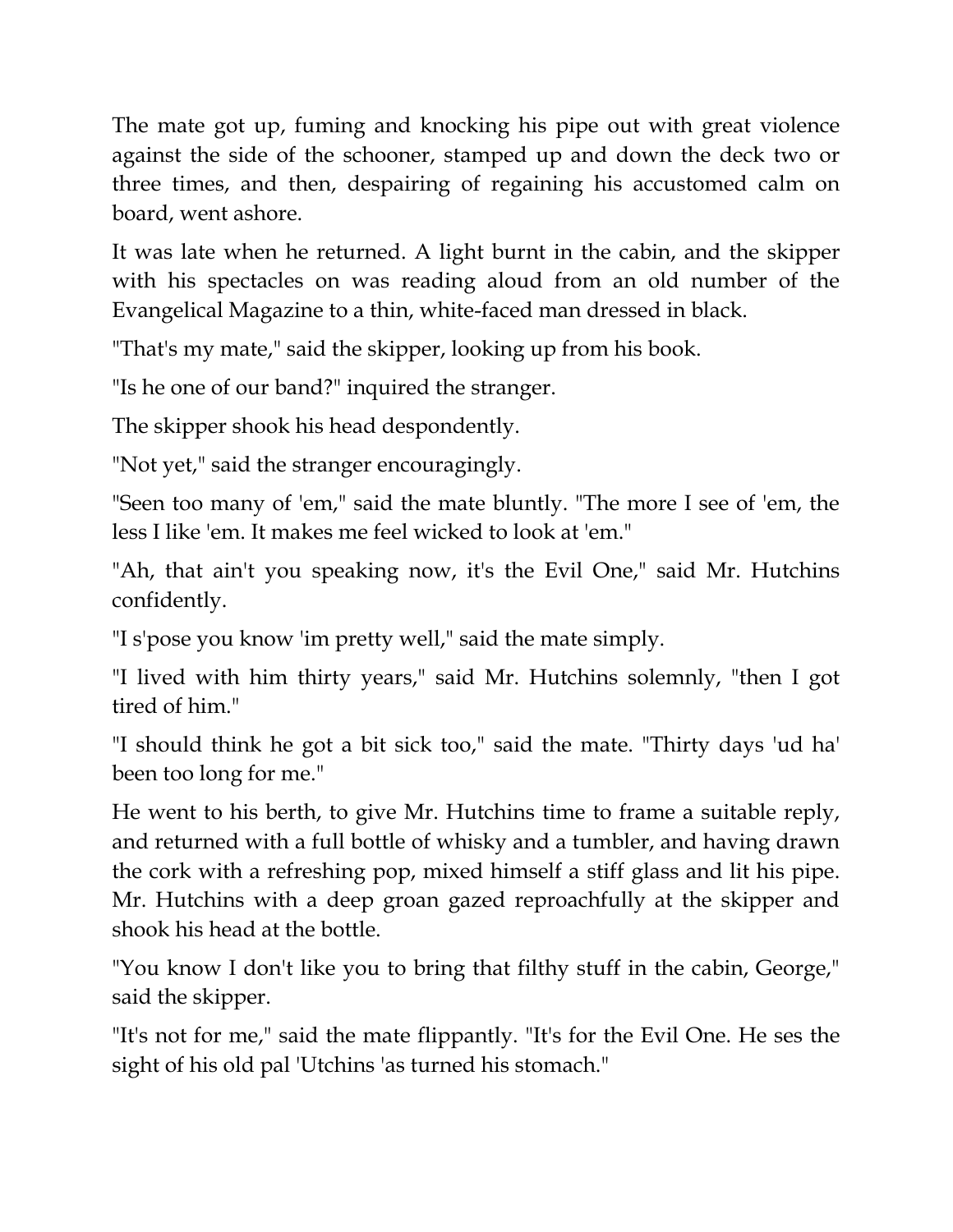The mate got up, fuming and knocking his pipe out with great violence against the side of the schooner, stamped up and down the deck two or three times, and then, despairing of regaining his accustomed calm on board, went ashore.

It was late when he returned. A light burnt in the cabin, and the skipper with his spectacles on was reading aloud from an old number of the Evangelical Magazine to a thin, white-faced man dressed in black.

"That's my mate," said the skipper, looking up from his book.

"Is he one of our band?" inquired the stranger.

The skipper shook his head despondently.

"Not yet," said the stranger encouragingly.

"Seen too many of 'em," said the mate bluntly. "The more I see of 'em, the less I like 'em. It makes me feel wicked to look at 'em."

"Ah, that ain't you speaking now, it's the Evil One," said Mr. Hutchins confidently.

"I s'pose you know 'im pretty well," said the mate simply.

"I lived with him thirty years," said Mr. Hutchins solemnly, "then I got tired of him."

"I should think he got a bit sick too," said the mate. "Thirty days 'ud ha' been too long for me."

He went to his berth, to give Mr. Hutchins time to frame a suitable reply, and returned with a full bottle of whisky and a tumbler, and having drawn the cork with a refreshing pop, mixed himself a stiff glass and lit his pipe. Mr. Hutchins with a deep groan gazed reproachfully at the skipper and shook his head at the bottle.

"You know I don't like you to bring that filthy stuff in the cabin, George," said the skipper.

"It's not for me," said the mate flippantly. "It's for the Evil One. He ses the sight of his old pal 'Utchins 'as turned his stomach."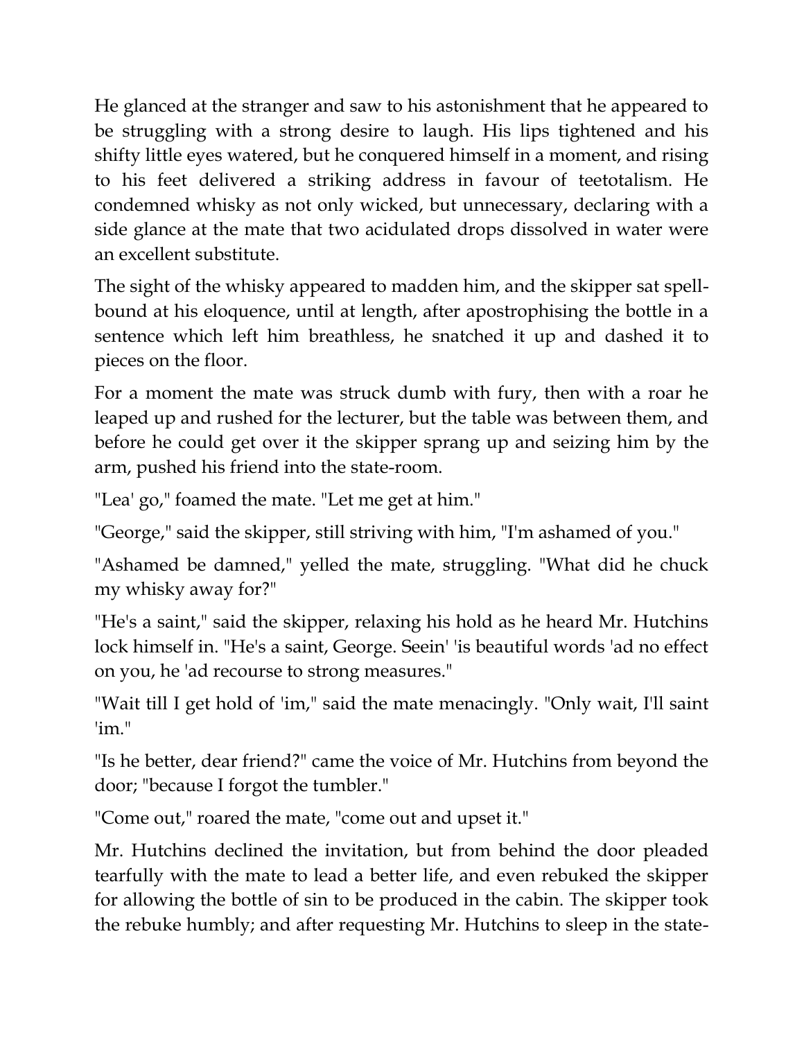He glanced at the stranger and saw to his astonishment that he appeared to be struggling with a strong desire to laugh. His lips tightened and his shifty little eyes watered, but he conquered himself in a moment, and rising to his feet delivered a striking address in favour of teetotalism. He condemned whisky as not only wicked, but unnecessary, declaring with a side glance at the mate that two acidulated drops dissolved in water were an excellent substitute.

The sight of the whisky appeared to madden him, and the skipper sat spell-bound at his eloquence, until at length, after apostrophising the bottle in a sentence which left him breathless, he snatched it up and dashed it to pieces on the floor.

For a moment the mate was struck dumb with fury, then with a roar he leaped up and rushed for the lecturer, but the table was between them, and before he could get over it the skipper sprang up and seizing him by the arm, pushed his friend into the state-room.

"Lea' go," foamed the mate. "Let me get at him."

"George," said the skipper, still striving with him, "I'm ashamed of you."

"Ashamed be damned," yelled the mate, struggling. "What did he chuck my whisky away for?"

"He's a saint," said the skipper, relaxing his hold as he heard Mr. Hutchins lock himself in. "He's a saint, George. Seein' 'is beautiful words 'ad no effect on you, he 'ad recourse to strong measures."

"Wait till I get hold of 'im," said the mate menacingly. "Only wait, I'll saint 'im."

"Is he better, dear friend?" came the voice of Mr. Hutchins from beyond the door; "because I forgot the tumbler."

"Come out," roared the mate, "come out and upset it."

Mr. Hutchins declined the invitation, but from behind the door pleaded tearfully with the mate to lead a better life, and even rebuked the skipper for allowing the bottle of sin to be produced in the cabin. The skipper took the rebuke humbly; and after requesting Mr. Hutchins to sleep in the state-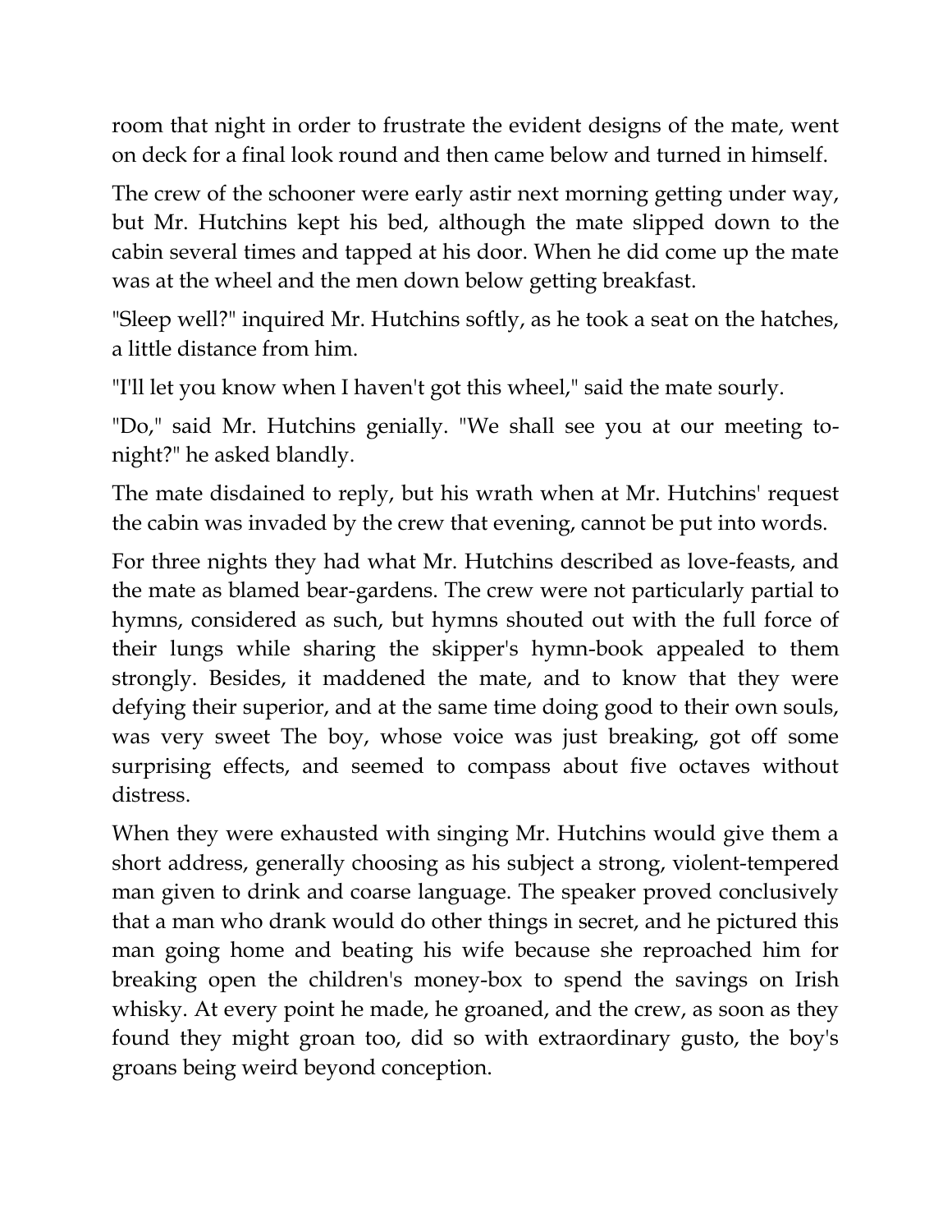room that night in order to frustrate the evident designs of the mate, went on deck for a final look round and then came below and turned in himself.

The crew of the schooner were early astir next morning getting under way, but Mr. Hutchins kept his bed, although the mate slipped down to the cabin several times and tapped at his door. When he did come up the mate was at the wheel and the men down below getting breakfast.

"Sleep well?" inquired Mr. Hutchins softly, as he took a seat on the hatches, a little distance from him.

"I'll let you know when I haven't got this wheel," said the mate sourly.

"Do," said Mr. Hutchins genially. "We shall see you at our meeting to-night?" he asked blandly.

The mate disdained to reply, but his wrath when at Mr. Hutchins' request the cabin was invaded by the crew that evening, cannot be put into words.

For three nights they had what Mr. Hutchins described as love-feasts, and the mate as blamed bear-gardens. The crew were not particularly partial to hymns, considered as such, but hymns shouted out with the full force of their lungs while sharing the skipper's hymn-book appealed to them strongly. Besides, it maddened the mate, and to know that they were defying their superior, and at the same time doing good to their own souls, was very sweet The boy, whose voice was just breaking, got off some surprising effects, and seemed to compass about five octaves without distress.

When they were exhausted with singing Mr. Hutchins would give them a short address, generally choosing as his subject a strong, violent-tempered man given to drink and coarse language. The speaker proved conclusively that a man who drank would do other things in secret, and he pictured this man going home and beating his wife because she reproached him for breaking open the children's money-box to spend the savings on Irish whisky. At every point he made, he groaned, and the crew, as soon as they found they might groan too, did so with extraordinary gusto, the boy's groans being weird beyond conception.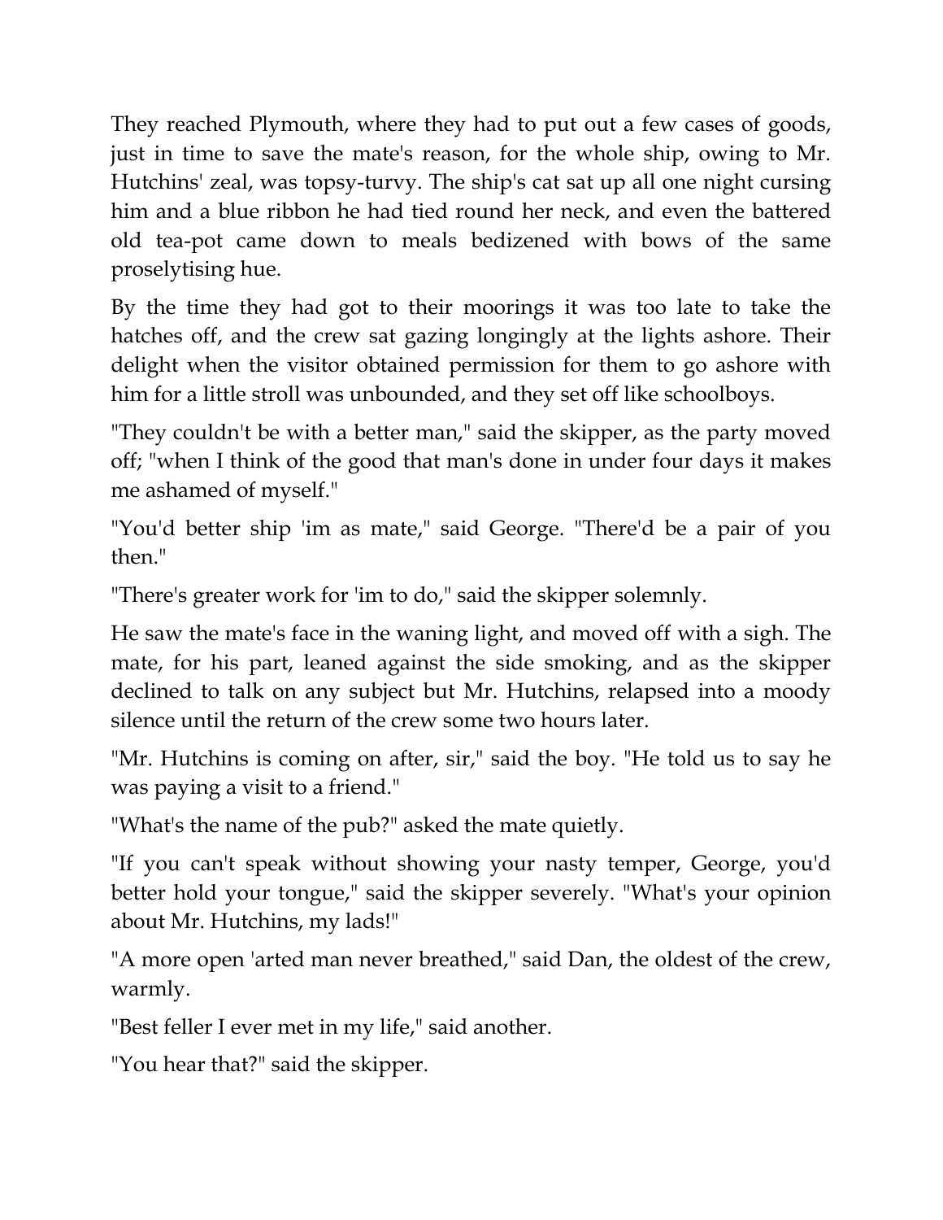They reached Plymouth, where they had to put out a few cases of goods, just in time to save the mate's reason, for the whole ship, owing to Mr. Hutchins' zeal, was topsy-turvy. The ship's cat sat up all one night cursing him and a blue ribbon he had tied round her neck, and even the battered old tea-pot came down to meals bedizened with bows of the same proselytising hue.

By the time they had got to their moorings it was too late to take the hatches off, and the crew sat gazing longingly at the lights ashore. Their delight when the visitor obtained permission for them to go ashore with him for a little stroll was unbounded, and they set off like schoolboys.

"They couldn't be with a better man," said the skipper, as the party moved off; "when I think of the good that man's done in under four days it makes me ashamed of myself."

"You'd better ship 'im as mate," said George. "There'd be a pair of you then."

"There's greater work for 'im to do," said the skipper solemnly.

He saw the mate's face in the waning light, and moved off with a sigh. The mate, for his part, leaned against the side smoking, and as the skipper declined to talk on any subject but Mr. Hutchins, relapsed into a moody silence until the return of the crew some two hours later.

"Mr. Hutchins is coming on after, sir," said the boy. "He told us to say he was paying a visit to a friend."

"What's the name of the pub?" asked the mate quietly.

"If you can't speak without showing your nasty temper, George, you'd better hold your tongue," said the skipper severely. "What's your opinion about Mr. Hutchins, my lads!"

"A more open 'arted man never breathed," said Dan, the oldest of the crew, warmly.

"Best feller I ever met in my life," said another.

"You hear that?" said the skipper.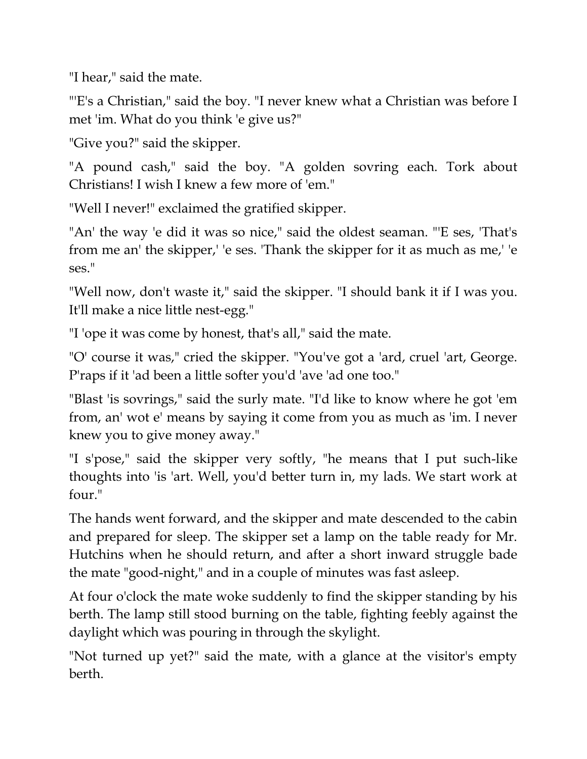"I hear," said the mate.

"'E's a Christian," said the boy. "I never knew what a Christian was before I met 'im. What do you think 'e give us?"

"Give you?" said the skipper.

"A pound cash," said the boy. "A golden sovring each. Tork about Christians! I wish I knew a few more of 'em."

"Well I never!" exclaimed the gratified skipper.

"An' the way 'e did it was so nice," said the oldest seaman. "'E ses, 'That's from me an' the skipper,' 'e ses. 'Thank the skipper for it as much as me,' 'e ses."

"Well now, don't waste it," said the skipper. "I should bank it if I was you. It'll make a nice little nest-egg."

"I 'ope it was come by honest, that's all," said the mate.

"O' course it was," cried the skipper. "You've got a 'ard, cruel 'art, George. P'raps if it 'ad been a little softer you'd 'ave 'ad one too."

"Blast 'is sovrings," said the surly mate. "I'd like to know where he got 'em from, an' wot e' means by saying it come from you as much as 'im. I never knew you to give money away."

"I s'pose," said the skipper very softly, "he means that I put such-like thoughts into 'is 'art. Well, you'd better turn in, my lads. We start work at four."

The hands went forward, and the skipper and mate descended to the cabin and prepared for sleep. The skipper set a lamp on the table ready for Mr. Hutchins when he should return, and after a short inward struggle bade the mate "good-night," and in a couple of minutes was fast asleep.

At four o'clock the mate woke suddenly to find the skipper standing by his berth. The lamp still stood burning on the table, fighting feebly against the daylight which was pouring in through the skylight.

"Not turned up yet?" said the mate, with a glance at the visitor's empty berth.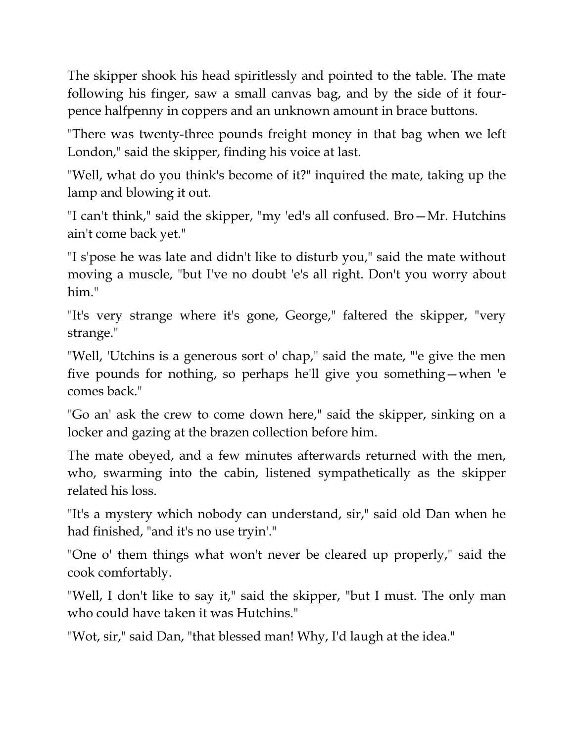The skipper shook his head spiritlessly and pointed to the table. The mate following his finger, saw a small canvas bag, and by the side of it four-pence halfpenny in coppers and an unknown amount in brace buttons.

"There was twenty-three pounds freight money in that bag when we left London," said the skipper, finding his voice at last.

"Well, what do you think's become of it?" inquired the mate, taking up the lamp and blowing it out.

"I can't think," said the skipper, "my 'ed's all confused. Bro—Mr. Hutchins ain't come back yet."

"I s'pose he was late and didn't like to disturb you," said the mate without moving a muscle, "but I've no doubt 'e's all right. Don't you worry about him."

"It's very strange where it's gone, George," faltered the skipper, "very strange."

"Well, 'Utchins is a generous sort o' chap," said the mate, "'e give the men five pounds for nothing, so perhaps he'll give you something—when 'e comes back."

"Go an' ask the crew to come down here," said the skipper, sinking on a locker and gazing at the brazen collection before him.

The mate obeyed, and a few minutes afterwards returned with the men, who, swarming into the cabin, listened sympathetically as the skipper related his loss.

"It's a mystery which nobody can understand, sir," said old Dan when he had finished, "and it's no use tryin'."

"One o' them things what won't never be cleared up properly," said the cook comfortably.

"Well, I don't like to say it," said the skipper, "but I must. The only man who could have taken it was Hutchins."

"Wot, sir," said Dan, "that blessed man! Why, I'd laugh at the idea."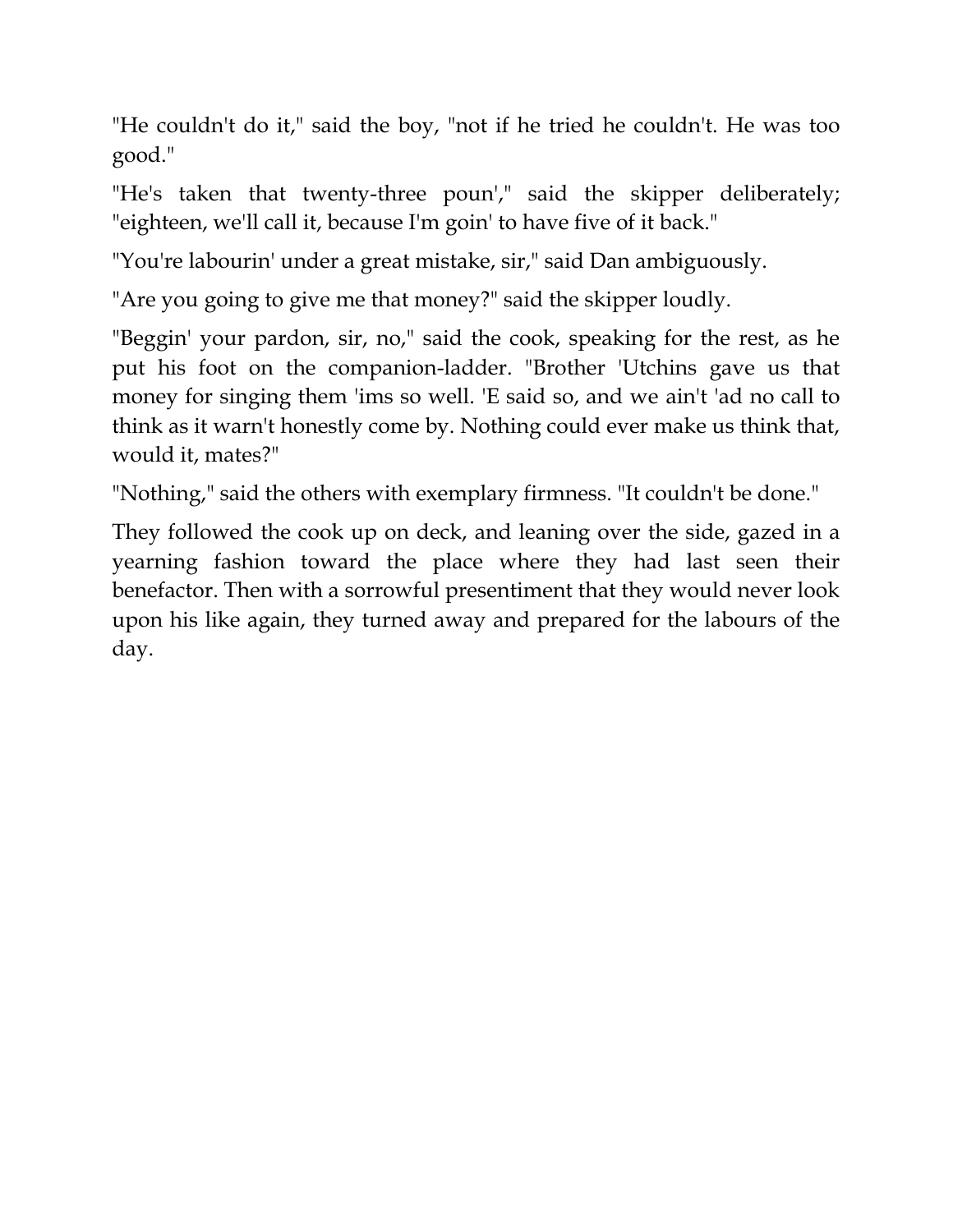"He couldn't do it," said the boy, "not if he tried he couldn't. He was too good."

"He's taken that twenty-three poun'," said the skipper deliberately; "eighteen, we'll call it, because I'm goin' to have five of it back."

"You're labourin' under a great mistake, sir," said Dan ambiguously.

"Are you going to give me that money?" said the skipper loudly.

"Beggin' your pardon, sir, no," said the cook, speaking for the rest, as he put his foot on the companion-ladder. "Brother 'Utchins gave us that money for singing them 'ims so well. 'E said so, and we ain't 'ad no call to think as it warn't honestly come by. Nothing could ever make us think that, would it, mates?"

"Nothing," said the others with exemplary firmness. "It couldn't be done."

They followed the cook up on deck, and leaning over the side, gazed in a yearning fashion toward the place where they had last seen their benefactor. Then with a sorrowful presentiment that they would never look upon his like again, they turned away and prepared for the labours of the day.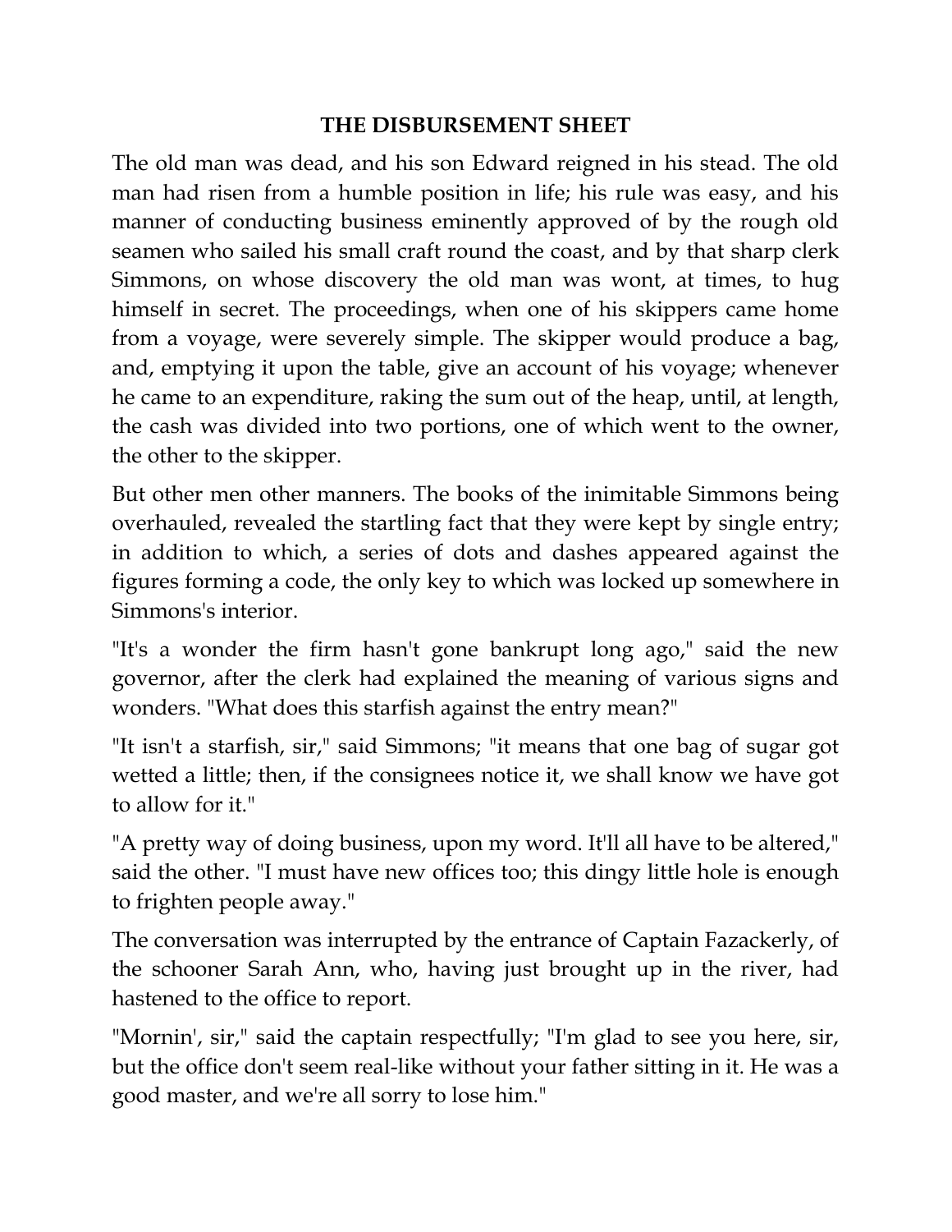## THE DISBURSEMENT SHEET

The old man was dead, and his son Edward reigned in his stead. The old man had risen from a humble position in life; his rule was easy, and his manner of conducting business eminently approved of by the rough old seamen who sailed his small craft round the coast, and by that sharp clerk Simmons, on whose discovery the old man was wont, at times, to hug himself in secret. The proceedings, when one of his skippers came home from a voyage, were severely simple. The skipper would produce a bag, and, emptying it upon the table, give an account of his voyage; whenever he came to an expenditure, raking the sum out of the heap, until, at length, the cash was divided into two portions, one of which went to the owner, the other to the skipper.

But other men other manners. The books of the inimitable Simmons being overhauled, revealed the startling fact that they were kept by single entry; in addition to which, a series of dots and dashes appeared against the figures forming a code, the only key to which was locked up somewhere in Simmons's interior.

"It's a wonder the firm hasn't gone bankrupt long ago," said the new governor, after the clerk had explained the meaning of various signs and wonders. "What does this starfish against the entry mean?"

"It isn't a starfish, sir," said Simmons; "it means that one bag of sugar got wetted a little; then, if the consignees notice it, we shall know we have got to allow for it."

"A pretty way of doing business, upon my word. It'll all have to be altered," said the other. "I must have new offices too; this dingy little hole is enough to frighten people away."

The conversation was interrupted by the entrance of Captain Fazackerly, of the schooner Sarah Ann, who, having just brought up in the river, had hastened to the office to report.

"Mornin', sir," said the captain respectfully; "I'm glad to see you here, sir, but the office don't seem real-like without your father sitting in it. He was a good master, and we're all sorry to lose him."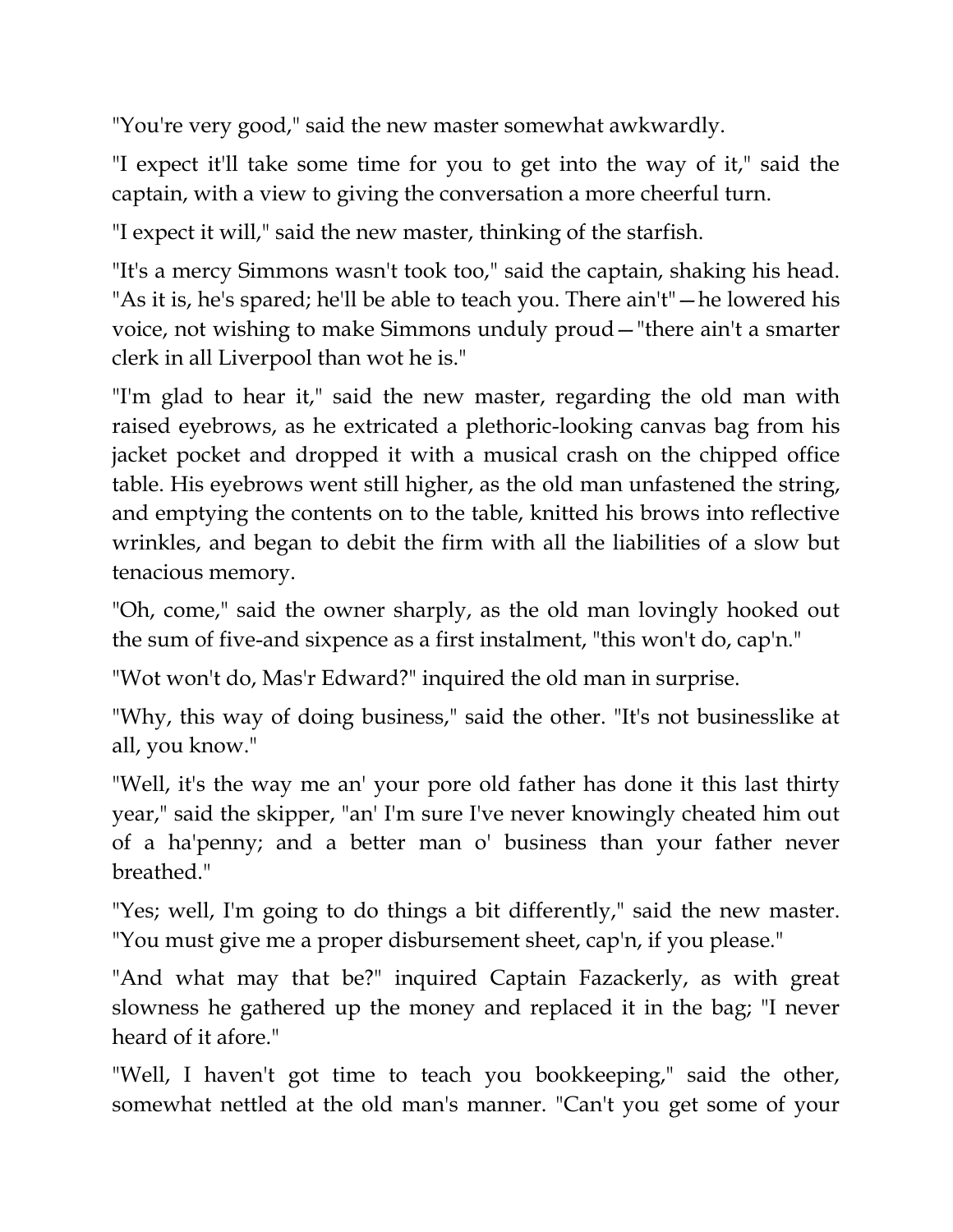"You're very good," said the new master somewhat awkwardly.

"I expect it'll take some time for you to get into the way of it," said the captain, with a view to giving the conversation a more cheerful turn.

"I expect it will," said the new master, thinking of the starfish.

"It's a mercy Simmons wasn't took too," said the captain, shaking his head. "As it is, he's spared; he'll be able to teach you. There ain't"—he lowered his voice, not wishing to make Simmons unduly proud—"there ain't a smarter clerk in all Liverpool than wot he is."

"I'm glad to hear it," said the new master, regarding the old man with raised eyebrows, as he extricated a plethoric-looking canvas bag from his jacket pocket and dropped it with a musical crash on the chipped office table. His eyebrows went still higher, as the old man unfastened the string, and emptying the contents on to the table, knitted his brows into reflective wrinkles, and began to debit the firm with all the liabilities of a slow but tenacious memory.

"Oh, come," said the owner sharply, as the old man lovingly hooked out the sum of five-and sixpence as a first instalment, "this won't do, cap'n."

"Wot won't do, Mas'r Edward?" inquired the old man in surprise.

"Why, this way of doing business," said the other. "It's not businesslike at all, you know."

"Well, it's the way me an' your pore old father has done it this last thirty year," said the skipper, "an' I'm sure I've never knowingly cheated him out of a ha'penny; and a better man o' business than your father never breathed."

"Yes; well, I'm going to do things a bit differently," said the new master. "You must give me a proper disbursement sheet, cap'n, if you please."

"And what may that be?" inquired Captain Fazackerly, as with great slowness he gathered up the money and replaced it in the bag; "I never heard of it afore."

"Well, I haven't got time to teach you bookkeeping," said the other, somewhat nettled at the old man's manner. "Can't you get some of your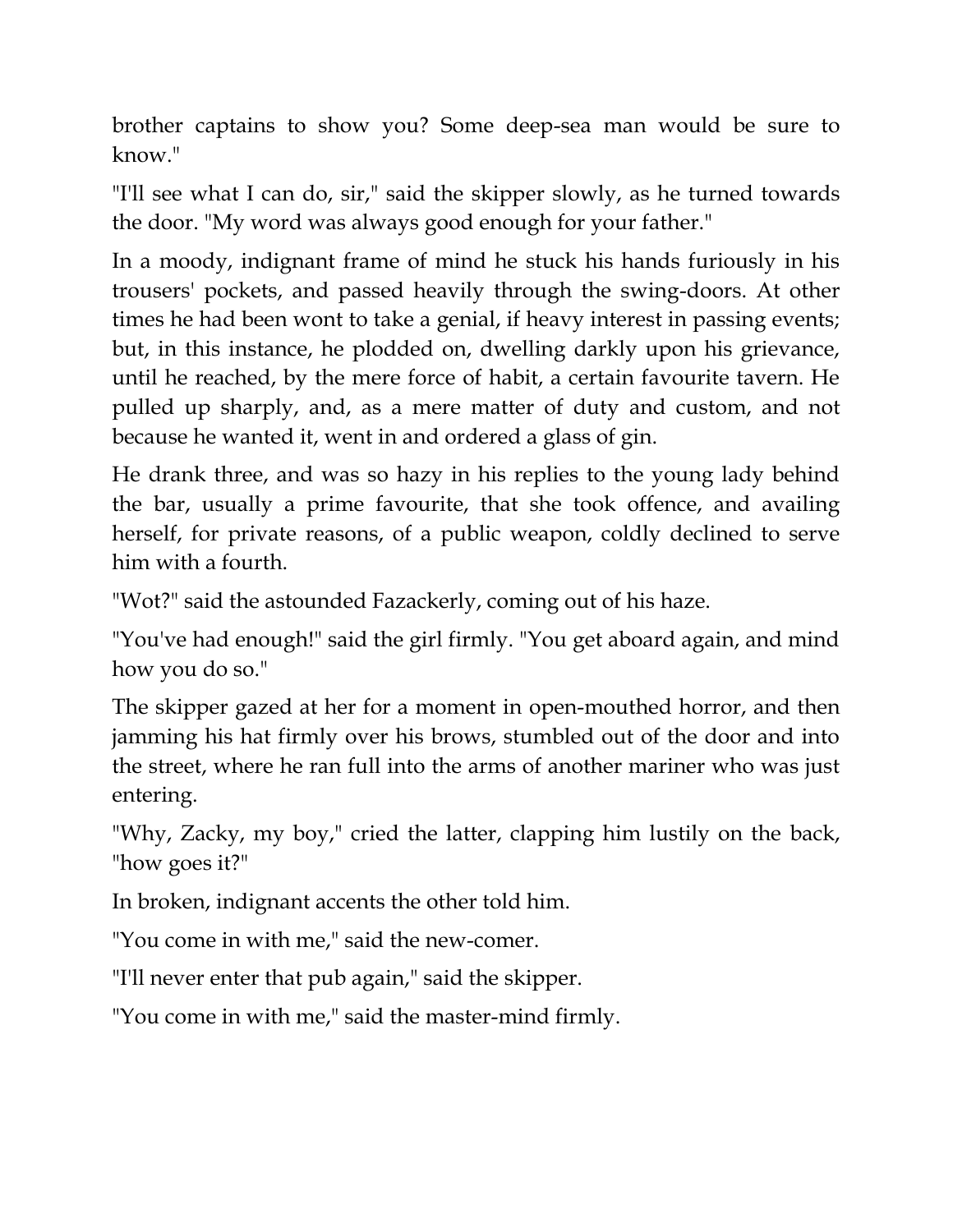brother captains to show you? Some deep-sea man would be sure to know."

"I'll see what I can do, sir," said the skipper slowly, as he turned towards the door. "My word was always good enough for your father."

In a moody, indignant frame of mind he stuck his hands furiously in his trousers' pockets, and passed heavily through the swing-doors. At other times he had been wont to take a genial, if heavy interest in passing events; but, in this instance, he plodded on, dwelling darkly upon his grievance, until he reached, by the mere force of habit, a certain favourite tavern. He pulled up sharply, and, as a mere matter of duty and custom, and not because he wanted it, went in and ordered a glass of gin.

He drank three, and was so hazy in his replies to the young lady behind the bar, usually a prime favourite, that she took offence, and availing herself, for private reasons, of a public weapon, coldly declined to serve him with a fourth.

"Wot?" said the astounded Fazackerly, coming out of his haze.

"You've had enough!" said the girl firmly. "You get aboard again, and mind how you do so."

The skipper gazed at her for a moment in open-mouthed horror, and then jamming his hat firmly over his brows, stumbled out of the door and into the street, where he ran full into the arms of another mariner who was just entering.

"Why, Zacky, my boy," cried the latter, clapping him lustily on the back, "how goes it?"

In broken, indignant accents the other told him.

"You come in with me," said the new-comer.

"I'll never enter that pub again," said the skipper.

"You come in with me," said the master-mind firmly.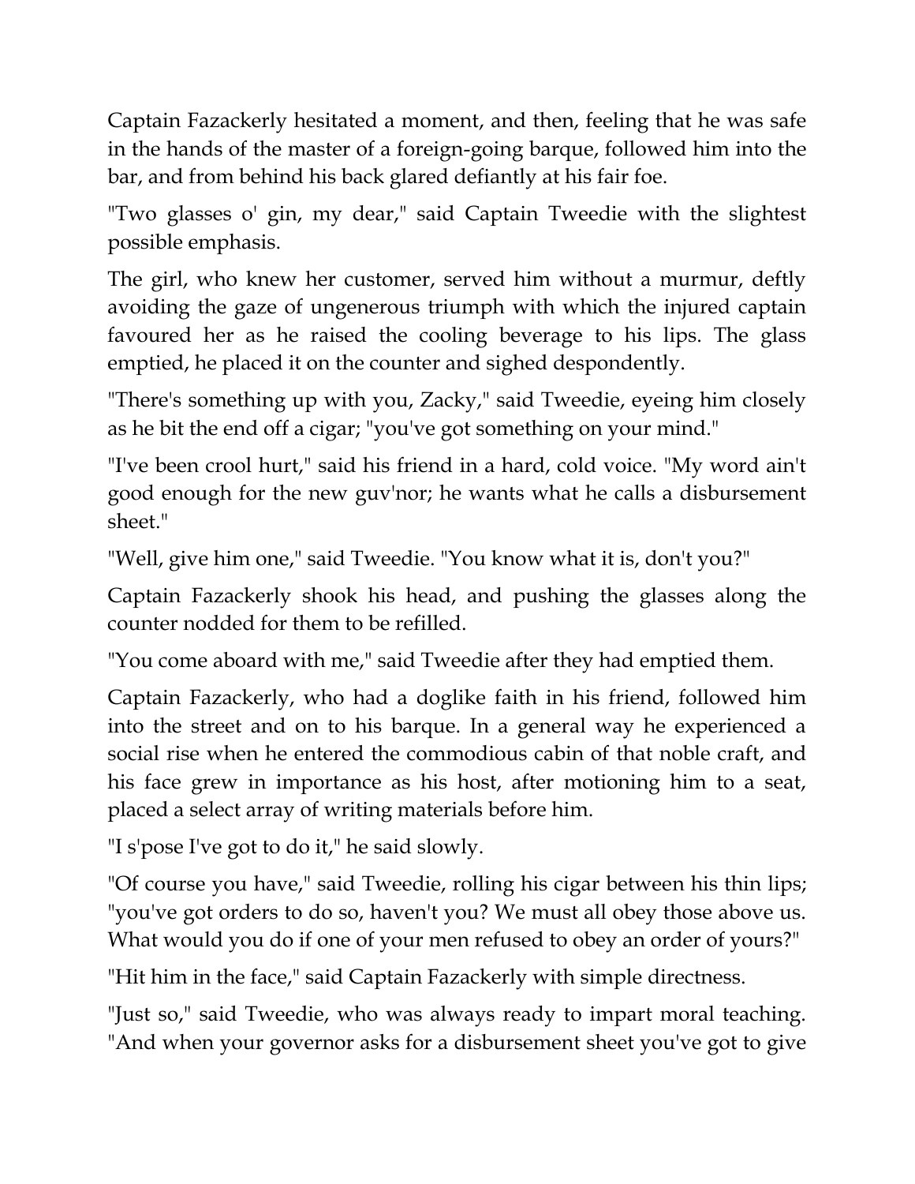Captain Fazackerly hesitated a moment, and then, feeling that he was safe in the hands of the master of a foreign-going barque, followed him into the bar, and from behind his back glared defiantly at his fair foe.

"Two glasses o' gin, my dear," said Captain Tweedie with the slightest possible emphasis.

The girl, who knew her customer, served him without a murmur, deftly avoiding the gaze of ungenerous triumph with which the injured captain favoured her as he raised the cooling beverage to his lips. The glass emptied, he placed it on the counter and sighed despondently.

"There's something up with you, Zacky," said Tweedie, eyeing him closely as he bit the end off a cigar; "you've got something on your mind."

"I've been crool hurt," said his friend in a hard, cold voice. "My word ain't good enough for the new guv'nor; he wants what he calls a disbursement sheet."

"Well, give him one," said Tweedie. "You know what it is, don't you?"

Captain Fazackerly shook his head, and pushing the glasses along the counter nodded for them to be refilled.

"You come aboard with me," said Tweedie after they had emptied them.

Captain Fazackerly, who had a doglike faith in his friend, followed him into the street and on to his barque. In a general way he experienced a social rise when he entered the commodious cabin of that noble craft, and his face grew in importance as his host, after motioning him to a seat, placed a select array of writing materials before him.

"I s'pose I've got to do it," he said slowly.

"Of course you have," said Tweedie, rolling his cigar between his thin lips; "you've got orders to do so, haven't you? We must all obey those above us. What would you do if one of your men refused to obey an order of yours?"

"Hit him in the face," said Captain Fazackerly with simple directness.

"Just so," said Tweedie, who was always ready to impart moral teaching. "And when your governor asks for a disbursement sheet you've got to give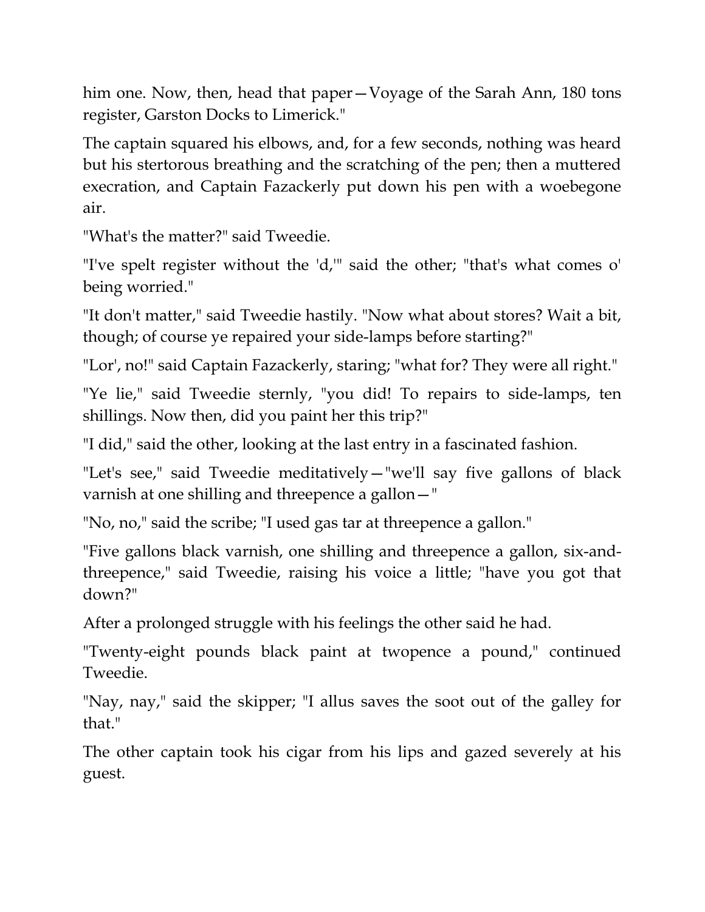him one. Now, then, head that paper—Voyage of the Sarah Ann, 180 tons register, Garston Docks to Limerick."

The captain squared his elbows, and, for a few seconds, nothing was heard but his stertorous breathing and the scratching of the pen; then a muttered execration, and Captain Fazackerly put down his pen with a woebegone air.

"What's the matter?" said Tweedie.

"I've spelt register without the 'd,'" said the other; "that's what comes o' being worried."

"It don't matter," said Tweedie hastily. "Now what about stores? Wait a bit, though; of course ye repaired your side-lamps before starting?"

"Lor', no!" said Captain Fazackerly, staring; "what for? They were all right."

"Ye lie," said Tweedie sternly, "you did! To repairs to side-lamps, ten shillings. Now then, did you paint her this trip?"

"I did," said the other, looking at the last entry in a fascinated fashion.

"Let's see," said Tweedie meditatively—"we'll say five gallons of black varnish at one shilling and threepence a gallon—"

"No, no," said the scribe; "I used gas tar at threepence a gallon."

"Five gallons black varnish, one shilling and threepence a gallon, six-and-threepence," said Tweedie, raising his voice a little; "have you got that down?"

After a prolonged struggle with his feelings the other said he had.

"Twenty-eight pounds black paint at twopence a pound," continued Tweedie.

"Nay, nay," said the skipper; "I allus saves the soot out of the galley for that."

The other captain took his cigar from his lips and gazed severely at his guest.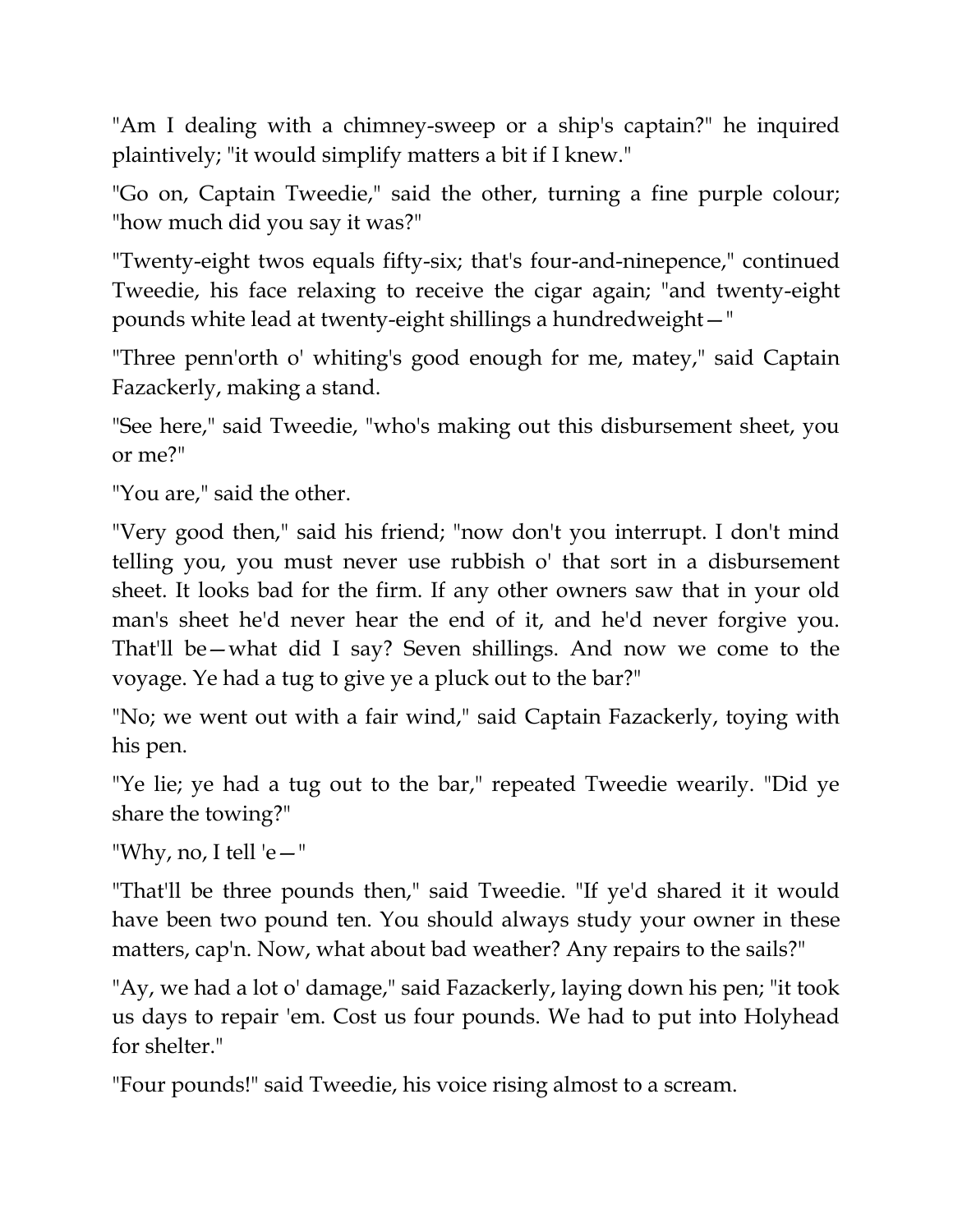"Am I dealing with a chimney-sweep or a ship's captain?" he inquired plaintively; "it would simplify matters a bit if I knew."

"Go on, Captain Tweedie," said the other, turning a fine purple colour; "how much did you say it was?"

"Twenty-eight twos equals fifty-six; that's four-and-ninepence," continued Tweedie, his face relaxing to receive the cigar again; "and twenty-eight pounds white lead at twenty-eight shillings a hundredweight—"

"Three penn'orth o' whiting's good enough for me, matey," said Captain Fazackerly, making a stand.

"See here," said Tweedie, "who's making out this disbursement sheet, you or me?"

"You are," said the other.

"Very good then," said his friend; "now don't you interrupt. I don't mind telling you, you must never use rubbish o' that sort in a disbursement sheet. It looks bad for the firm. If any other owners saw that in your old man's sheet he'd never hear the end of it, and he'd never forgive you. That'll be—what did I say? Seven shillings. And now we come to the voyage. Ye had a tug to give ye a pluck out to the bar?"

"No; we went out with a fair wind," said Captain Fazackerly, toying with his pen.

"Ye lie; ye had a tug out to the bar," repeated Tweedie wearily. "Did ye share the towing?"

"Why, no, I tell 'e—"

"That'll be three pounds then," said Tweedie. "If ye'd shared it it would have been two pound ten. You should always study your owner in these matters, cap'n. Now, what about bad weather? Any repairs to the sails?"

"Ay, we had a lot o' damage," said Fazackerly, laying down his pen; "it took us days to repair 'em. Cost us four pounds. We had to put into Holyhead for shelter."

"Four pounds!" said Tweedie, his voice rising almost to a scream.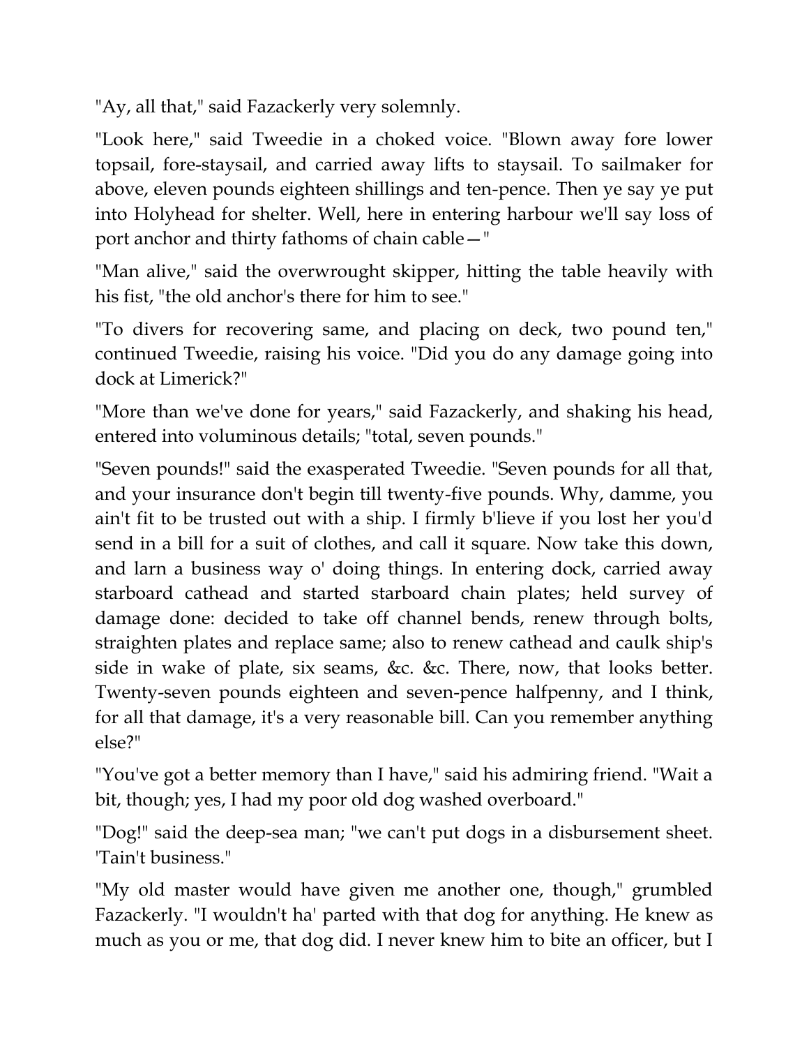"Ay, all that," said Fazackerly very solemnly.

"Look here," said Tweedie in a choked voice. "Blown away fore lower topsail, fore-staysail, and carried away lifts to staysail. To sailmaker for above, eleven pounds eighteen shillings and ten-pence. Then ye say ye put into Holyhead for shelter. Well, here in entering harbour we'll say loss of port anchor and thirty fathoms of chain cable—"

"Man alive," said the overwrought skipper, hitting the table heavily with his fist, "the old anchor's there for him to see."

"To divers for recovering same, and placing on deck, two pound ten," continued Tweedie, raising his voice. "Did you do any damage going into dock at Limerick?"

"More than we've done for years," said Fazackerly, and shaking his head, entered into voluminous details; "total, seven pounds."

"Seven pounds!" said the exasperated Tweedie. "Seven pounds for all that, and your insurance don't begin till twenty-five pounds. Why, damme, you ain't fit to be trusted out with a ship. I firmly b'lieve if you lost her you'd send in a bill for a suit of clothes, and call it square. Now take this down, and larn a business way o' doing things. In entering dock, carried away starboard cathead and started starboard chain plates; held survey of damage done: decided to take off channel bends, renew through bolts, straighten plates and replace same; also to renew cathead and caulk ship's side in wake of plate, six seams, &c. &c. There, now, that looks better. Twenty-seven pounds eighteen and seven-pence halfpenny, and I think, for all that damage, it's a very reasonable bill. Can you remember anything else?"

"You've got a better memory than I have," said his admiring friend. "Wait a bit, though; yes, I had my poor old dog washed overboard."

"Dog!" said the deep-sea man; "we can't put dogs in a disbursement sheet. 'Tain't business."

"My old master would have given me another one, though," grumbled Fazackerly. "I wouldn't ha' parted with that dog for anything. He knew as much as you or me, that dog did. I never knew him to bite an officer, but I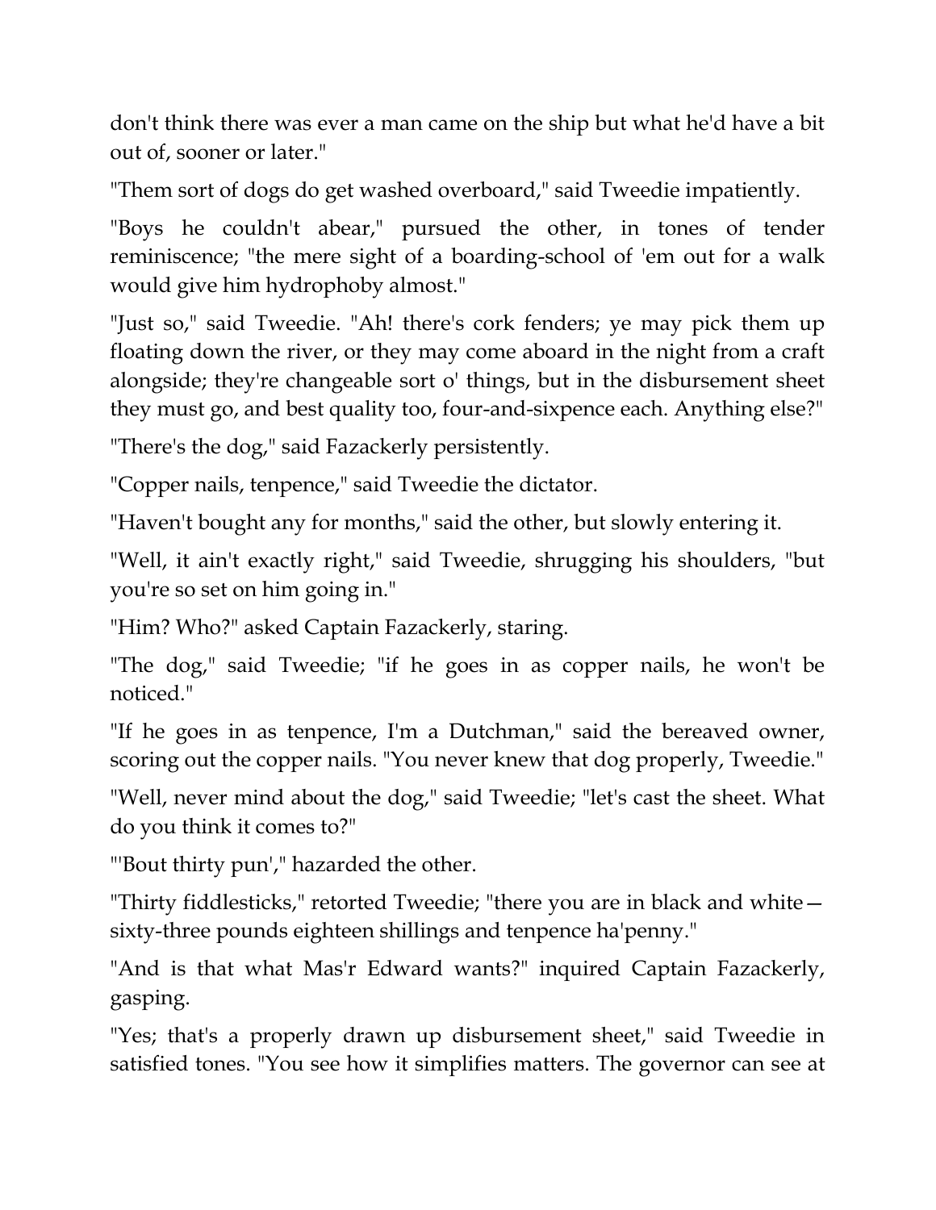don't think there was ever a man came on the ship but what he'd have a bit out of, sooner or later."

"Them sort of dogs do get washed overboard," said Tweedie impatiently.

"Boys he couldn't abear," pursued the other, in tones of tender reminiscence; "the mere sight of a boarding-school of 'em out for a walk would give him hydrophoby almost."

"Just so," said Tweedie. "Ah! there's cork fenders; ye may pick them up floating down the river, or they may come aboard in the night from a craft alongside; they're changeable sort o' things, but in the disbursement sheet they must go, and best quality too, four-and-sixpence each. Anything else?"

"There's the dog," said Fazackerly persistently.

"Copper nails, tenpence," said Tweedie the dictator.

"Haven't bought any for months," said the other, but slowly entering it.

"Well, it ain't exactly right," said Tweedie, shrugging his shoulders, "but you're so set on him going in."

"Him? Who?" asked Captain Fazackerly, staring.

"The dog," said Tweedie; "if he goes in as copper nails, he won't be noticed."

"If he goes in as tenpence, I'm a Dutchman," said the bereaved owner, scoring out the copper nails. "You never knew that dog properly, Tweedie."

"Well, never mind about the dog," said Tweedie; "let's cast the sheet. What do you think it comes to?"

"'Bout thirty pun'," hazarded the other.

"Thirty fiddlesticks," retorted Tweedie; "there you are in black and white—sixty-three pounds eighteen shillings and tenpence ha'penny."

"And is that what Mas'r Edward wants?" inquired Captain Fazackerly, gasping.

"Yes; that's a properly drawn up disbursement sheet," said Tweedie in satisfied tones. "You see how it simplifies matters. The governor can see at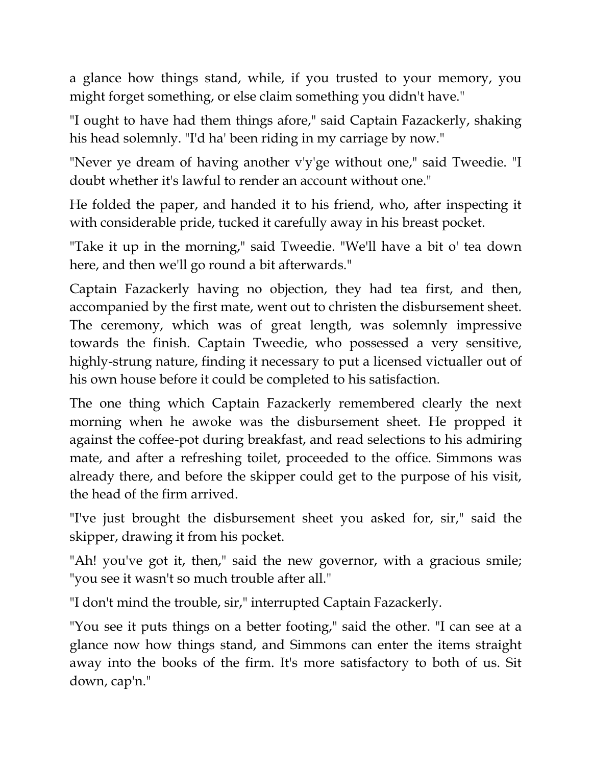a glance how things stand, while, if you trusted to your memory, you might forget something, or else claim something you didn't have."

"I ought to have had them things afore," said Captain Fazackerly, shaking his head solemnly. "I'd ha' been riding in my carriage by now."

"Never ye dream of having another v'y'ge without one," said Tweedie. "I doubt whether it's lawful to render an account without one."

He folded the paper, and handed it to his friend, who, after inspecting it with considerable pride, tucked it carefully away in his breast pocket.

"Take it up in the morning," said Tweedie. "We'll have a bit o' tea down here, and then we'll go round a bit afterwards."

Captain Fazackerly having no objection, they had tea first, and then, accompanied by the first mate, went out to christen the disbursement sheet. The ceremony, which was of great length, was solemnly impressive towards the finish. Captain Tweedie, who possessed a very sensitive, highly-strung nature, finding it necessary to put a licensed victualler out of his own house before it could be completed to his satisfaction.

The one thing which Captain Fazackerly remembered clearly the next morning when he awoke was the disbursement sheet. He propped it against the coffee-pot during breakfast, and read selections to his admiring mate, and after a refreshing toilet, proceeded to the office. Simmons was already there, and before the skipper could get to the purpose of his visit, the head of the firm arrived.

"I've just brought the disbursement sheet you asked for, sir," said the skipper, drawing it from his pocket.

"Ah! you've got it, then," said the new governor, with a gracious smile; "you see it wasn't so much trouble after all."

"I don't mind the trouble, sir," interrupted Captain Fazackerly.

"You see it puts things on a better footing," said the other. "I can see at a glance now how things stand, and Simmons can enter the items straight away into the books of the firm. It's more satisfactory to both of us. Sit down, cap'n."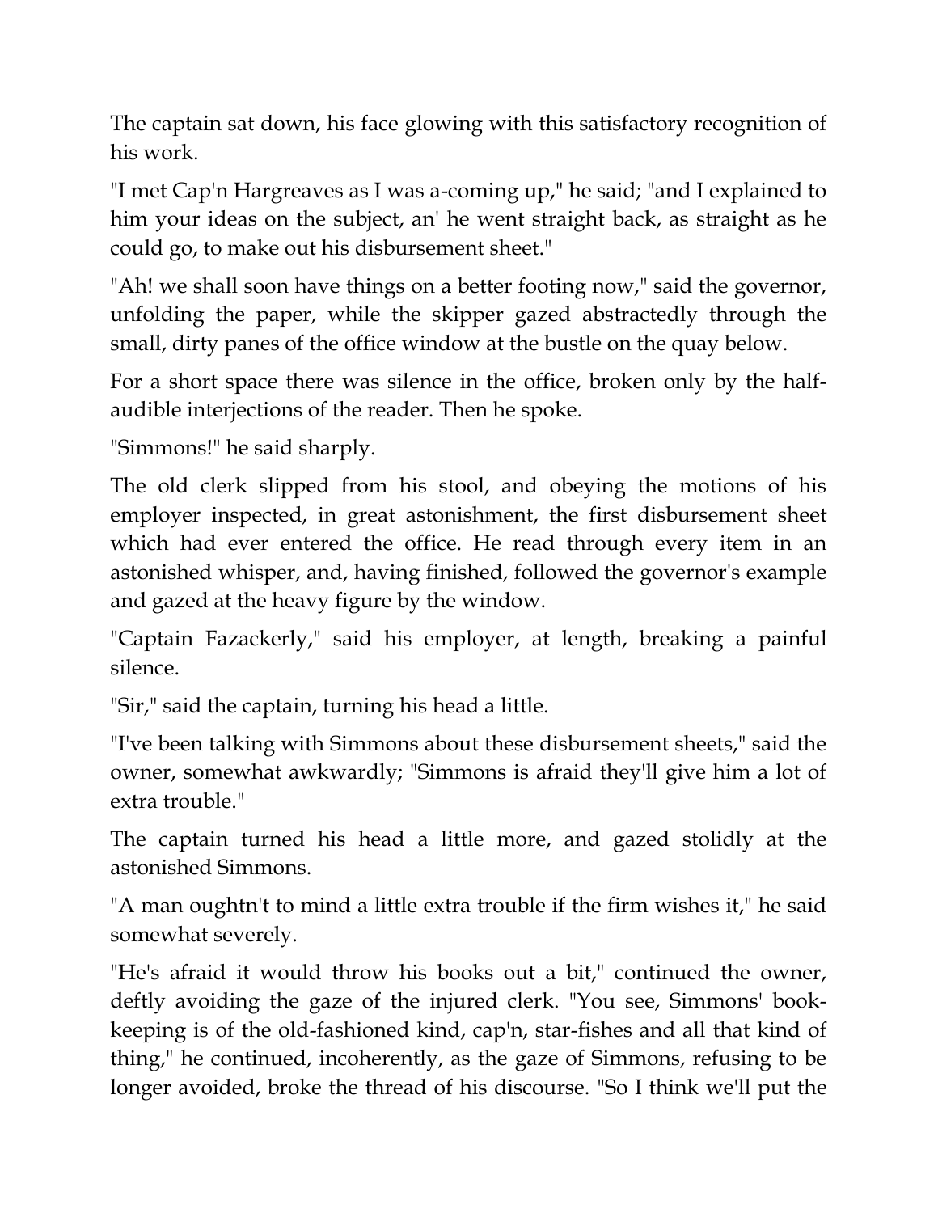The captain sat down, his face glowing with this satisfactory recognition of his work.

"I met Cap'n Hargreaves as I was a-coming up," he said; "and I explained to him your ideas on the subject, an' he went straight back, as straight as he could go, to make out his disbursement sheet."

"Ah! we shall soon have things on a better footing now," said the governor, unfolding the paper, while the skipper gazed abstractedly through the small, dirty panes of the office window at the bustle on the quay below.

For a short space there was silence in the office, broken only by the half-audible interjections of the reader. Then he spoke.

"Simmons!" he said sharply.

The old clerk slipped from his stool, and obeying the motions of his employer inspected, in great astonishment, the first disbursement sheet which had ever entered the office. He read through every item in an astonished whisper, and, having finished, followed the governor's example and gazed at the heavy figure by the window.

"Captain Fazackerly," said his employer, at length, breaking a painful silence.

"Sir," said the captain, turning his head a little.

"I've been talking with Simmons about these disbursement sheets," said the owner, somewhat awkwardly; "Simmons is afraid they'll give him a lot of extra trouble."

The captain turned his head a little more, and gazed stolidly at the astonished Simmons.

"A man oughtn't to mind a little extra trouble if the firm wishes it," he said somewhat severely.

"He's afraid it would throw his books out a bit," continued the owner, deftly avoiding the gaze of the injured clerk. "You see, Simmons' book-keeping is of the old-fashioned kind, cap'n, star-fishes and all that kind of thing," he continued, incoherently, as the gaze of Simmons, refusing to be longer avoided, broke the thread of his discourse. "So I think we'll put the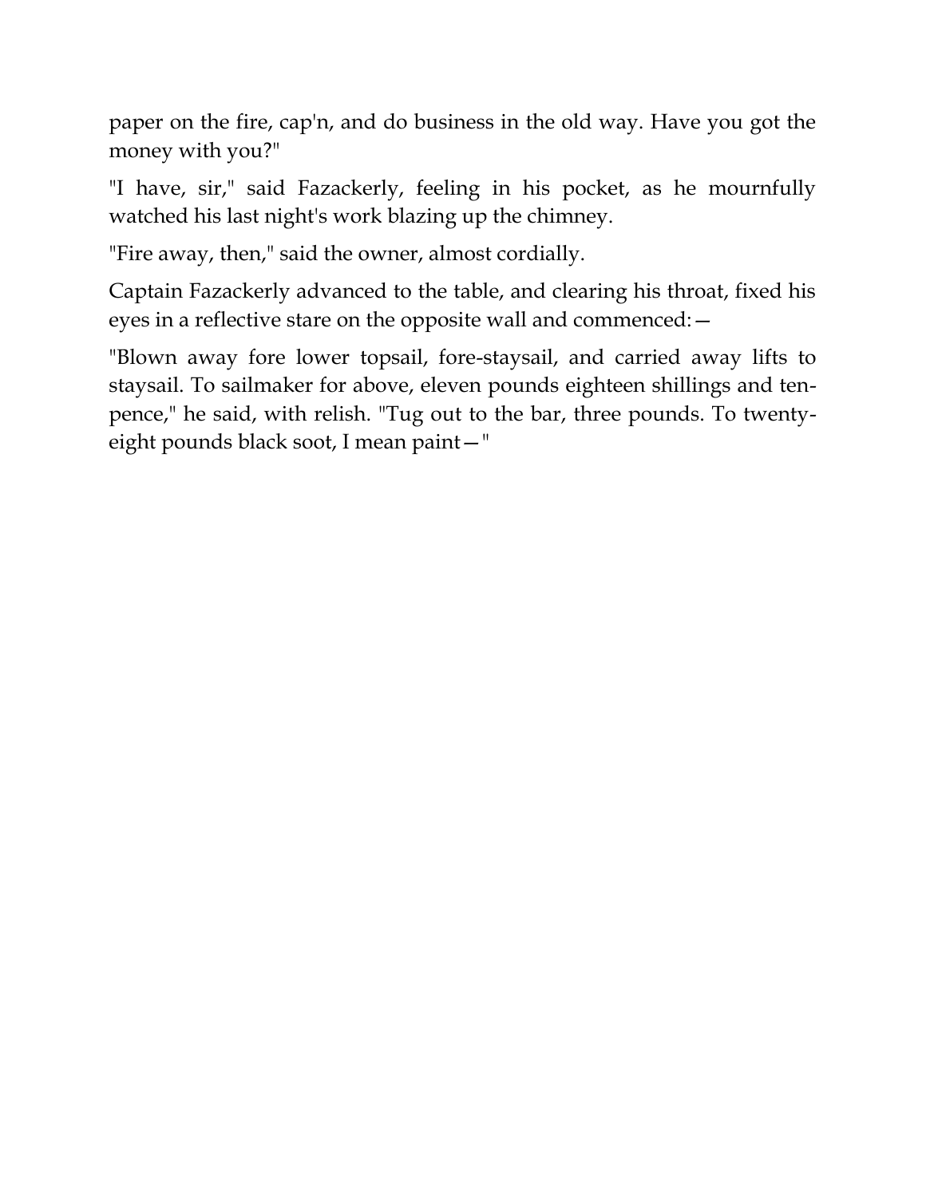paper on the fire, cap'n, and do business in the old way. Have you got the money with you?"

"I have, sir," said Fazackerly, feeling in his pocket, as he mournfully watched his last night's work blazing up the chimney.

"Fire away, then," said the owner, almost cordially.

Captain Fazackerly advanced to the table, and clearing his throat, fixed his eyes in a reflective stare on the opposite wall and commenced:—

"Blown away fore lower topsail, fore-staysail, and carried away lifts to staysail. To sailmaker for above, eleven pounds eighteen shillings and tenpence," he said, with relish. "Tug out to the bar, three pounds. To twenty-eight pounds black soot, I mean paint—"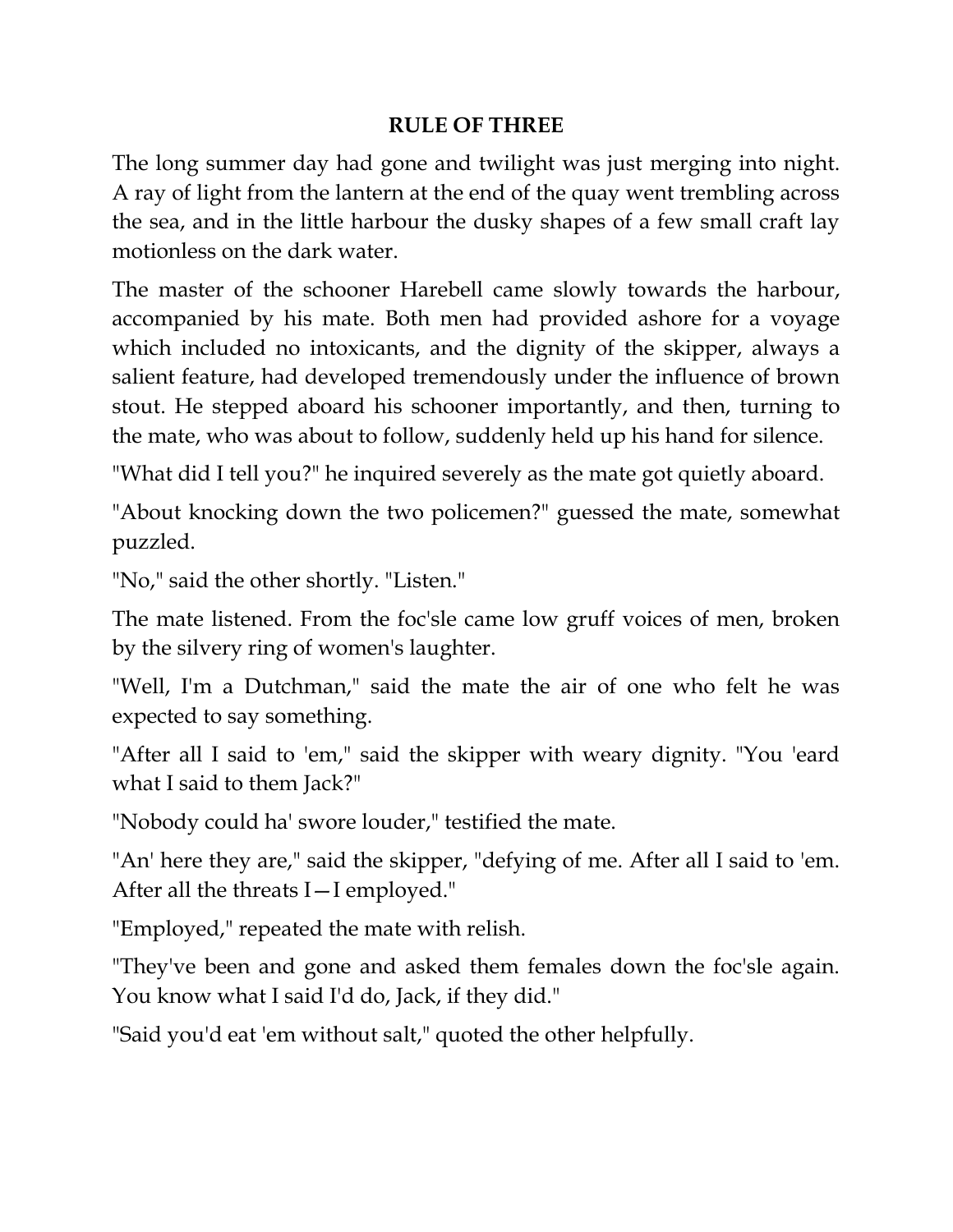## RULE OF THREE

The long summer day had gone and twilight was just merging into night. A ray of light from the lantern at the end of the quay went trembling across the sea, and in the little harbour the dusky shapes of a few small craft lay motionless on the dark water.

The master of the schooner Harebell came slowly towards the harbour, accompanied by his mate. Both men had provided ashore for a voyage which included no intoxicants, and the dignity of the skipper, always a salient feature, had developed tremendously under the influence of brown stout. He stepped aboard his schooner importantly, and then, turning to the mate, who was about to follow, suddenly held up his hand for silence.

"What did I tell you?" he inquired severely as the mate got quietly aboard.

"About knocking down the two policemen?" guessed the mate, somewhat puzzled.

"No," said the other shortly. "Listen."

The mate listened. From the foc'sle came low gruff voices of men, broken by the silvery ring of women's laughter.

"Well, I'm a Dutchman," said the mate the air of one who felt he was expected to say something.

"After all I said to 'em," said the skipper with weary dignity. "You 'eard what I said to them Jack?"

"Nobody could ha' swore louder," testified the mate.

"An' here they are," said the skipper, "defying of me. After all I said to 'em. After all the threats I—I employed."

"Employed," repeated the mate with relish.

"They've been and gone and asked them females down the foc'sle again. You know what I said I'd do, Jack, if they did."

"Said you'd eat 'em without salt," quoted the other helpfully.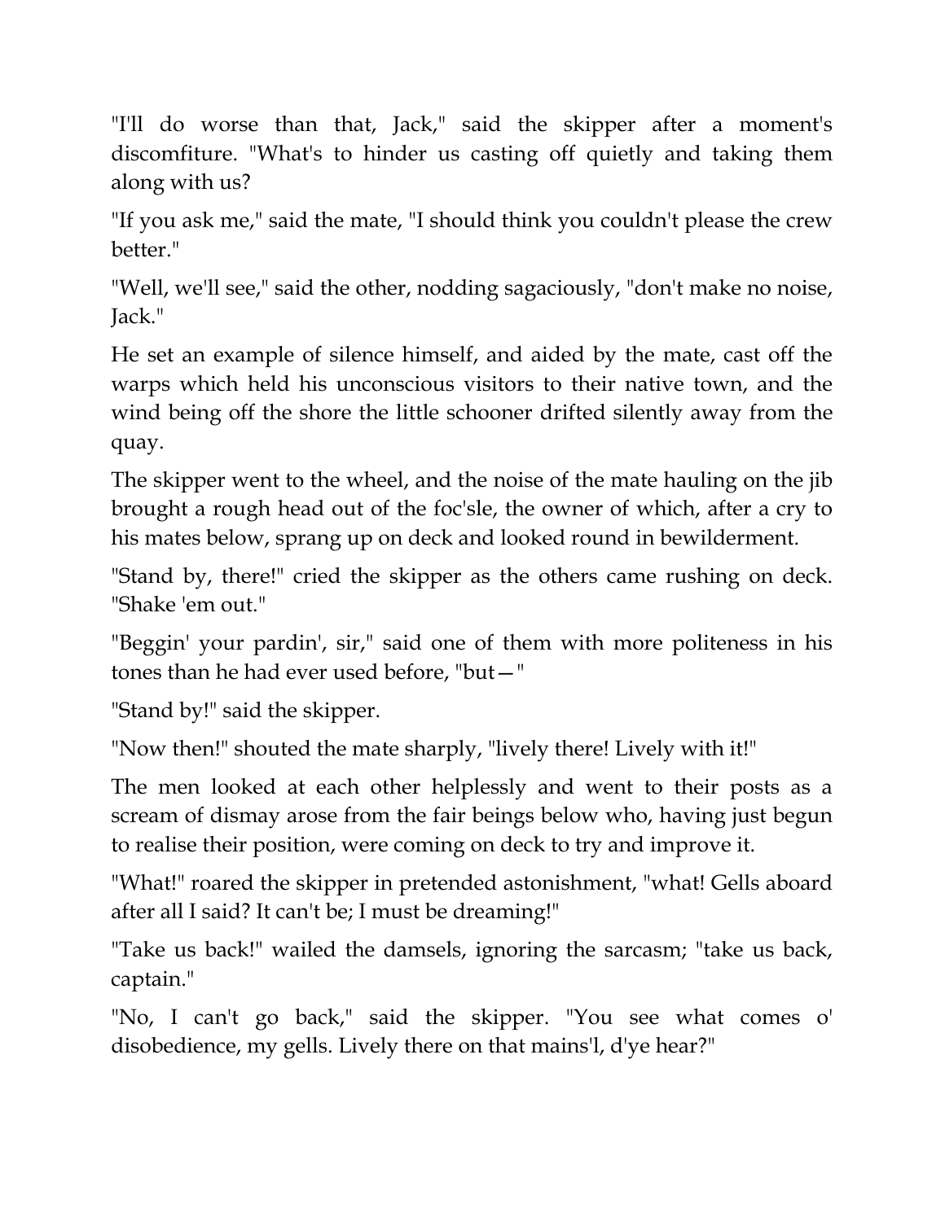"I'll do worse than that, Jack," said the skipper after a moment's discomfiture. "What's to hinder us casting off quietly and taking them along with us?

"If you ask me," said the mate, "I should think you couldn't please the crew better."

"Well, we'll see," said the other, nodding sagaciously, "don't make no noise, Jack."

He set an example of silence himself, and aided by the mate, cast off the warps which held his unconscious visitors to their native town, and the wind being off the shore the little schooner drifted silently away from the quay.

The skipper went to the wheel, and the noise of the mate hauling on the jib brought a rough head out of the foc'sle, the owner of which, after a cry to his mates below, sprang up on deck and looked round in bewilderment.

"Stand by, there!" cried the skipper as the others came rushing on deck. "Shake 'em out."

"Beggin' your pardin', sir," said one of them with more politeness in his tones than he had ever used before, "but— "

"Stand by!" said the skipper.

"Now then!" shouted the mate sharply, "lively there! Lively with it!"

The men looked at each other helplessly and went to their posts as a scream of dismay arose from the fair beings below who, having just begun to realise their position, were coming on deck to try and improve it.

"What!" roared the skipper in pretended astonishment, "what! Gells aboard after all I said? It can't be; I must be dreaming!"

"Take us back!" wailed the damsels, ignoring the sarcasm; "take us back, captain."

"No, I can't go back," said the skipper. "You see what comes o' disobedience, my gells. Lively there on that mains'l, d'ye hear?"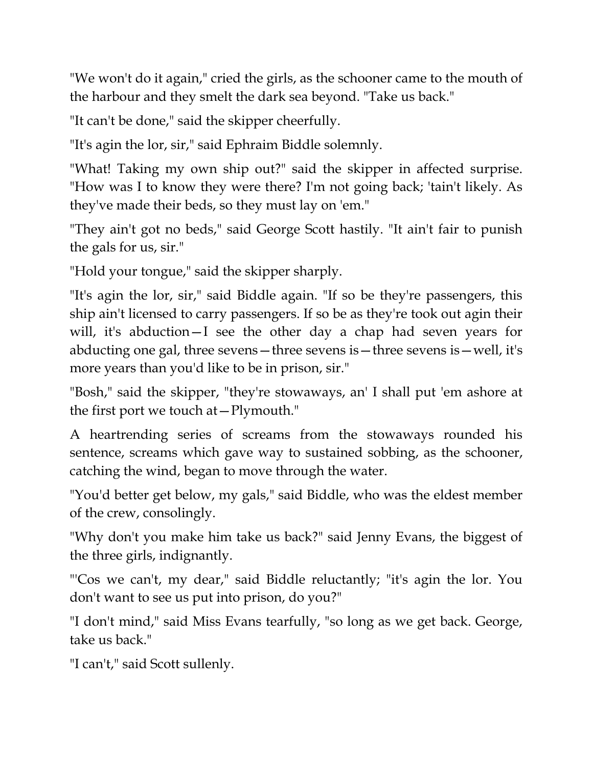"We won't do it again," cried the girls, as the schooner came to the mouth of the harbour and they smelt the dark sea beyond. "Take us back."

"It can't be done," said the skipper cheerfully.

"It's agin the lor, sir," said Ephraim Biddle solemnly.

"What! Taking my own ship out?" said the skipper in affected surprise. "How was I to know they were there? I'm not going back; 'tain't likely. As they've made their beds, so they must lay on 'em."

"They ain't got no beds," said George Scott hastily. "It ain't fair to punish the gals for us, sir."

"Hold your tongue," said the skipper sharply.

"It's agin the lor, sir," said Biddle again. "If so be they're passengers, this ship ain't licensed to carry passengers. If so be as they're took out agin their will, it's abduction—I see the other day a chap had seven years for abducting one gal, three sevens—three sevens is—three sevens is—well, it's more years than you'd like to be in prison, sir."

"Bosh," said the skipper, "they're stowaways, an' I shall put 'em ashore at the first port we touch at—Plymouth."

A heartrending series of screams from the stowaways rounded his sentence, screams which gave way to sustained sobbing, as the schooner, catching the wind, began to move through the water.

"You'd better get below, my gals," said Biddle, who was the eldest member of the crew, consolingly.

"Why don't you make him take us back?" said Jenny Evans, the biggest of the three girls, indignantly.

"'Cos we can't, my dear," said Biddle reluctantly; "it's agin the lor. You don't want to see us put into prison, do you?"

"I don't mind," said Miss Evans tearfully, "so long as we get back. George, take us back."

"I can't," said Scott sullenly.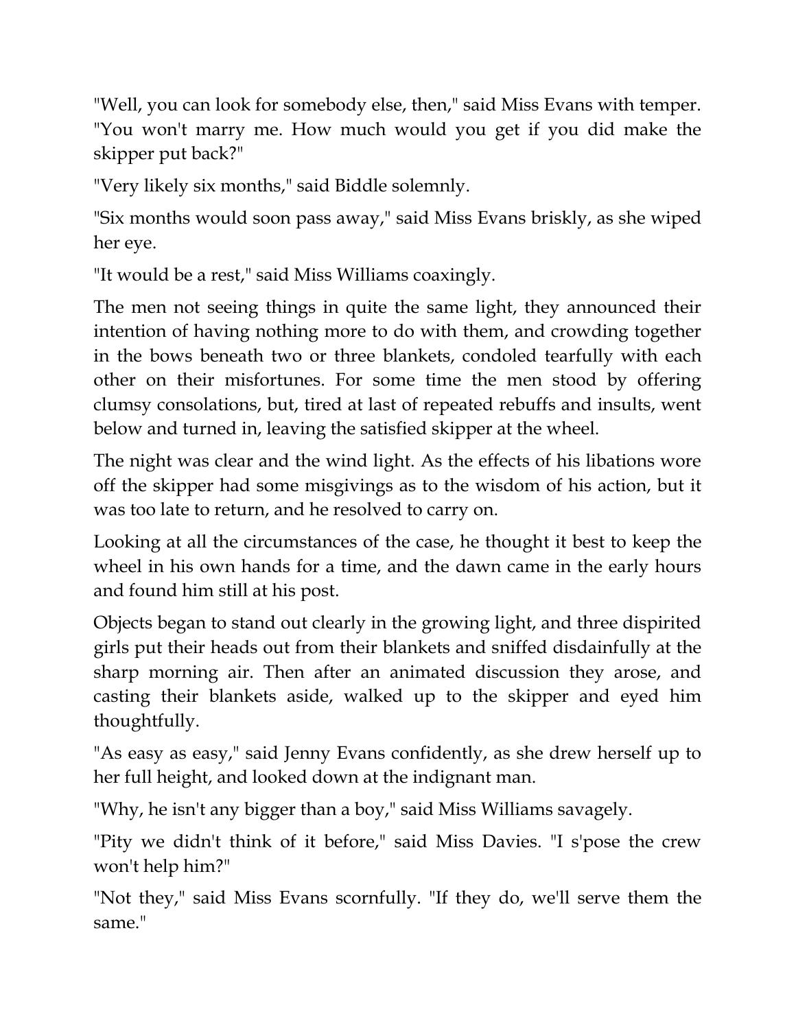"Well, you can look for somebody else, then," said Miss Evans with temper. "You won't marry me. How much would you get if you did make the skipper put back?"

"Very likely six months," said Biddle solemnly.

"Six months would soon pass away," said Miss Evans briskly, as she wiped her eye.

"It would be a rest," said Miss Williams coaxingly.

The men not seeing things in quite the same light, they announced their intention of having nothing more to do with them, and crowding together in the bows beneath two or three blankets, condoled tearfully with each other on their misfortunes. For some time the men stood by offering clumsy consolations, but, tired at last of repeated rebuffs and insults, went below and turned in, leaving the satisfied skipper at the wheel.

The night was clear and the wind light. As the effects of his libations wore off the skipper had some misgivings as to the wisdom of his action, but it was too late to return, and he resolved to carry on.

Looking at all the circumstances of the case, he thought it best to keep the wheel in his own hands for a time, and the dawn came in the early hours and found him still at his post.

Objects began to stand out clearly in the growing light, and three dispirited girls put their heads out from their blankets and sniffed disdainfully at the sharp morning air. Then after an animated discussion they arose, and casting their blankets aside, walked up to the skipper and eyed him thoughtfully.

"As easy as easy," said Jenny Evans confidently, as she drew herself up to her full height, and looked down at the indignant man.

"Why, he isn't any bigger than a boy," said Miss Williams savagely.

"Pity we didn't think of it before," said Miss Davies. "I s'pose the crew won't help him?"

"Not they," said Miss Evans scornfully. "If they do, we'll serve them the same."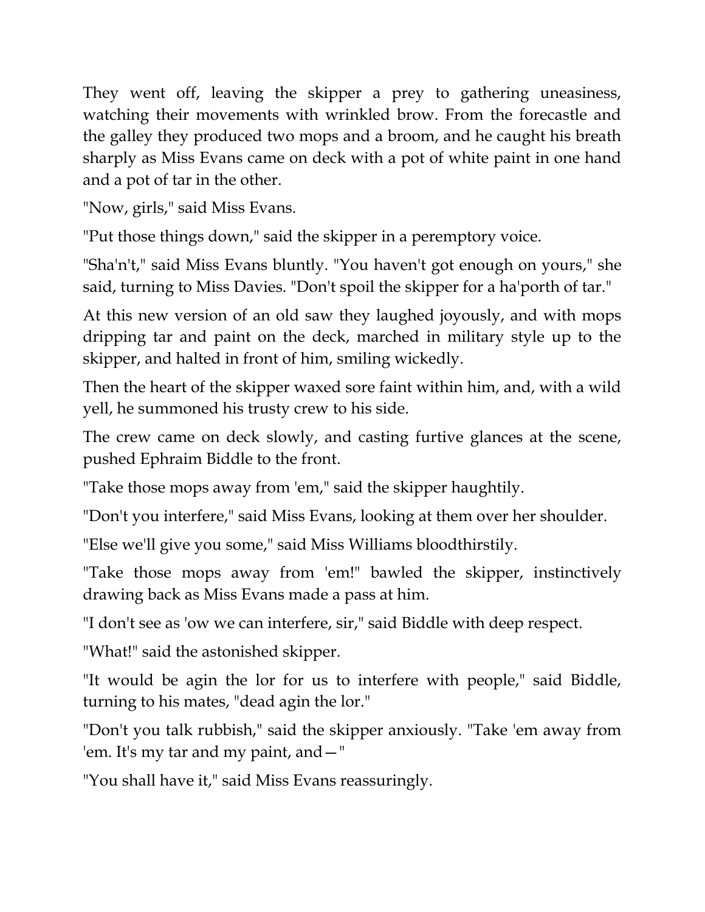They went off, leaving the skipper a prey to gathering uneasiness, watching their movements with wrinkled brow. From the forecastle and the galley they produced two mops and a broom, and he caught his breath sharply as Miss Evans came on deck with a pot of white paint in one hand and a pot of tar in the other.

"Now, girls," said Miss Evans.

"Put those things down," said the skipper in a peremptory voice.

"Sha'n't," said Miss Evans bluntly. "You haven't got enough on yours," she said, turning to Miss Davies. "Don't spoil the skipper for a ha'porth of tar."

At this new version of an old saw they laughed joyously, and with mops dripping tar and paint on the deck, marched in military style up to the skipper, and halted in front of him, smiling wickedly.

Then the heart of the skipper waxed sore faint within him, and, with a wild yell, he summoned his trusty crew to his side.

The crew came on deck slowly, and casting furtive glances at the scene, pushed Ephraim Biddle to the front.

"Take those mops away from 'em," said the skipper haughtily.

"Don't you interfere," said Miss Evans, looking at them over her shoulder.

"Else we'll give you some," said Miss Williams bloodthirstily.

"Take those mops away from 'em!" bawled the skipper, instinctively drawing back as Miss Evans made a pass at him.

"I don't see as 'ow we can interfere, sir," said Biddle with deep respect.

"What!" said the astonished skipper.

"It would be agin the lor for us to interfere with people," said Biddle, turning to his mates, "dead agin the lor."

"Don't you talk rubbish," said the skipper anxiously. "Take 'em away from 'em. It's my tar and my paint, and—"

"You shall have it," said Miss Evans reassuringly.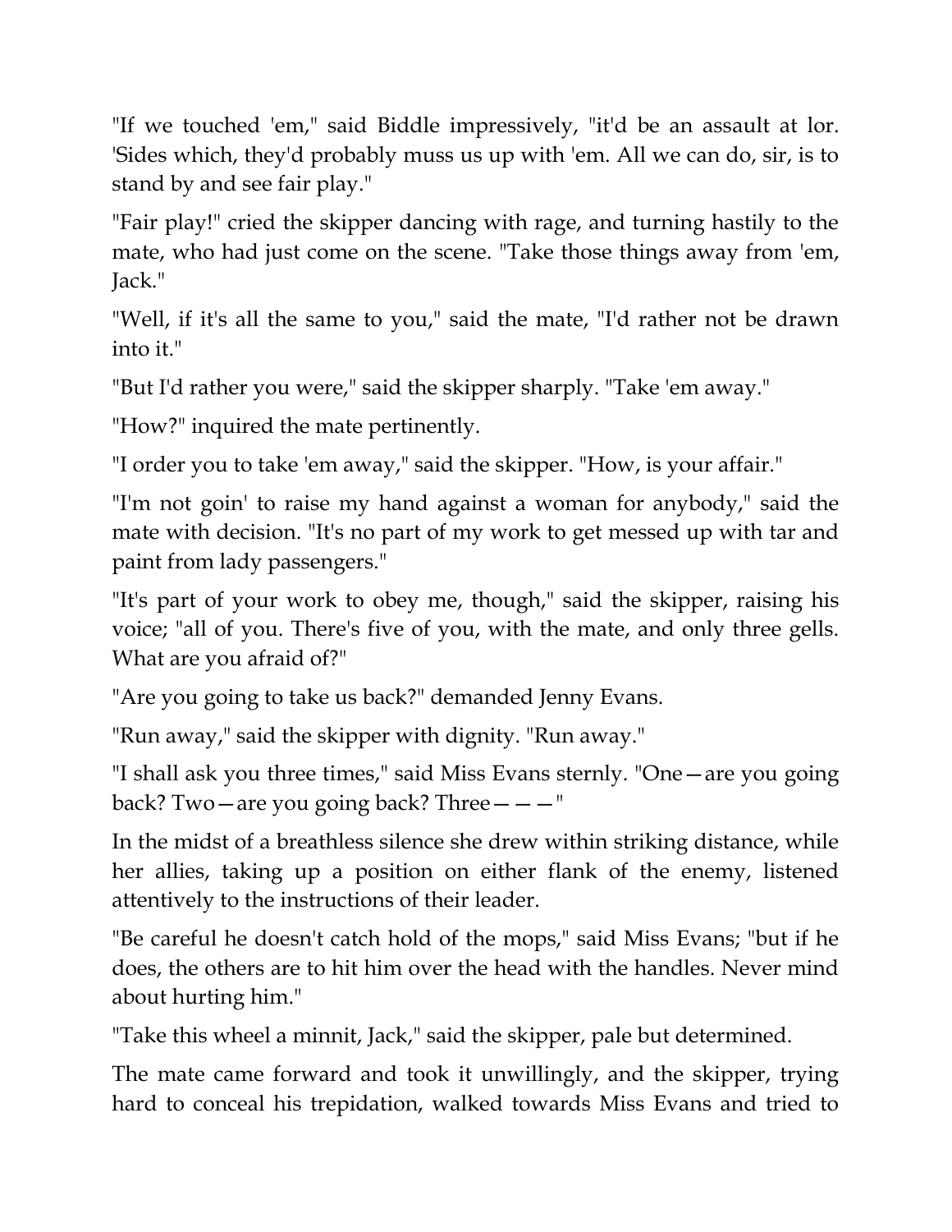"If we touched 'em," said Biddle impressively, "it'd be an assault at lor. 'Sides which, they'd probably muss us up with 'em. All we can do, sir, is to stand by and see fair play."

"Fair play!" cried the skipper dancing with rage, and turning hastily to the mate, who had just come on the scene. "Take those things away from 'em, Jack."

"Well, if it's all the same to you," said the mate, "I'd rather not be drawn into it."

"But I'd rather you were," said the skipper sharply. "Take 'em away."

"How?" inquired the mate pertinently.

"I order you to take 'em away," said the skipper. "How, is your affair."

"I'm not goin' to raise my hand against a woman for anybody," said the mate with decision. "It's no part of my work to get messed up with tar and paint from lady passengers."

"It's part of your work to obey me, though," said the skipper, raising his voice; "all of you. There's five of you, with the mate, and only three gells. What are you afraid of?"

"Are you going to take us back?" demanded Jenny Evans.

"Run away," said the skipper with dignity. "Run away."

"I shall ask you three times," said Miss Evans sternly. "One—are you going back? Two—are you going back? Three———"

In the midst of a breathless silence she drew within striking distance, while her allies, taking up a position on either flank of the enemy, listened attentively to the instructions of their leader.

"Be careful he doesn't catch hold of the mops," said Miss Evans; "but if he does, the others are to hit him over the head with the handles. Never mind about hurting him."

"Take this wheel a minnit, Jack," said the skipper, pale but determined.

The mate came forward and took it unwillingly, and the skipper, trying hard to conceal his trepidation, walked towards Miss Evans and tried to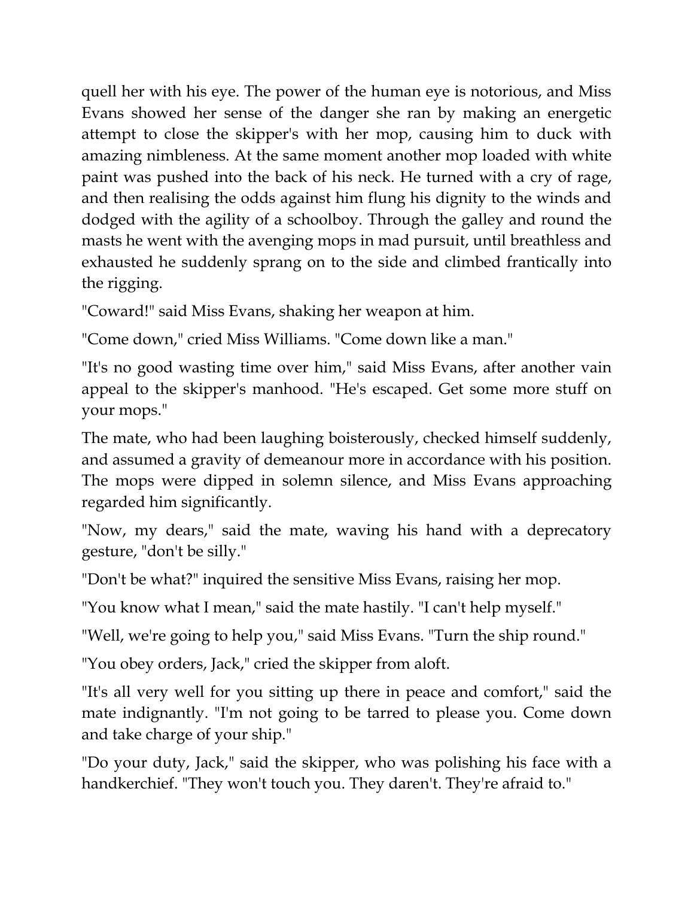quell her with his eye. The power of the human eye is notorious, and Miss Evans showed her sense of the danger she ran by making an energetic attempt to close the skipper's with her mop, causing him to duck with amazing nimbleness. At the same moment another mop loaded with white paint was pushed into the back of his neck. He turned with a cry of rage, and then realising the odds against him flung his dignity to the winds and dodged with the agility of a schoolboy. Through the galley and round the masts he went with the avenging mops in mad pursuit, until breathless and exhausted he suddenly sprang on to the side and climbed frantically into the rigging.

"Coward!" said Miss Evans, shaking her weapon at him.

"Come down," cried Miss Williams. "Come down like a man."

"It's no good wasting time over him," said Miss Evans, after another vain appeal to the skipper's manhood. "He's escaped. Get some more stuff on your mops."

The mate, who had been laughing boisterously, checked himself suddenly, and assumed a gravity of demeanour more in accordance with his position. The mops were dipped in solemn silence, and Miss Evans approaching regarded him significantly.

"Now, my dears," said the mate, waving his hand with a deprecatory gesture, "don't be silly."

"Don't be what?" inquired the sensitive Miss Evans, raising her mop.

"You know what I mean," said the mate hastily. "I can't help myself."

"Well, we're going to help you," said Miss Evans. "Turn the ship round."

"You obey orders, Jack," cried the skipper from aloft.

"It's all very well for you sitting up there in peace and comfort," said the mate indignantly. "I'm not going to be tarred to please you. Come down and take charge of your ship."

"Do your duty, Jack," said the skipper, who was polishing his face with a handkerchief. "They won't touch you. They daren't. They're afraid to."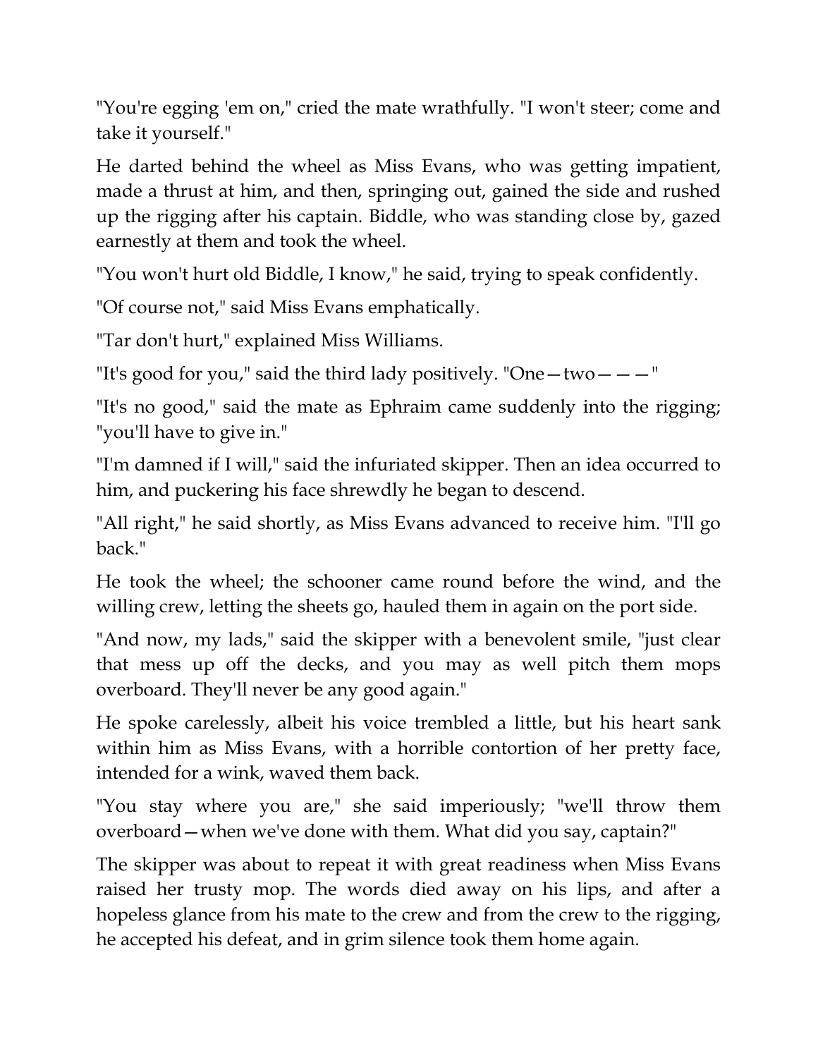"You're egging 'em on," cried the mate wrathfully. "I won't steer; come and take it yourself."

He darted behind the wheel as Miss Evans, who was getting impatient, made a thrust at him, and then, springing out, gained the side and rushed up the rigging after his captain. Biddle, who was standing close by, gazed earnestly at them and took the wheel.

"You won't hurt old Biddle, I know," he said, trying to speak confidently.

"Of course not," said Miss Evans emphatically.

"Tar don't hurt," explained Miss Williams.

"It's good for you," said the third lady positively. "One—two———"

"It's no good," said the mate as Ephraim came suddenly into the rigging; "you'll have to give in."

"I'm damned if I will," said the infuriated skipper. Then an idea occurred to him, and puckering his face shrewdly he began to descend.

"All right," he said shortly, as Miss Evans advanced to receive him. "I'll go back."

He took the wheel; the schooner came round before the wind, and the willing crew, letting the sheets go, hauled them in again on the port side.

"And now, my lads," said the skipper with a benevolent smile, "just clear that mess up off the decks, and you may as well pitch them mops overboard. They'll never be any good again."

He spoke carelessly, albeit his voice trembled a little, but his heart sank within him as Miss Evans, with a horrible contortion of her pretty face, intended for a wink, waved them back.

"You stay where you are," she said imperiously; "we'll throw them overboard—when we've done with them. What did you say, captain?"

The skipper was about to repeat it with great readiness when Miss Evans raised her trusty mop. The words died away on his lips, and after a hopeless glance from his mate to the crew and from the crew to the rigging, he accepted his defeat, and in grim silence took them home again.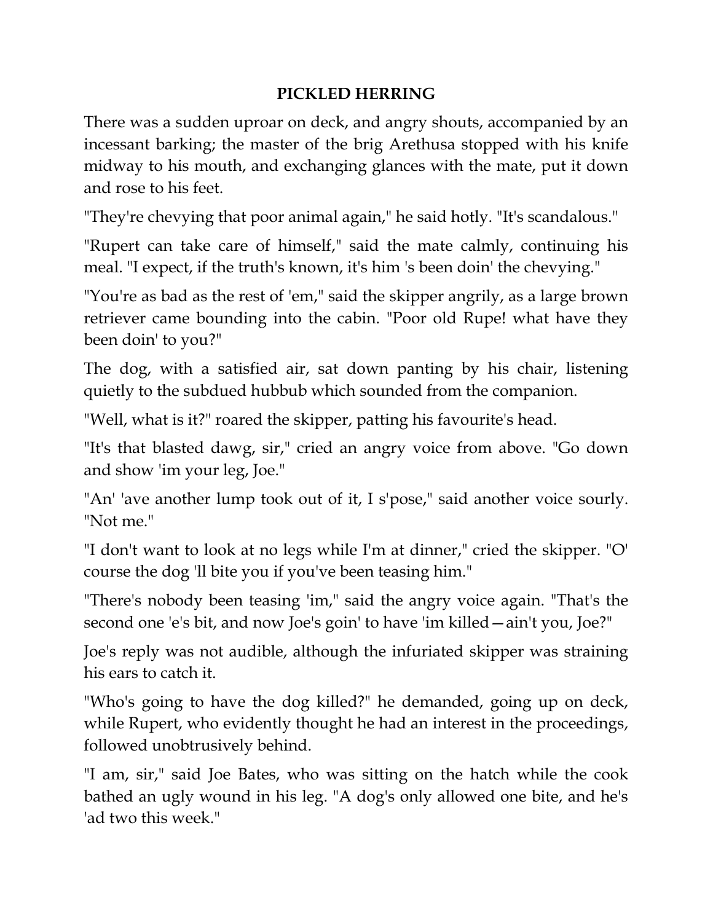## PICKLED HERRING

There was a sudden uproar on deck, and angry shouts, accompanied by an incessant barking; the master of the brig Arethusa stopped with his knife midway to his mouth, and exchanging glances with the mate, put it down and rose to his feet.

"They're chevying that poor animal again," he said hotly. "It's scandalous."

"Rupert can take care of himself," said the mate calmly, continuing his meal. "I expect, if the truth's known, it's him 's been doin' the chevying."

"You're as bad as the rest of 'em," said the skipper angrily, as a large brown retriever came bounding into the cabin. "Poor old Rupe! what have they been doin' to you?"

The dog, with a satisfied air, sat down panting by his chair, listening quietly to the subdued hubbub which sounded from the companion.

"Well, what is it?" roared the skipper, patting his favourite's head.

"It's that blasted dawg, sir," cried an angry voice from above. "Go down and show 'im your leg, Joe."

"An' 'ave another lump took out of it, I s'pose," said another voice sourly. "Not me."

"I don't want to look at no legs while I'm at dinner," cried the skipper. "O' course the dog 'll bite you if you've been teasing him."

"There's nobody been teasing 'im," said the angry voice again. "That's the second one 'e's bit, and now Joe's goin' to have 'im killed—ain't you, Joe?"

Joe's reply was not audible, although the infuriated skipper was straining his ears to catch it.

"Who's going to have the dog killed?" he demanded, going up on deck, while Rupert, who evidently thought he had an interest in the proceedings, followed unobtrusively behind.

"I am, sir," said Joe Bates, who was sitting on the hatch while the cook bathed an ugly wound in his leg. "A dog's only allowed one bite, and he's 'ad two this week."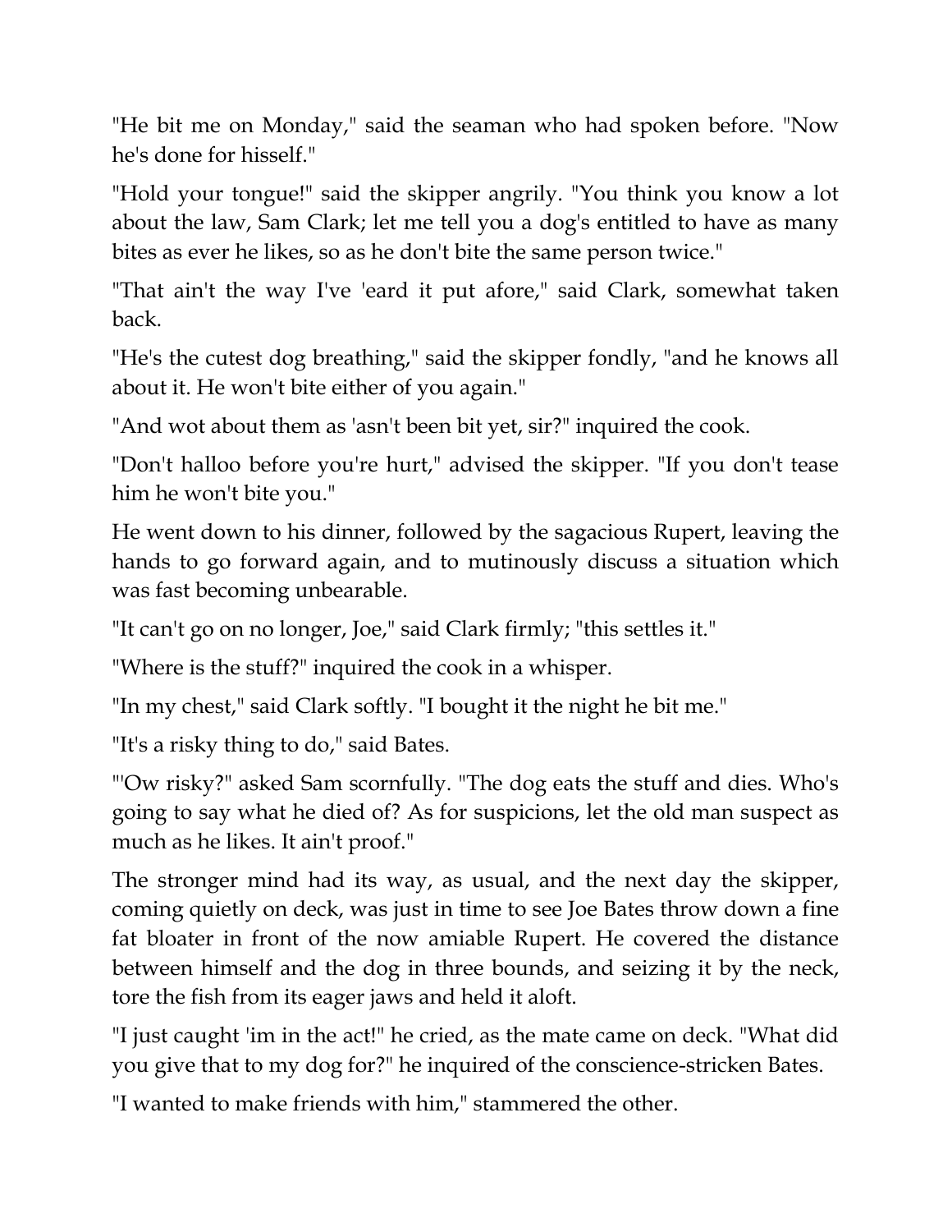"He bit me on Monday," said the seaman who had spoken before. "Now he's done for hisself."

"Hold your tongue!" said the skipper angrily. "You think you know a lot about the law, Sam Clark; let me tell you a dog's entitled to have as many bites as ever he likes, so as he don't bite the same person twice."

"That ain't the way I've 'eard it put afore," said Clark, somewhat taken back.

"He's the cutest dog breathing," said the skipper fondly, "and he knows all about it. He won't bite either of you again."

"And wot about them as 'asn't been bit yet, sir?" inquired the cook.

"Don't halloo before you're hurt," advised the skipper. "If you don't tease him he won't bite you."

He went down to his dinner, followed by the sagacious Rupert, leaving the hands to go forward again, and to mutinously discuss a situation which was fast becoming unbearable.

"It can't go on no longer, Joe," said Clark firmly; "this settles it."

"Where is the stuff?" inquired the cook in a whisper.

"In my chest," said Clark softly. "I bought it the night he bit me."

"It's a risky thing to do," said Bates.

"'Ow risky?" asked Sam scornfully. "The dog eats the stuff and dies. Who's going to say what he died of? As for suspicions, let the old man suspect as much as he likes. It ain't proof."

The stronger mind had its way, as usual, and the next day the skipper, coming quietly on deck, was just in time to see Joe Bates throw down a fine fat bloater in front of the now amiable Rupert. He covered the distance between himself and the dog in three bounds, and seizing it by the neck, tore the fish from its eager jaws and held it aloft.

"I just caught 'im in the act!" he cried, as the mate came on deck. "What did you give that to my dog for?" he inquired of the conscience-stricken Bates.

"I wanted to make friends with him," stammered the other.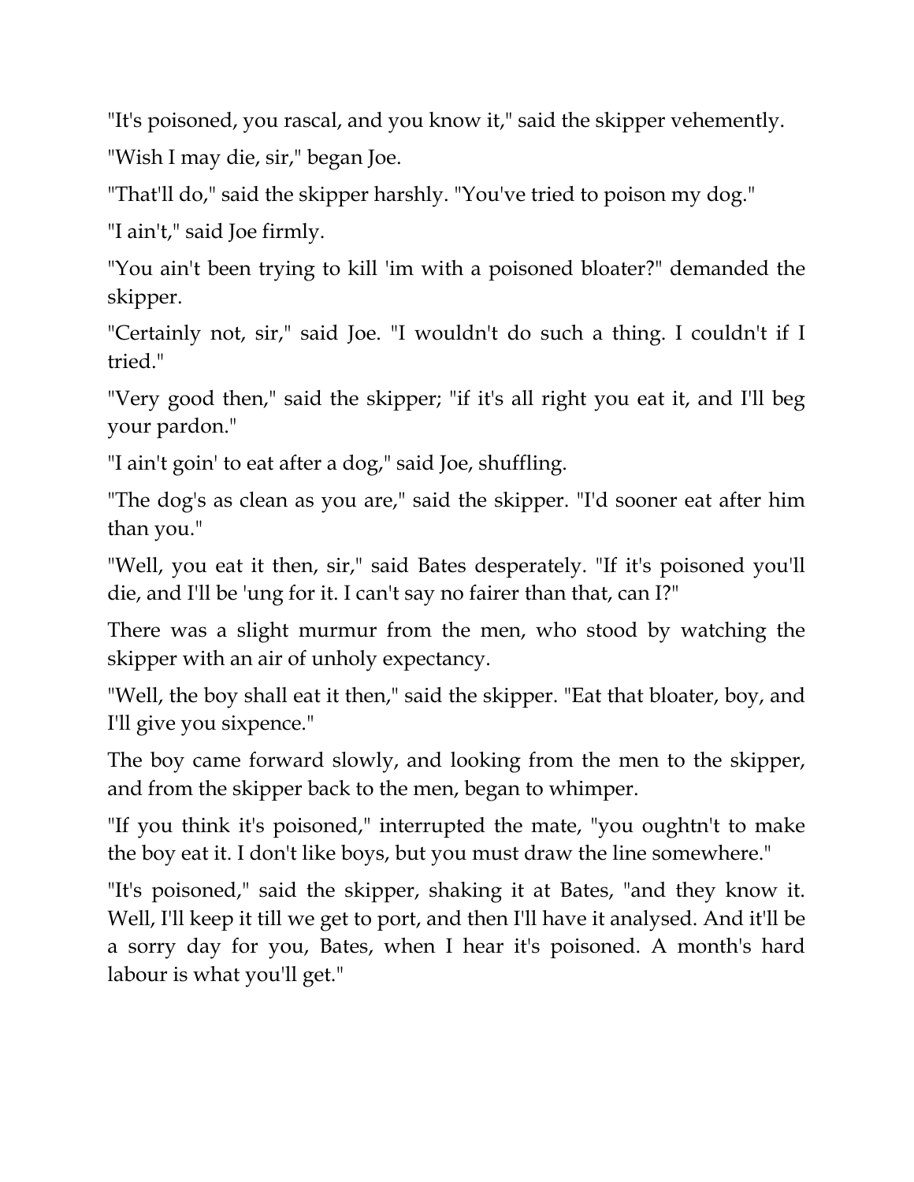"It's poisoned, you rascal, and you know it," said the skipper vehemently.

"Wish I may die, sir," began Joe.

"That'll do," said the skipper harshly. "You've tried to poison my dog."

"I ain't," said Joe firmly.

"You ain't been trying to kill 'im with a poisoned bloater?" demanded the skipper.

"Certainly not, sir," said Joe. "I wouldn't do such a thing. I couldn't if I tried."

"Very good then," said the skipper; "if it's all right you eat it, and I'll beg your pardon."

"I ain't goin' to eat after a dog," said Joe, shuffling.

"The dog's as clean as you are," said the skipper. "I'd sooner eat after him than you."

"Well, you eat it then, sir," said Bates desperately. "If it's poisoned you'll die, and I'll be 'ung for it. I can't say no fairer than that, can I?"

There was a slight murmur from the men, who stood by watching the skipper with an air of unholy expectancy.

"Well, the boy shall eat it then," said the skipper. "Eat that bloater, boy, and I'll give you sixpence."

The boy came forward slowly, and looking from the men to the skipper, and from the skipper back to the men, began to whimper.

"If you think it's poisoned," interrupted the mate, "you oughtn't to make the boy eat it. I don't like boys, but you must draw the line somewhere."

"It's poisoned," said the skipper, shaking it at Bates, "and they know it. Well, I'll keep it till we get to port, and then I'll have it analysed. And it'll be a sorry day for you, Bates, when I hear it's poisoned. A month's hard labour is what you'll get."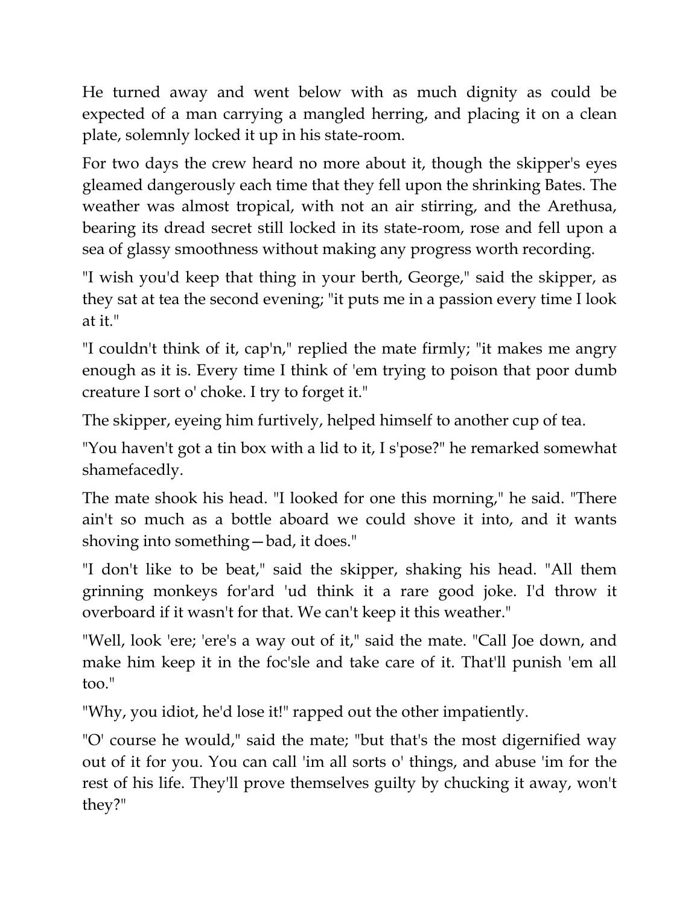He turned away and went below with as much dignity as could be expected of a man carrying a mangled herring, and placing it on a clean plate, solemnly locked it up in his state-room.

For two days the crew heard no more about it, though the skipper's eyes gleamed dangerously each time that they fell upon the shrinking Bates. The weather was almost tropical, with not an air stirring, and the Arethusa, bearing its dread secret still locked in its state-room, rose and fell upon a sea of glassy smoothness without making any progress worth recording.

"I wish you'd keep that thing in your berth, George," said the skipper, as they sat at tea the second evening; "it puts me in a passion every time I look at it."

"I couldn't think of it, cap'n," replied the mate firmly; "it makes me angry enough as it is. Every time I think of 'em trying to poison that poor dumb creature I sort o' choke. I try to forget it."

The skipper, eyeing him furtively, helped himself to another cup of tea.

"You haven't got a tin box with a lid to it, I s'pose?" he remarked somewhat shamefacedly.

The mate shook his head. "I looked for one this morning," he said. "There ain't so much as a bottle aboard we could shove it into, and it wants shoving into something—bad, it does."

"I don't like to be beat," said the skipper, shaking his head. "All them grinning monkeys for'ard 'ud think it a rare good joke. I'd throw it overboard if it wasn't for that. We can't keep it this weather."

"Well, look 'ere; 'ere's a way out of it," said the mate. "Call Joe down, and make him keep it in the foc'sle and take care of it. That'll punish 'em all too."

"Why, you idiot, he'd lose it!" rapped out the other impatiently.

"O' course he would," said the mate; "but that's the most digernified way out of it for you. You can call 'im all sorts o' things, and abuse 'im for the rest of his life. They'll prove themselves guilty by chucking it away, won't they?"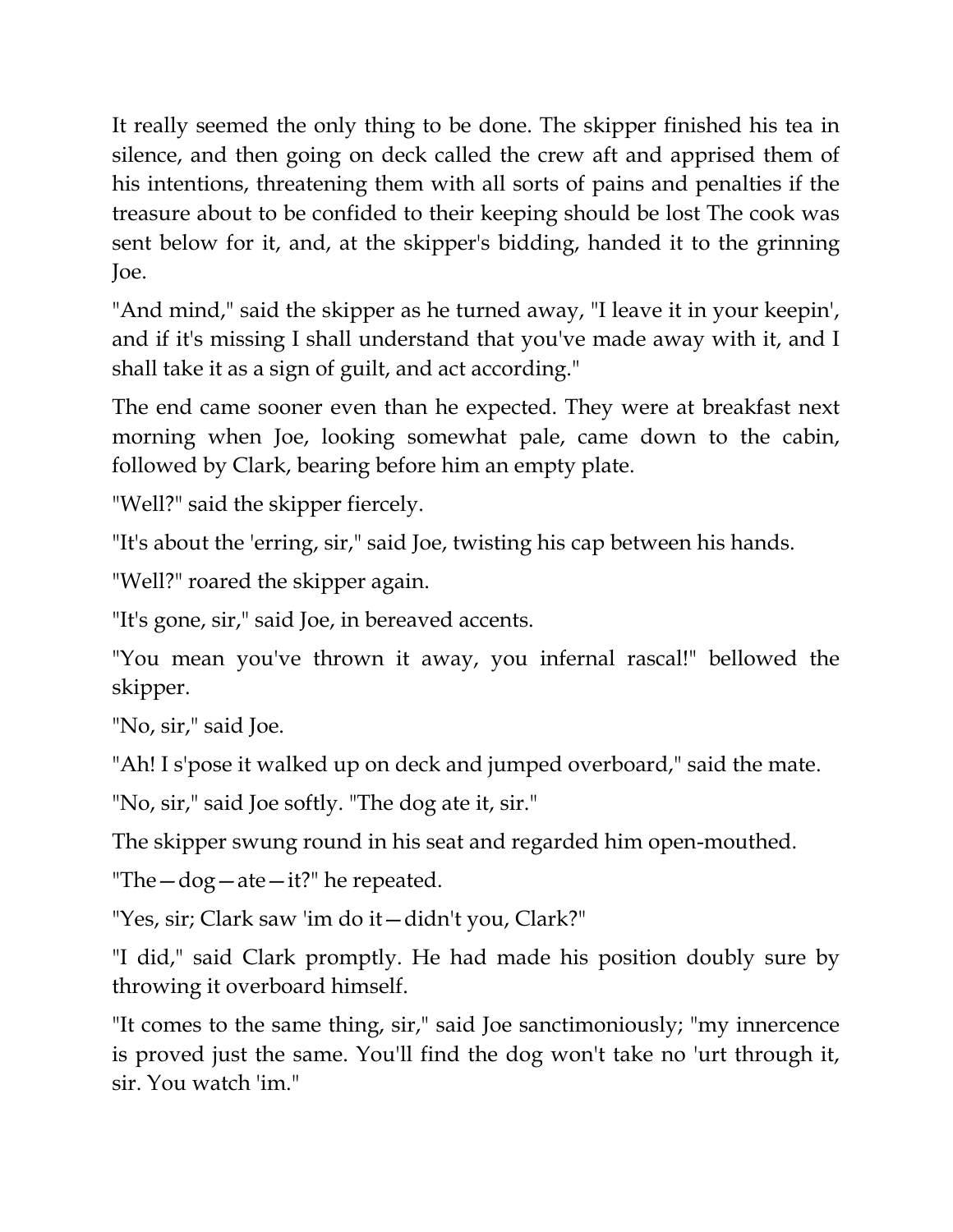It really seemed the only thing to be done. The skipper finished his tea in silence, and then going on deck called the crew aft and apprised them of his intentions, threatening them with all sorts of pains and penalties if the treasure about to be confided to their keeping should be lost The cook was sent below for it, and, at the skipper's bidding, handed it to the grinning Joe.

"And mind," said the skipper as he turned away, "I leave it in your keepin', and if it's missing I shall understand that you've made away with it, and I shall take it as a sign of guilt, and act according."

The end came sooner even than he expected. They were at breakfast next morning when Joe, looking somewhat pale, came down to the cabin, followed by Clark, bearing before him an empty plate.

"Well?" said the skipper fiercely.

"It's about the 'erring, sir," said Joe, twisting his cap between his hands.

"Well?" roared the skipper again.

"It's gone, sir," said Joe, in bereaved accents.

"You mean you've thrown it away, you infernal rascal!" bellowed the skipper.

"No, sir," said Joe.

"Ah! I s'pose it walked up on deck and jumped overboard," said the mate.

"No, sir," said Joe softly. "The dog ate it, sir."

The skipper swung round in his seat and regarded him open-mouthed.

"The—dog—ate—it?" he repeated.

"Yes, sir; Clark saw 'im do it—didn't you, Clark?"

"I did," said Clark promptly. He had made his position doubly sure by throwing it overboard himself.

"It comes to the same thing, sir," said Joe sanctimoniously; "my innercence is proved just the same. You'll find the dog won't take no 'urt through it, sir. You watch 'im."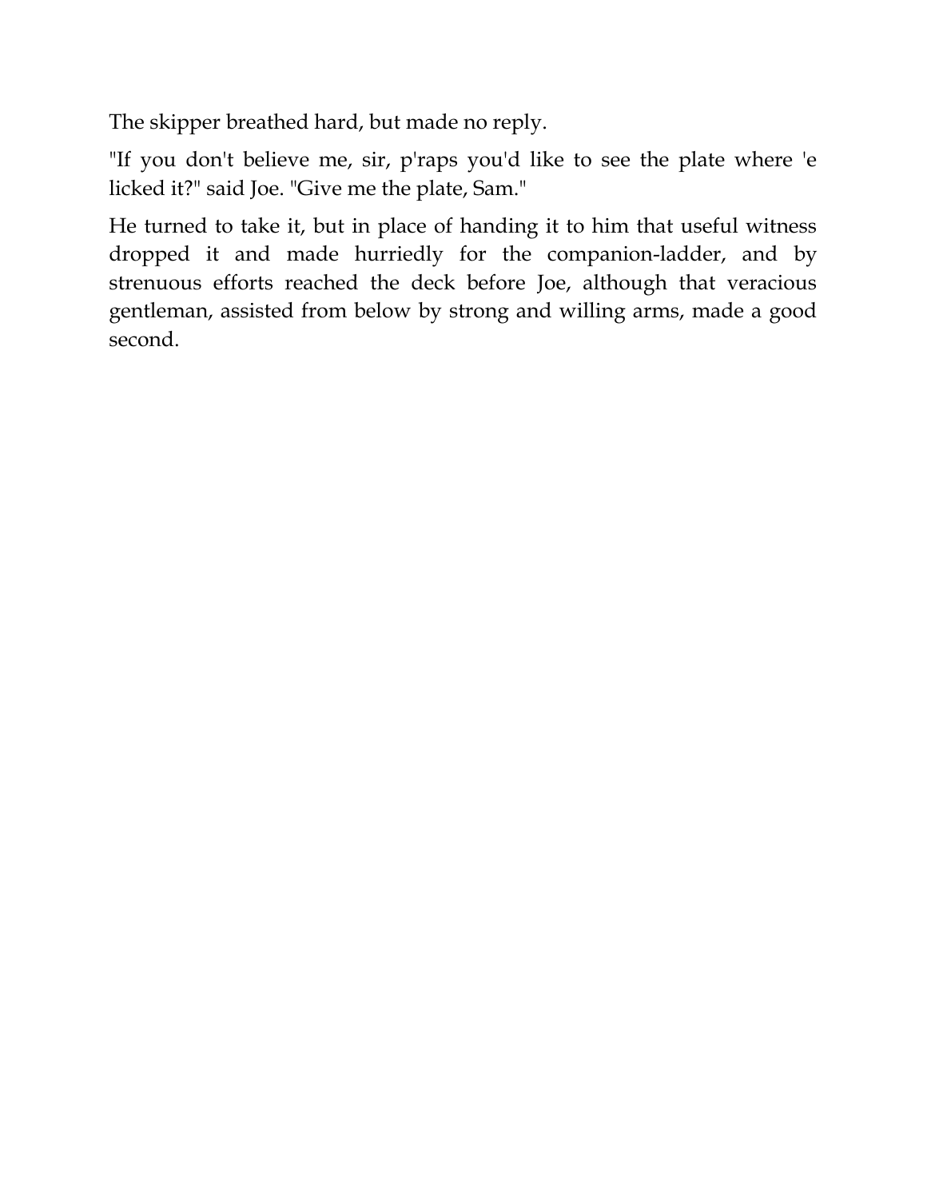The skipper breathed hard, but made no reply.

"If you don't believe me, sir, p'raps you'd like to see the plate where 'e licked it?" said Joe. "Give me the plate, Sam."

He turned to take it, but in place of handing it to him that useful witness dropped it and made hurriedly for the companion-ladder, and by strenuous efforts reached the deck before Joe, although that veracious gentleman, assisted from below by strong and willing arms, made a good second.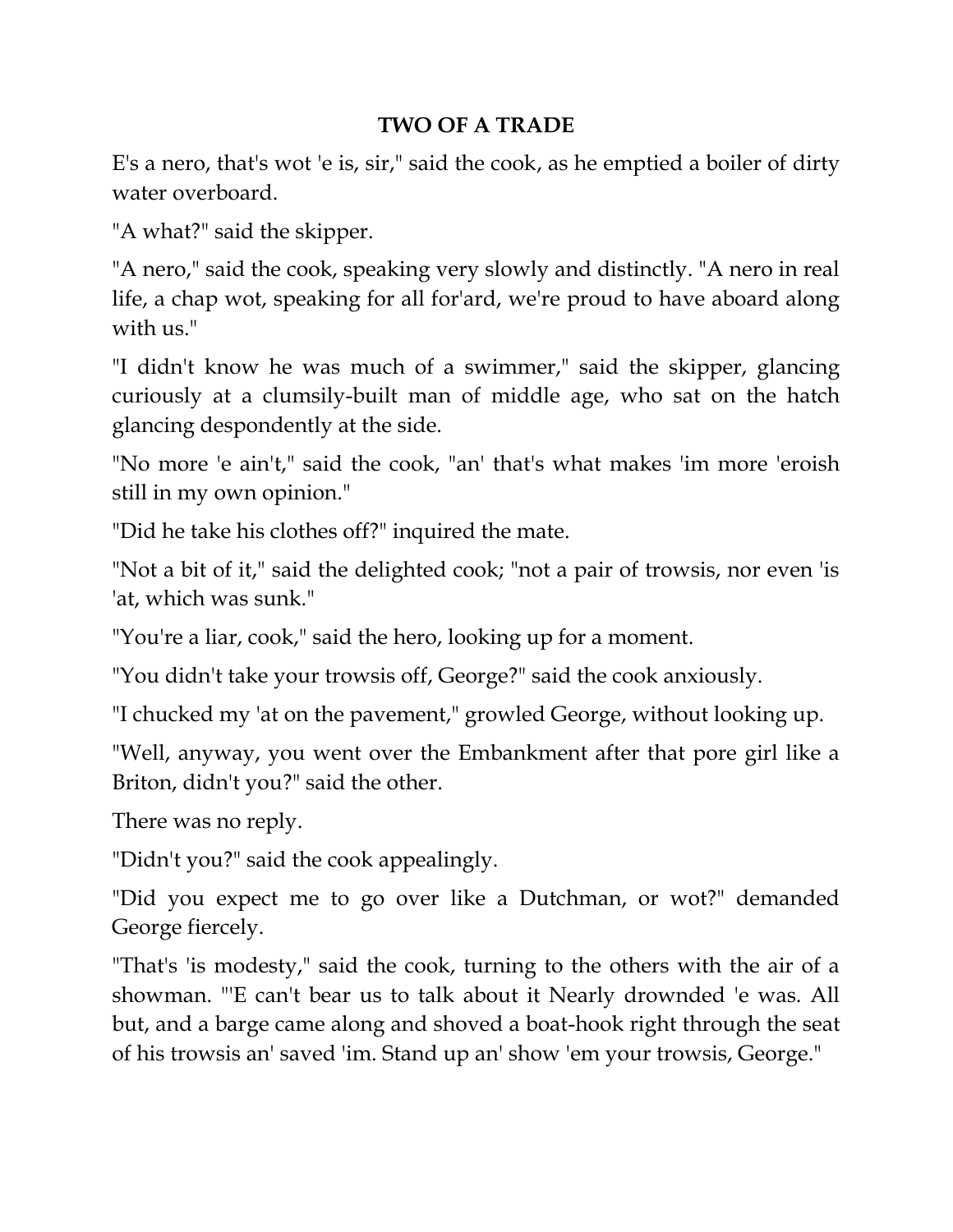# TWO OF A TRADE

E's a nero, that's wot 'e is, sir," said the cook, as he emptied a boiler of dirty water overboard.

"A what?" said the skipper.

"A nero," said the cook, speaking very slowly and distinctly. "A nero in real life, a chap wot, speaking for all for'ard, we're proud to have aboard along with us."

"I didn't know he was much of a swimmer," said the skipper, glancing curiously at a clumsily-built man of middle age, who sat on the hatch glancing despondently at the side.

"No more 'e ain't," said the cook, "an' that's what makes 'im more 'eroish still in my own opinion."

"Did he take his clothes off?" inquired the mate.

"Not a bit of it," said the delighted cook; "not a pair of trowsis, nor even 'is 'at, which was sunk."

"You're a liar, cook," said the hero, looking up for a moment.

"You didn't take your trowsis off, George?" said the cook anxiously.

"I chucked my 'at on the pavement," growled George, without looking up.

"Well, anyway, you went over the Embankment after that pore girl like a Briton, didn't you?" said the other.

There was no reply.

"Didn't you?" said the cook appealingly.

"Did you expect me to go over like a Dutchman, or wot?" demanded George fiercely.

"That's 'is modesty," said the cook, turning to the others with the air of a showman. "'E can't bear us to talk about it Nearly drownded 'e was. All but, and a barge came along and shoved a boat-hook right through the seat of his trowsis an' saved 'im. Stand up an' show 'em your trowsis, George."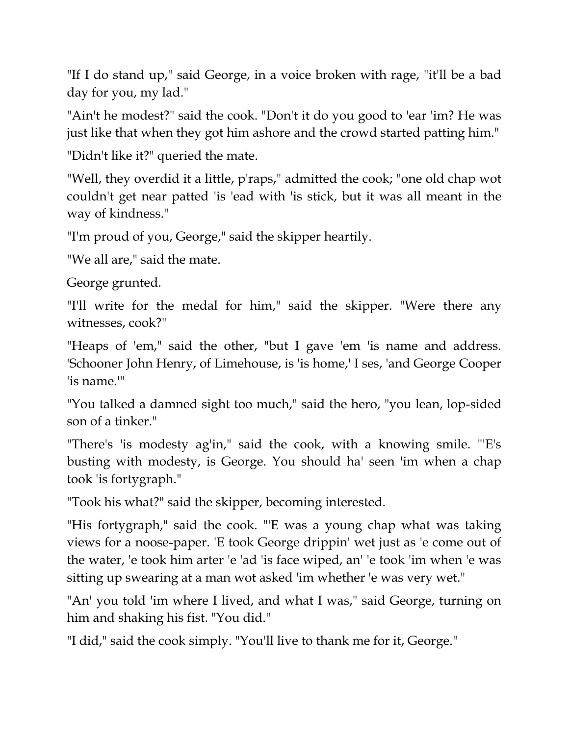"If I do stand up," said George, in a voice broken with rage, "it'll be a bad day for you, my lad."

"Ain't he modest?" said the cook. "Don't it do you good to 'ear 'im? He was just like that when they got him ashore and the crowd started patting him."

"Didn't like it?" queried the mate.

"Well, they overdid it a little, p'raps," admitted the cook; "one old chap wot couldn't get near patted 'is 'ead with 'is stick, but it was all meant in the way of kindness."

"I'm proud of you, George," said the skipper heartily.

"We all are," said the mate.

George grunted.

"I'll write for the medal for him," said the skipper. "Were there any witnesses, cook?"

"Heaps of 'em," said the other, "but I gave 'em 'is name and address. 'Schooner John Henry, of Limehouse, is 'is home,' I ses, 'and George Cooper 'is name.'"

"You talked a damned sight too much," said the hero, "you lean, lop-sided son of a tinker."

"There's 'is modesty ag'in," said the cook, with a knowing smile. "'E's busting with modesty, is George. You should ha' seen 'im when a chap took 'is fortygraph."

"Took his what?" said the skipper, becoming interested.

"His fortygraph," said the cook. "'E was a young chap what was taking views for a noose-paper. 'E took George drippin' wet just as 'e come out of the water, 'e took him arter 'e 'ad 'is face wiped, an' 'e took 'im when 'e was sitting up swearing at a man wot asked 'im whether 'e was very wet."

"An' you told 'im where I lived, and what I was," said George, turning on him and shaking his fist. "You did."

"I did," said the cook simply. "You'll live to thank me for it, George."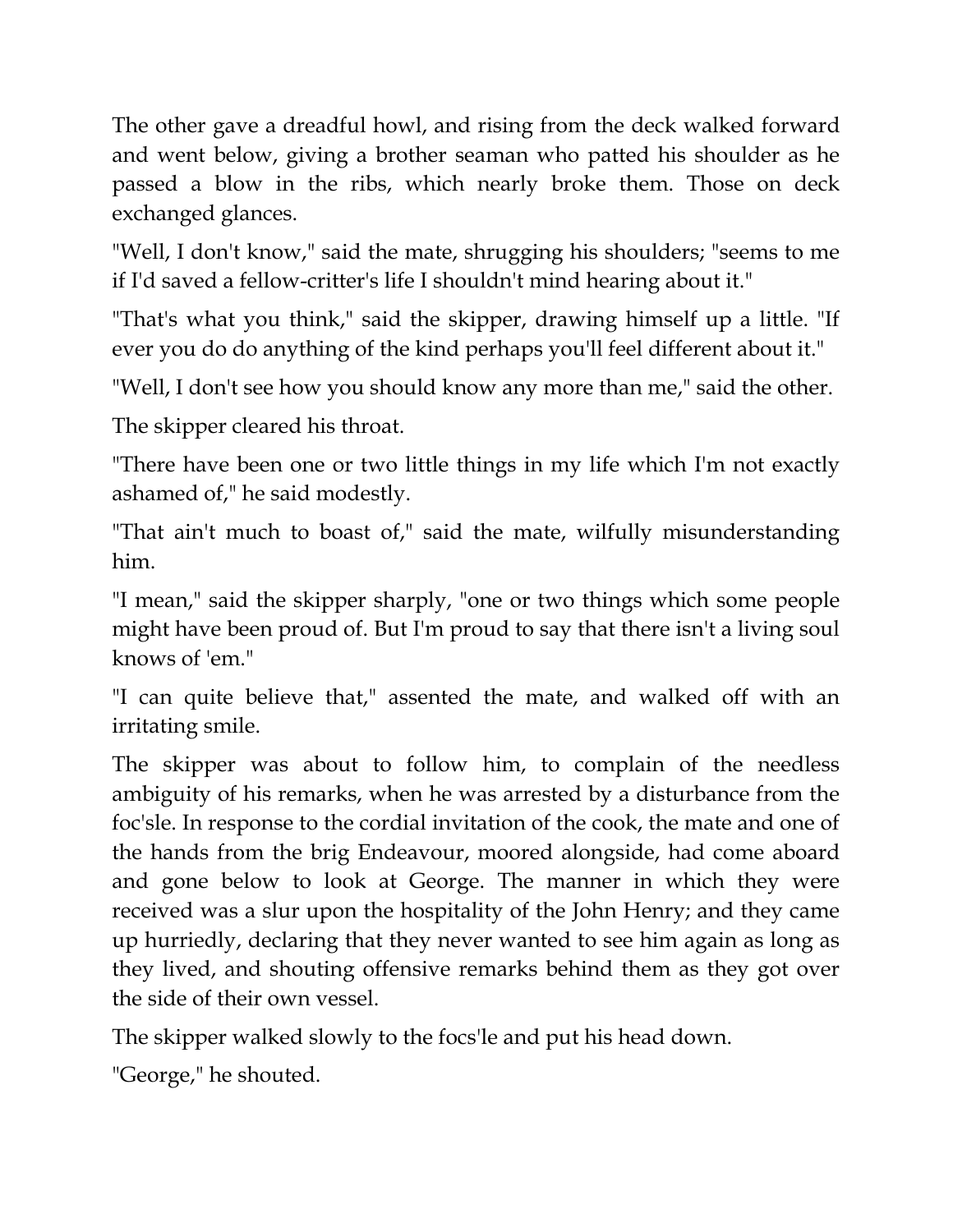The other gave a dreadful howl, and rising from the deck walked forward and went below, giving a brother seaman who patted his shoulder as he passed a blow in the ribs, which nearly broke them. Those on deck exchanged glances.

"Well, I don't know," said the mate, shrugging his shoulders; "seems to me if I'd saved a fellow-critter's life I shouldn't mind hearing about it."

"That's what you think," said the skipper, drawing himself up a little. "If ever you do do anything of the kind perhaps you'll feel different about it."

"Well, I don't see how you should know any more than me," said the other.

The skipper cleared his throat.

"There have been one or two little things in my life which I'm not exactly ashamed of," he said modestly.

"That ain't much to boast of," said the mate, wilfully misunderstanding him.

"I mean," said the skipper sharply, "one or two things which some people might have been proud of. But I'm proud to say that there isn't a living soul knows of 'em."

"I can quite believe that," assented the mate, and walked off with an irritating smile.

The skipper was about to follow him, to complain of the needless ambiguity of his remarks, when he was arrested by a disturbance from the foc'sle. In response to the cordial invitation of the cook, the mate and one of the hands from the brig Endeavour, moored alongside, had come aboard and gone below to look at George. The manner in which they were received was a slur upon the hospitality of the John Henry; and they came up hurriedly, declaring that they never wanted to see him again as long as they lived, and shouting offensive remarks behind them as they got over the side of their own vessel.

The skipper walked slowly to the focs'le and put his head down.

"George," he shouted.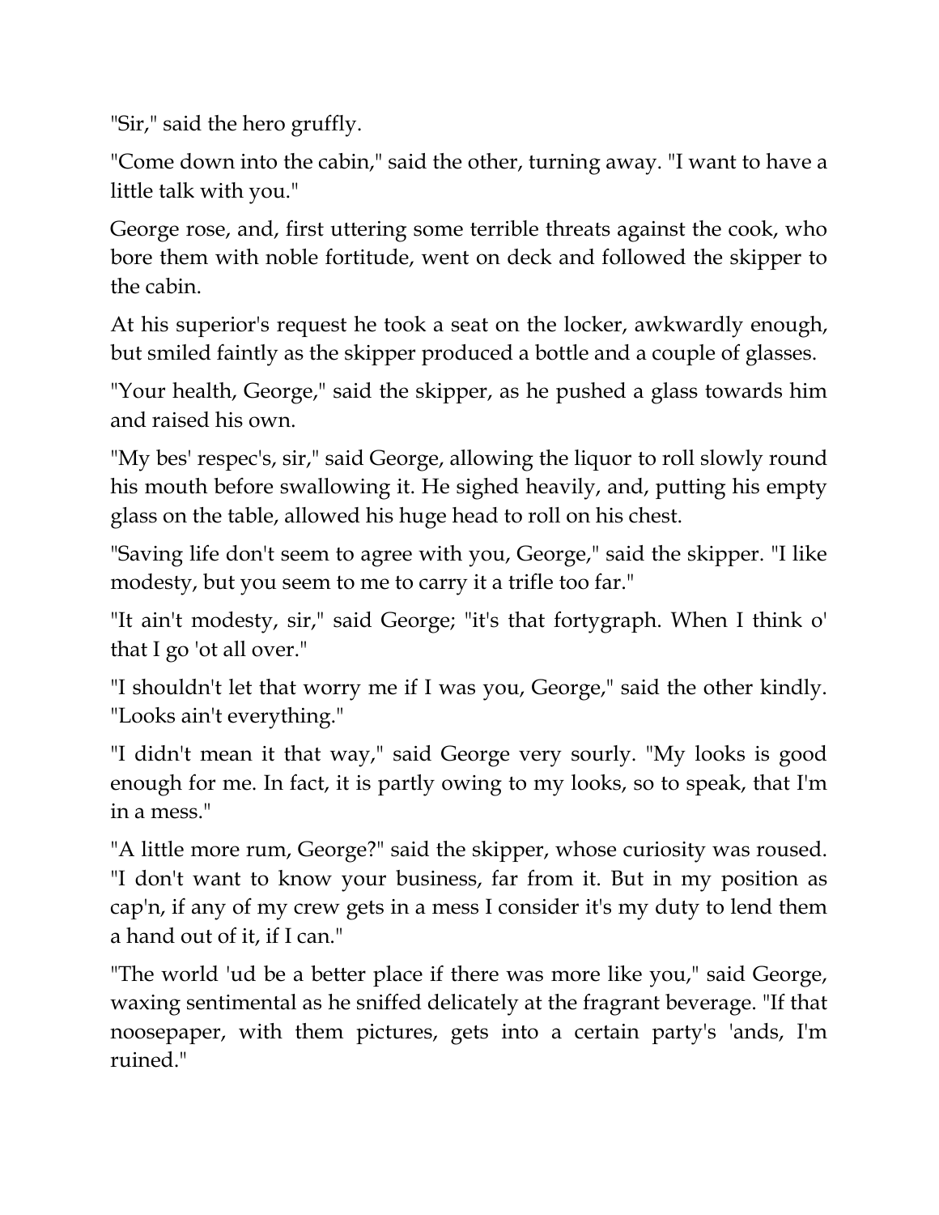"Sir," said the hero gruffly.

"Come down into the cabin," said the other, turning away. "I want to have a little talk with you."

George rose, and, first uttering some terrible threats against the cook, who bore them with noble fortitude, went on deck and followed the skipper to the cabin.

At his superior's request he took a seat on the locker, awkwardly enough, but smiled faintly as the skipper produced a bottle and a couple of glasses.

"Your health, George," said the skipper, as he pushed a glass towards him and raised his own.

"My bes' respec's, sir," said George, allowing the liquor to roll slowly round his mouth before swallowing it. He sighed heavily, and, putting his empty glass on the table, allowed his huge head to roll on his chest.

"Saving life don't seem to agree with you, George," said the skipper. "I like modesty, but you seem to me to carry it a trifle too far."

"It ain't modesty, sir," said George; "it's that fortygraph. When I think o' that I go 'ot all over."

"I shouldn't let that worry me if I was you, George," said the other kindly. "Looks ain't everything."

"I didn't mean it that way," said George very sourly. "My looks is good enough for me. In fact, it is partly owing to my looks, so to speak, that I'm in a mess."

"A little more rum, George?" said the skipper, whose curiosity was roused. "I don't want to know your business, far from it. But in my position as cap'n, if any of my crew gets in a mess I consider it's my duty to lend them a hand out of it, if I can."

"The world 'ud be a better place if there was more like you," said George, waxing sentimental as he sniffed delicately at the fragrant beverage. "If that noosepaper, with them pictures, gets into a certain party's 'ands, I'm ruined."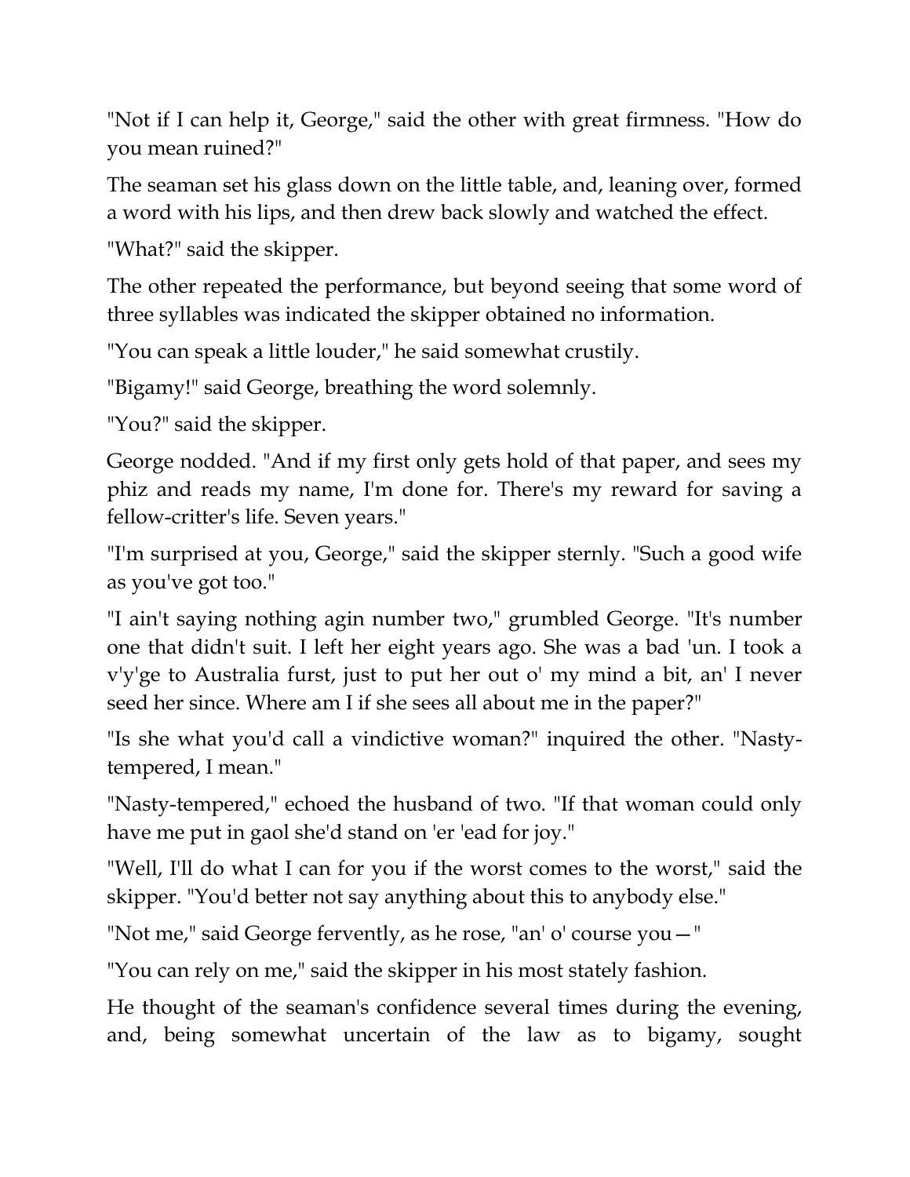"Not if I can help it, George," said the other with great firmness. "How do you mean ruined?"

The seaman set his glass down on the little table, and, leaning over, formed a word with his lips, and then drew back slowly and watched the effect.

"What?" said the skipper.

The other repeated the performance, but beyond seeing that some word of three syllables was indicated the skipper obtained no information.

"You can speak a little louder," he said somewhat crustily.

"Bigamy!" said George, breathing the word solemnly.

"You?" said the skipper.

George nodded. "And if my first only gets hold of that paper, and sees my phiz and reads my name, I'm done for. There's my reward for saving a fellow-critter's life. Seven years."

"I'm surprised at you, George," said the skipper sternly. "Such a good wife as you've got too."

"I ain't saying nothing agin number two," grumbled George. "It's number one that didn't suit. I left her eight years ago. She was a bad 'un. I took a v'y'ge to Australia furst, just to put her out o' my mind a bit, an' I never seed her since. Where am I if she sees all about me in the paper?"

"Is she what you'd call a vindictive woman?" inquired the other. "Nasty-tempered, I mean."

"Nasty-tempered," echoed the husband of two. "If that woman could only have me put in gaol she'd stand on 'er 'ead for joy."

"Well, I'll do what I can for you if the worst comes to the worst," said the skipper. "You'd better not say anything about this to anybody else."

"Not me," said George fervently, as he rose, "an' o' course you—"

"You can rely on me," said the skipper in his most stately fashion.

He thought of the seaman's confidence several times during the evening, and, being somewhat uncertain of the law as to bigamy, sought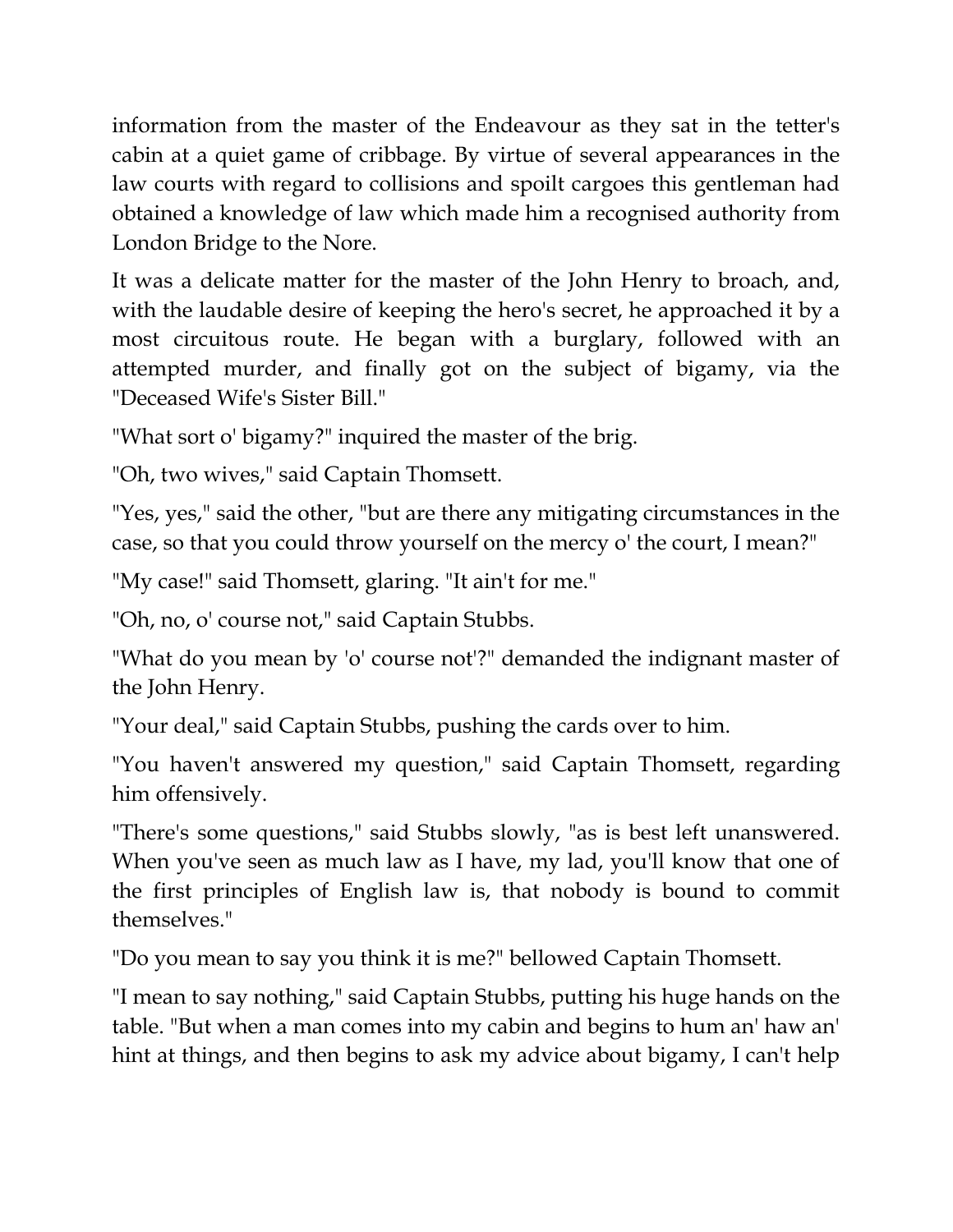information from the master of the Endeavour as they sat in the tetter's cabin at a quiet game of cribbage. By virtue of several appearances in the law courts with regard to collisions and spoilt cargoes this gentleman had obtained a knowledge of law which made him a recognised authority from London Bridge to the Nore.

It was a delicate matter for the master of the John Henry to broach, and, with the laudable desire of keeping the hero's secret, he approached it by a most circuitous route. He began with a burglary, followed with an attempted murder, and finally got on the subject of bigamy, via the "Deceased Wife's Sister Bill."

"What sort o' bigamy?" inquired the master of the brig.

"Oh, two wives," said Captain Thomsett.

"Yes, yes," said the other, "but are there any mitigating circumstances in the case, so that you could throw yourself on the mercy o' the court, I mean?"

"My case!" said Thomsett, glaring. "It ain't for me."

"Oh, no, o' course not," said Captain Stubbs.

"What do you mean by 'o' course not'?" demanded the indignant master of the John Henry.

"Your deal," said Captain Stubbs, pushing the cards over to him.

"You haven't answered my question," said Captain Thomsett, regarding him offensively.

"There's some questions," said Stubbs slowly, "as is best left unanswered. When you've seen as much law as I have, my lad, you'll know that one of the first principles of English law is, that nobody is bound to commit themselves."

"Do you mean to say you think it is me?" bellowed Captain Thomsett.

"I mean to say nothing," said Captain Stubbs, putting his huge hands on the table. "But when a man comes into my cabin and begins to hum an' haw an' hint at things, and then begins to ask my advice about bigamy, I can't help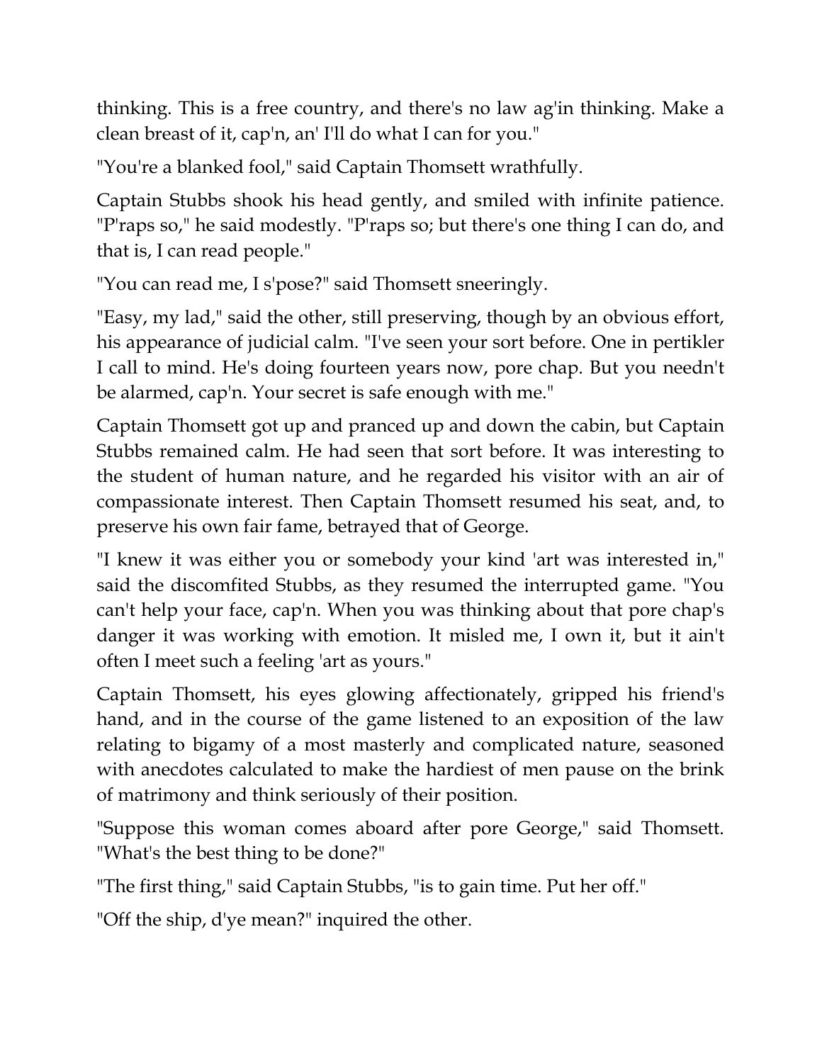thinking. This is a free country, and there's no law ag'in thinking. Make a clean breast of it, cap'n, an' I'll do what I can for you."

"You're a blanked fool," said Captain Thomsett wrathfully.

Captain Stubbs shook his head gently, and smiled with infinite patience. "P'raps so," he said modestly. "P'raps so; but there's one thing I can do, and that is, I can read people."

"You can read me, I s'pose?" said Thomsett sneeringly.

"Easy, my lad," said the other, still preserving, though by an obvious effort, his appearance of judicial calm. "I've seen your sort before. One in pertikler I call to mind. He's doing fourteen years now, pore chap. But you needn't be alarmed, cap'n. Your secret is safe enough with me."

Captain Thomsett got up and pranced up and down the cabin, but Captain Stubbs remained calm. He had seen that sort before. It was interesting to the student of human nature, and he regarded his visitor with an air of compassionate interest. Then Captain Thomsett resumed his seat, and, to preserve his own fair fame, betrayed that of George.

"I knew it was either you or somebody your kind 'art was interested in," said the discomfited Stubbs, as they resumed the interrupted game. "You can't help your face, cap'n. When you was thinking about that pore chap's danger it was working with emotion. It misled me, I own it, but it ain't often I meet such a feeling 'art as yours."

Captain Thomsett, his eyes glowing affectionately, gripped his friend's hand, and in the course of the game listened to an exposition of the law relating to bigamy of a most masterly and complicated nature, seasoned with anecdotes calculated to make the hardiest of men pause on the brink of matrimony and think seriously of their position.

"Suppose this woman comes aboard after pore George," said Thomsett. "What's the best thing to be done?"

"The first thing," said Captain Stubbs, "is to gain time. Put her off."

"Off the ship, d'ye mean?" inquired the other.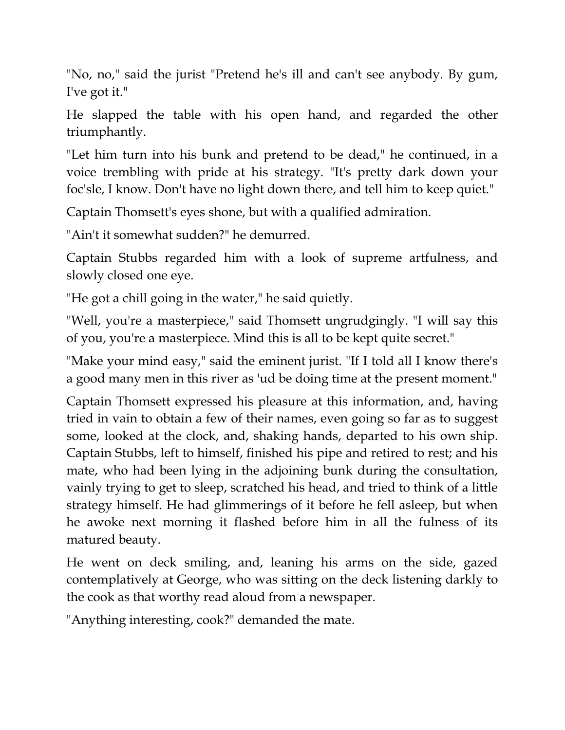"No, no," said the jurist "Pretend he's ill and can't see anybody. By gum, I've got it."

He slapped the table with his open hand, and regarded the other triumphantly.

"Let him turn into his bunk and pretend to be dead," he continued, in a voice trembling with pride at his strategy. "It's pretty dark down your foc'sle, I know. Don't have no light down there, and tell him to keep quiet."

Captain Thomsett's eyes shone, but with a qualified admiration.

"Ain't it somewhat sudden?" he demurred.

Captain Stubbs regarded him with a look of supreme artfulness, and slowly closed one eye.

"He got a chill going in the water," he said quietly.

"Well, you're a masterpiece," said Thomsett ungrudgingly. "I will say this of you, you're a masterpiece. Mind this is all to be kept quite secret."

"Make your mind easy," said the eminent jurist. "If I told all I know there's a good many men in this river as 'ud be doing time at the present moment."

Captain Thomsett expressed his pleasure at this information, and, having tried in vain to obtain a few of their names, even going so far as to suggest some, looked at the clock, and, shaking hands, departed to his own ship. Captain Stubbs, left to himself, finished his pipe and retired to rest; and his mate, who had been lying in the adjoining bunk during the consultation, vainly trying to get to sleep, scratched his head, and tried to think of a little strategy himself. He had glimmerings of it before he fell asleep, but when he awoke next morning it flashed before him in all the fulness of its matured beauty.

He went on deck smiling, and, leaning his arms on the side, gazed contemplatively at George, who was sitting on the deck listening darkly to the cook as that worthy read aloud from a newspaper.

"Anything interesting, cook?" demanded the mate.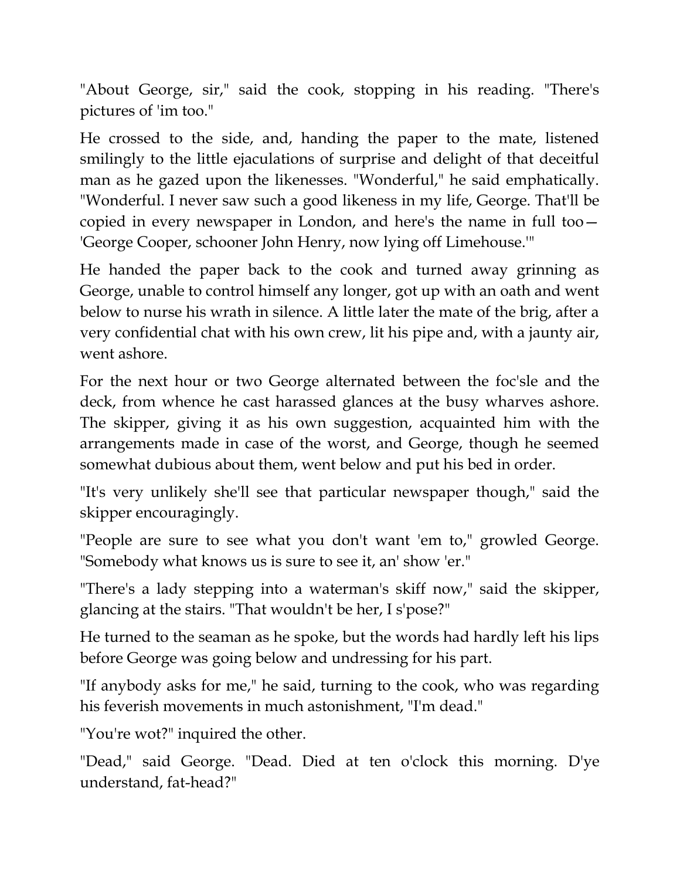"About George, sir," said the cook, stopping in his reading. "There's pictures of 'im too."

He crossed to the side, and, handing the paper to the mate, listened smilingly to the little ejaculations of surprise and delight of that deceitful man as he gazed upon the likenesses. "Wonderful," he said emphatically. "Wonderful. I never saw such a good likeness in my life, George. That'll be copied in every newspaper in London, and here's the name in full too—'George Cooper, schooner John Henry, now lying off Limehouse.'"

He handed the paper back to the cook and turned away grinning as George, unable to control himself any longer, got up with an oath and went below to nurse his wrath in silence. A little later the mate of the brig, after a very confidential chat with his own crew, lit his pipe and, with a jaunty air, went ashore.

For the next hour or two George alternated between the foc'sle and the deck, from whence he cast harassed glances at the busy wharves ashore. The skipper, giving it as his own suggestion, acquainted him with the arrangements made in case of the worst, and George, though he seemed somewhat dubious about them, went below and put his bed in order.

"It's very unlikely she'll see that particular newspaper though," said the skipper encouragingly.

"People are sure to see what you don't want 'em to," growled George. "Somebody what knows us is sure to see it, an' show 'er."

"There's a lady stepping into a waterman's skiff now," said the skipper, glancing at the stairs. "That wouldn't be her, I s'pose?"

He turned to the seaman as he spoke, but the words had hardly left his lips before George was going below and undressing for his part.

"If anybody asks for me," he said, turning to the cook, who was regarding his feverish movements in much astonishment, "I'm dead."

"You're wot?" inquired the other.

"Dead," said George. "Dead. Died at ten o'clock this morning. D'ye understand, fat-head?"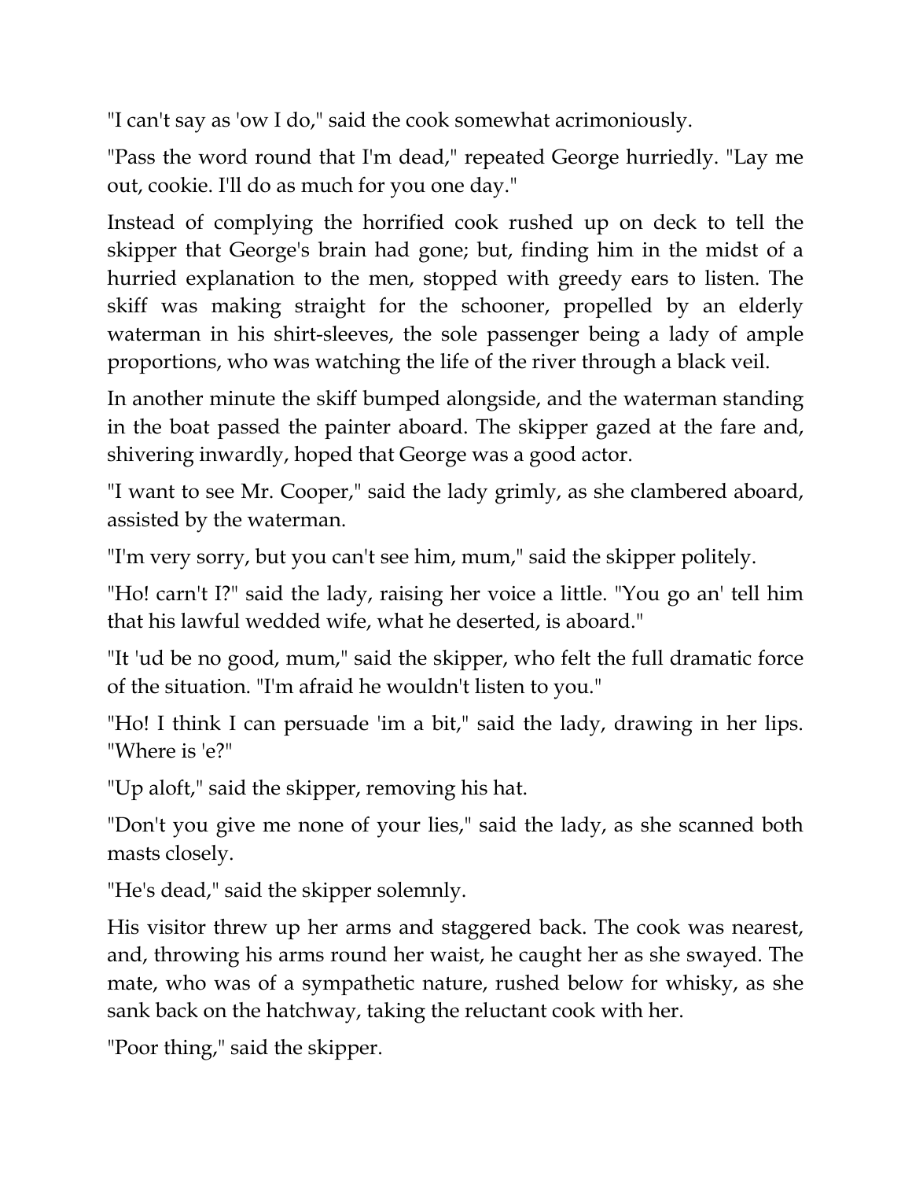"I can't say as 'ow I do," said the cook somewhat acrimoniously.

"Pass the word round that I'm dead," repeated George hurriedly. "Lay me out, cookie. I'll do as much for you one day."

Instead of complying the horrified cook rushed up on deck to tell the skipper that George's brain had gone; but, finding him in the midst of a hurried explanation to the men, stopped with greedy ears to listen. The skiff was making straight for the schooner, propelled by an elderly waterman in his shirt-sleeves, the sole passenger being a lady of ample proportions, who was watching the life of the river through a black veil.

In another minute the skiff bumped alongside, and the waterman standing in the boat passed the painter aboard. The skipper gazed at the fare and, shivering inwardly, hoped that George was a good actor.

"I want to see Mr. Cooper," said the lady grimly, as she clambered aboard, assisted by the waterman.

"I'm very sorry, but you can't see him, mum," said the skipper politely.

"Ho! carn't I?" said the lady, raising her voice a little. "You go an' tell him that his lawful wedded wife, what he deserted, is aboard."

"It 'ud be no good, mum," said the skipper, who felt the full dramatic force of the situation. "I'm afraid he wouldn't listen to you."

"Ho! I think I can persuade 'im a bit," said the lady, drawing in her lips. "Where is 'e?"

"Up aloft," said the skipper, removing his hat.

"Don't you give me none of your lies," said the lady, as she scanned both masts closely.

"He's dead," said the skipper solemnly.

His visitor threw up her arms and staggered back. The cook was nearest, and, throwing his arms round her waist, he caught her as she swayed. The mate, who was of a sympathetic nature, rushed below for whisky, as she sank back on the hatchway, taking the reluctant cook with her.

"Poor thing," said the skipper.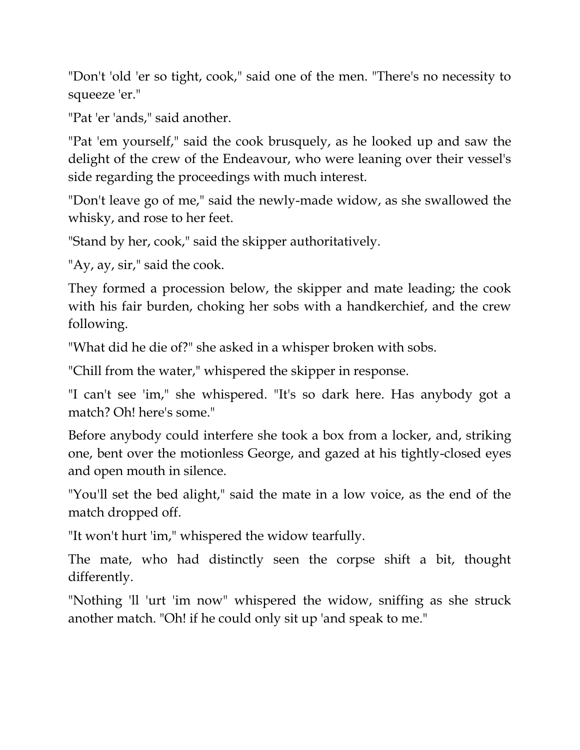"Don't 'old 'er so tight, cook," said one of the men. "There's no necessity to squeeze 'er."

"Pat 'er 'ands," said another.

"Pat 'em yourself," said the cook brusquely, as he looked up and saw the delight of the crew of the Endeavour, who were leaning over their vessel's side regarding the proceedings with much interest.

"Don't leave go of me," said the newly-made widow, as she swallowed the whisky, and rose to her feet.

"Stand by her, cook," said the skipper authoritatively.

"Ay, ay, sir," said the cook.

They formed a procession below, the skipper and mate leading; the cook with his fair burden, choking her sobs with a handkerchief, and the crew following.

"What did he die of?" she asked in a whisper broken with sobs.

"Chill from the water," whispered the skipper in response.

"I can't see 'im," she whispered. "It's so dark here. Has anybody got a match? Oh! here's some."

Before anybody could interfere she took a box from a locker, and, striking one, bent over the motionless George, and gazed at his tightly-closed eyes and open mouth in silence.

"You'll set the bed alight," said the mate in a low voice, as the end of the match dropped off.

"It won't hurt 'im," whispered the widow tearfully.

The mate, who had distinctly seen the corpse shift a bit, thought differently.

"Nothing 'll 'urt 'im now" whispered the widow, sniffing as she struck another match. "Oh! if he could only sit up 'and speak to me."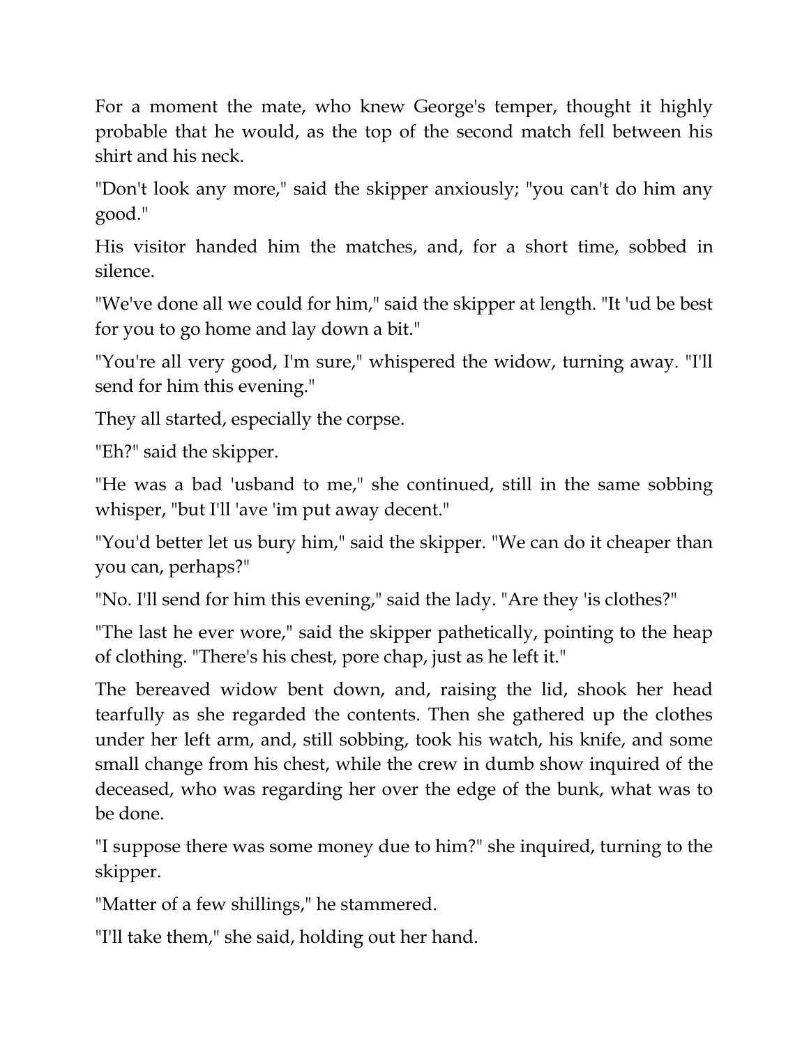For a moment the mate, who knew George's temper, thought it highly probable that he would, as the top of the second match fell between his shirt and his neck.

"Don't look any more," said the skipper anxiously; "you can't do him any good."

His visitor handed him the matches, and, for a short time, sobbed in silence.

"We've done all we could for him," said the skipper at length. "It 'ud be best for you to go home and lay down a bit."

"You're all very good, I'm sure," whispered the widow, turning away. "I'll send for him this evening."

They all started, especially the corpse.

"Eh?" said the skipper.

"He was a bad 'usband to me," she continued, still in the same sobbing whisper, "but I'll 'ave 'im put away decent."

"You'd better let us bury him," said the skipper. "We can do it cheaper than you can, perhaps?"

"No. I'll send for him this evening," said the lady. "Are they 'is clothes?"

"The last he ever wore," said the skipper pathetically, pointing to the heap of clothing. "There's his chest, pore chap, just as he left it."

The bereaved widow bent down, and, raising the lid, shook her head tearfully as she regarded the contents. Then she gathered up the clothes under her left arm, and, still sobbing, took his watch, his knife, and some small change from his chest, while the crew in dumb show inquired of the deceased, who was regarding her over the edge of the bunk, what was to be done.

"I suppose there was some money due to him?" she inquired, turning to the skipper.

"Matter of a few shillings," he stammered.

"I'll take them," she said, holding out her hand.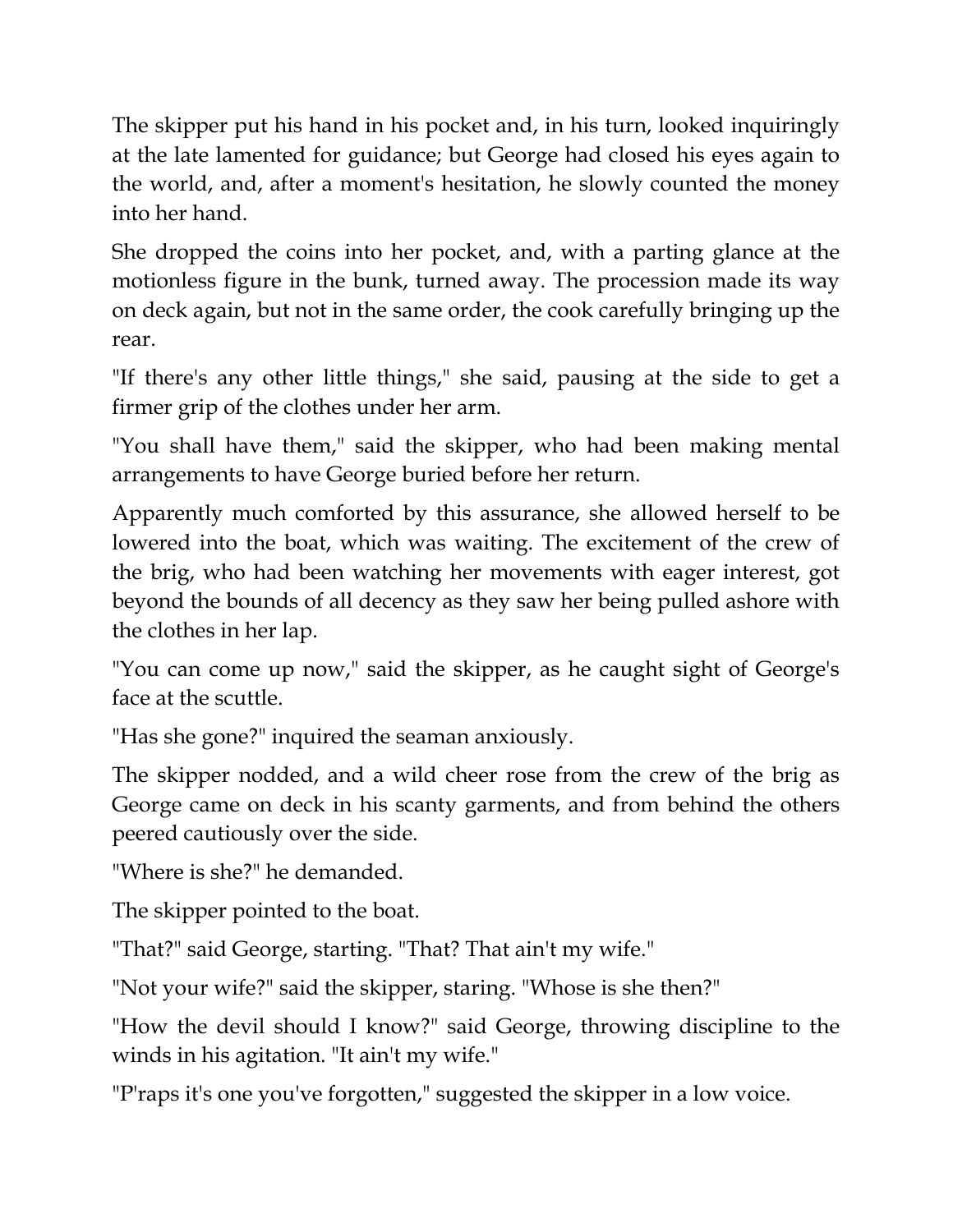The skipper put his hand in his pocket and, in his turn, looked inquiringly at the late lamented for guidance; but George had closed his eyes again to the world, and, after a moment's hesitation, he slowly counted the money into her hand.

She dropped the coins into her pocket, and, with a parting glance at the motionless figure in the bunk, turned away. The procession made its way on deck again, but not in the same order, the cook carefully bringing up the rear.

"If there's any other little things," she said, pausing at the side to get a firmer grip of the clothes under her arm.

"You shall have them," said the skipper, who had been making mental arrangements to have George buried before her return.

Apparently much comforted by this assurance, she allowed herself to be lowered into the boat, which was waiting. The excitement of the crew of the brig, who had been watching her movements with eager interest, got beyond the bounds of all decency as they saw her being pulled ashore with the clothes in her lap.

"You can come up now," said the skipper, as he caught sight of George's face at the scuttle.

"Has she gone?" inquired the seaman anxiously.

The skipper nodded, and a wild cheer rose from the crew of the brig as George came on deck in his scanty garments, and from behind the others peered cautiously over the side.

"Where is she?" he demanded.

The skipper pointed to the boat.

"That?" said George, starting. "That? That ain't my wife."

"Not your wife?" said the skipper, staring. "Whose is she then?"

"How the devil should I know?" said George, throwing discipline to the winds in his agitation. "It ain't my wife."

"P'raps it's one you've forgotten," suggested the skipper in a low voice.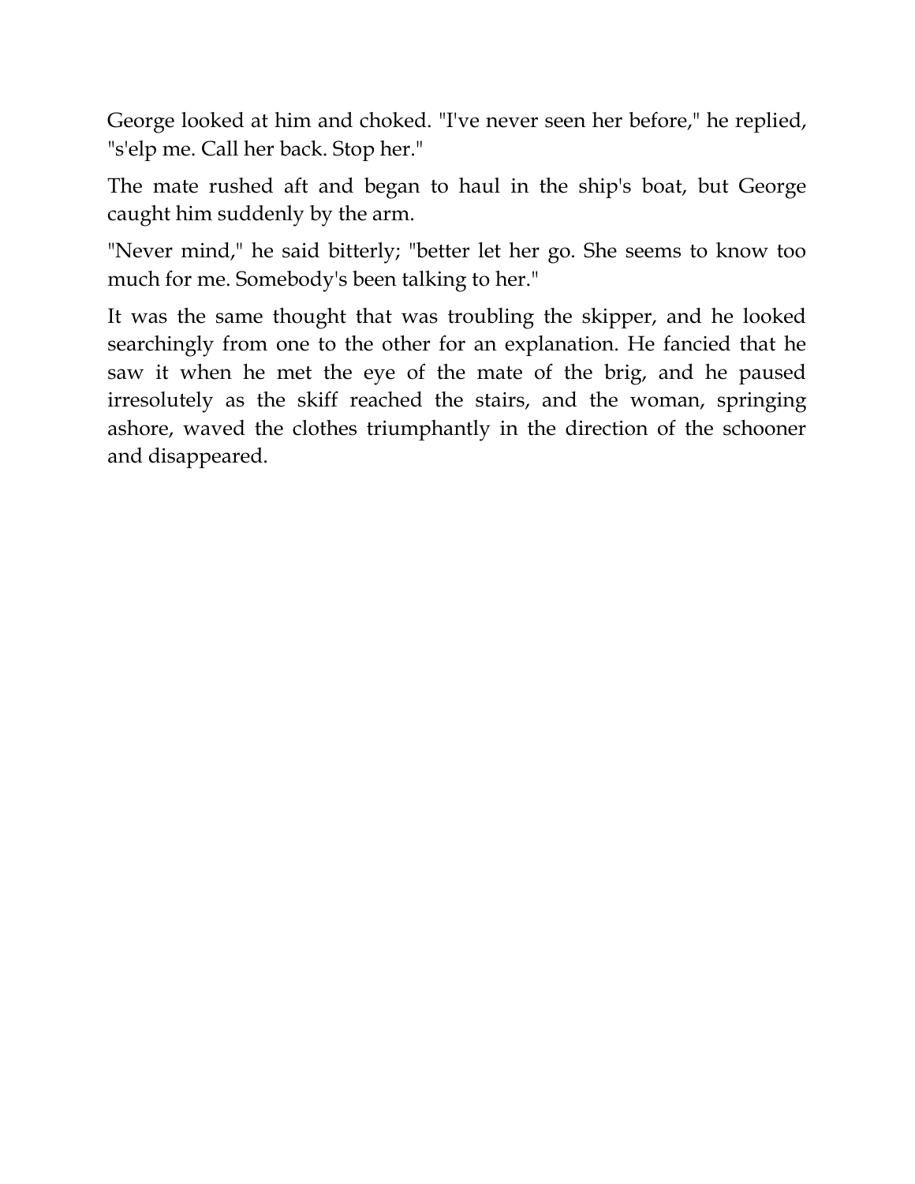George looked at him and choked. "I've never seen her before," he replied, "s'elp me. Call her back. Stop her."

The mate rushed aft and began to haul in the ship's boat, but George caught him suddenly by the arm.

"Never mind," he said bitterly; "better let her go. She seems to know too much for me. Somebody's been talking to her."

It was the same thought that was troubling the skipper, and he looked searchingly from one to the other for an explanation. He fancied that he saw it when he met the eye of the mate of the brig, and he paused irresolutely as the skiff reached the stairs, and the woman, springing ashore, waved the clothes triumphantly in the direction of the schooner and disappeared.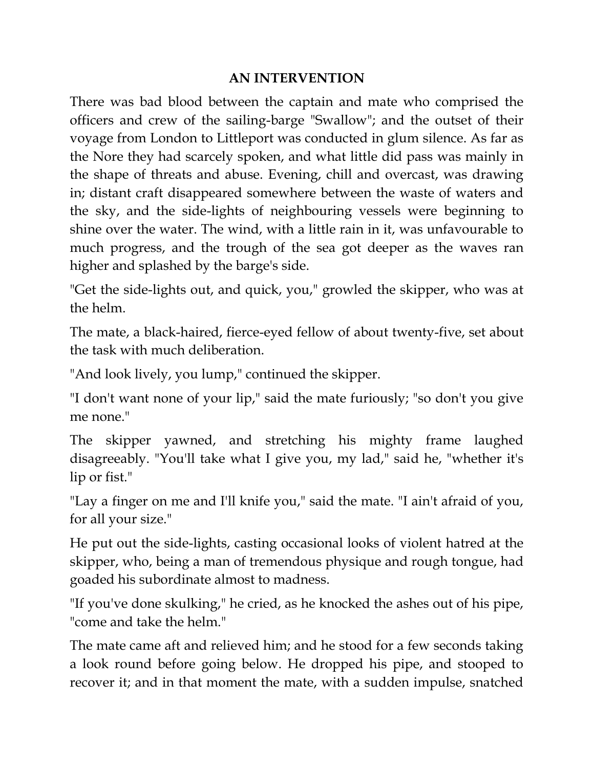## AN INTERVENTION

There was bad blood between the captain and mate who comprised the officers and crew of the sailing-barge "Swallow"; and the outset of their voyage from London to Littleport was conducted in glum silence. As far as the Nore they had scarcely spoken, and what little did pass was mainly in the shape of threats and abuse. Evening, chill and overcast, was drawing in; distant craft disappeared somewhere between the waste of waters and the sky, and the side-lights of neighbouring vessels were beginning to shine over the water. The wind, with a little rain in it, was unfavourable to much progress, and the trough of the sea got deeper as the waves ran higher and splashed by the barge's side.

"Get the side-lights out, and quick, you," growled the skipper, who was at the helm.

The mate, a black-haired, fierce-eyed fellow of about twenty-five, set about the task with much deliberation.

"And look lively, you lump," continued the skipper.

"I don't want none of your lip," said the mate furiously; "so don't you give me none."

The skipper yawned, and stretching his mighty frame laughed disagreeably. "You'll take what I give you, my lad," said he, "whether it's lip or fist."

"Lay a finger on me and I'll knife you," said the mate. "I ain't afraid of you, for all your size."

He put out the side-lights, casting occasional looks of violent hatred at the skipper, who, being a man of tremendous physique and rough tongue, had goaded his subordinate almost to madness.

"If you've done skulking," he cried, as he knocked the ashes out of his pipe, "come and take the helm."

The mate came aft and relieved him; and he stood for a few seconds taking a look round before going below. He dropped his pipe, and stooped to recover it; and in that moment the mate, with a sudden impulse, snatched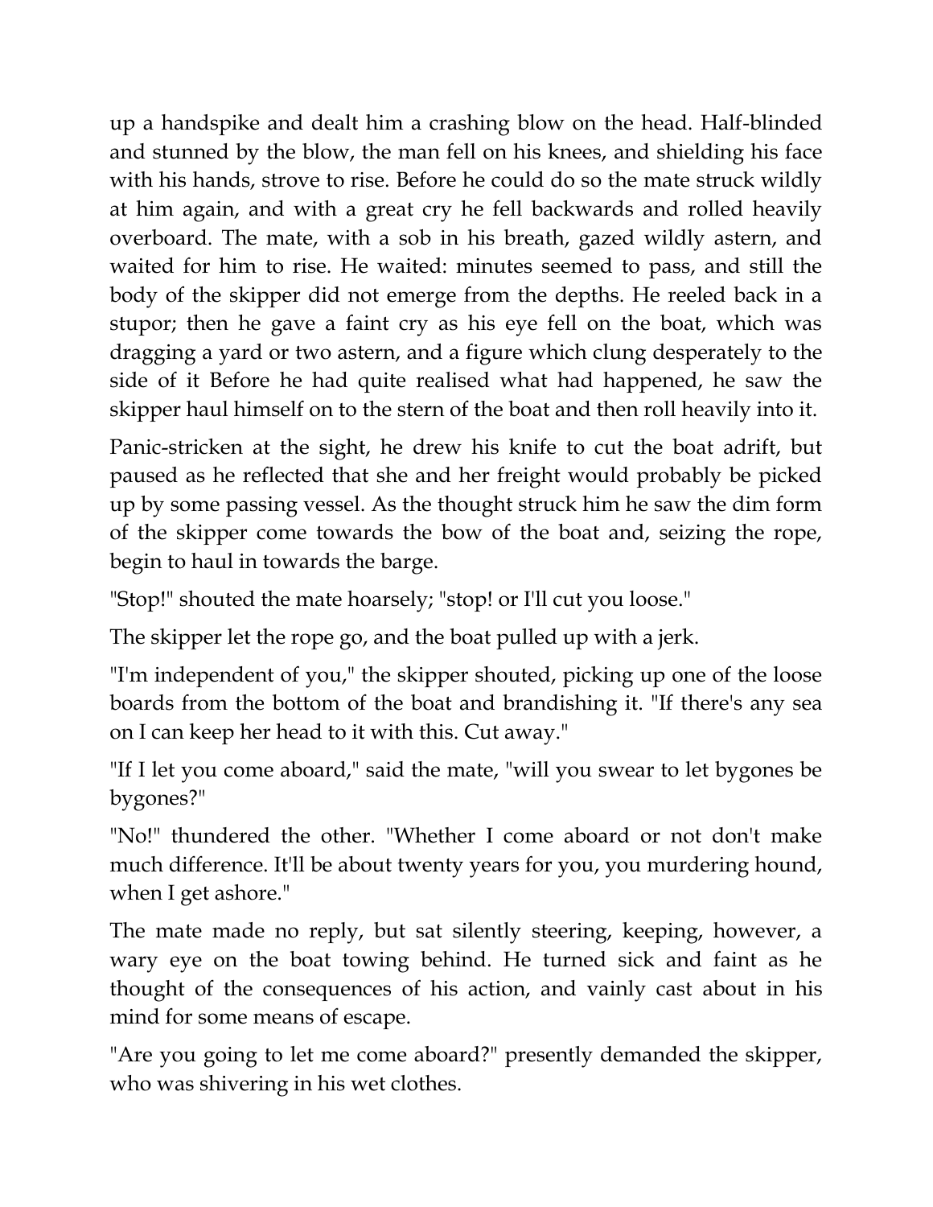up a handspike and dealt him a crashing blow on the head. Half-blinded and stunned by the blow, the man fell on his knees, and shielding his face with his hands, strove to rise. Before he could do so the mate struck wildly at him again, and with a great cry he fell backwards and rolled heavily overboard. The mate, with a sob in his breath, gazed wildly astern, and waited for him to rise. He waited: minutes seemed to pass, and still the body of the skipper did not emerge from the depths. He reeled back in a stupor; then he gave a faint cry as his eye fell on the boat, which was dragging a yard or two astern, and a figure which clung desperately to the side of it Before he had quite realised what had happened, he saw the skipper haul himself on to the stern of the boat and then roll heavily into it.

Panic-stricken at the sight, he drew his knife to cut the boat adrift, but paused as he reflected that she and her freight would probably be picked up by some passing vessel. As the thought struck him he saw the dim form of the skipper come towards the bow of the boat and, seizing the rope, begin to haul in towards the barge.

"Stop!" shouted the mate hoarsely; "stop! or I'll cut you loose."

The skipper let the rope go, and the boat pulled up with a jerk.

"I'm independent of you," the skipper shouted, picking up one of the loose boards from the bottom of the boat and brandishing it. "If there's any sea on I can keep her head to it with this. Cut away."

"If I let you come aboard," said the mate, "will you swear to let bygones be bygones?"

"No!" thundered the other. "Whether I come aboard or not don't make much difference. It'll be about twenty years for you, you murdering hound, when I get ashore."

The mate made no reply, but sat silently steering, keeping, however, a wary eye on the boat towing behind. He turned sick and faint as he thought of the consequences of his action, and vainly cast about in his mind for some means of escape.

"Are you going to let me come aboard?" presently demanded the skipper, who was shivering in his wet clothes.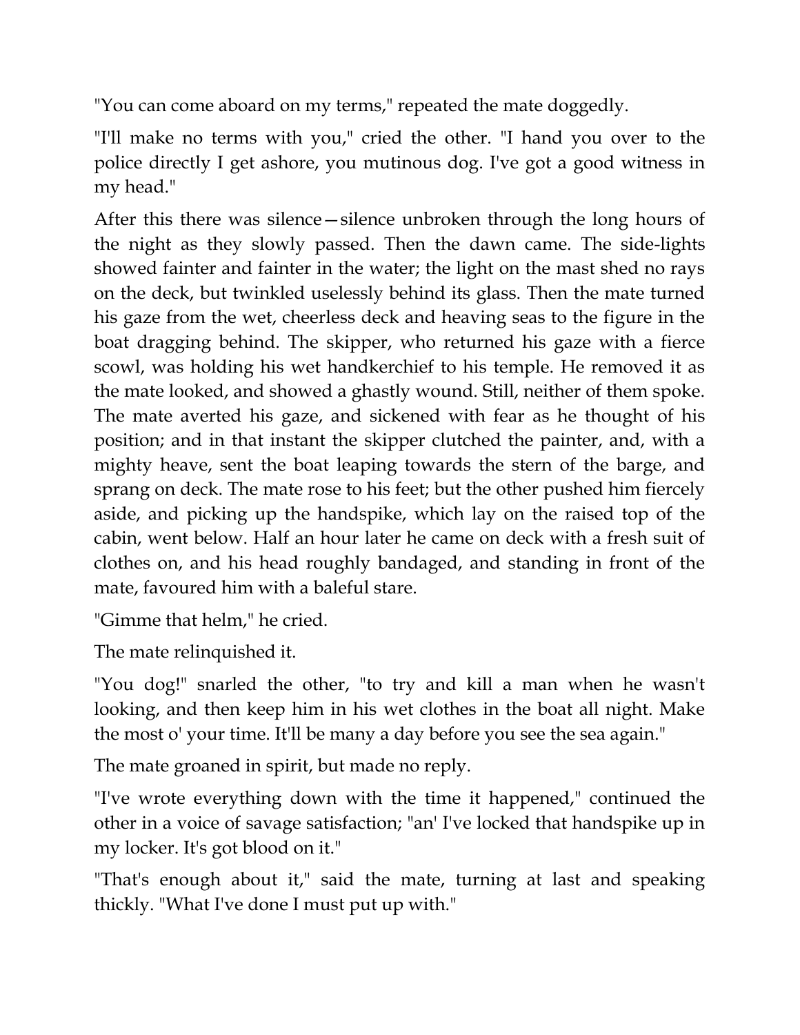"You can come aboard on my terms," repeated the mate doggedly.

"I'll make no terms with you," cried the other. "I hand you over to the police directly I get ashore, you mutinous dog. I've got a good witness in my head."

After this there was silence—silence unbroken through the long hours of the night as they slowly passed. Then the dawn came. The side-lights showed fainter and fainter in the water; the light on the mast shed no rays on the deck, but twinkled uselessly behind its glass. Then the mate turned his gaze from the wet, cheerless deck and heaving seas to the figure in the boat dragging behind. The skipper, who returned his gaze with a fierce scowl, was holding his wet handkerchief to his temple. He removed it as the mate looked, and showed a ghastly wound. Still, neither of them spoke. The mate averted his gaze, and sickened with fear as he thought of his position; and in that instant the skipper clutched the painter, and, with a mighty heave, sent the boat leaping towards the stern of the barge, and sprang on deck. The mate rose to his feet; but the other pushed him fiercely aside, and picking up the handspike, which lay on the raised top of the cabin, went below. Half an hour later he came on deck with a fresh suit of clothes on, and his head roughly bandaged, and standing in front of the mate, favoured him with a baleful stare.

"Gimme that helm," he cried.

The mate relinquished it.

"You dog!" snarled the other, "to try and kill a man when he wasn't looking, and then keep him in his wet clothes in the boat all night. Make the most o' your time. It'll be many a day before you see the sea again."

The mate groaned in spirit, but made no reply.

"I've wrote everything down with the time it happened," continued the other in a voice of savage satisfaction; "an' I've locked that handspike up in my locker. It's got blood on it."

"That's enough about it," said the mate, turning at last and speaking thickly. "What I've done I must put up with."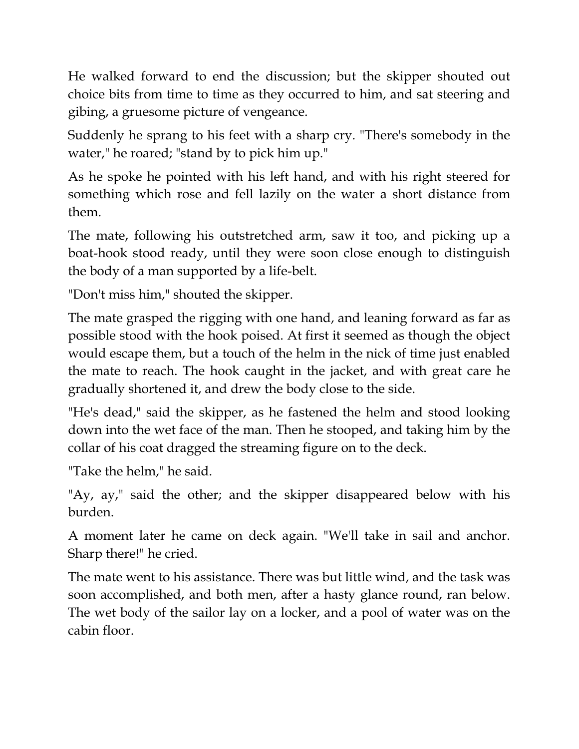He walked forward to end the discussion; but the skipper shouted out choice bits from time to time as they occurred to him, and sat steering and gibing, a gruesome picture of vengeance.

Suddenly he sprang to his feet with a sharp cry. "There's somebody in the water," he roared; "stand by to pick him up."

As he spoke he pointed with his left hand, and with his right steered for something which rose and fell lazily on the water a short distance from them.

The mate, following his outstretched arm, saw it too, and picking up a boat-hook stood ready, until they were soon close enough to distinguish the body of a man supported by a life-belt.

"Don't miss him," shouted the skipper.

The mate grasped the rigging with one hand, and leaning forward as far as possible stood with the hook poised. At first it seemed as though the object would escape them, but a touch of the helm in the nick of time just enabled the mate to reach. The hook caught in the jacket, and with great care he gradually shortened it, and drew the body close to the side.

"He's dead," said the skipper, as he fastened the helm and stood looking down into the wet face of the man. Then he stooped, and taking him by the collar of his coat dragged the streaming figure on to the deck.

"Take the helm," he said.

"Ay, ay," said the other; and the skipper disappeared below with his burden.

A moment later he came on deck again. "We'll take in sail and anchor. Sharp there!" he cried.

The mate went to his assistance. There was but little wind, and the task was soon accomplished, and both men, after a hasty glance round, ran below. The wet body of the sailor lay on a locker, and a pool of water was on the cabin floor.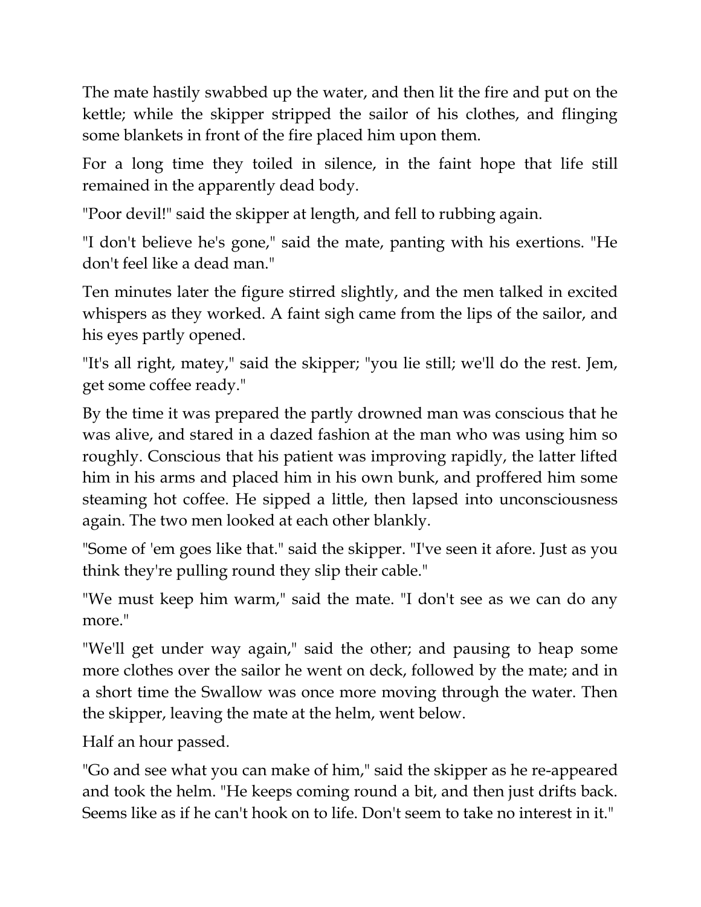The mate hastily swabbed up the water, and then lit the fire and put on the kettle; while the skipper stripped the sailor of his clothes, and flinging some blankets in front of the fire placed him upon them.

For a long time they toiled in silence, in the faint hope that life still remained in the apparently dead body.

"Poor devil!" said the skipper at length, and fell to rubbing again.

"I don't believe he's gone," said the mate, panting with his exertions. "He don't feel like a dead man."

Ten minutes later the figure stirred slightly, and the men talked in excited whispers as they worked. A faint sigh came from the lips of the sailor, and his eyes partly opened.

"It's all right, matey," said the skipper; "you lie still; we'll do the rest. Jem, get some coffee ready."

By the time it was prepared the partly drowned man was conscious that he was alive, and stared in a dazed fashion at the man who was using him so roughly. Conscious that his patient was improving rapidly, the latter lifted him in his arms and placed him in his own bunk, and proffered him some steaming hot coffee. He sipped a little, then lapsed into unconsciousness again. The two men looked at each other blankly.

"Some of 'em goes like that." said the skipper. "I've seen it afore. Just as you think they're pulling round they slip their cable."

"We must keep him warm," said the mate. "I don't see as we can do any more."

"We'll get under way again," said the other; and pausing to heap some more clothes over the sailor he went on deck, followed by the mate; and in a short time the Swallow was once more moving through the water. Then the skipper, leaving the mate at the helm, went below.

Half an hour passed.

"Go and see what you can make of him," said the skipper as he re-appeared and took the helm. "He keeps coming round a bit, and then just drifts back. Seems like as if he can't hook on to life. Don't seem to take no interest in it."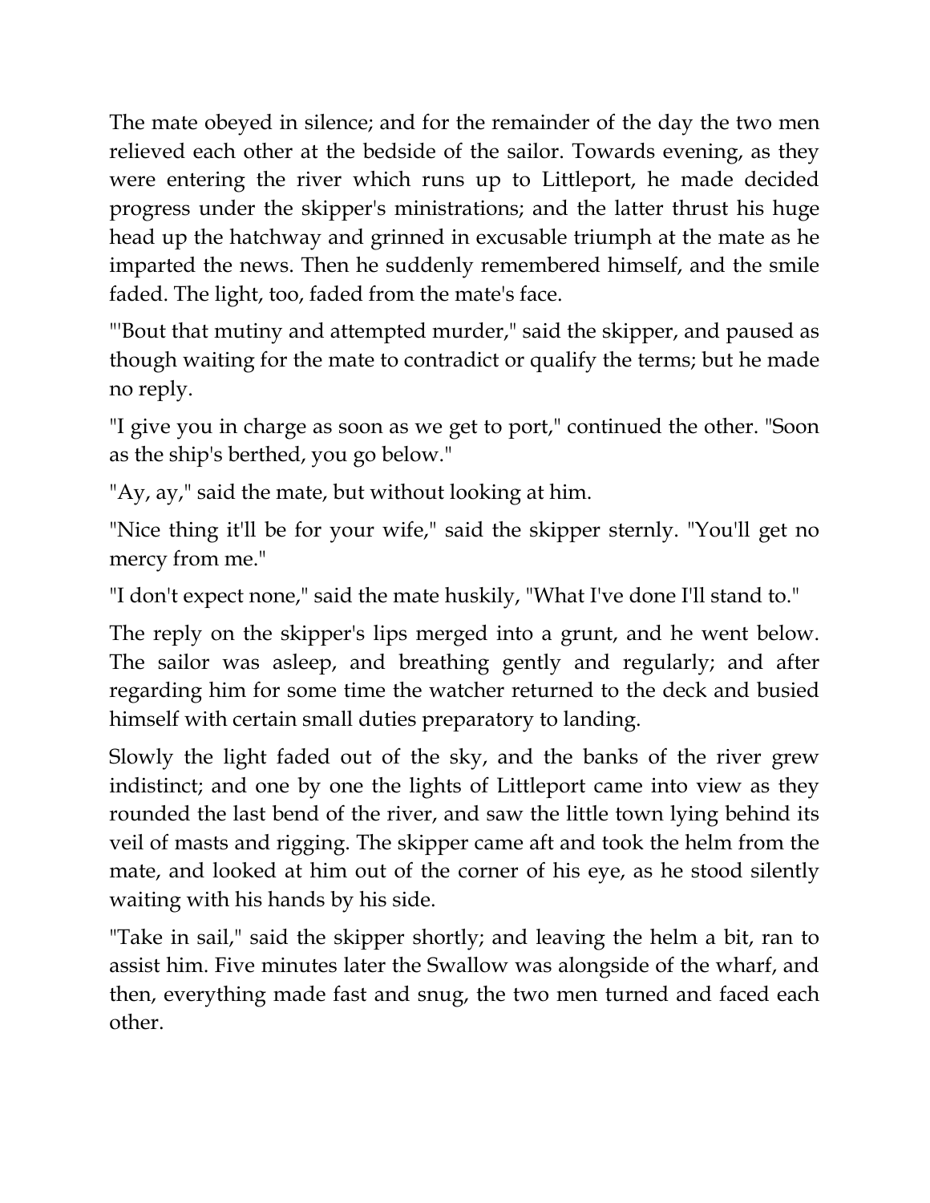The mate obeyed in silence; and for the remainder of the day the two men relieved each other at the bedside of the sailor. Towards evening, as they were entering the river which runs up to Littleport, he made decided progress under the skipper's ministrations; and the latter thrust his huge head up the hatchway and grinned in excusable triumph at the mate as he imparted the news. Then he suddenly remembered himself, and the smile faded. The light, too, faded from the mate's face.

"'Bout that mutiny and attempted murder," said the skipper, and paused as though waiting for the mate to contradict or qualify the terms; but he made no reply.

"I give you in charge as soon as we get to port," continued the other. "Soon as the ship's berthed, you go below."

"Ay, ay," said the mate, but without looking at him.

"Nice thing it'll be for your wife," said the skipper sternly. "You'll get no mercy from me."

"I don't expect none," said the mate huskily, "What I've done I'll stand to."

The reply on the skipper's lips merged into a grunt, and he went below. The sailor was asleep, and breathing gently and regularly; and after regarding him for some time the watcher returned to the deck and busied himself with certain small duties preparatory to landing.

Slowly the light faded out of the sky, and the banks of the river grew indistinct; and one by one the lights of Littleport came into view as they rounded the last bend of the river, and saw the little town lying behind its veil of masts and rigging. The skipper came aft and took the helm from the mate, and looked at him out of the corner of his eye, as he stood silently waiting with his hands by his side.

"Take in sail," said the skipper shortly; and leaving the helm a bit, ran to assist him. Five minutes later the Swallow was alongside of the wharf, and then, everything made fast and snug, the two men turned and faced each other.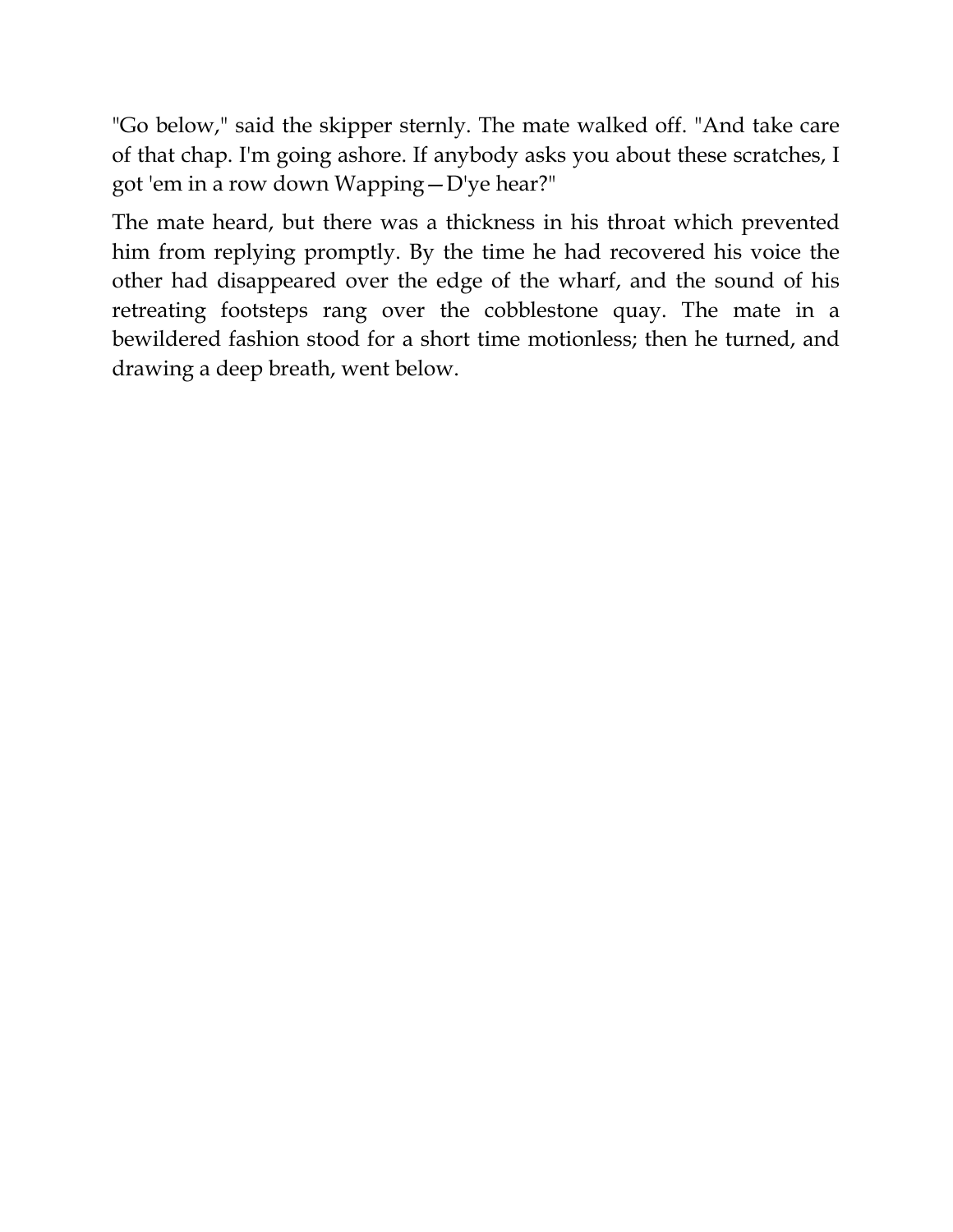"Go below," said the skipper sternly. The mate walked off. "And take care of that chap. I'm going ashore. If anybody asks you about these scratches, I got 'em in a row down Wapping—D'ye hear?"

The mate heard, but there was a thickness in his throat which prevented him from replying promptly. By the time he had recovered his voice the other had disappeared over the edge of the wharf, and the sound of his retreating footsteps rang over the cobblestone quay. The mate in a bewildered fashion stood for a short time motionless; then he turned, and drawing a deep breath, went below.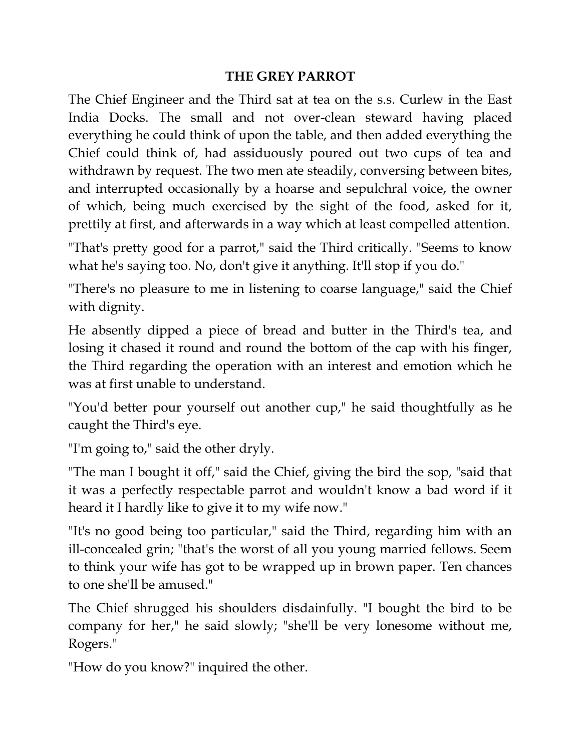# THE GREY PARROT

The Chief Engineer and the Third sat at tea on the s.s. Curlew in the East India Docks. The small and not over-clean steward having placed everything he could think of upon the table, and then added everything the Chief could think of, had assiduously poured out two cups of tea and withdrawn by request. The two men ate steadily, conversing between bites, and interrupted occasionally by a hoarse and sepulchral voice, the owner of which, being much exercised by the sight of the food, asked for it, prettily at first, and afterwards in a way which at least compelled attention.

"That's pretty good for a parrot," said the Third critically. "Seems to know what he's saying too. No, don't give it anything. It'll stop if you do."

"There's no pleasure to me in listening to coarse language," said the Chief with dignity.

He absently dipped a piece of bread and butter in the Third's tea, and losing it chased it round and round the bottom of the cap with his finger, the Third regarding the operation with an interest and emotion which he was at first unable to understand.

"You'd better pour yourself out another cup," he said thoughtfully as he caught the Third's eye.

"I'm going to," said the other dryly.

"The man I bought it off," said the Chief, giving the bird the sop, "said that it was a perfectly respectable parrot and wouldn't know a bad word if it heard it I hardly like to give it to my wife now."

"It's no good being too particular," said the Third, regarding him with an ill-concealed grin; "that's the worst of all you young married fellows. Seem to think your wife has got to be wrapped up in brown paper. Ten chances to one she'll be amused."

The Chief shrugged his shoulders disdainfully. "I bought the bird to be company for her," he said slowly; "she'll be very lonesome without me, Rogers."

"How do you know?" inquired the other.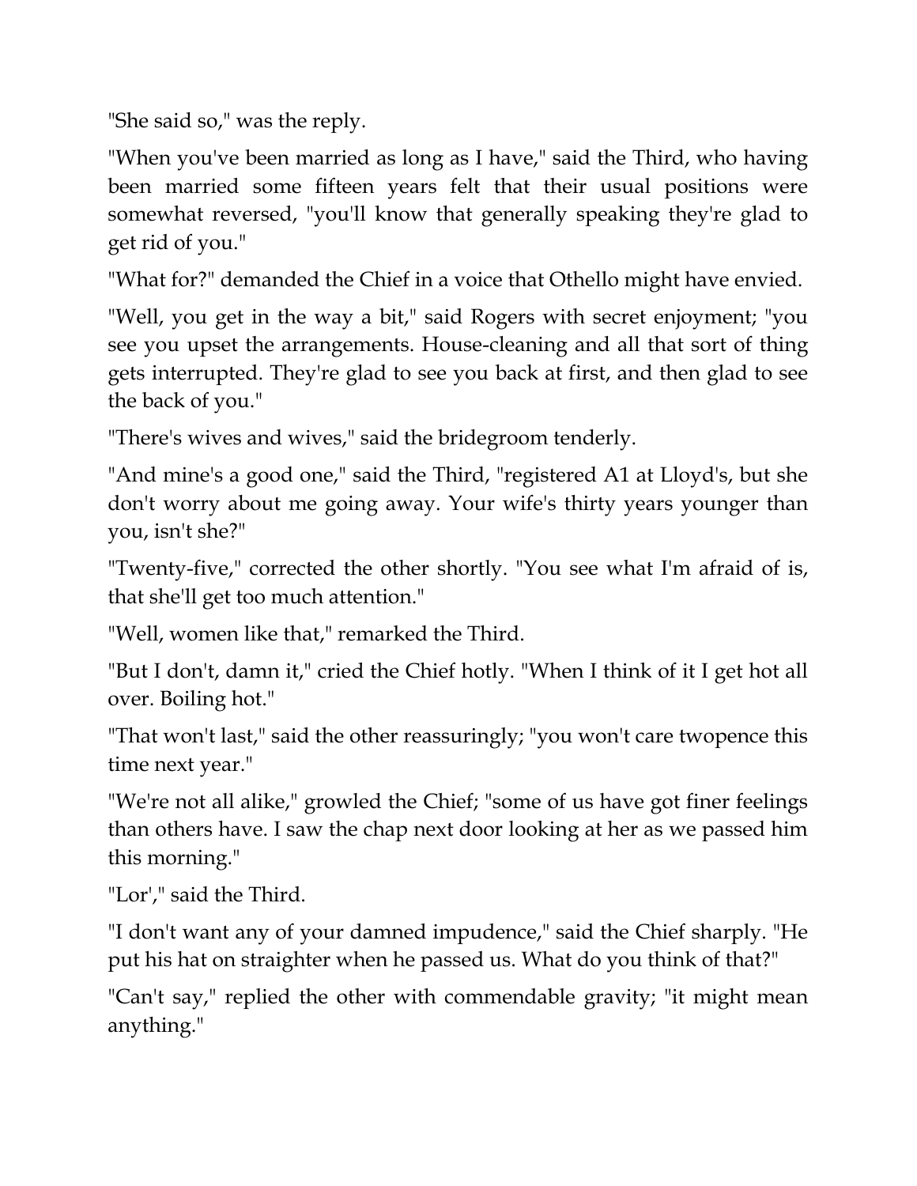"She said so," was the reply.

"When you've been married as long as I have," said the Third, who having been married some fifteen years felt that their usual positions were somewhat reversed, "you'll know that generally speaking they're glad to get rid of you."

"What for?" demanded the Chief in a voice that Othello might have envied.

"Well, you get in the way a bit," said Rogers with secret enjoyment; "you see you upset the arrangements. House-cleaning and all that sort of thing gets interrupted. They're glad to see you back at first, and then glad to see the back of you."

"There's wives and wives," said the bridegroom tenderly.

"And mine's a good one," said the Third, "registered A1 at Lloyd's, but she don't worry about me going away. Your wife's thirty years younger than you, isn't she?"

"Twenty-five," corrected the other shortly. "You see what I'm afraid of is, that she'll get too much attention."

"Well, women like that," remarked the Third.

"But I don't, damn it," cried the Chief hotly. "When I think of it I get hot all over. Boiling hot."

"That won't last," said the other reassuringly; "you won't care twopence this time next year."

"We're not all alike," growled the Chief; "some of us have got finer feelings than others have. I saw the chap next door looking at her as we passed him this morning."

"Lor'," said the Third.

"I don't want any of your damned impudence," said the Chief sharply. "He put his hat on straighter when he passed us. What do you think of that?"

"Can't say," replied the other with commendable gravity; "it might mean anything."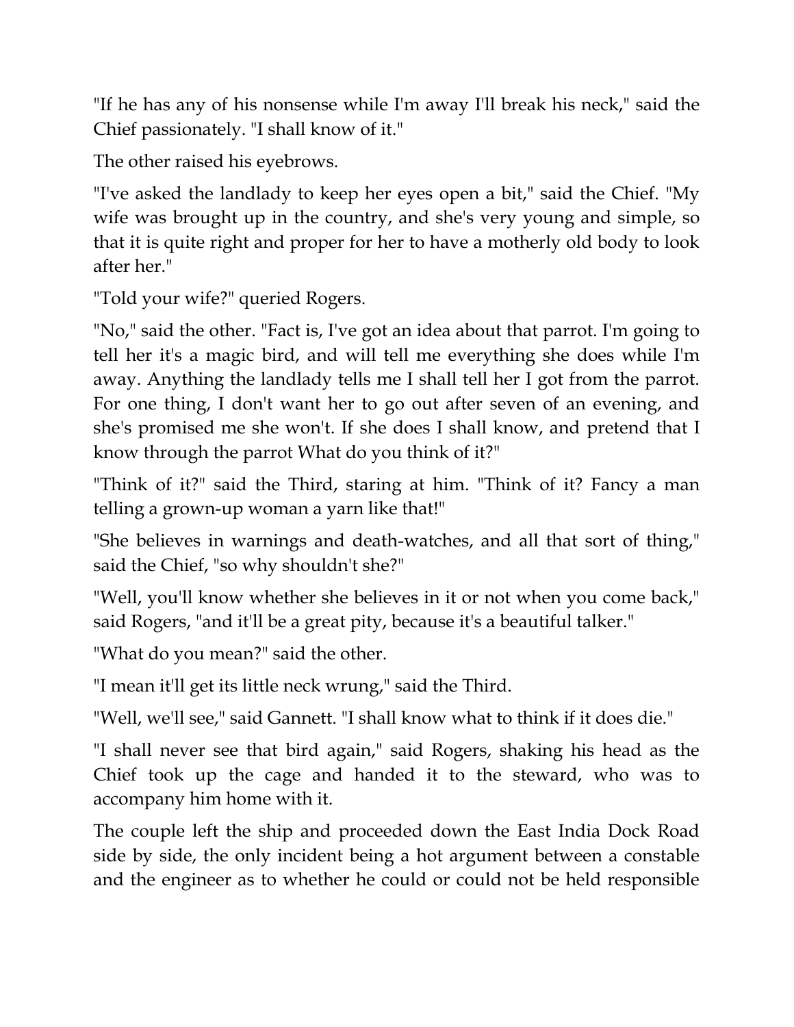"If he has any of his nonsense while I'm away I'll break his neck," said the Chief passionately. "I shall know of it."

The other raised his eyebrows.

"I've asked the landlady to keep her eyes open a bit," said the Chief. "My wife was brought up in the country, and she's very young and simple, so that it is quite right and proper for her to have a motherly old body to look after her."

"Told your wife?" queried Rogers.

"No," said the other. "Fact is, I've got an idea about that parrot. I'm going to tell her it's a magic bird, and will tell me everything she does while I'm away. Anything the landlady tells me I shall tell her I got from the parrot. For one thing, I don't want her to go out after seven of an evening, and she's promised me she won't. If she does I shall know, and pretend that I know through the parrot What do you think of it?"

"Think of it?" said the Third, staring at him. "Think of it? Fancy a man telling a grown-up woman a yarn like that!"

"She believes in warnings and death-watches, and all that sort of thing," said the Chief, "so why shouldn't she?"

"Well, you'll know whether she believes in it or not when you come back," said Rogers, "and it'll be a great pity, because it's a beautiful talker."

"What do you mean?" said the other.

"I mean it'll get its little neck wrung," said the Third.

"Well, we'll see," said Gannett. "I shall know what to think if it does die."

"I shall never see that bird again," said Rogers, shaking his head as the Chief took up the cage and handed it to the steward, who was to accompany him home with it.

The couple left the ship and proceeded down the East India Dock Road side by side, the only incident being a hot argument between a constable and the engineer as to whether he could or could not be held responsible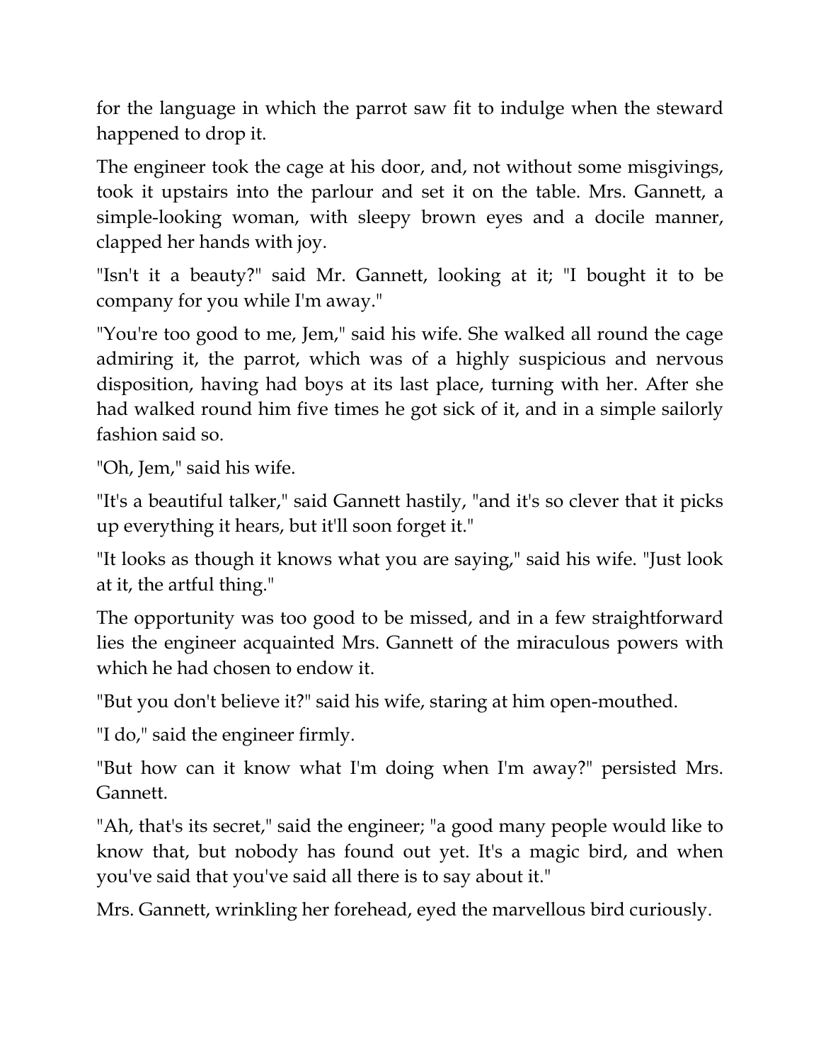for the language in which the parrot saw fit to indulge when the steward happened to drop it.

The engineer took the cage at his door, and, not without some misgivings, took it upstairs into the parlour and set it on the table. Mrs. Gannett, a simple-looking woman, with sleepy brown eyes and a docile manner, clapped her hands with joy.

"Isn't it a beauty?" said Mr. Gannett, looking at it; "I bought it to be company for you while I'm away."

"You're too good to me, Jem," said his wife. She walked all round the cage admiring it, the parrot, which was of a highly suspicious and nervous disposition, having had boys at its last place, turning with her. After she had walked round him five times he got sick of it, and in a simple sailorly fashion said so.

"Oh, Jem," said his wife.

"It's a beautiful talker," said Gannett hastily, "and it's so clever that it picks up everything it hears, but it'll soon forget it."

"It looks as though it knows what you are saying," said his wife. "Just look at it, the artful thing."

The opportunity was too good to be missed, and in a few straightforward lies the engineer acquainted Mrs. Gannett of the miraculous powers with which he had chosen to endow it.

"But you don't believe it?" said his wife, staring at him open-mouthed.

"I do," said the engineer firmly.

"But how can it know what I'm doing when I'm away?" persisted Mrs. Gannett.

"Ah, that's its secret," said the engineer; "a good many people would like to know that, but nobody has found out yet. It's a magic bird, and when you've said that you've said all there is to say about it."

Mrs. Gannett, wrinkling her forehead, eyed the marvellous bird curiously.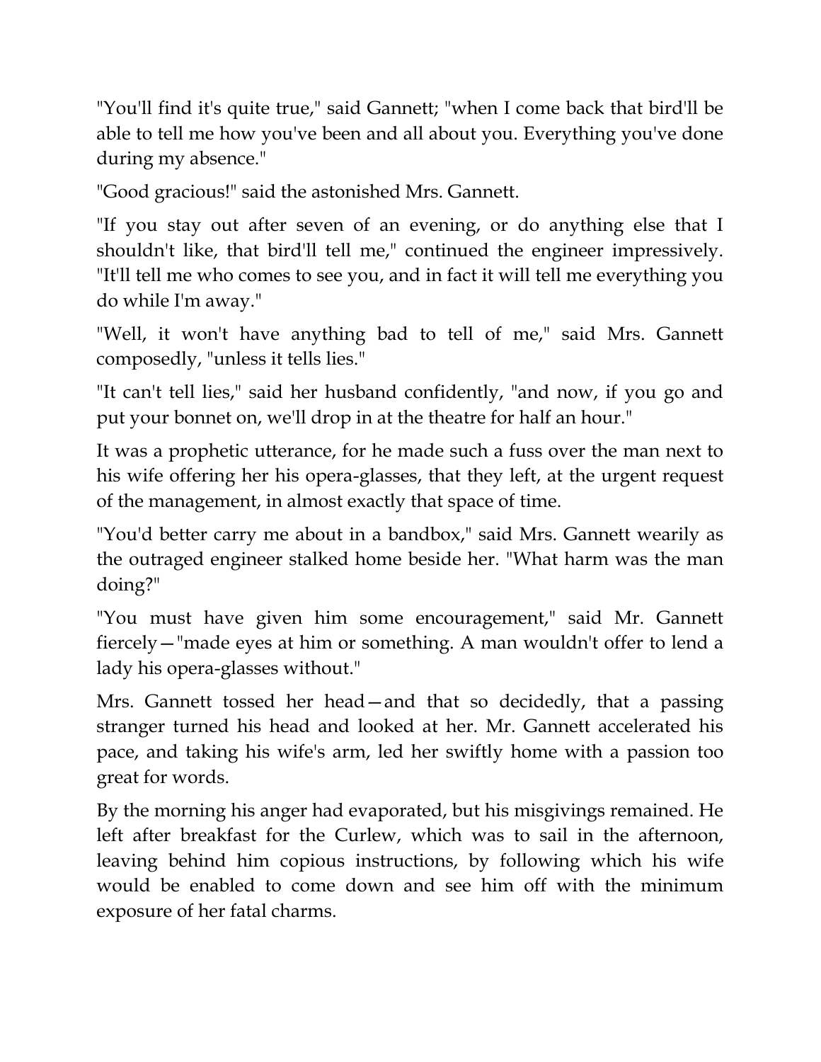"You'll find it's quite true," said Gannett; "when I come back that bird'll be able to tell me how you've been and all about you. Everything you've done during my absence."

"Good gracious!" said the astonished Mrs. Gannett.

"If you stay out after seven of an evening, or do anything else that I shouldn't like, that bird'll tell me," continued the engineer impressively. "It'll tell me who comes to see you, and in fact it will tell me everything you do while I'm away."

"Well, it won't have anything bad to tell of me," said Mrs. Gannett composedly, "unless it tells lies."

"It can't tell lies," said her husband confidently, "and now, if you go and put your bonnet on, we'll drop in at the theatre for half an hour."

It was a prophetic utterance, for he made such a fuss over the man next to his wife offering her his opera-glasses, that they left, at the urgent request of the management, in almost exactly that space of time.

"You'd better carry me about in a bandbox," said Mrs. Gannett wearily as the outraged engineer stalked home beside her. "What harm was the man doing?"

"You must have given him some encouragement," said Mr. Gannett fiercely—"made eyes at him or something. A man wouldn't offer to lend a lady his opera-glasses without."

Mrs. Gannett tossed her head—and that so decidedly, that a passing stranger turned his head and looked at her. Mr. Gannett accelerated his pace, and taking his wife's arm, led her swiftly home with a passion too great for words.

By the morning his anger had evaporated, but his misgivings remained. He left after breakfast for the Curlew, which was to sail in the afternoon, leaving behind him copious instructions, by following which his wife would be enabled to come down and see him off with the minimum exposure of her fatal charms.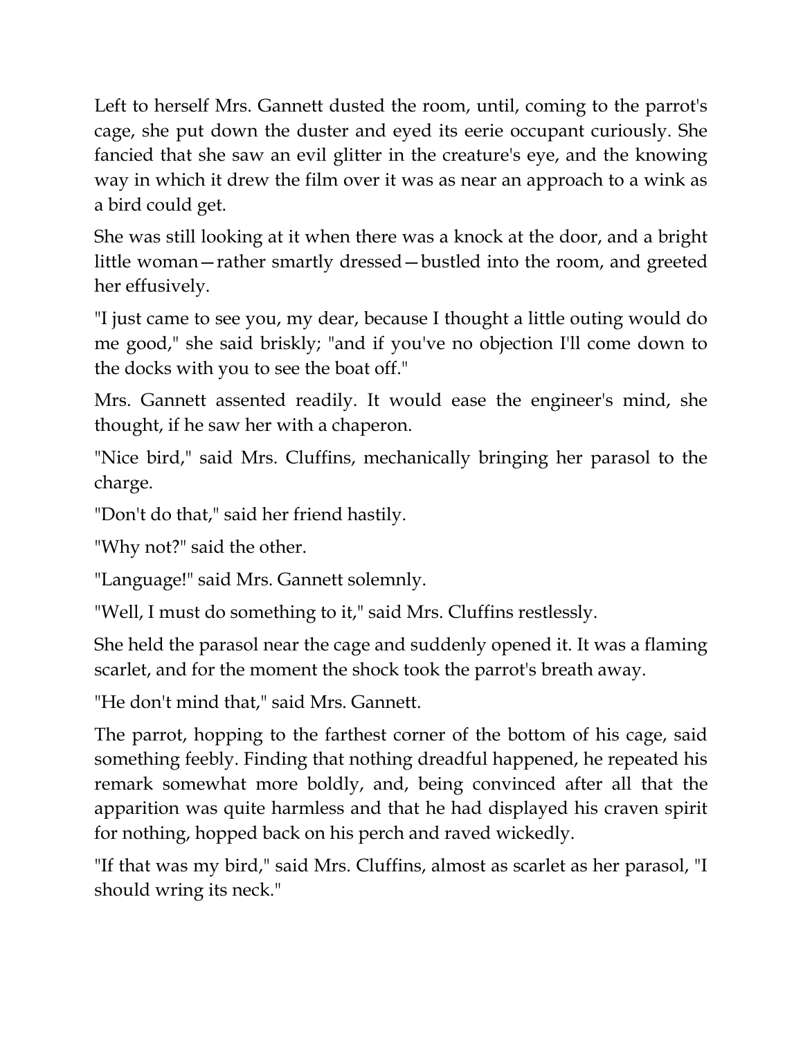Left to herself Mrs. Gannett dusted the room, until, coming to the parrot's cage, she put down the duster and eyed its eerie occupant curiously. She fancied that she saw an evil glitter in the creature's eye, and the knowing way in which it drew the film over it was as near an approach to a wink as a bird could get.

She was still looking at it when there was a knock at the door, and a bright little woman—rather smartly dressed—bustled into the room, and greeted her effusively.

"I just came to see you, my dear, because I thought a little outing would do me good," she said briskly; "and if you've no objection I'll come down to the docks with you to see the boat off."

Mrs. Gannett assented readily. It would ease the engineer's mind, she thought, if he saw her with a chaperon.

"Nice bird," said Mrs. Cluffins, mechanically bringing her parasol to the charge.

"Don't do that," said her friend hastily.

"Why not?" said the other.

"Language!" said Mrs. Gannett solemnly.

"Well, I must do something to it," said Mrs. Cluffins restlessly.

She held the parasol near the cage and suddenly opened it. It was a flaming scarlet, and for the moment the shock took the parrot's breath away.

"He don't mind that," said Mrs. Gannett.

The parrot, hopping to the farthest corner of the bottom of his cage, said something feebly. Finding that nothing dreadful happened, he repeated his remark somewhat more boldly, and, being convinced after all that the apparition was quite harmless and that he had displayed his craven spirit for nothing, hopped back on his perch and raved wickedly.

"If that was my bird," said Mrs. Cluffins, almost as scarlet as her parasol, "I should wring its neck."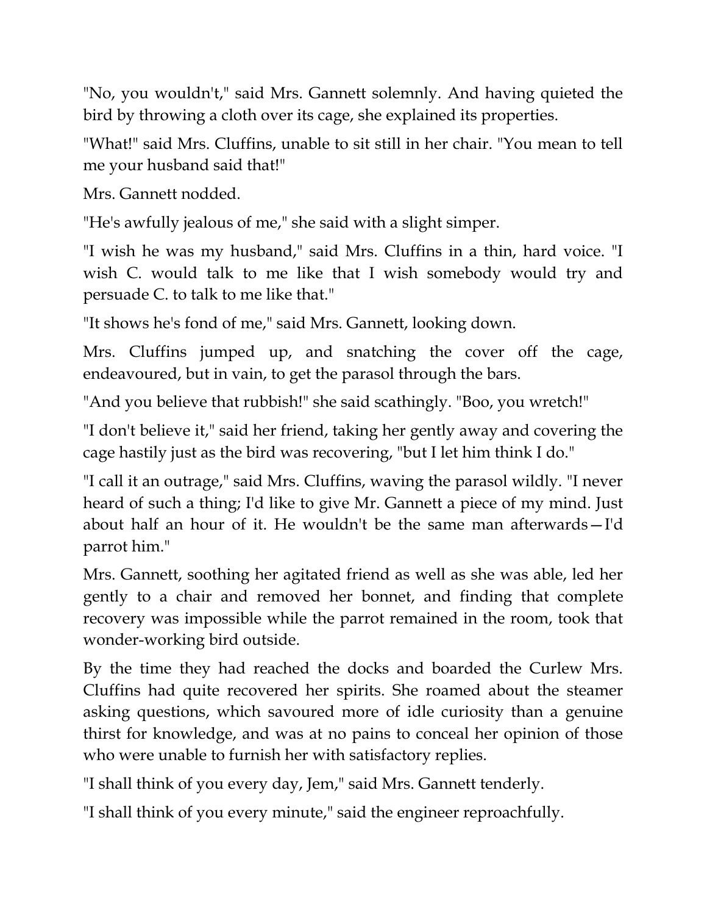"No, you wouldn't," said Mrs. Gannett solemnly. And having quieted the bird by throwing a cloth over its cage, she explained its properties.

"What!" said Mrs. Cluffins, unable to sit still in her chair. "You mean to tell me your husband said that!"

Mrs. Gannett nodded.

"He's awfully jealous of me," she said with a slight simper.

"I wish he was my husband," said Mrs. Cluffins in a thin, hard voice. "I wish C. would talk to me like that I wish somebody would try and persuade C. to talk to me like that."

"It shows he's fond of me," said Mrs. Gannett, looking down.

Mrs. Cluffins jumped up, and snatching the cover off the cage, endeavoured, but in vain, to get the parasol through the bars.

"And you believe that rubbish!" she said scathingly. "Boo, you wretch!"

"I don't believe it," said her friend, taking her gently away and covering the cage hastily just as the bird was recovering, "but I let him think I do."

"I call it an outrage," said Mrs. Cluffins, waving the parasol wildly. "I never heard of such a thing; I'd like to give Mr. Gannett a piece of my mind. Just about half an hour of it. He wouldn't be the same man afterwards—I'd parrot him."

Mrs. Gannett, soothing her agitated friend as well as she was able, led her gently to a chair and removed her bonnet, and finding that complete recovery was impossible while the parrot remained in the room, took that wonder-working bird outside.

By the time they had reached the docks and boarded the Curlew Mrs. Cluffins had quite recovered her spirits. She roamed about the steamer asking questions, which savoured more of idle curiosity than a genuine thirst for knowledge, and was at no pains to conceal her opinion of those who were unable to furnish her with satisfactory replies.

"I shall think of you every day, Jem," said Mrs. Gannett tenderly.

"I shall think of you every minute," said the engineer reproachfully.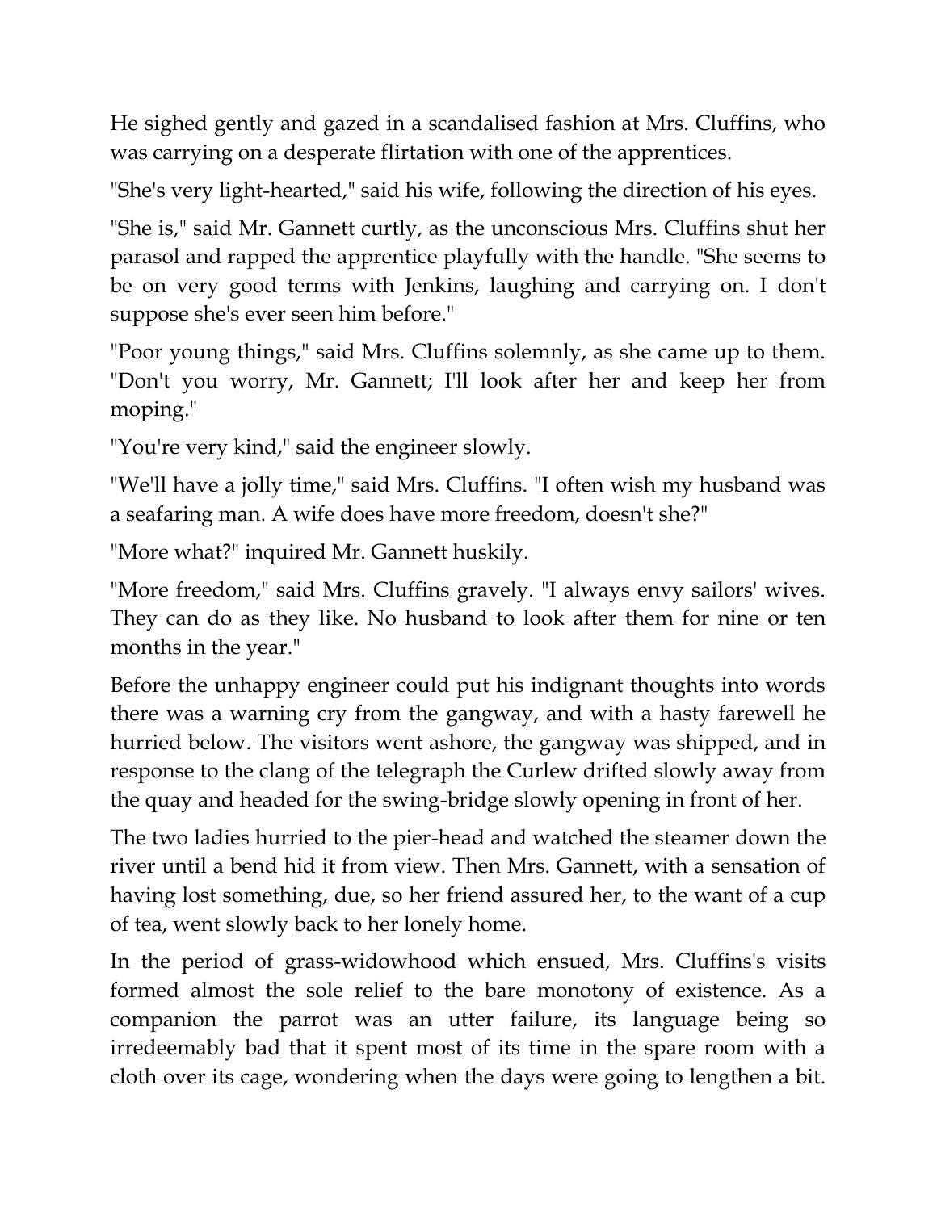He sighed gently and gazed in a scandalised fashion at Mrs. Cluffins, who was carrying on a desperate flirtation with one of the apprentices.

"She's very light-hearted," said his wife, following the direction of his eyes.

"She is," said Mr. Gannett curtly, as the unconscious Mrs. Cluffins shut her parasol and rapped the apprentice playfully with the handle. "She seems to be on very good terms with Jenkins, laughing and carrying on. I don't suppose she's ever seen him before."

"Poor young things," said Mrs. Cluffins solemnly, as she came up to them. "Don't you worry, Mr. Gannett; I'll look after her and keep her from moping."

"You're very kind," said the engineer slowly.

"We'll have a jolly time," said Mrs. Cluffins. "I often wish my husband was a seafaring man. A wife does have more freedom, doesn't she?"

"More what?" inquired Mr. Gannett huskily.

"More freedom," said Mrs. Cluffins gravely. "I always envy sailors' wives. They can do as they like. No husband to look after them for nine or ten months in the year."

Before the unhappy engineer could put his indignant thoughts into words there was a warning cry from the gangway, and with a hasty farewell he hurried below. The visitors went ashore, the gangway was shipped, and in response to the clang of the telegraph the Curlew drifted slowly away from the quay and headed for the swing-bridge slowly opening in front of her.

The two ladies hurried to the pier-head and watched the steamer down the river until a bend hid it from view. Then Mrs. Gannett, with a sensation of having lost something, due, so her friend assured her, to the want of a cup of tea, went slowly back to her lonely home.

In the period of grass-widowhood which ensued, Mrs. Cluffins's visits formed almost the sole relief to the bare monotony of existence. As a companion the parrot was an utter failure, its language being so irredeemably bad that it spent most of its time in the spare room with a cloth over its cage, wondering when the days were going to lengthen a bit.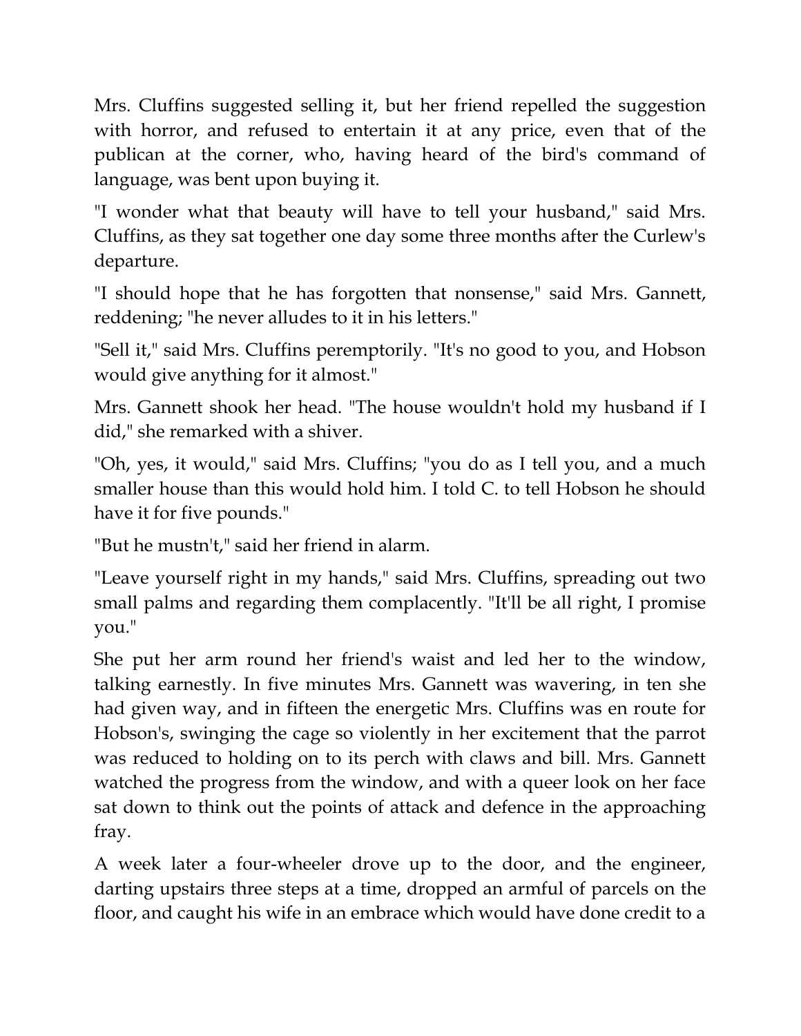Mrs. Cluffins suggested selling it, but her friend repelled the suggestion with horror, and refused to entertain it at any price, even that of the publican at the corner, who, having heard of the bird's command of language, was bent upon buying it.

"I wonder what that beauty will have to tell your husband," said Mrs. Cluffins, as they sat together one day some three months after the Curlew's departure.

"I should hope that he has forgotten that nonsense," said Mrs. Gannett, reddening; "he never alludes to it in his letters."

"Sell it," said Mrs. Cluffins peremptorily. "It's no good to you, and Hobson would give anything for it almost."

Mrs. Gannett shook her head. "The house wouldn't hold my husband if I did," she remarked with a shiver.

"Oh, yes, it would," said Mrs. Cluffins; "you do as I tell you, and a much smaller house than this would hold him. I told C. to tell Hobson he should have it for five pounds."

"But he mustn't," said her friend in alarm.

"Leave yourself right in my hands," said Mrs. Cluffins, spreading out two small palms and regarding them complacently. "It'll be all right, I promise you."

She put her arm round her friend's waist and led her to the window, talking earnestly. In five minutes Mrs. Gannett was wavering, in ten she had given way, and in fifteen the energetic Mrs. Cluffins was en route for Hobson's, swinging the cage so violently in her excitement that the parrot was reduced to holding on to its perch with claws and bill. Mrs. Gannett watched the progress from the window, and with a queer look on her face sat down to think out the points of attack and defence in the approaching fray.

A week later a four-wheeler drove up to the door, and the engineer, darting upstairs three steps at a time, dropped an armful of parcels on the floor, and caught his wife in an embrace which would have done credit to a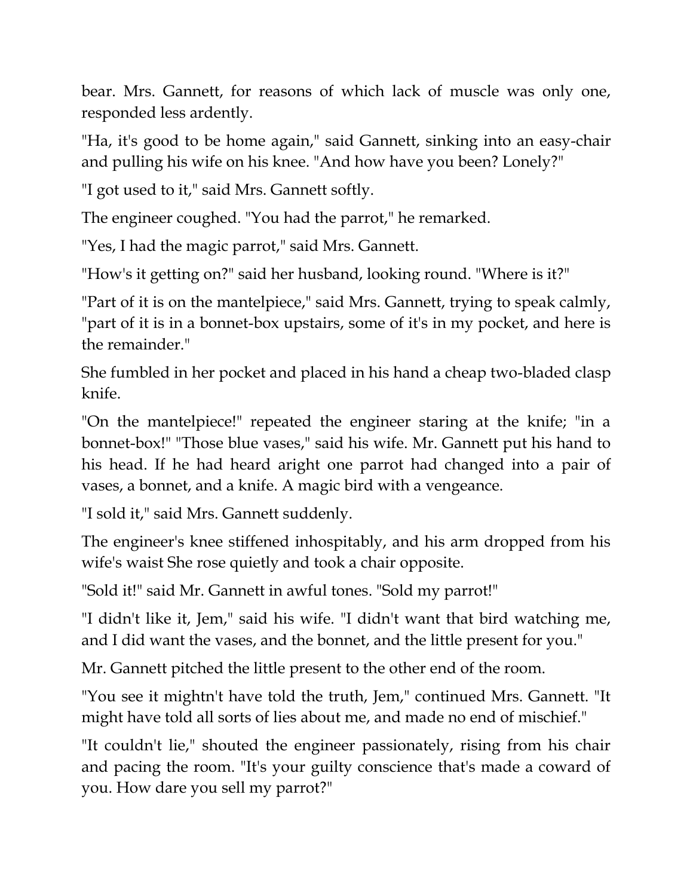bear. Mrs. Gannett, for reasons of which lack of muscle was only one, responded less ardently.

"Ha, it's good to be home again," said Gannett, sinking into an easy-chair and pulling his wife on his knee. "And how have you been? Lonely?"

"I got used to it," said Mrs. Gannett softly.

The engineer coughed. "You had the parrot," he remarked.

"Yes, I had the magic parrot," said Mrs. Gannett.

"How's it getting on?" said her husband, looking round. "Where is it?"

"Part of it is on the mantelpiece," said Mrs. Gannett, trying to speak calmly, "part of it is in a bonnet-box upstairs, some of it's in my pocket, and here is the remainder."

She fumbled in her pocket and placed in his hand a cheap two-bladed clasp knife.

"On the mantelpiece!" repeated the engineer staring at the knife; "in a bonnet-box!" "Those blue vases," said his wife. Mr. Gannett put his hand to his head. If he had heard aright one parrot had changed into a pair of vases, a bonnet, and a knife. A magic bird with a vengeance.

"I sold it," said Mrs. Gannett suddenly.

The engineer's knee stiffened inhospitably, and his arm dropped from his wife's waist She rose quietly and took a chair opposite.

"Sold it!" said Mr. Gannett in awful tones. "Sold my parrot!"

"I didn't like it, Jem," said his wife. "I didn't want that bird watching me, and I did want the vases, and the bonnet, and the little present for you."

Mr. Gannett pitched the little present to the other end of the room.

"You see it mightn't have told the truth, Jem," continued Mrs. Gannett. "It might have told all sorts of lies about me, and made no end of mischief."

"It couldn't lie," shouted the engineer passionately, rising from his chair and pacing the room. "It's your guilty conscience that's made a coward of you. How dare you sell my parrot?"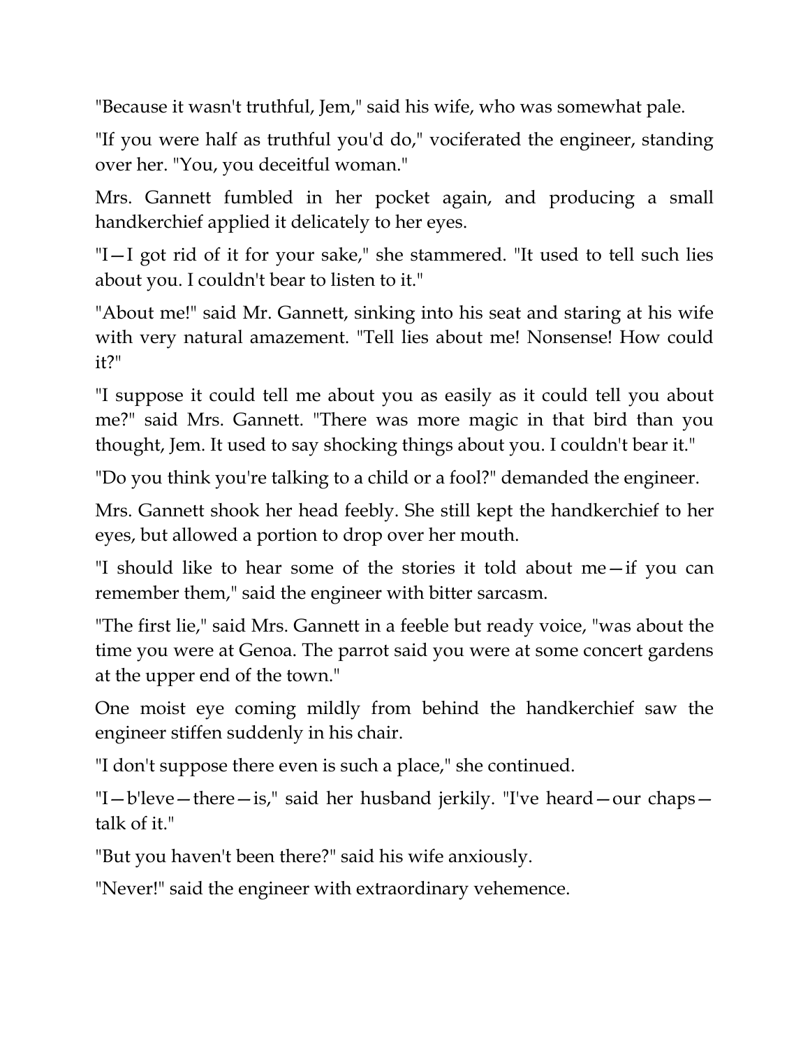"Because it wasn't truthful, Jem," said his wife, who was somewhat pale.

"If you were half as truthful you'd do," vociferated the engineer, standing over her. "You, you deceitful woman."

Mrs. Gannett fumbled in her pocket again, and producing a small handkerchief applied it delicately to her eyes.

"I—I got rid of it for your sake," she stammered. "It used to tell such lies about you. I couldn't bear to listen to it."

"About me!" said Mr. Gannett, sinking into his seat and staring at his wife with very natural amazement. "Tell lies about me! Nonsense! How could it?"

"I suppose it could tell me about you as easily as it could tell you about me?" said Mrs. Gannett. "There was more magic in that bird than you thought, Jem. It used to say shocking things about you. I couldn't bear it."

"Do you think you're talking to a child or a fool?" demanded the engineer.

Mrs. Gannett shook her head feebly. She still kept the handkerchief to her eyes, but allowed a portion to drop over her mouth.

"I should like to hear some of the stories it told about me—if you can remember them," said the engineer with bitter sarcasm.

"The first lie," said Mrs. Gannett in a feeble but ready voice, "was about the time you were at Genoa. The parrot said you were at some concert gardens at the upper end of the town."

One moist eye coming mildly from behind the handkerchief saw the engineer stiffen suddenly in his chair.

"I don't suppose there even is such a place," she continued.

"I—b'leve—there—is," said her husband jerkily. "I've heard—our chaps—talk of it."

"But you haven't been there?" said his wife anxiously.

"Never!" said the engineer with extraordinary vehemence.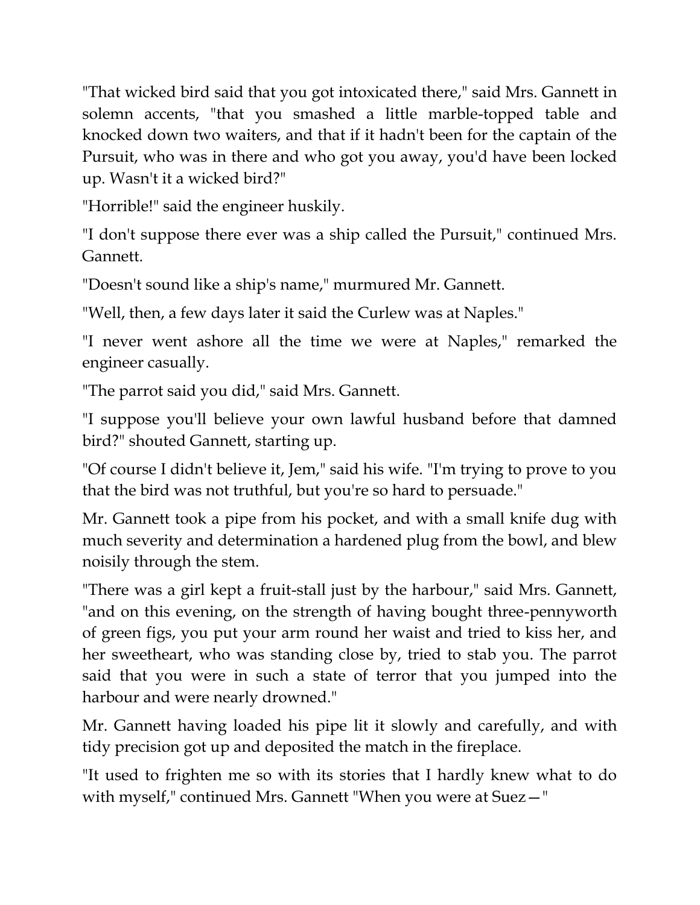"That wicked bird said that you got intoxicated there," said Mrs. Gannett in solemn accents, "that you smashed a little marble-topped table and knocked down two waiters, and that if it hadn't been for the captain of the Pursuit, who was in there and who got you away, you'd have been locked up. Wasn't it a wicked bird?"

"Horrible!" said the engineer huskily.

"I don't suppose there ever was a ship called the Pursuit," continued Mrs. Gannett.

"Doesn't sound like a ship's name," murmured Mr. Gannett.

"Well, then, a few days later it said the Curlew was at Naples."

"I never went ashore all the time we were at Naples," remarked the engineer casually.

"The parrot said you did," said Mrs. Gannett.

"I suppose you'll believe your own lawful husband before that damned bird?" shouted Gannett, starting up.

"Of course I didn't believe it, Jem," said his wife. "I'm trying to prove to you that the bird was not truthful, but you're so hard to persuade."

Mr. Gannett took a pipe from his pocket, and with a small knife dug with much severity and determination a hardened plug from the bowl, and blew noisily through the stem.

"There was a girl kept a fruit-stall just by the harbour," said Mrs. Gannett, "and on this evening, on the strength of having bought three-pennyworth of green figs, you put your arm round her waist and tried to kiss her, and her sweetheart, who was standing close by, tried to stab you. The parrot said that you were in such a state of terror that you jumped into the harbour and were nearly drowned."

Mr. Gannett having loaded his pipe lit it slowly and carefully, and with tidy precision got up and deposited the match in the fireplace.

"It used to frighten me so with its stories that I hardly knew what to do with myself," continued Mrs. Gannett "When you were at Suez—"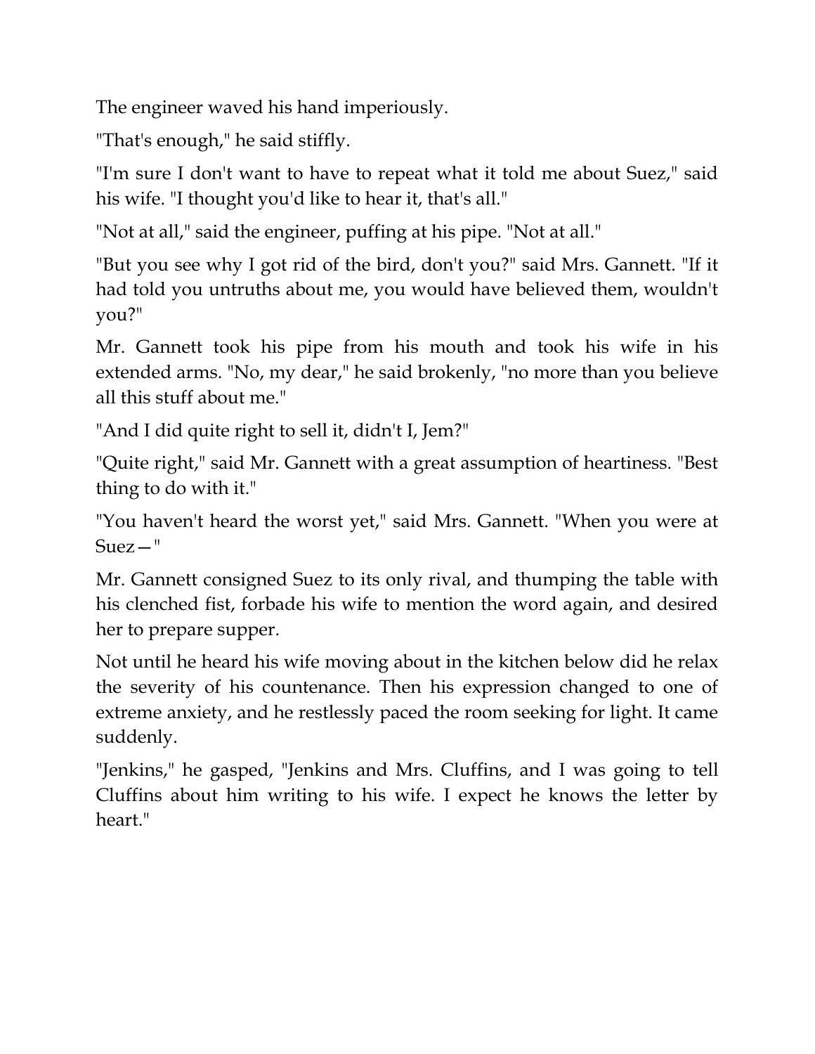The engineer waved his hand imperiously.

"That's enough," he said stiffly.

"I'm sure I don't want to have to repeat what it told me about Suez," said his wife. "I thought you'd like to hear it, that's all."

"Not at all," said the engineer, puffing at his pipe. "Not at all."

"But you see why I got rid of the bird, don't you?" said Mrs. Gannett. "If it had told you untruths about me, you would have believed them, wouldn't you?"

Mr. Gannett took his pipe from his mouth and took his wife in his extended arms. "No, my dear," he said brokenly, "no more than you believe all this stuff about me."

"And I did quite right to sell it, didn't I, Jem?"

"Quite right," said Mr. Gannett with a great assumption of heartiness. "Best thing to do with it."

"You haven't heard the worst yet," said Mrs. Gannett. "When you were at Suez—"

Mr. Gannett consigned Suez to its only rival, and thumping the table with his clenched fist, forbade his wife to mention the word again, and desired her to prepare supper.

Not until he heard his wife moving about in the kitchen below did he relax the severity of his countenance. Then his expression changed to one of extreme anxiety, and he restlessly paced the room seeking for light. It came suddenly.

"Jenkins," he gasped, "Jenkins and Mrs. Cluffins, and I was going to tell Cluffins about him writing to his wife. I expect he knows the letter by heart."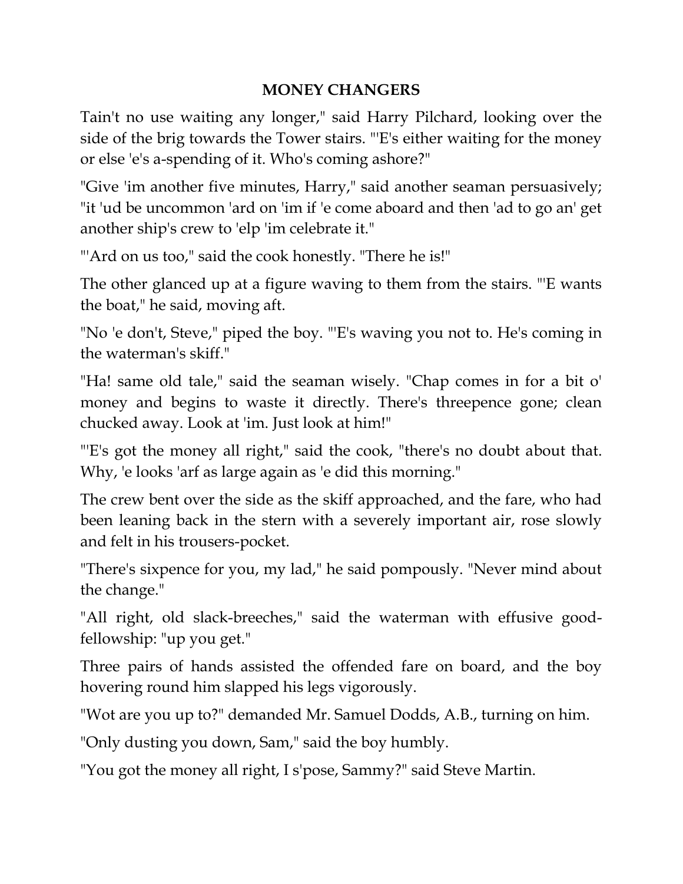## MONEY CHANGERS

Tain't no use waiting any longer," said Harry Pilchard, looking over the side of the brig towards the Tower stairs. "'E's either waiting for the money or else 'e's a-spending of it. Who's coming ashore?"

"Give 'im another five minutes, Harry," said another seaman persuasively; "it 'ud be uncommon 'ard on 'im if 'e come aboard and then 'ad to go an' get another ship's crew to 'elp 'im celebrate it."

"'Ard on us too," said the cook honestly. "There he is!"

The other glanced up at a figure waving to them from the stairs. "'E wants the boat," he said, moving aft.

"No 'e don't, Steve," piped the boy. "'E's waving you not to. He's coming in the waterman's skiff."

"Ha! same old tale," said the seaman wisely. "Chap comes in for a bit o' money and begins to waste it directly. There's threepence gone; clean chucked away. Look at 'im. Just look at him!"

"'E's got the money all right," said the cook, "there's no doubt about that. Why, 'e looks 'arf as large again as 'e did this morning."

The crew bent over the side as the skiff approached, and the fare, who had been leaning back in the stern with a severely important air, rose slowly and felt in his trousers-pocket.

"There's sixpence for you, my lad," he said pompously. "Never mind about the change."

"All right, old slack-breeches," said the waterman with effusive good-fellowship: "up you get."

Three pairs of hands assisted the offended fare on board, and the boy hovering round him slapped his legs vigorously.

"Wot are you up to?" demanded Mr. Samuel Dodds, A.B., turning on him.

"Only dusting you down, Sam," said the boy humbly.

"You got the money all right, I s'pose, Sammy?" said Steve Martin.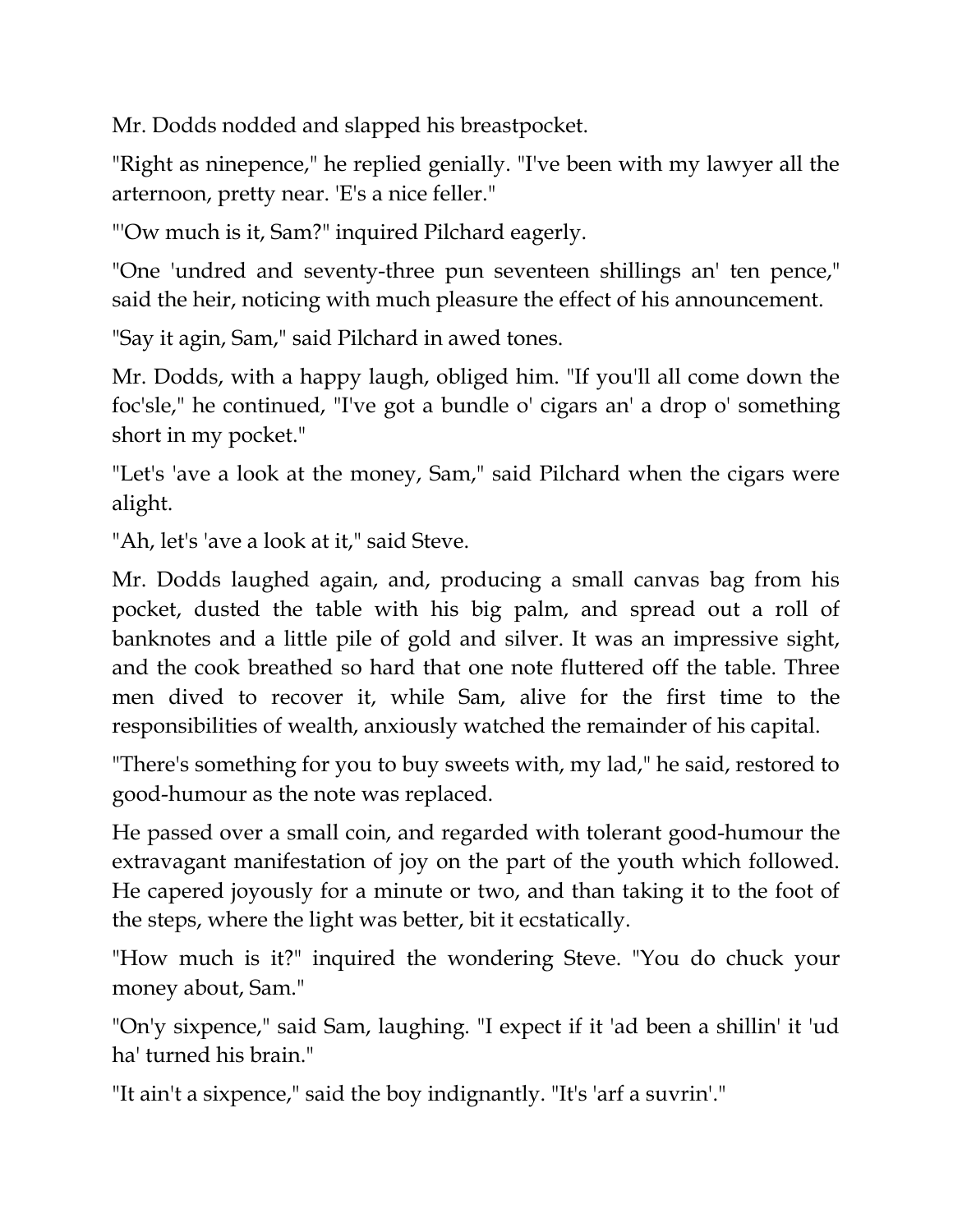Mr. Dodds nodded and slapped his breastpocket.

"Right as ninepence," he replied genially. "I've been with my lawyer all the arternoon, pretty near. 'E's a nice feller."

"'Ow much is it, Sam?" inquired Pilchard eagerly.

"One 'undred and seventy-three pun seventeen shillings an' ten pence," said the heir, noticing with much pleasure the effect of his announcement.

"Say it agin, Sam," said Pilchard in awed tones.

Mr. Dodds, with a happy laugh, obliged him. "If you'll all come down the foc'sle," he continued, "I've got a bundle o' cigars an' a drop o' something short in my pocket."

"Let's 'ave a look at the money, Sam," said Pilchard when the cigars were alight.

"Ah, let's 'ave a look at it," said Steve.

Mr. Dodds laughed again, and, producing a small canvas bag from his pocket, dusted the table with his big palm, and spread out a roll of banknotes and a little pile of gold and silver. It was an impressive sight, and the cook breathed so hard that one note fluttered off the table. Three men dived to recover it, while Sam, alive for the first time to the responsibilities of wealth, anxiously watched the remainder of his capital.

"There's something for you to buy sweets with, my lad," he said, restored to good-humour as the note was replaced.

He passed over a small coin, and regarded with tolerant good-humour the extravagant manifestation of joy on the part of the youth which followed. He capered joyously for a minute or two, and than taking it to the foot of the steps, where the light was better, bit it ecstatically.

"How much is it?" inquired the wondering Steve. "You do chuck your money about, Sam."

"On'y sixpence," said Sam, laughing. "I expect if it 'ad been a shillin' it 'ud ha' turned his brain."

"It ain't a sixpence," said the boy indignantly. "It's 'arf a suvrin'."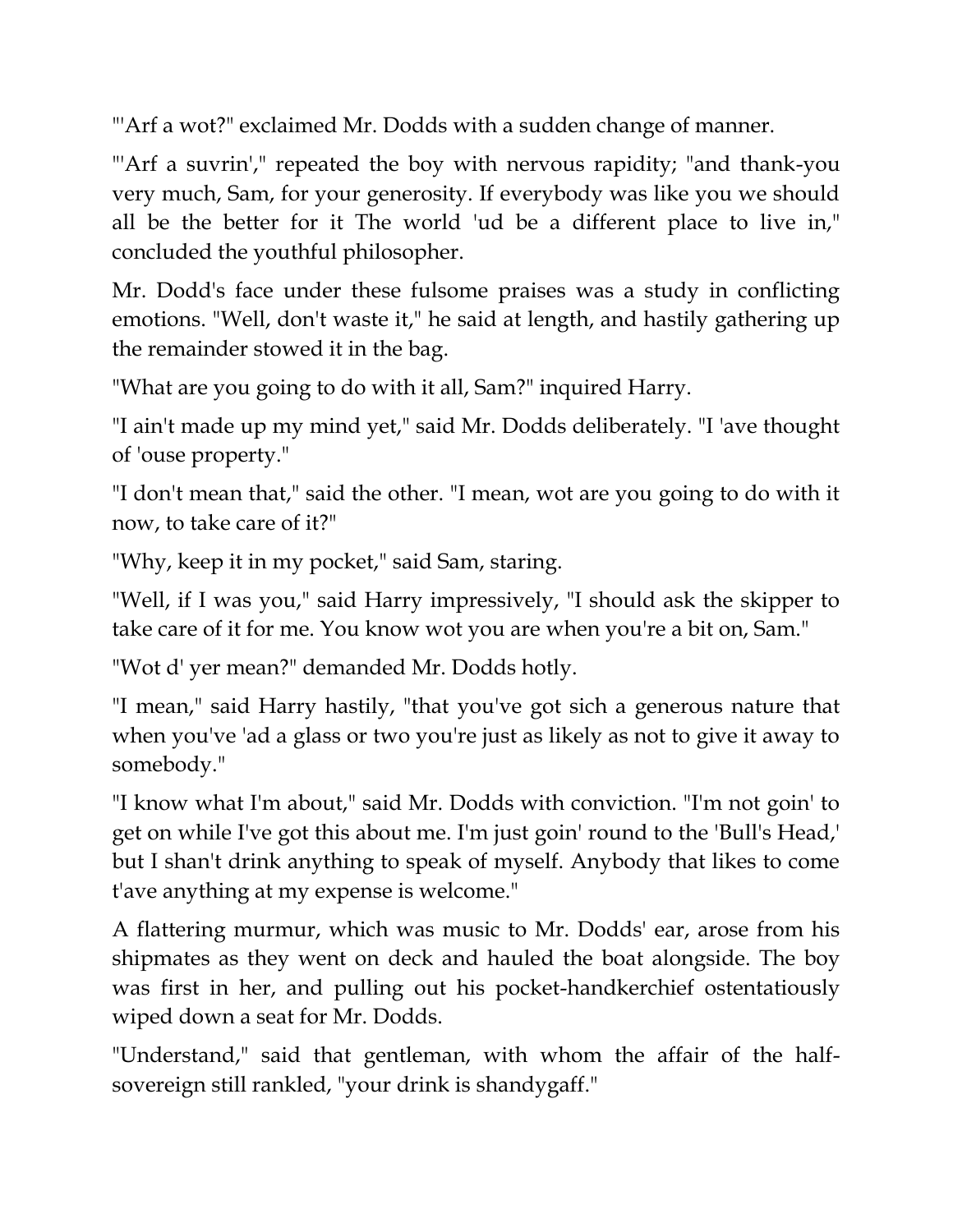"'Arf a wot?" exclaimed Mr. Dodds with a sudden change of manner.

"'Arf a suvrin'," repeated the boy with nervous rapidity; "and thank-you very much, Sam, for your generosity. If everybody was like you we should all be the better for it The world 'ud be a different place to live in," concluded the youthful philosopher.

Mr. Dodd's face under these fulsome praises was a study in conflicting emotions. "Well, don't waste it," he said at length, and hastily gathering up the remainder stowed it in the bag.

"What are you going to do with it all, Sam?" inquired Harry.

"I ain't made up my mind yet," said Mr. Dodds deliberately. "I 'ave thought of 'ouse property."

"I don't mean that," said the other. "I mean, wot are you going to do with it now, to take care of it?"

"Why, keep it in my pocket," said Sam, staring.

"Well, if I was you," said Harry impressively, "I should ask the skipper to take care of it for me. You know wot you are when you're a bit on, Sam."

"Wot d' yer mean?" demanded Mr. Dodds hotly.

"I mean," said Harry hastily, "that you've got sich a generous nature that when you've 'ad a glass or two you're just as likely as not to give it away to somebody."

"I know what I'm about," said Mr. Dodds with conviction. "I'm not goin' to get on while I've got this about me. I'm just goin' round to the 'Bull's Head,' but I shan't drink anything to speak of myself. Anybody that likes to come t'ave anything at my expense is welcome."

A flattering murmur, which was music to Mr. Dodds' ear, arose from his shipmates as they went on deck and hauled the boat alongside. The boy was first in her, and pulling out his pocket-handkerchief ostentatiously wiped down a seat for Mr. Dodds.

"Understand," said that gentleman, with whom the affair of the half-sovereign still rankled, "your drink is shandygaff."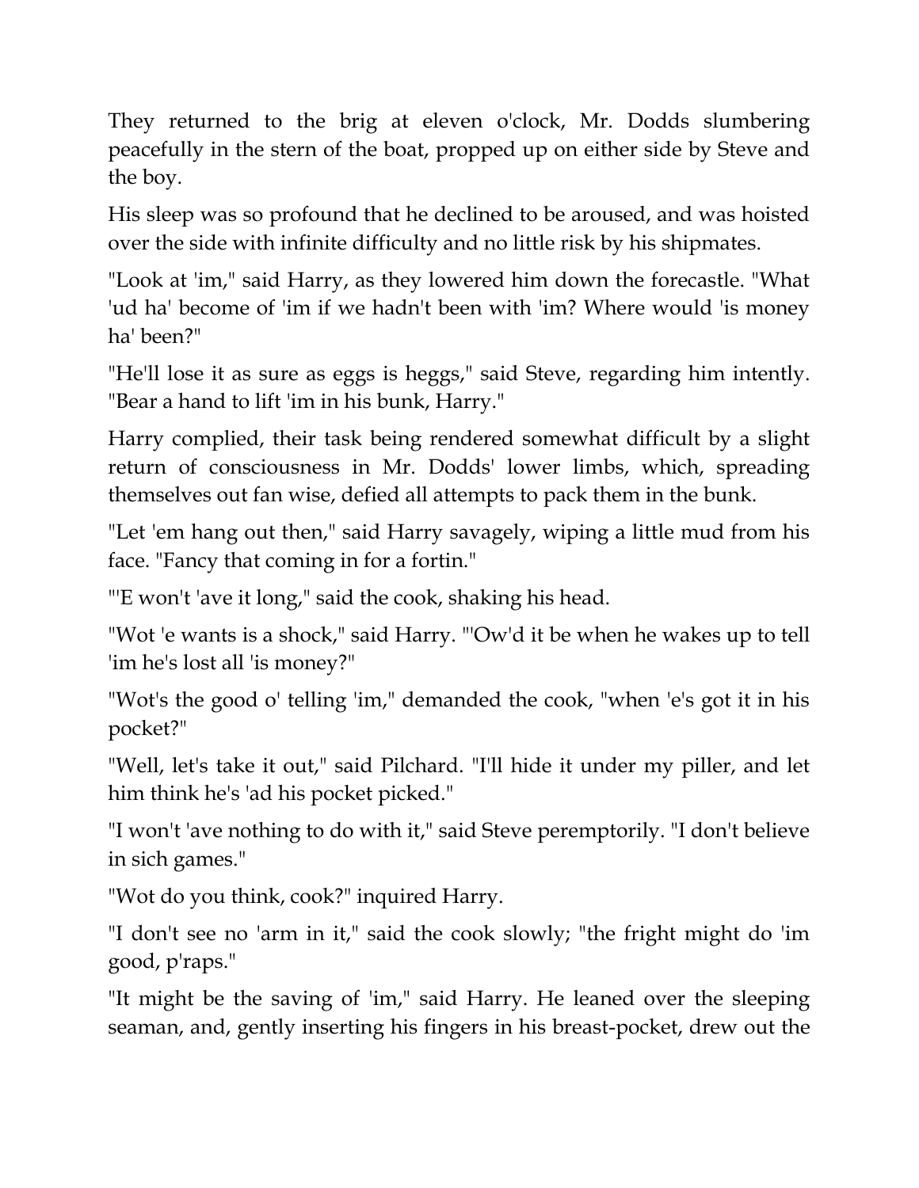They returned to the brig at eleven o'clock, Mr. Dodds slumbering peacefully in the stern of the boat, propped up on either side by Steve and the boy.

His sleep was so profound that he declined to be aroused, and was hoisted over the side with infinite difficulty and no little risk by his shipmates.

"Look at 'im," said Harry, as they lowered him down the forecastle. "What 'ud ha' become of 'im if we hadn't been with 'im? Where would 'is money ha' been?"

"He'll lose it as sure as eggs is heggs," said Steve, regarding him intently. "Bear a hand to lift 'im in his bunk, Harry."

Harry complied, their task being rendered somewhat difficult by a slight return of consciousness in Mr. Dodds' lower limbs, which, spreading themselves out fan wise, defied all attempts to pack them in the bunk.

"Let 'em hang out then," said Harry savagely, wiping a little mud from his face. "Fancy that coming in for a fortin."

"'E won't 'ave it long," said the cook, shaking his head.

"Wot 'e wants is a shock," said Harry. "'Ow'd it be when he wakes up to tell 'im he's lost all 'is money?"

"Wot's the good o' telling 'im," demanded the cook, "when 'e's got it in his pocket?"

"Well, let's take it out," said Pilchard. "I'll hide it under my piller, and let him think he's 'ad his pocket picked."

"I won't 'ave nothing to do with it," said Steve peremptorily. "I don't believe in sich games."

"Wot do you think, cook?" inquired Harry.

"I don't see no 'arm in it," said the cook slowly; "the fright might do 'im good, p'raps."

"It might be the saving of 'im," said Harry. He leaned over the sleeping seaman, and, gently inserting his fingers in his breast-pocket, drew out the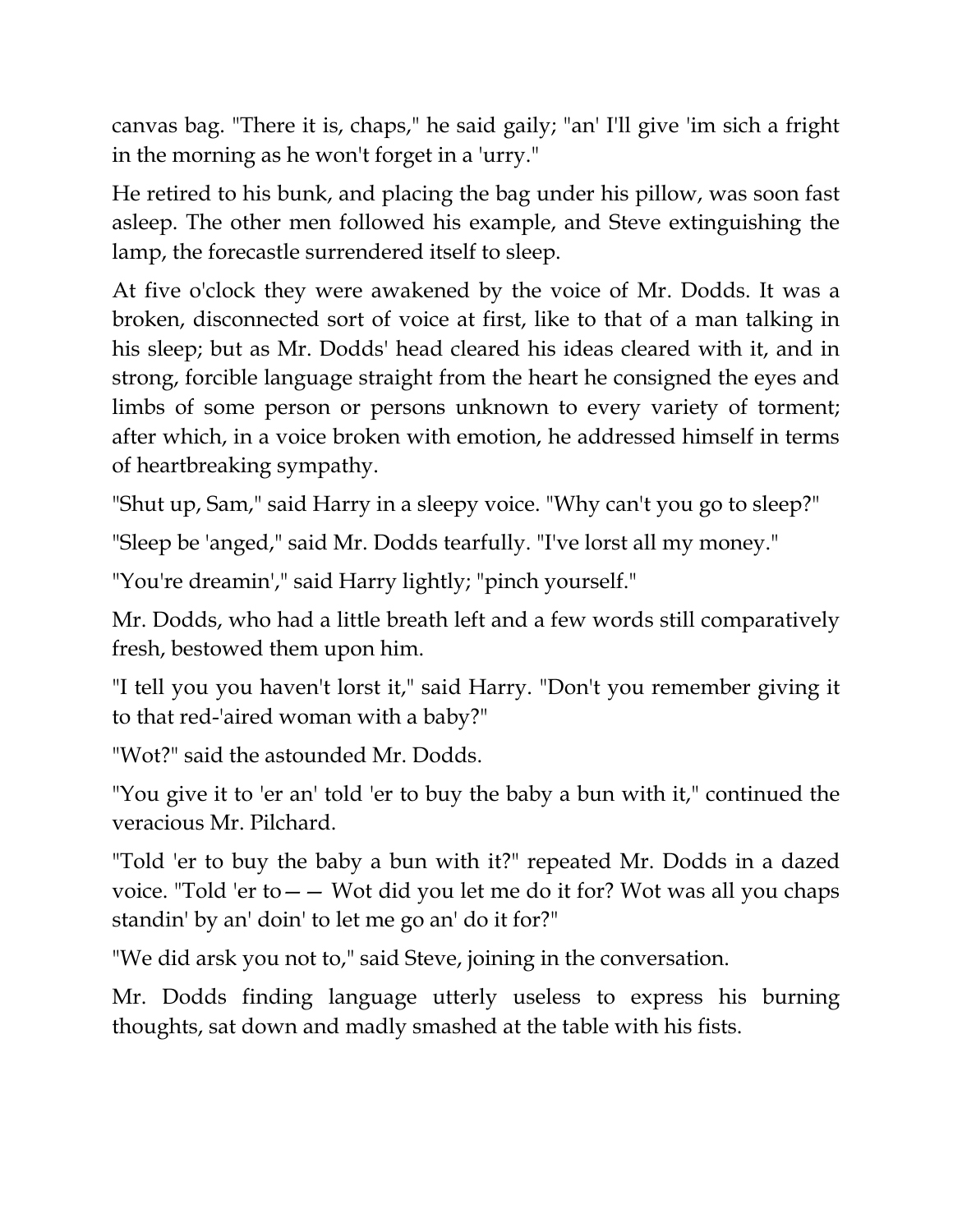canvas bag. "There it is, chaps," he said gaily; "an' I'll give 'im sich a fright in the morning as he won't forget in a 'urry."

He retired to his bunk, and placing the bag under his pillow, was soon fast asleep. The other men followed his example, and Steve extinguishing the lamp, the forecastle surrendered itself to sleep.

At five o'clock they were awakened by the voice of Mr. Dodds. It was a broken, disconnected sort of voice at first, like to that of a man talking in his sleep; but as Mr. Dodds' head cleared his ideas cleared with it, and in strong, forcible language straight from the heart he consigned the eyes and limbs of some person or persons unknown to every variety of torment; after which, in a voice broken with emotion, he addressed himself in terms of heartbreaking sympathy.

"Shut up, Sam," said Harry in a sleepy voice. "Why can't you go to sleep?"

"Sleep be 'anged," said Mr. Dodds tearfully. "I've lorst all my money."

"You're dreamin'," said Harry lightly; "pinch yourself."

Mr. Dodds, who had a little breath left and a few words still comparatively fresh, bestowed them upon him.

"I tell you you haven't lorst it," said Harry. "Don't you remember giving it to that red-'aired woman with a baby?"

"Wot?" said the astounded Mr. Dodds.

"You give it to 'er an' told 'er to buy the baby a bun with it," continued the veracious Mr. Pilchard.

"Told 'er to buy the baby a bun with it?" repeated Mr. Dodds in a dazed voice. "Told 'er to—— Wot did you let me do it for? Wot was all you chaps standin' by an' doin' to let me go an' do it for?"

"We did arsk you not to," said Steve, joining in the conversation.

Mr. Dodds finding language utterly useless to express his burning thoughts, sat down and madly smashed at the table with his fists.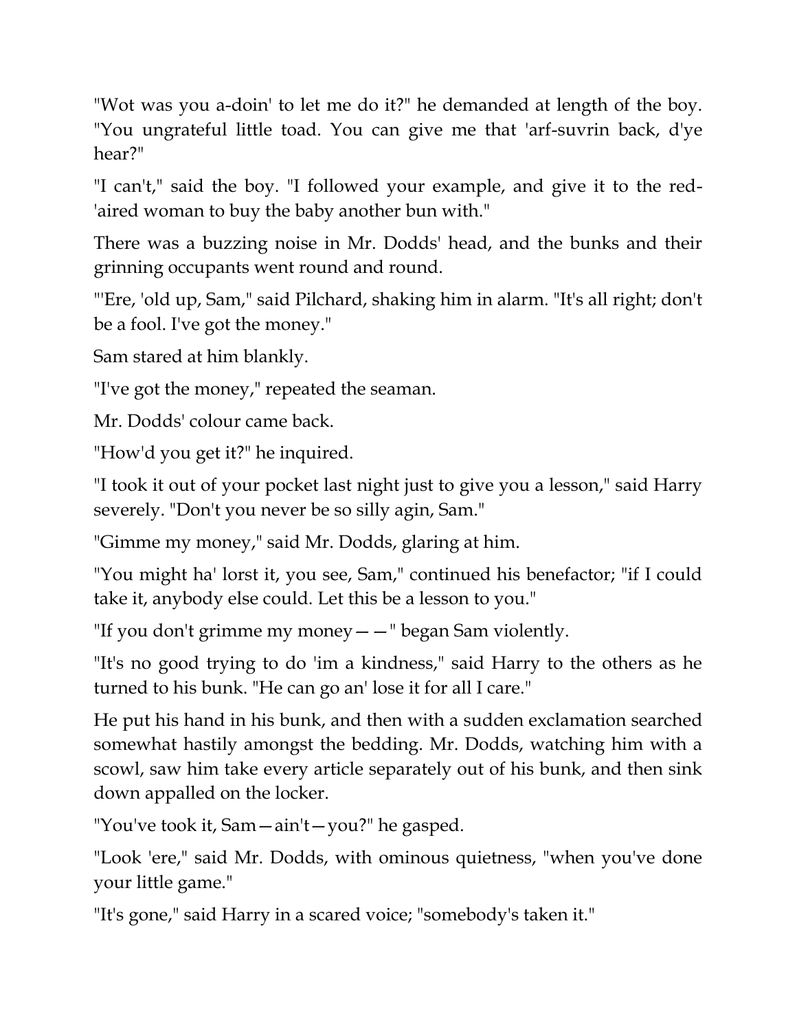"Wot was you a-doin' to let me do it?" he demanded at length of the boy. "You ungrateful little toad. You can give me that 'arf-suvrin back, d'ye hear?"

"I can't," said the boy. "I followed your example, and give it to the red-'aired woman to buy the baby another bun with."

There was a buzzing noise in Mr. Dodds' head, and the bunks and their grinning occupants went round and round.

"'Ere, 'old up, Sam," said Pilchard, shaking him in alarm. "It's all right; don't be a fool. I've got the money."

Sam stared at him blankly.

"I've got the money," repeated the seaman.

Mr. Dodds' colour came back.

"How'd you get it?" he inquired.

"I took it out of your pocket last night just to give you a lesson," said Harry severely. "Don't you never be so silly agin, Sam."

"Gimme my money," said Mr. Dodds, glaring at him.

"You might ha' lorst it, you see, Sam," continued his benefactor; "if I could take it, anybody else could. Let this be a lesson to you."

"If you don't grimme my money— —" began Sam violently.

"It's no good trying to do 'im a kindness," said Harry to the others as he turned to his bunk. "He can go an' lose it for all I care."

He put his hand in his bunk, and then with a sudden exclamation searched somewhat hastily amongst the bedding. Mr. Dodds, watching him with a scowl, saw him take every article separately out of his bunk, and then sink down appalled on the locker.

"You've took it, Sam—ain't—you?" he gasped.

"Look 'ere," said Mr. Dodds, with ominous quietness, "when you've done your little game."

"It's gone," said Harry in a scared voice; "somebody's taken it."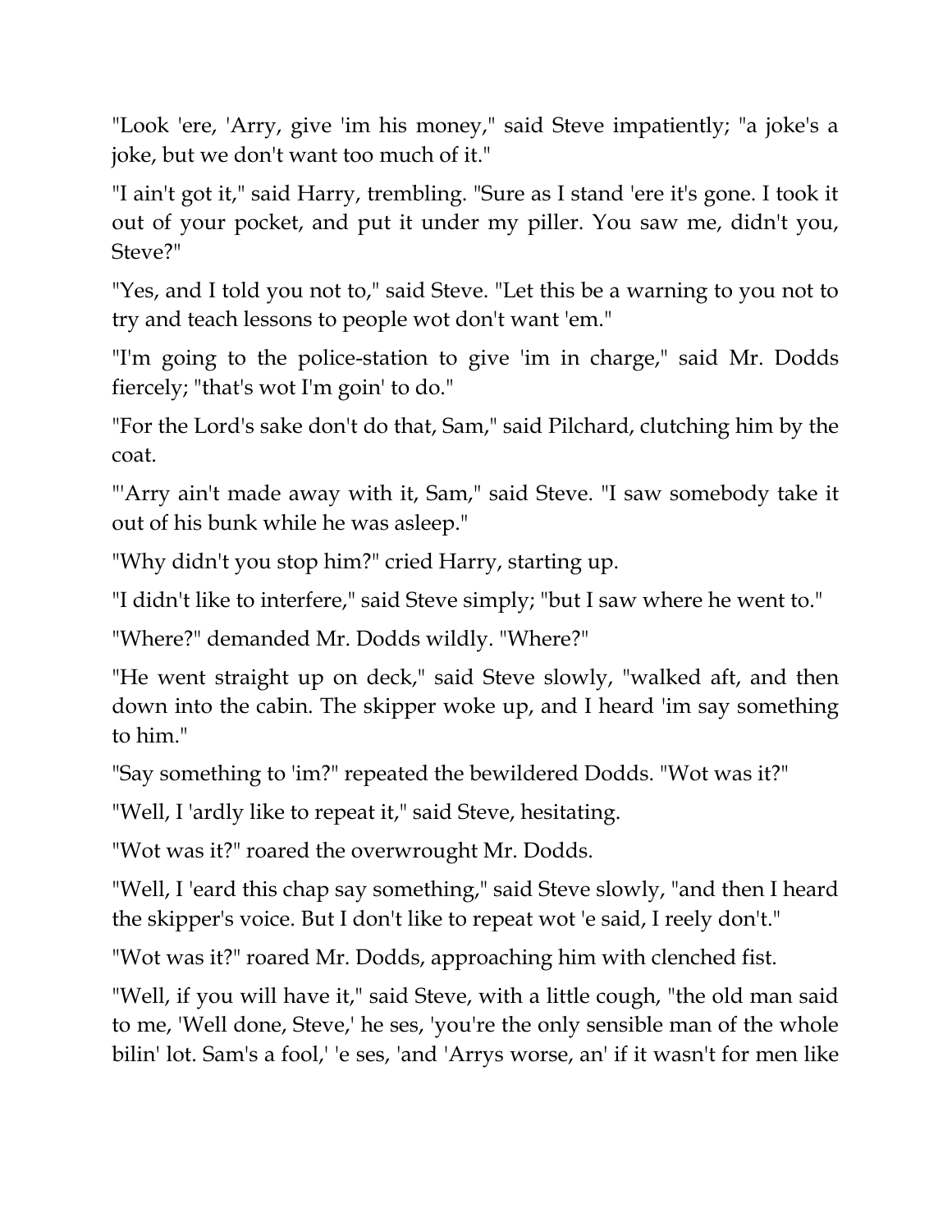"Look 'ere, 'Arry, give 'im his money," said Steve impatiently; "a joke's a joke, but we don't want too much of it."

"I ain't got it," said Harry, trembling. "Sure as I stand 'ere it's gone. I took it out of your pocket, and put it under my piller. You saw me, didn't you, Steve?"

"Yes, and I told you not to," said Steve. "Let this be a warning to you not to try and teach lessons to people wot don't want 'em."

"I'm going to the police-station to give 'im in charge," said Mr. Dodds fiercely; "that's wot I'm goin' to do."

"For the Lord's sake don't do that, Sam," said Pilchard, clutching him by the coat.

"'Arry ain't made away with it, Sam," said Steve. "I saw somebody take it out of his bunk while he was asleep."

"Why didn't you stop him?" cried Harry, starting up.

"I didn't like to interfere," said Steve simply; "but I saw where he went to."

"Where?" demanded Mr. Dodds wildly. "Where?"

"He went straight up on deck," said Steve slowly, "walked aft, and then down into the cabin. The skipper woke up, and I heard 'im say something to him."

"Say something to 'im?" repeated the bewildered Dodds. "Wot was it?"

"Well, I 'ardly like to repeat it," said Steve, hesitating.

"Wot was it?" roared the overwrought Mr. Dodds.

"Well, I 'eard this chap say something," said Steve slowly, "and then I heard the skipper's voice. But I don't like to repeat wot 'e said, I reely don't."

"Wot was it?" roared Mr. Dodds, approaching him with clenched fist.

"Well, if you will have it," said Steve, with a little cough, "the old man said to me, 'Well done, Steve,' he ses, 'you're the only sensible man of the whole bilin' lot. Sam's a fool,' 'e ses, 'and 'Arrys worse, an' if it wasn't for men like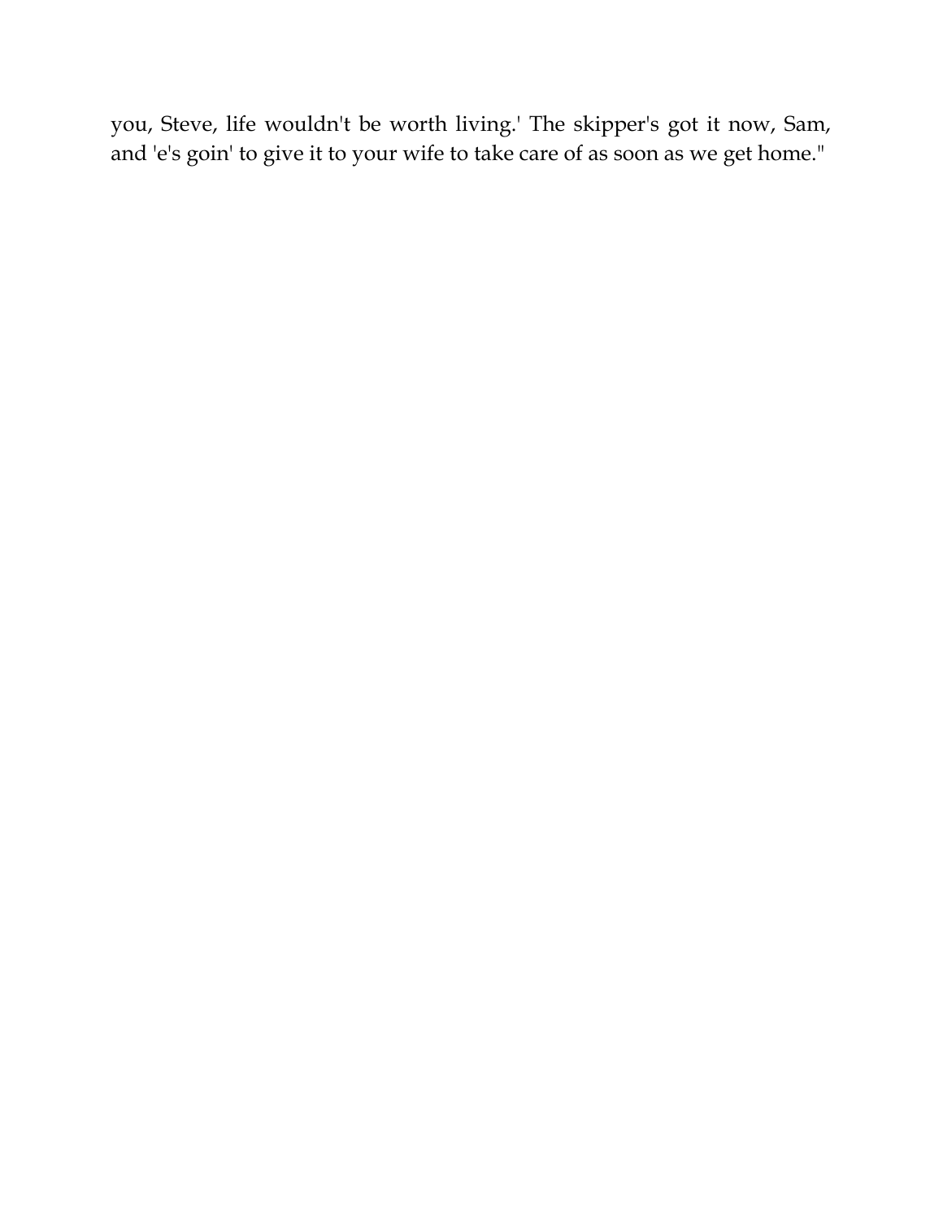you, Steve, life wouldn't be worth living.' The skipper's got it now, Sam, and 'e's goin' to give it to your wife to take care of as soon as we get home."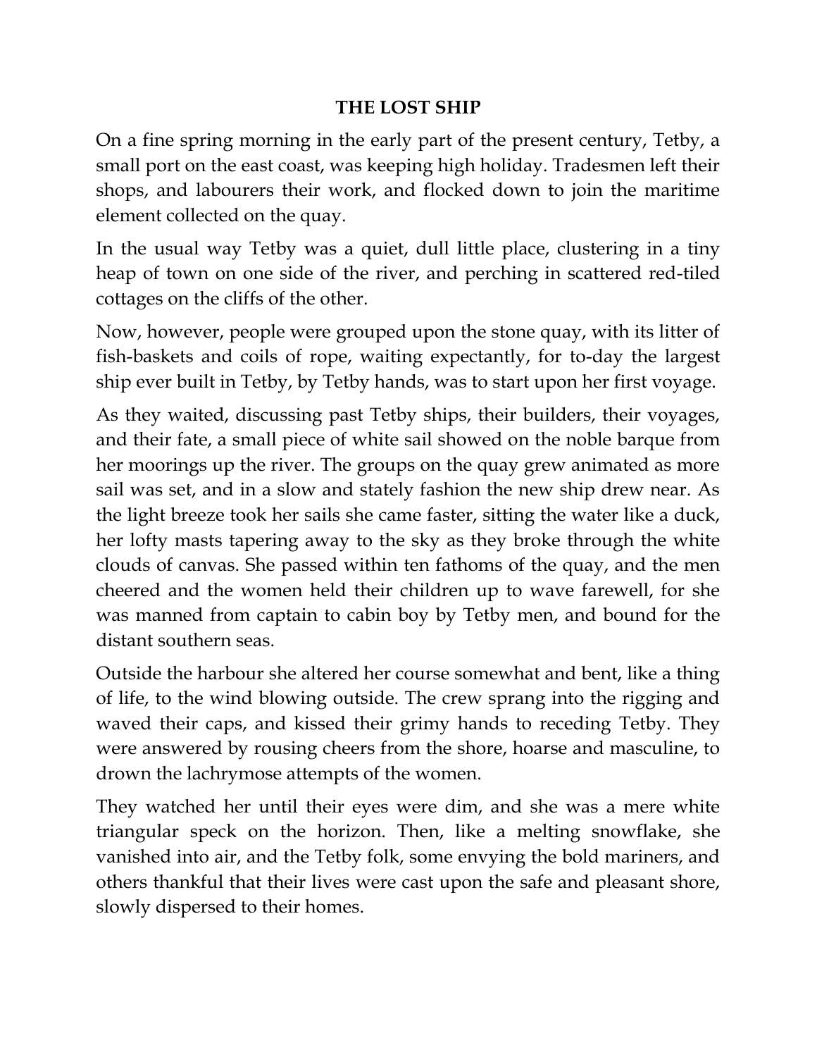# THE LOST SHIP

On a fine spring morning in the early part of the present century, Tetby, a small port on the east coast, was keeping high holiday. Tradesmen left their shops, and labourers their work, and flocked down to join the maritime element collected on the quay.

In the usual way Tetby was a quiet, dull little place, clustering in a tiny heap of town on one side of the river, and perching in scattered red-tiled cottages on the cliffs of the other.

Now, however, people were grouped upon the stone quay, with its litter of fish-baskets and coils of rope, waiting expectantly, for to-day the largest ship ever built in Tetby, by Tetby hands, was to start upon her first voyage.

As they waited, discussing past Tetby ships, their builders, their voyages, and their fate, a small piece of white sail showed on the noble barque from her moorings up the river. The groups on the quay grew animated as more sail was set, and in a slow and stately fashion the new ship drew near. As the light breeze took her sails she came faster, sitting the water like a duck, her lofty masts tapering away to the sky as they broke through the white clouds of canvas. She passed within ten fathoms of the quay, and the men cheered and the women held their children up to wave farewell, for she was manned from captain to cabin boy by Tetby men, and bound for the distant southern seas.

Outside the harbour she altered her course somewhat and bent, like a thing of life, to the wind blowing outside. The crew sprang into the rigging and waved their caps, and kissed their grimy hands to receding Tetby. They were answered by rousing cheers from the shore, hoarse and masculine, to drown the lachrymose attempts of the women.

They watched her until their eyes were dim, and she was a mere white triangular speck on the horizon. Then, like a melting snowflake, she vanished into air, and the Tetby folk, some envying the bold mariners, and others thankful that their lives were cast upon the safe and pleasant shore, slowly dispersed to their homes.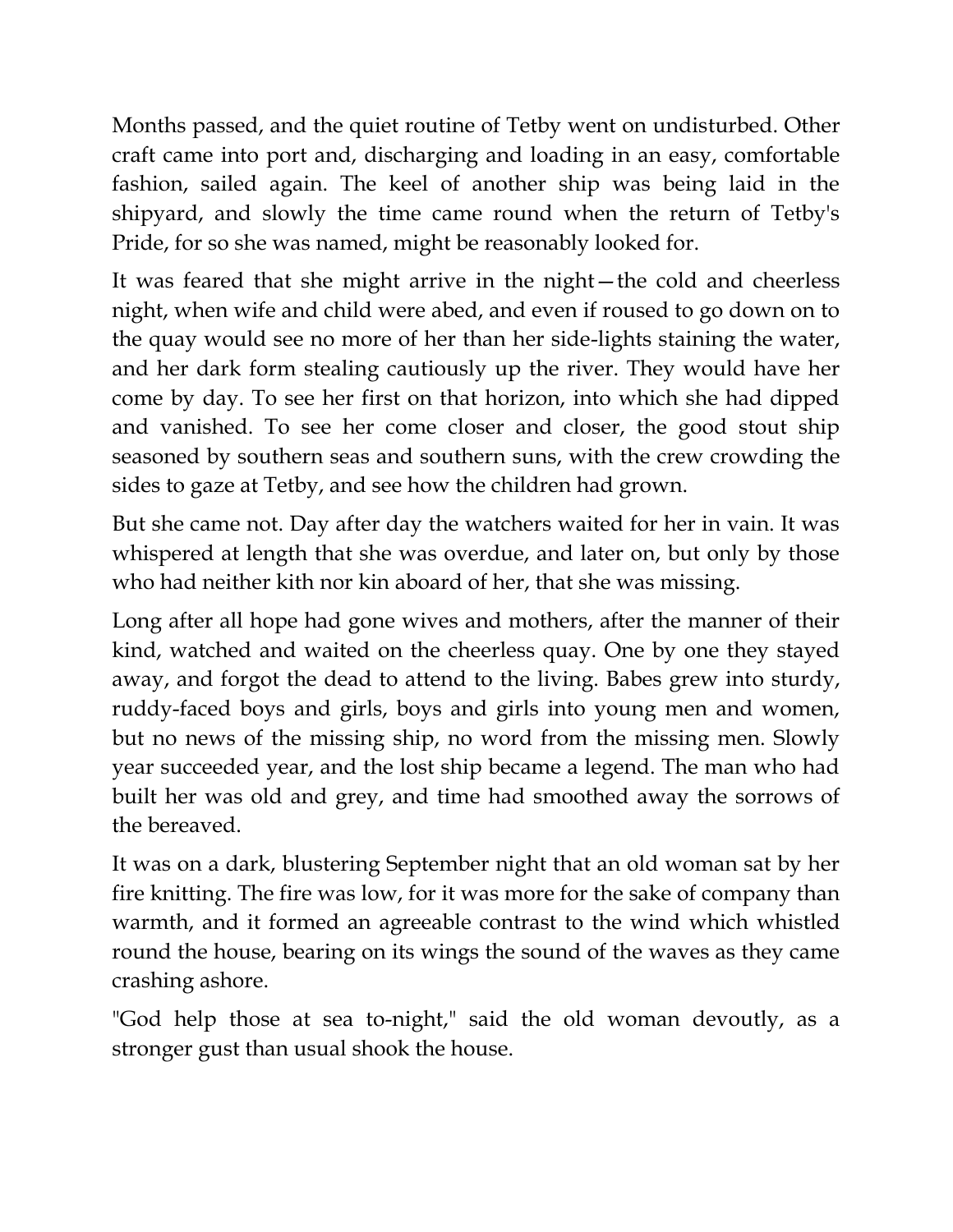Months passed, and the quiet routine of Tetby went on undisturbed. Other craft came into port and, discharging and loading in an easy, comfortable fashion, sailed again. The keel of another ship was being laid in the shipyard, and slowly the time came round when the return of Tetby's Pride, for so she was named, might be reasonably looked for.

It was feared that she might arrive in the night—the cold and cheerless night, when wife and child were abed, and even if roused to go down on to the quay would see no more of her than her side-lights staining the water, and her dark form stealing cautiously up the river. They would have her come by day. To see her first on that horizon, into which she had dipped and vanished. To see her come closer and closer, the good stout ship seasoned by southern seas and southern suns, with the crew crowding the sides to gaze at Tetby, and see how the children had grown.

But she came not. Day after day the watchers waited for her in vain. It was whispered at length that she was overdue, and later on, but only by those who had neither kith nor kin aboard of her, that she was missing.

Long after all hope had gone wives and mothers, after the manner of their kind, watched and waited on the cheerless quay. One by one they stayed away, and forgot the dead to attend to the living. Babes grew into sturdy, ruddy-faced boys and girls, boys and girls into young men and women, but no news of the missing ship, no word from the missing men. Slowly year succeeded year, and the lost ship became a legend. The man who had built her was old and grey, and time had smoothed away the sorrows of the bereaved.

It was on a dark, blustering September night that an old woman sat by her fire knitting. The fire was low, for it was more for the sake of company than warmth, and it formed an agreeable contrast to the wind which whistled round the house, bearing on its wings the sound of the waves as they came crashing ashore.

"God help those at sea to-night," said the old woman devoutly, as a stronger gust than usual shook the house.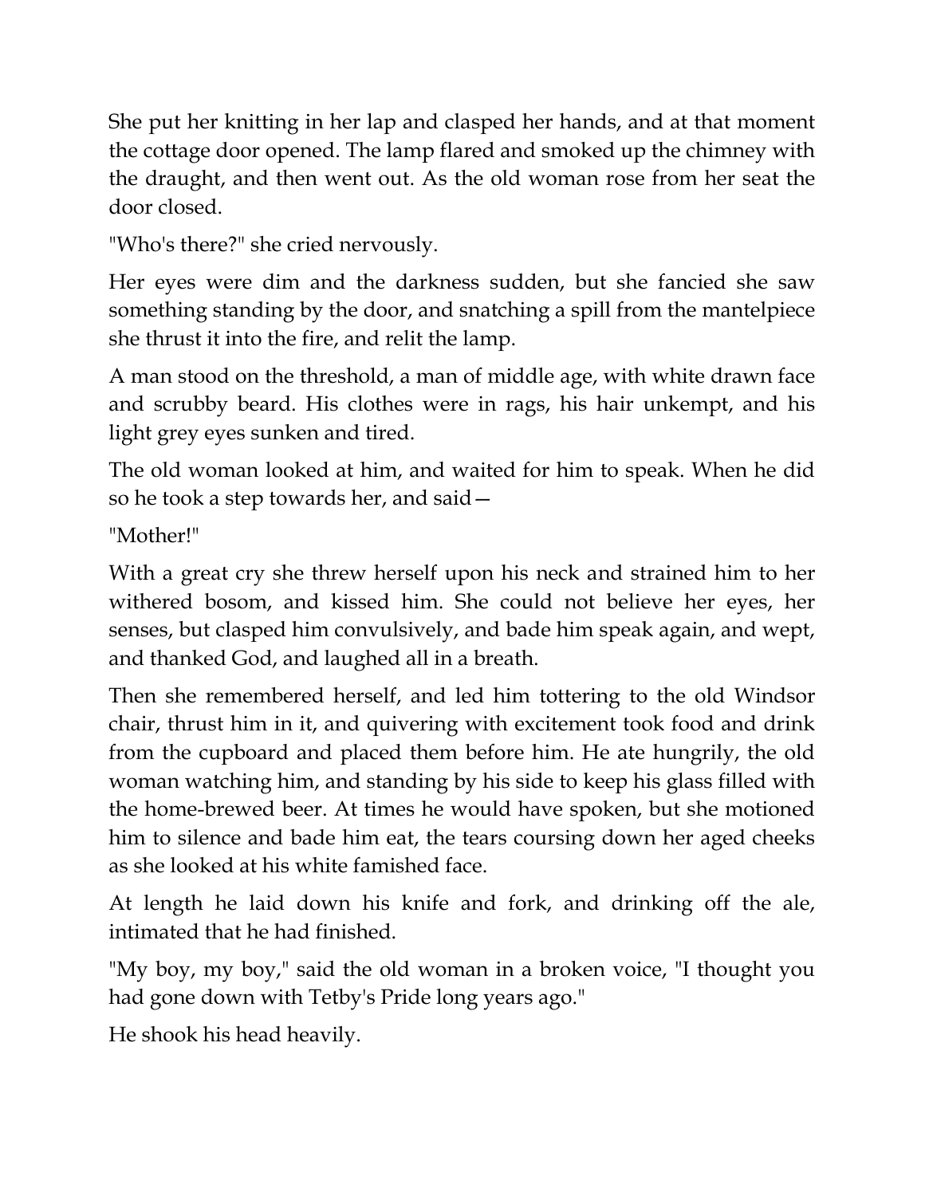She put her knitting in her lap and clasped her hands, and at that moment the cottage door opened. The lamp flared and smoked up the chimney with the draught, and then went out. As the old woman rose from her seat the door closed.

"Who's there?" she cried nervously.

Her eyes were dim and the darkness sudden, but she fancied she saw something standing by the door, and snatching a spill from the mantelpiece she thrust it into the fire, and relit the lamp.

A man stood on the threshold, a man of middle age, with white drawn face and scrubby beard. His clothes were in rags, his hair unkempt, and his light grey eyes sunken and tired.

The old woman looked at him, and waited for him to speak. When he did so he took a step towards her, and said—

"Mother!"

With a great cry she threw herself upon his neck and strained him to her withered bosom, and kissed him. She could not believe her eyes, her senses, but clasped him convulsively, and bade him speak again, and wept, and thanked God, and laughed all in a breath.

Then she remembered herself, and led him tottering to the old Windsor chair, thrust him in it, and quivering with excitement took food and drink from the cupboard and placed them before him. He ate hungrily, the old woman watching him, and standing by his side to keep his glass filled with the home-brewed beer. At times he would have spoken, but she motioned him to silence and bade him eat, the tears coursing down her aged cheeks as she looked at his white famished face.

At length he laid down his knife and fork, and drinking off the ale, intimated that he had finished.

"My boy, my boy," said the old woman in a broken voice, "I thought you had gone down with Tetby's Pride long years ago."

He shook his head heavily.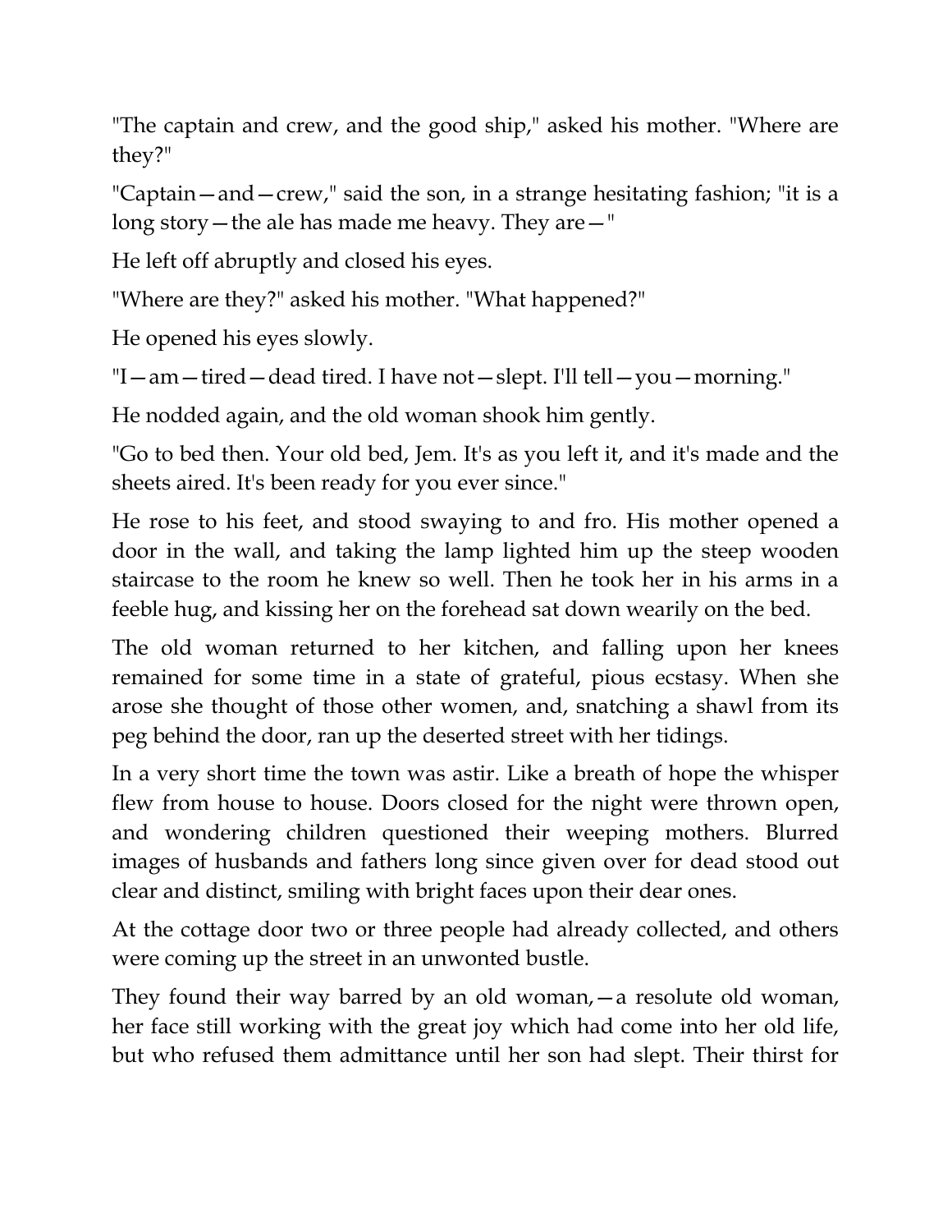"The captain and crew, and the good ship," asked his mother. "Where are they?"

"Captain—and—crew," said the son, in a strange hesitating fashion; "it is a long story—the ale has made me heavy. They are—"

He left off abruptly and closed his eyes.

"Where are they?" asked his mother. "What happened?"

He opened his eyes slowly.

"I—am—tired—dead tired. I have not—slept. I'll tell—you—morning."

He nodded again, and the old woman shook him gently.

"Go to bed then. Your old bed, Jem. It's as you left it, and it's made and the sheets aired. It's been ready for you ever since."

He rose to his feet, and stood swaying to and fro. His mother opened a door in the wall, and taking the lamp lighted him up the steep wooden staircase to the room he knew so well. Then he took her in his arms in a feeble hug, and kissing her on the forehead sat down wearily on the bed.

The old woman returned to her kitchen, and falling upon her knees remained for some time in a state of grateful, pious ecstasy. When she arose she thought of those other women, and, snatching a shawl from its peg behind the door, ran up the deserted street with her tidings.

In a very short time the town was astir. Like a breath of hope the whisper flew from house to house. Doors closed for the night were thrown open, and wondering children questioned their weeping mothers. Blurred images of husbands and fathers long since given over for dead stood out clear and distinct, smiling with bright faces upon their dear ones.

At the cottage door two or three people had already collected, and others were coming up the street in an unwonted bustle.

They found their way barred by an old woman,—a resolute old woman, her face still working with the great joy which had come into her old life, but who refused them admittance until her son had slept. Their thirst for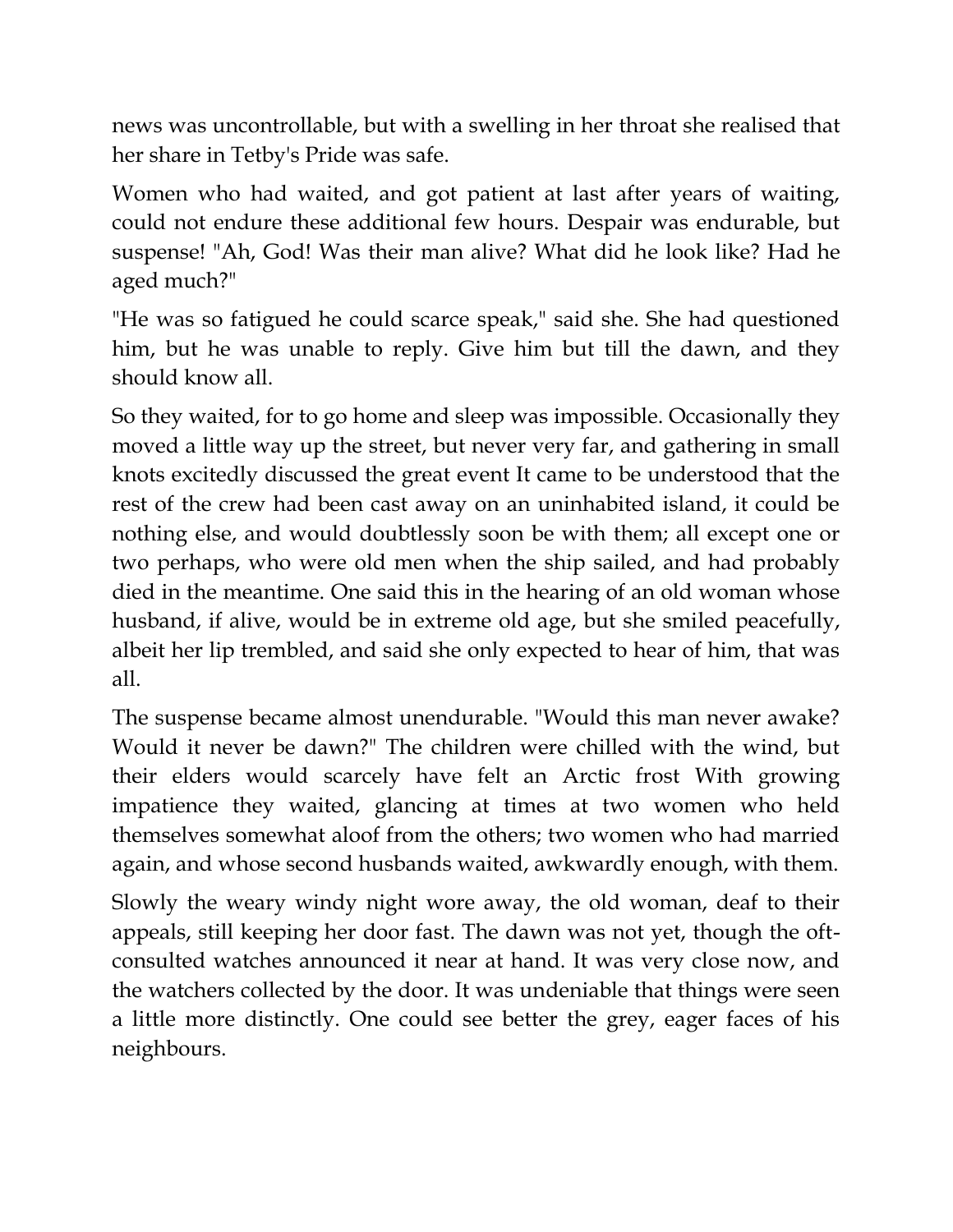news was uncontrollable, but with a swelling in her throat she realised that her share in Tetby's Pride was safe.

Women who had waited, and got patient at last after years of waiting, could not endure these additional few hours. Despair was endurable, but suspense! "Ah, God! Was their man alive? What did he look like? Had he aged much?"

"He was so fatigued he could scarce speak," said she. She had questioned him, but he was unable to reply. Give him but till the dawn, and they should know all.

So they waited, for to go home and sleep was impossible. Occasionally they moved a little way up the street, but never very far, and gathering in small knots excitedly discussed the great event It came to be understood that the rest of the crew had been cast away on an uninhabited island, it could be nothing else, and would doubtlessly soon be with them; all except one or two perhaps, who were old men when the ship sailed, and had probably died in the meantime. One said this in the hearing of an old woman whose husband, if alive, would be in extreme old age, but she smiled peacefully, albeit her lip trembled, and said she only expected to hear of him, that was all.

The suspense became almost unendurable. "Would this man never awake? Would it never be dawn?" The children were chilled with the wind, but their elders would scarcely have felt an Arctic frost With growing impatience they waited, glancing at times at two women who held themselves somewhat aloof from the others; two women who had married again, and whose second husbands waited, awkwardly enough, with them.

Slowly the weary windy night wore away, the old woman, deaf to their appeals, still keeping her door fast. The dawn was not yet, though the oft-consulted watches announced it near at hand. It was very close now, and the watchers collected by the door. It was undeniable that things were seen a little more distinctly. One could see better the grey, eager faces of his neighbours.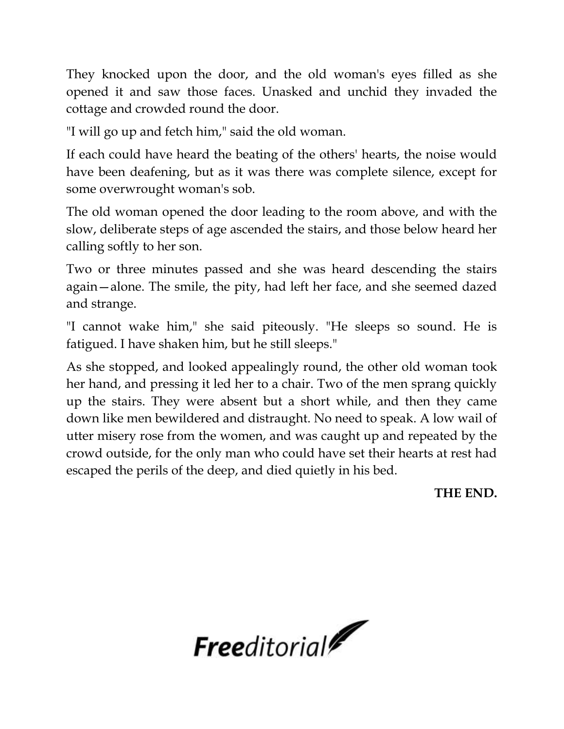They knocked upon the door, and the old woman's eyes filled as she opened it and saw those faces. Unasked and unchid they invaded the cottage and crowded round the door.

"I will go up and fetch him," said the old woman.

If each could have heard the beating of the others' hearts, the noise would have been deafening, but as it was there was complete silence, except for some overwrought woman's sob.

The old woman opened the door leading to the room above, and with the slow, deliberate steps of age ascended the stairs, and those below heard her calling softly to her son.

Two or three minutes passed and she was heard descending the stairs again—alone. The smile, the pity, had left her face, and she seemed dazed and strange.

"I cannot wake him," she said piteously. "He sleeps so sound. He is fatigued. I have shaken him, but he still sleeps."

As she stopped, and looked appealingly round, the other old woman took her hand, and pressing it led her to a chair. Two of the men sprang quickly up the stairs. They were absent but a short while, and then they came down like men bewildered and distraught. No need to speak. A low wail of utter misery rose from the women, and was caught up and repeated by the crowd outside, for the only man who could have set their hearts at rest had escaped the perils of the deep, and died quietly in his bed.

**THE END.**

**Free***ditorial*